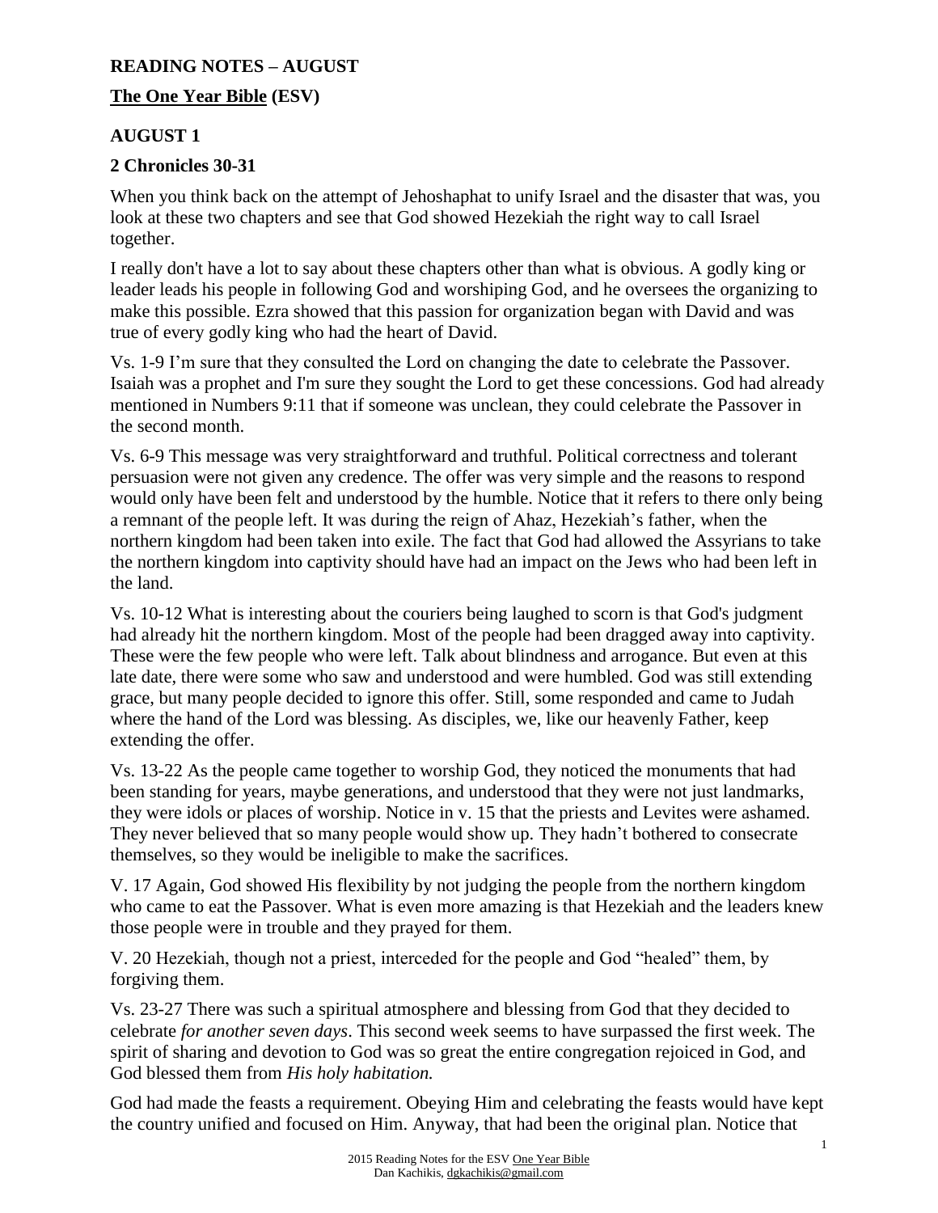**READING NOTES – AUGUST**

**The One Year Bible (ESV)**

## AUGUST 1

### 2 Chronicles 30-31

When you think back on the attempt of Jehoshaphat to unify Israel and the disaster that was, you look at these two chapters and see that God showed Hezekiah the right way to call Israel together.

I really don't have a lot to say about these chapters other than what is obvious. A godly king or leader leads his people in following God and worshiping God, and he oversees the organizing to make this possible. Ezra showed that this passion for organization began with David and was true of every godly king who had the heart of David.

Vs. 1-9 I'm sure that they consulted the Lord on changing the date to celebrate the Passover. Isaiah was a prophet and I'm sure they sought the Lord to get these concessions. God had already mentioned in Numbers 9:11 that if someone was unclean, they could celebrate the Passover in the second month.

Vs. 6-9 This message was very straightforward and truthful. Political correctness and tolerant persuasion were not given any credence. The offer was very simple and the reasons to respond would only have been felt and understood by the humble. Notice that it refers to there only being a remnant of the people left. It was during the reign of Ahaz, Hezekiah's father, when the northern kingdom had been taken into exile. The fact that God had allowed the Assyrians to take the northern kingdom into captivity should have had an impact on the Jews who had been left in the land.

Vs. 10-12 What is interesting about the couriers being laughed to scorn is that God's judgment had already hit the northern kingdom. Most of the people had been dragged away into captivity. These were the few people who were left. Talk about blindness and arrogance. But even at this late date, there were some who saw and understood and were humbled. God was still extending grace, but many people decided to ignore this offer. Still, some responded and came to Judah where the hand of the Lord was blessing. As disciples, we, like our heavenly Father, keep extending the offer.

Vs. 13-22 As the people came together to worship God, they noticed the monuments that had been standing for years, maybe generations, and understood that they were not just landmarks, they were idols or places of worship. Notice in v. 15 that the priests and Levites were ashamed. They never believed that so many people would show up. They hadn't bothered to consecrate themselves, so they would be ineligible to make the sacrifices.

V. 17 Again, God showed His flexibility by not judging the people from the northern kingdom who came to eat the Passover. What is even more amazing is that Hezekiah and the leaders knew those people were in trouble and they prayed for them.

V. 20 Hezekiah, though not a priest, interceded for the people and God "healed" them, by forgiving them.

Vs. 23-27 There was such a spiritual atmosphere and blessing from God that they decided to celebrate *for another seven days*. This second week seems to have surpassed the first week. The spirit of sharing and devotion to God was so great the entire congregation rejoiced in God, and God blessed them from *His holy habitation.*

God had made the feasts a requirement. Obeying Him and celebrating the feasts would have kept the country unified and focused on Him. Anyway, that had been the original plan. Notice that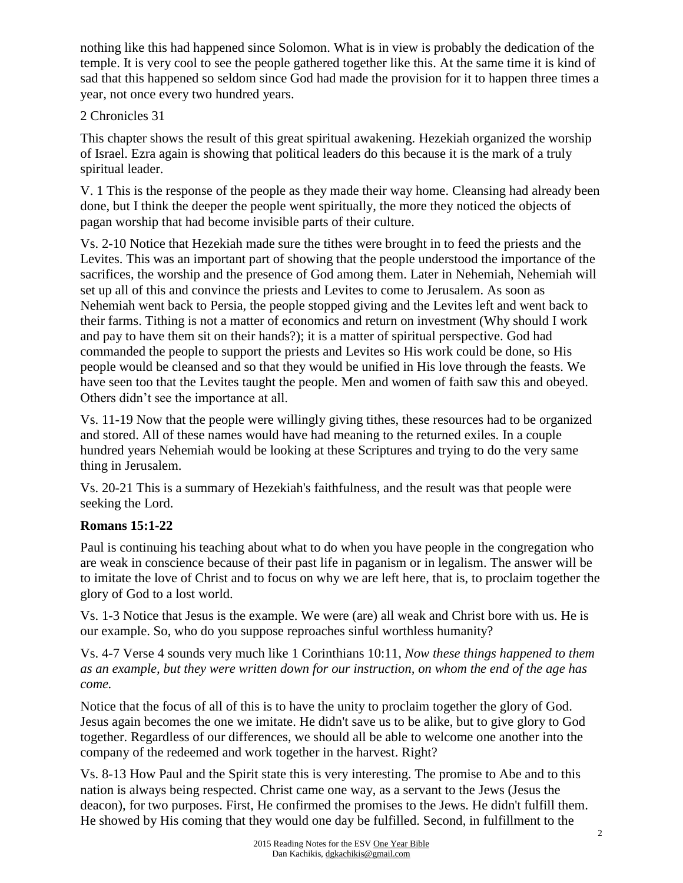nothing like this had happened since Solomon. What is in view is probably the dedication of the temple. It is very cool to see the people gathered together like this. At the same time it is kind of sad that this happened so seldom since God had made the provision for it to happen three times a year, not once every two hundred years.

2 Chronicles 31

This chapter shows the result of this great spiritual awakening. Hezekiah organized the worship of Israel. Ezra again is showing that political leaders do this because it is the mark of a truly spiritual leader.

V. 1 This is the response of the people as they made their way home. Cleansing had already been done, but I think the deeper the people went spiritually, the more they noticed the objects of pagan worship that had become invisible parts of their culture.

Vs. 2-10 Notice that Hezekiah made sure the tithes were brought in to feed the priests and the Levites. This was an important part of showing that the people understood the importance of the sacrifices, the worship and the presence of God among them. Later in Nehemiah, Nehemiah will set up all of this and convince the priests and Levites to come to Jerusalem. As soon as Nehemiah went back to Persia, the people stopped giving and the Levites left and went back to their farms. Tithing is not a matter of economics and return on investment (Why should I work and pay to have them sit on their hands?); it is a matter of spiritual perspective. God had commanded the people to support the priests and Levites so His work could be done, so His people would be cleansed and so that they would be unified in His love through the feasts. We have seen too that the Levites taught the people. Men and women of faith saw this and obeyed. Others didn't see the importance at all.

Vs. 11-19 Now that the people were willingly giving tithes, these resources had to be organized and stored. All of these names would have had meaning to the returned exiles. In a couple hundred years Nehemiah would be looking at these Scriptures and trying to do the very same thing in Jerusalem.

Vs. 20-21 This is a summary of Hezekiah's faithfulness, and the result was that people were seeking the Lord.

**Romans 15:1-22**

Paul is continuing his teaching about what to do when you have people in the congregation who are weak in conscience because of their past life in paganism or in legalism. The answer will be to imitate the love of Christ and to focus on why we are left here, that is, to proclaim together the glory of God to a lost world.

Vs. 1-3 Notice that Jesus is the example. We were (are) all weak and Christ bore with us. He is our example. So, who do you suppose reproaches sinful worthless humanity?

Vs. 4-7 Verse 4 sounds very much like 1 Corinthians 10:11, *Now these things happened to them as an example, but they were written down for our instruction, on whom the end of the age has come.*

Notice that the focus of all of this is to have the unity to proclaim together the glory of God. Jesus again becomes the one we imitate. He didn't save us to be alike, but to give glory to God together. Regardless of our differences, we should all be able to welcome one another into the company of the redeemed and work together in the harvest. Right?

Vs. 8-13 How Paul and the Spirit state this is very interesting. The promise to Abe and to this nation is always being respected. Christ came one way, as a servant to the Jews (Jesus the deacon), for two purposes. First, He confirmed the promises to the Jews. He didn't fulfill them. He showed by His coming that they would one day be fulfilled. Second, in fulfillment to the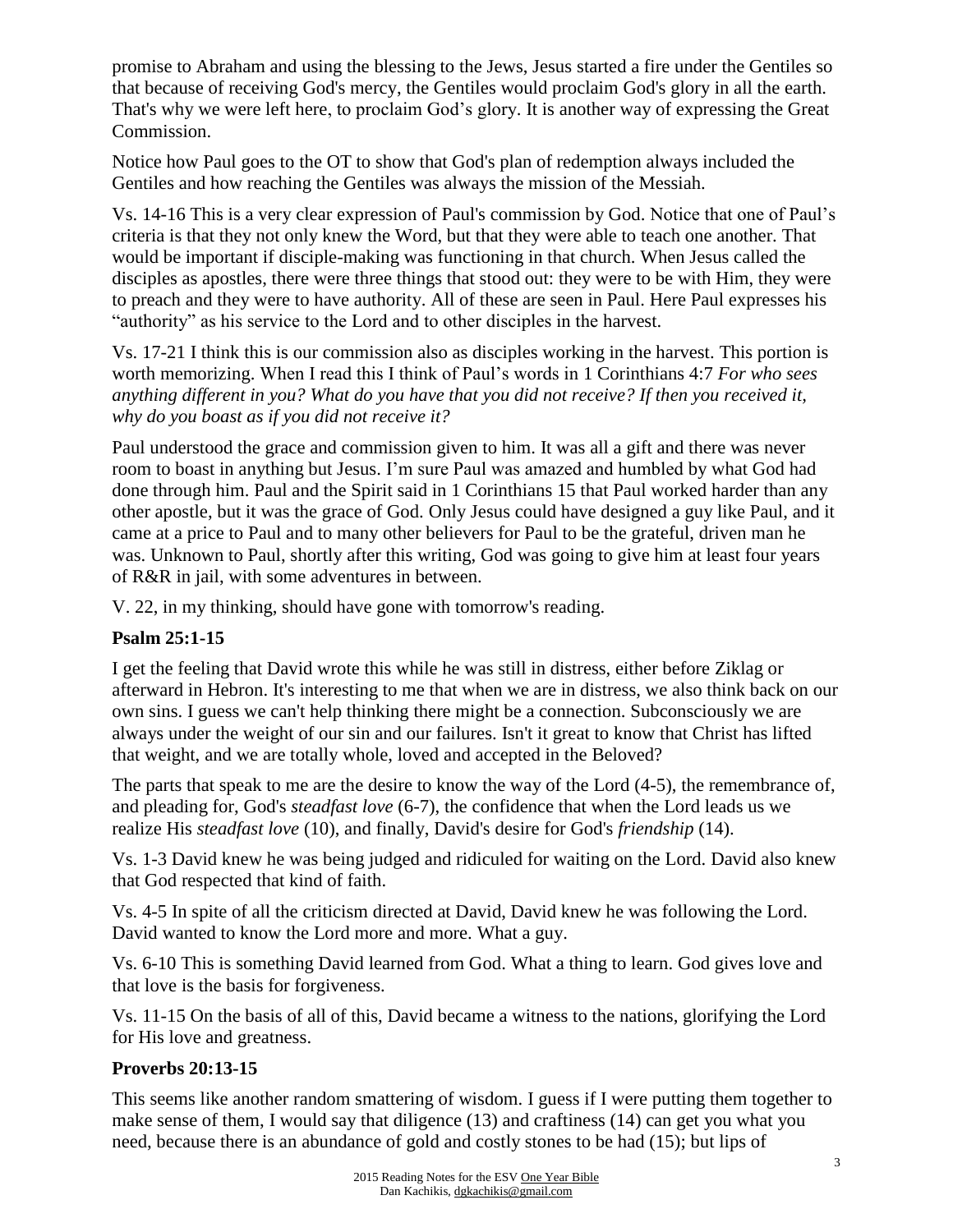promise to Abraham and using the blessing to the Jews, Jesus started a fire under the Gentiles so that because of receiving God's mercy, the Gentiles would proclaim God's glory in all the earth. That's why we were left here, to proclaim God's glory. It is another way of expressing the Great Commission.

Notice how Paul goes to the OT to show that God's plan of redemption always included the Gentiles and how reaching the Gentiles was always the mission of the Messiah.

Vs. 14-16 This is a very clear expression of Paul's commission by God. Notice that one of Paul's criteria is that they not only knew the Word, but that they were able to teach one another. That would be important if disciple-making was functioning in that church. When Jesus called the disciples as apostles, there were three things that stood out: they were to be with Him, they were to preach and they were to have authority. All of these are seen in Paul. Here Paul expresses his "authority" as his service to the Lord and to other disciples in the harvest.

Vs. 17-21 I think this is our commission also as disciples working in the harvest. This portion is worth memorizing. When I read this I think of Paul's words in 1 Corinthians 4:7 *For who sees anything different in you? What do you have that you did not receive? If then you received it, why do you boast as if you did not receive it?*

Paul understood the grace and commission given to him. It was all a gift and there was never room to boast in anything but Jesus. I'm sure Paul was amazed and humbled by what God had done through him. Paul and the Spirit said in 1 Corinthians 15 that Paul worked harder than any other apostle, but it was the grace of God. Only Jesus could have designed a guy like Paul, and it came at a price to Paul and to many other believers for Paul to be the grateful, driven man he was. Unknown to Paul, shortly after this writing, God was going to give him at least four years of R&R in jail, with some adventures in between.

V. 22, in my thinking, should have gone with tomorrow's reading.

**Psalm 25:1-15**

I get the feeling that David wrote this while he was still in distress, either before Ziklag or afterward in Hebron. It's interesting to me that when we are in distress, we also think back on our own sins. I guess we can't help thinking there might be a connection. Subconsciously we are always under the weight of our sin and our failures. Isn't it great to know that Christ has lifted that weight, and we are totally whole, loved and accepted in the Beloved?

The parts that speak to me are the desire to know the way of the Lord (4-5), the remembrance of, and pleading for, God's *steadfast love* (6-7), the confidence that when the Lord leads us we realize His *steadfast love* (10), and finally, David's desire for God's *friendship* (14).

Vs. 1-3 David knew he was being judged and ridiculed for waiting on the Lord. David also knew that God respected that kind of faith.

Vs. 4-5 In spite of all the criticism directed at David, David knew he was following the Lord. David wanted to know the Lord more and more. What a guy.

Vs. 6-10 This is something David learned from God. What a thing to learn. God gives love and that love is the basis for forgiveness.

Vs. 11-15 On the basis of all of this, David became a witness to the nations, glorifying the Lord for His love and greatness.

**Proverbs 20:13-15**

This seems like another random smattering of wisdom. I guess if I were putting them together to make sense of them, I would say that diligence (13) and craftiness (14) can get you what you need, because there is an abundance of gold and costly stones to be had (15); but lips of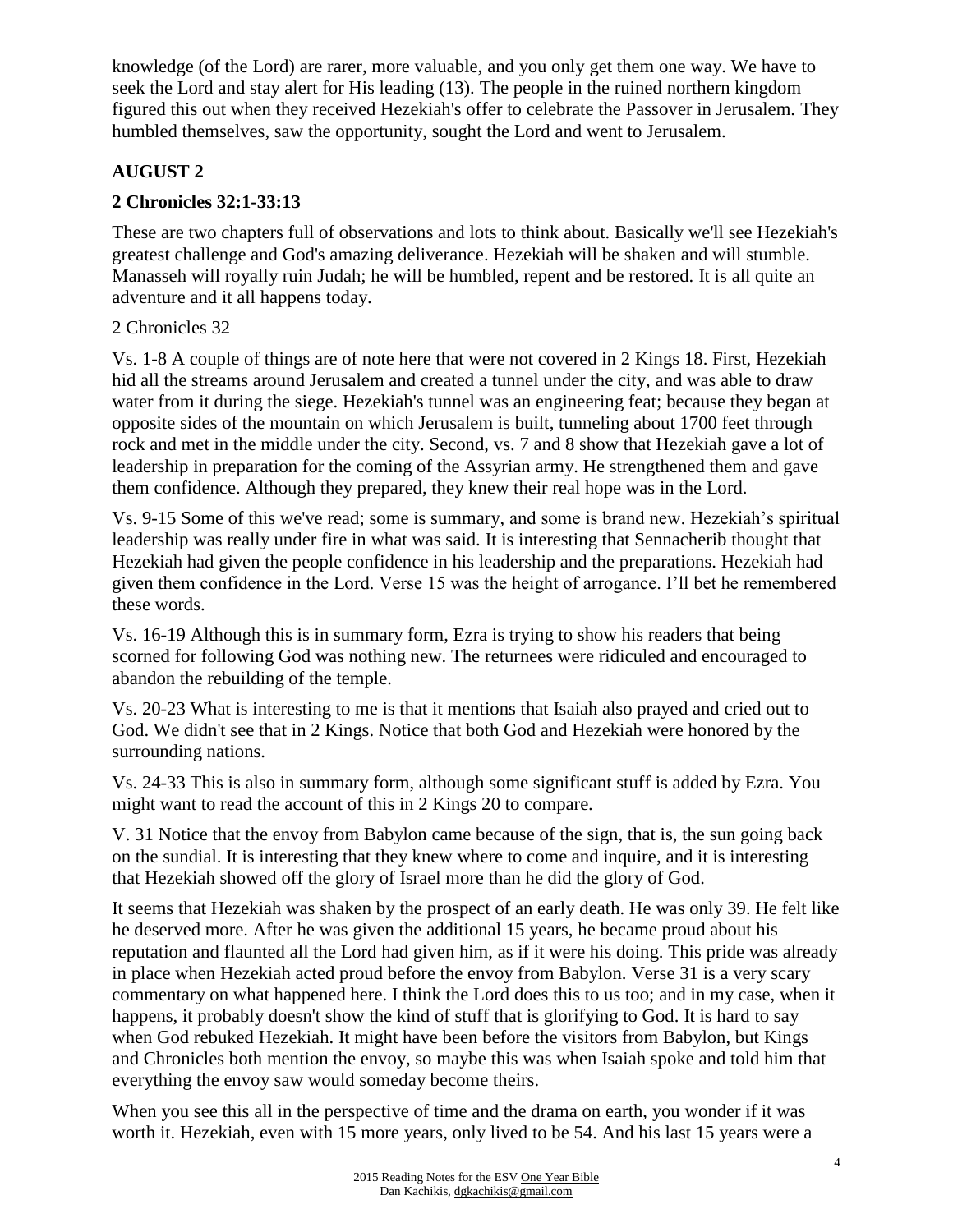knowledge (of the Lord) are rarer, more valuable, and you only get them one way. We have to seek the Lord and stay alert for His leading (13). The people in the ruined northern kingdom figured this out when they received Hezekiah's offer to celebrate the Passover in Jerusalem. They humbled themselves, saw the opportunity, sought the Lord and went to Jerusalem.

## AUGUST 2

### 2 Chronicles 32:1-33:13

These are two chapters full of observations and lots to think about. Basically we'll see Hezekiah's greatest challenge and God's amazing deliverance. Hezekiah will be shaken and will stumble. Manasseh will royally ruin Judah; he will be humbled, repent and be restored. It is all quite an adventure and it all happens today.

2 Chronicles 32

Vs. 1-8 A couple of things are of note here that were not covered in 2 Kings 18. First, Hezekiah hid all the streams around Jerusalem and created a tunnel under the city, and was able to draw water from it during the siege. Hezekiah's tunnel was an engineering feat; because they began at opposite sides of the mountain on which Jerusalem is built, tunneling about 1700 feet through rock and met in the middle under the city. Second, vs. 7 and 8 show that Hezekiah gave a lot of leadership in preparation for the coming of the Assyrian army. He strengthened them and gave them confidence. Although they prepared, they knew their real hope was in the Lord.

Vs. 9-15 Some of this we've read; some is summary, and some is brand new. Hezekiah's spiritual leadership was really under fire in what was said. It is interesting that Sennacherib thought that Hezekiah had given the people confidence in his leadership and the preparations. Hezekiah had given them confidence in the Lord. Verse 15 was the height of arrogance. I'll bet he remembered these words.

Vs. 16-19 Although this is in summary form, Ezra is trying to show his readers that being scorned for following God was nothing new. The returnees were ridiculed and encouraged to abandon the rebuilding of the temple.

Vs. 20-23 What is interesting to me is that it mentions that Isaiah also prayed and cried out to God. We didn't see that in 2 Kings. Notice that both God and Hezekiah were honored by the surrounding nations.

Vs. 24-33 This is also in summary form, although some significant stuff is added by Ezra. You might want to read the account of this in 2 Kings 20 to compare.

V. 31 Notice that the envoy from Babylon came because of the sign, that is, the sun going back on the sundial. It is interesting that they knew where to come and inquire, and it is interesting that Hezekiah showed off the glory of Israel more than he did the glory of God.

It seems that Hezekiah was shaken by the prospect of an early death. He was only 39. He felt like he deserved more. After he was given the additional 15 years, he became proud about his reputation and flaunted all the Lord had given him, as if it were his doing. This pride was already in place when Hezekiah acted proud before the envoy from Babylon. Verse 31 is a very scary commentary on what happened here. I think the Lord does this to us too; and in my case, when it happens, it probably doesn't show the kind of stuff that is glorifying to God. It is hard to say when God rebuked Hezekiah. It might have been before the visitors from Babylon, but Kings and Chronicles both mention the envoy, so maybe this was when Isaiah spoke and told him that everything the envoy saw would someday become theirs.

When you see this all in the perspective of time and the drama on earth, you wonder if it was worth it. Hezekiah, even with 15 more years, only lived to be 54. And his last 15 years were a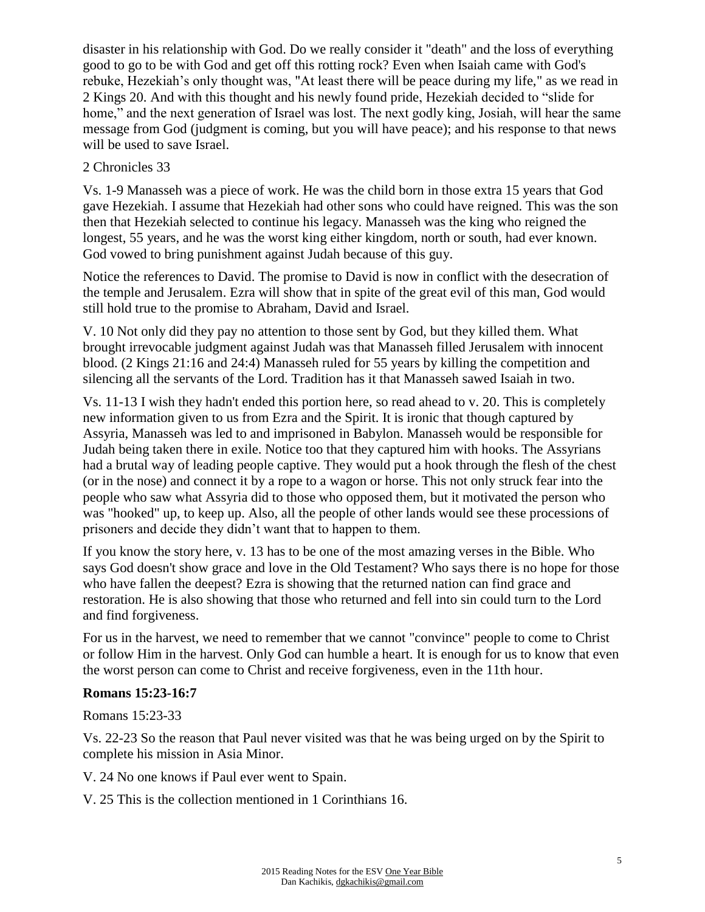disaster in his relationship with God. Do we really consider it "death" and the loss of everything good to go to be with God and get off this rotting rock? Even when Isaiah came with God's rebuke, Hezekiah's only thought was, "At least there will be peace during my life," as we read in 2 Kings 20. And with this thought and his newly found pride, Hezekiah decided to "slide for home," and the next generation of Israel was lost. The next godly king, Josiah, will hear the same message from God (judgment is coming, but you will have peace); and his response to that news will be used to save Israel.

2 Chronicles 33

Vs. 1-9 Manasseh was a piece of work. He was the child born in those extra 15 years that God gave Hezekiah. I assume that Hezekiah had other sons who could have reigned. This was the son then that Hezekiah selected to continue his legacy. Manasseh was the king who reigned the longest, 55 years, and he was the worst king either kingdom, north or south, had ever known. God vowed to bring punishment against Judah because of this guy.

Notice the references to David. The promise to David is now in conflict with the desecration of the temple and Jerusalem. Ezra will show that in spite of the great evil of this man, God would still hold true to the promise to Abraham, David and Israel.

V. 10 Not only did they pay no attention to those sent by God, but they killed them. What brought irrevocable judgment against Judah was that Manasseh filled Jerusalem with innocent blood. (2 Kings 21:16 and 24:4) Manasseh ruled for 55 years by killing the competition and silencing all the servants of the Lord. Tradition has it that Manasseh sawed Isaiah in two.

Vs. 11-13 I wish they hadn't ended this portion here, so read ahead to v. 20. This is completely new information given to us from Ezra and the Spirit. It is ironic that though captured by Assyria, Manasseh was led to and imprisoned in Babylon. Manasseh would be responsible for Judah being taken there in exile. Notice too that they captured him with hooks. The Assyrians had a brutal way of leading people captive. They would put a hook through the flesh of the chest (or in the nose) and connect it by a rope to a wagon or horse. This not only struck fear into the people who saw what Assyria did to those who opposed them, but it motivated the person who was "hooked" up, to keep up. Also, all the people of other lands would see these processions of prisoners and decide they didn't want that to happen to them.

If you know the story here, v. 13 has to be one of the most amazing verses in the Bible. Who says God doesn't show grace and love in the Old Testament? Who says there is no hope for those who have fallen the deepest? Ezra is showing that the returned nation can find grace and restoration. He is also showing that those who returned and fell into sin could turn to the Lord and find forgiveness.

For us in the harvest, we need to remember that we cannot "convince" people to come to Christ or follow Him in the harvest. Only God can humble a heart. It is enough for us to know that even the worst person can come to Christ and receive forgiveness, even in the 11th hour.

**Romans 15:23-16:7**

Romans 15:23-33

Vs. 22-23 So the reason that Paul never visited was that he was being urged on by the Spirit to complete his mission in Asia Minor.

V. 24 No one knows if Paul ever went to Spain.

V. 25 This is the collection mentioned in 1 Corinthians 16.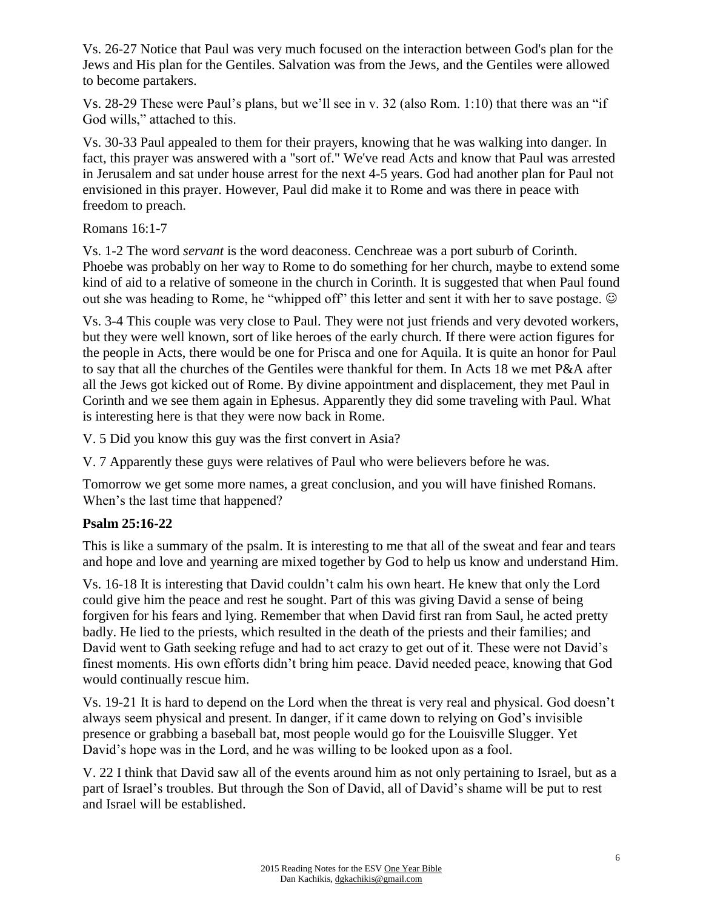Vs. 26-27 Notice that Paul was very much focused on the interaction between God's plan for the Jews and His plan for the Gentiles. Salvation was from the Jews, and the Gentiles were allowed to become partakers.

Vs. 28-29 These were Paul's plans, but we'll see in v. 32 (also Rom. 1:10) that there was an "if God wills," attached to this.

Vs. 30-33 Paul appealed to them for their prayers, knowing that he was walking into danger. In fact, this prayer was answered with a "sort of." We've read Acts and know that Paul was arrested in Jerusalem and sat under house arrest for the next 4-5 years. God had another plan for Paul not envisioned in this prayer. However, Paul did make it to Rome and was there in peace with freedom to preach.

Romans 16:1-7

Vs. 1-2 The word *servant* is the word deaconess. Cenchreae was a port suburb of Corinth. Phoebe was probably on her way to Rome to do something for her church, maybe to extend some kind of aid to a relative of someone in the church in Corinth. It is suggested that when Paul found out she was heading to Rome, he "whipped off" this letter and sent it with her to save postage. ☺

Vs. 3-4 This couple was very close to Paul. They were not just friends and very devoted workers, but they were well known, sort of like heroes of the early church. If there were action figures for the people in Acts, there would be one for Prisca and one for Aquila. It is quite an honor for Paul to say that all the churches of the Gentiles were thankful for them. In Acts 18 we met P&A after all the Jews got kicked out of Rome. By divine appointment and displacement, they met Paul in Corinth and we see them again in Ephesus. Apparently they did some traveling with Paul. What is interesting here is that they were now back in Rome.

V. 5 Did you know this guy was the first convert in Asia?

V. 7 Apparently these guys were relatives of Paul who were believers before he was.

Tomorrow we get some more names, a great conclusion, and you will have finished Romans. When's the last time that happened?

**Psalm 25:16-22**

This is like a summary of the psalm. It is interesting to me that all of the sweat and fear and tears and hope and love and yearning are mixed together by God to help us know and understand Him.

Vs. 16-18 It is interesting that David couldn't calm his own heart. He knew that only the Lord could give him the peace and rest he sought. Part of this was giving David a sense of being forgiven for his fears and lying. Remember that when David first ran from Saul, he acted pretty badly. He lied to the priests, which resulted in the death of the priests and their families; and David went to Gath seeking refuge and had to act crazy to get out of it. These were not David's finest moments. His own efforts didn't bring him peace. David needed peace, knowing that God would continually rescue him.

Vs. 19-21 It is hard to depend on the Lord when the threat is very real and physical. God doesn't always seem physical and present. In danger, if it came down to relying on God's invisible presence or grabbing a baseball bat, most people would go for the Louisville Slugger. Yet David's hope was in the Lord, and he was willing to be looked upon as a fool.

V. 22 I think that David saw all of the events around him as not only pertaining to Israel, but as a part of Israel's troubles. But through the Son of David, all of David's shame will be put to rest and Israel will be established.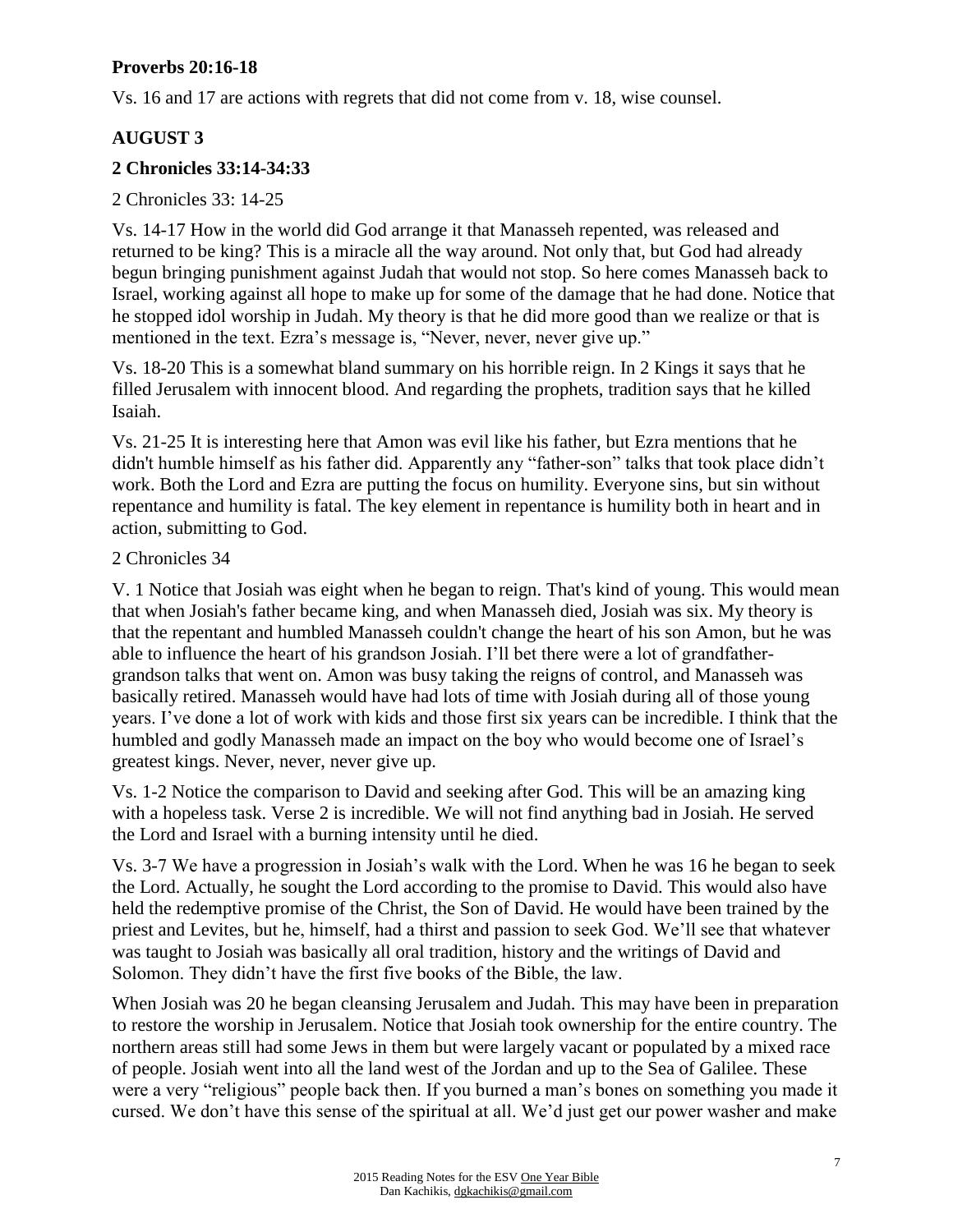**Proverbs 20:16-18**

Vs. 16 and 17 are actions with regrets that did not come from v. 18, wise counsel.

## AUGUST 3

### 2 Chronicles 33:14-34:33

2 Chronicles 33: 14-25

Vs. 14-17 How in the world did God arrange it that Manasseh repented, was released and returned to be king? This is a miracle all the way around. Not only that, but God had already begun bringing punishment against Judah that would not stop. So here comes Manasseh back to Israel, working against all hope to make up for some of the damage that he had done. Notice that he stopped idol worship in Judah. My theory is that he did more good than we realize or that is mentioned in the text. Ezra's message is, "Never, never, never give up."

Vs. 18-20 This is a somewhat bland summary on his horrible reign. In 2 Kings it says that he filled Jerusalem with innocent blood. And regarding the prophets, tradition says that he killed Isaiah.

Vs. 21-25 It is interesting here that Amon was evil like his father, but Ezra mentions that he didn't humble himself as his father did. Apparently any "father-son" talks that took place didn't work. Both the Lord and Ezra are putting the focus on humility. Everyone sins, but sin without repentance and humility is fatal. The key element in repentance is humility both in heart and in action, submitting to God.

2 Chronicles 34

V. 1 Notice that Josiah was eight when he began to reign. That's kind of young. This would mean that when Josiah's father became king, and when Manasseh died, Josiah was six. My theory is that the repentant and humbled Manasseh couldn't change the heart of his son Amon, but he was able to influence the heart of his grandson Josiah. I'll bet there were a lot of grandfather-grandson talks that went on. Amon was busy taking the reigns of control, and Manasseh was basically retired. Manasseh would have had lots of time with Josiah during all of those young years. I've done a lot of work with kids and those first six years can be incredible. I think that the humbled and godly Manasseh made an impact on the boy who would become one of Israel's greatest kings. Never, never, never give up.

Vs. 1-2 Notice the comparison to David and seeking after God. This will be an amazing king with a hopeless task. Verse 2 is incredible. We will not find anything bad in Josiah. He served the Lord and Israel with a burning intensity until he died.

Vs. 3-7 We have a progression in Josiah's walk with the Lord. When he was 16 he began to seek the Lord. Actually, he sought the Lord according to the promise to David. This would also have held the redemptive promise of the Christ, the Son of David. He would have been trained by the priest and Levites, but he, himself, had a thirst and passion to seek God. We'll see that whatever was taught to Josiah was basically all oral tradition, history and the writings of David and Solomon. They didn't have the first five books of the Bible, the law.

When Josiah was 20 he began cleansing Jerusalem and Judah. This may have been in preparation to restore the worship in Jerusalem. Notice that Josiah took ownership for the entire country. The northern areas still had some Jews in them but were largely vacant or populated by a mixed race of people. Josiah went into all the land west of the Jordan and up to the Sea of Galilee. These were a very "religious" people back then. If you burned a man's bones on something you made it cursed. We don't have this sense of the spiritual at all. We'd just get our power washer and make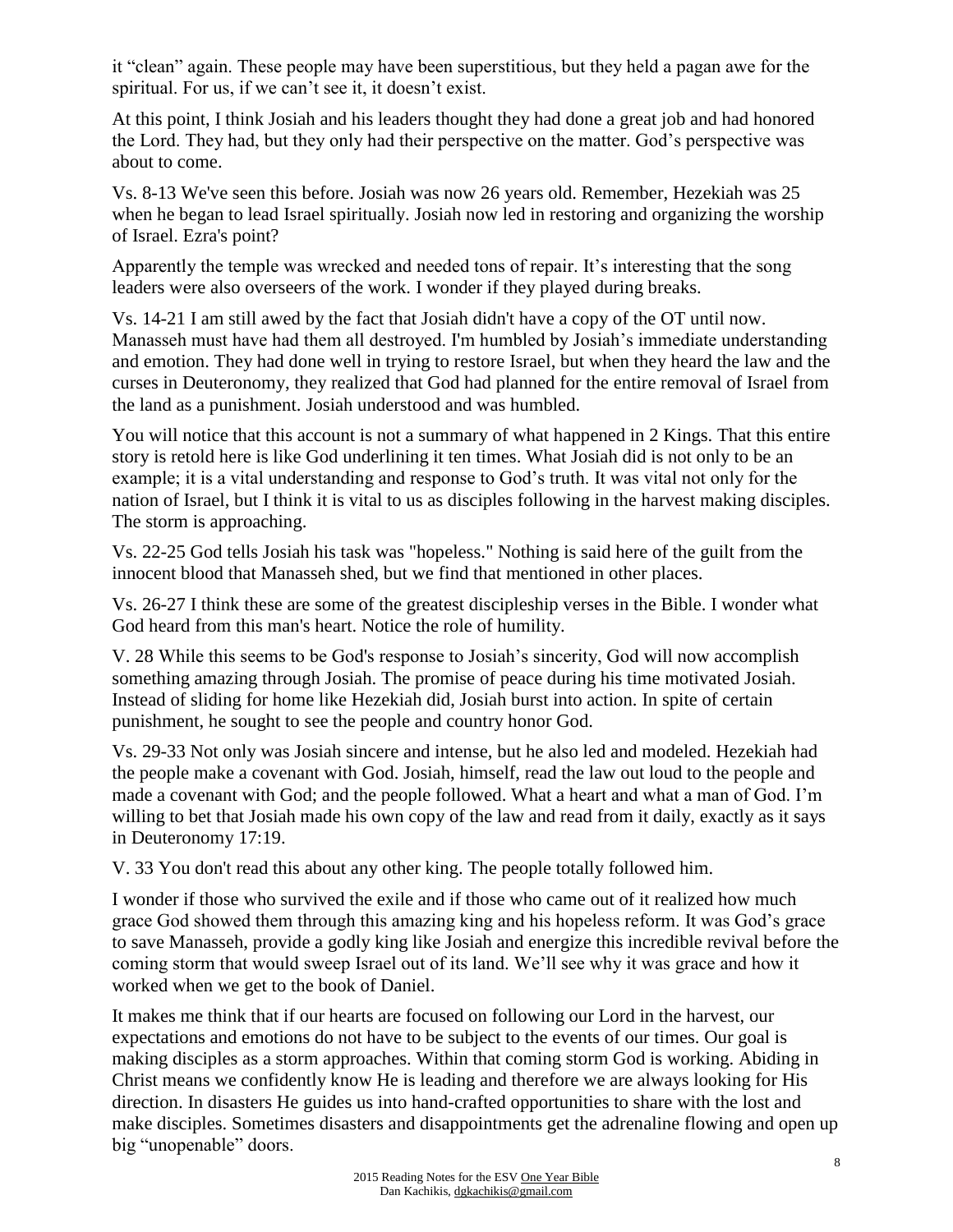it “clean” again. These people may have been superstitious, but they held a pagan awe for the spiritual. For us, if we can’t see it, it doesn’t exist.

At this point, I think Josiah and his leaders thought they had done a great job and had honored the Lord. They had, but they only had their perspective on the matter. God’s perspective was about to come.

Vs. 8-13 We've seen this before. Josiah was now 26 years old. Remember, Hezekiah was 25 when he began to lead Israel spiritually. Josiah now led in restoring and organizing the worship of Israel. Ezra's point?

Apparently the temple was wrecked and needed tons of repair. It’s interesting that the song leaders were also overseers of the work. I wonder if they played during breaks.

Vs. 14-21 I am still awed by the fact that Josiah didn't have a copy of the OT until now. Manasseh must have had them all destroyed. I'm humbled by Josiah’s immediate understanding and emotion. They had done well in trying to restore Israel, but when they heard the law and the curses in Deuteronomy, they realized that God had planned for the entire removal of Israel from the land as a punishment. Josiah understood and was humbled.

You will notice that this account is not a summary of what happened in 2 Kings. That this entire story is retold here is like God underlining it ten times. What Josiah did is not only to be an example; it is a vital understanding and response to God’s truth. It was vital not only for the nation of Israel, but I think it is vital to us as disciples following in the harvest making disciples. The storm is approaching.

Vs. 22-25 God tells Josiah his task was "hopeless." Nothing is said here of the guilt from the innocent blood that Manasseh shed, but we find that mentioned in other places.

Vs. 26-27 I think these are some of the greatest discipleship verses in the Bible. I wonder what God heard from this man's heart. Notice the role of humility.

V. 28 While this seems to be God's response to Josiah’s sincerity, God will now accomplish something amazing through Josiah. The promise of peace during his time motivated Josiah. Instead of sliding for home like Hezekiah did, Josiah burst into action. In spite of certain punishment, he sought to see the people and country honor God.

Vs. 29-33 Not only was Josiah sincere and intense, but he also led and modeled. Hezekiah had the people make a covenant with God. Josiah, himself, read the law out loud to the people and made a covenant with God; and the people followed. What a heart and what a man of God. I’m willing to bet that Josiah made his own copy of the law and read from it daily, exactly as it says in Deuteronomy 17:19.

V. 33 You don't read this about any other king. The people totally followed him.

I wonder if those who survived the exile and if those who came out of it realized how much grace God showed them through this amazing king and his hopeless reform. It was God’s grace to save Manasseh, provide a godly king like Josiah and energize this incredible revival before the coming storm that would sweep Israel out of its land. We’ll see why it was grace and how it worked when we get to the book of Daniel.

It makes me think that if our hearts are focused on following our Lord in the harvest, our expectations and emotions do not have to be subject to the events of our times. Our goal is making disciples as a storm approaches. Within that coming storm God is working. Abiding in Christ means we confidently know He is leading and therefore we are always looking for His direction. In disasters He guides us into hand-crafted opportunities to share with the lost and make disciples. Sometimes disasters and disappointments get the adrenaline flowing and open up big “unopenable” doors.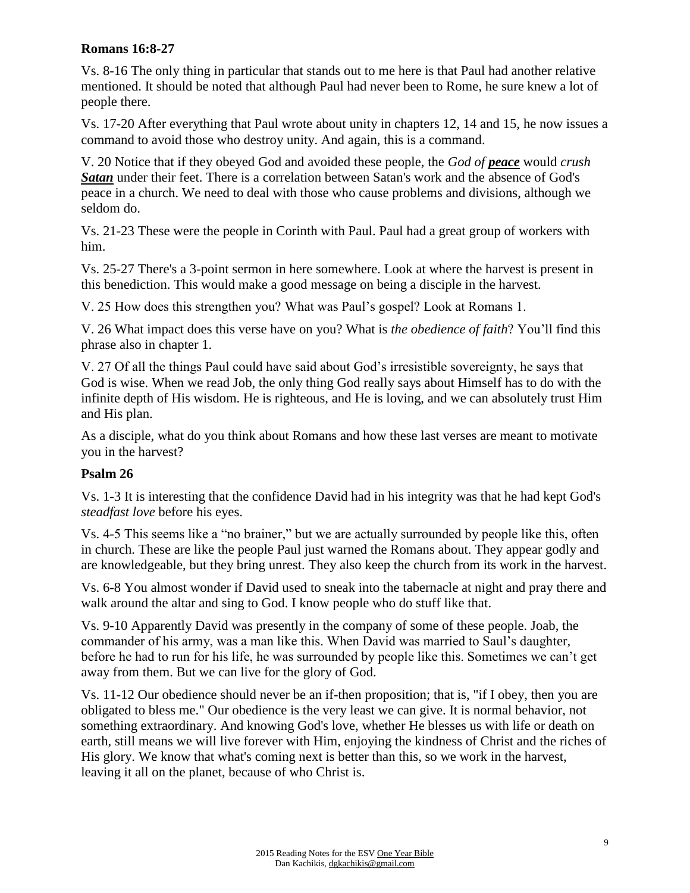**Romans 16:8-27**

Vs. 8-16 The only thing in particular that stands out to me here is that Paul had another relative mentioned. It should be noted that although Paul had never been to Rome, he sure knew a lot of people there.

Vs. 17-20 After everything that Paul wrote about unity in chapters 12, 14 and 15, he now issues a command to avoid those who destroy unity. And again, this is a command.

V. 20 Notice that if they obeyed God and avoided these people, the *God of **peace*** would *crush **Satan*** under their feet. There is a correlation between Satan's work and the absence of God's peace in a church. We need to deal with those who cause problems and divisions, although we seldom do.

Vs. 21-23 These were the people in Corinth with Paul. Paul had a great group of workers with him.

Vs. 25-27 There's a 3-point sermon in here somewhere. Look at where the harvest is present in this benediction. This would make a good message on being a disciple in the harvest.

V. 25 How does this strengthen you? What was Paul's gospel? Look at Romans 1.

V. 26 What impact does this verse have on you? What is *the obedience of faith*? You'll find this phrase also in chapter 1.

V. 27 Of all the things Paul could have said about God's irresistible sovereignty, he says that God is wise. When we read Job, the only thing God really says about Himself has to do with the infinite depth of His wisdom. He is righteous, and He is loving, and we can absolutely trust Him and His plan.

As a disciple, what do you think about Romans and how these last verses are meant to motivate you in the harvest?

**Psalm 26**

Vs. 1-3 It is interesting that the confidence David had in his integrity was that he had kept God's *steadfast love* before his eyes.

Vs. 4-5 This seems like a "no brainer," but we are actually surrounded by people like this, often in church. These are like the people Paul just warned the Romans about. They appear godly and are knowledgeable, but they bring unrest. They also keep the church from its work in the harvest.

Vs. 6-8 You almost wonder if David used to sneak into the tabernacle at night and pray there and walk around the altar and sing to God. I know people who do stuff like that.

Vs. 9-10 Apparently David was presently in the company of some of these people. Joab, the commander of his army, was a man like this. When David was married to Saul's daughter, before he had to run for his life, he was surrounded by people like this. Sometimes we can't get away from them. But we can live for the glory of God.

Vs. 11-12 Our obedience should never be an if-then proposition; that is, "if I obey, then you are obligated to bless me." Our obedience is the very least we can give. It is normal behavior, not something extraordinary. And knowing God's love, whether He blesses us with life or death on earth, still means we will live forever with Him, enjoying the kindness of Christ and the riches of His glory. We know that what's coming next is better than this, so we work in the harvest, leaving it all on the planet, because of who Christ is.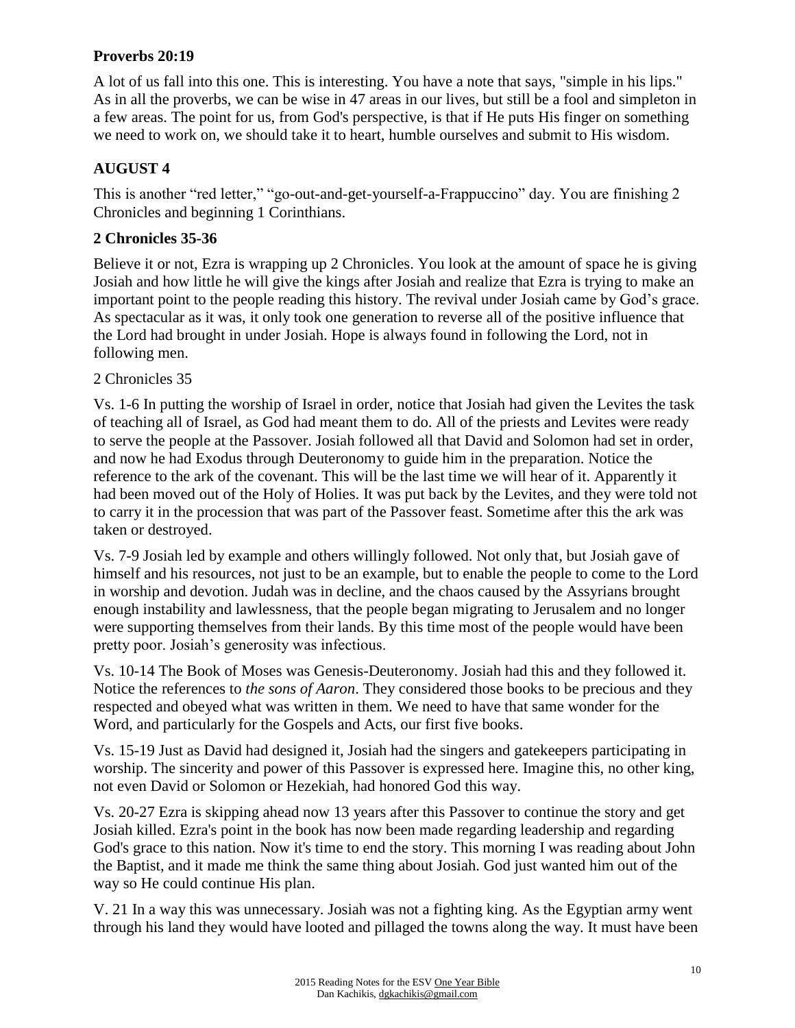**Proverbs 20:19**

A lot of us fall into this one. This is interesting. You have a note that says, "simple in his lips." As in all the proverbs, we can be wise in 47 areas in our lives, but still be a fool and simpleton in a few areas. The point for us, from God's perspective, is that if He puts His finger on something we need to work on, we should take it to heart, humble ourselves and submit to His wisdom.

## AUGUST 4

This is another "red letter," "go-out-and-get-yourself-a-Frappuccino" day. You are finishing 2 Chronicles and beginning 1 Corinthians.

**2 Chronicles 35-36**

Believe it or not, Ezra is wrapping up 2 Chronicles. You look at the amount of space he is giving Josiah and how little he will give the kings after Josiah and realize that Ezra is trying to make an important point to the people reading this history. The revival under Josiah came by God's grace. As spectacular as it was, it only took one generation to reverse all of the positive influence that the Lord had brought in under Josiah. Hope is always found in following the Lord, not in following men.

2 Chronicles 35

Vs. 1-6 In putting the worship of Israel in order, notice that Josiah had given the Levites the task of teaching all of Israel, as God had meant them to do. All of the priests and Levites were ready to serve the people at the Passover. Josiah followed all that David and Solomon had set in order, and now he had Exodus through Deuteronomy to guide him in the preparation. Notice the reference to the ark of the covenant. This will be the last time we will hear of it. Apparently it had been moved out of the Holy of Holies. It was put back by the Levites, and they were told not to carry it in the procession that was part of the Passover feast. Sometime after this the ark was taken or destroyed.

Vs. 7-9 Josiah led by example and others willingly followed. Not only that, but Josiah gave of himself and his resources, not just to be an example, but to enable the people to come to the Lord in worship and devotion. Judah was in decline, and the chaos caused by the Assyrians brought enough instability and lawlessness, that the people began migrating to Jerusalem and no longer were supporting themselves from their lands. By this time most of the people would have been pretty poor. Josiah's generosity was infectious.

Vs. 10-14 The Book of Moses was Genesis-Deuteronomy. Josiah had this and they followed it. Notice the references to *the sons of Aaron*. They considered those books to be precious and they respected and obeyed what was written in them. We need to have that same wonder for the Word, and particularly for the Gospels and Acts, our first five books.

Vs. 15-19 Just as David had designed it, Josiah had the singers and gatekeepers participating in worship. The sincerity and power of this Passover is expressed here. Imagine this, no other king, not even David or Solomon or Hezekiah, had honored God this way.

Vs. 20-27 Ezra is skipping ahead now 13 years after this Passover to continue the story and get Josiah killed. Ezra's point in the book has now been made regarding leadership and regarding God's grace to this nation. Now it's time to end the story. This morning I was reading about John the Baptist, and it made me think the same thing about Josiah. God just wanted him out of the way so He could continue His plan.

V. 21 In a way this was unnecessary. Josiah was not a fighting king. As the Egyptian army went through his land they would have looted and pillaged the towns along the way. It must have been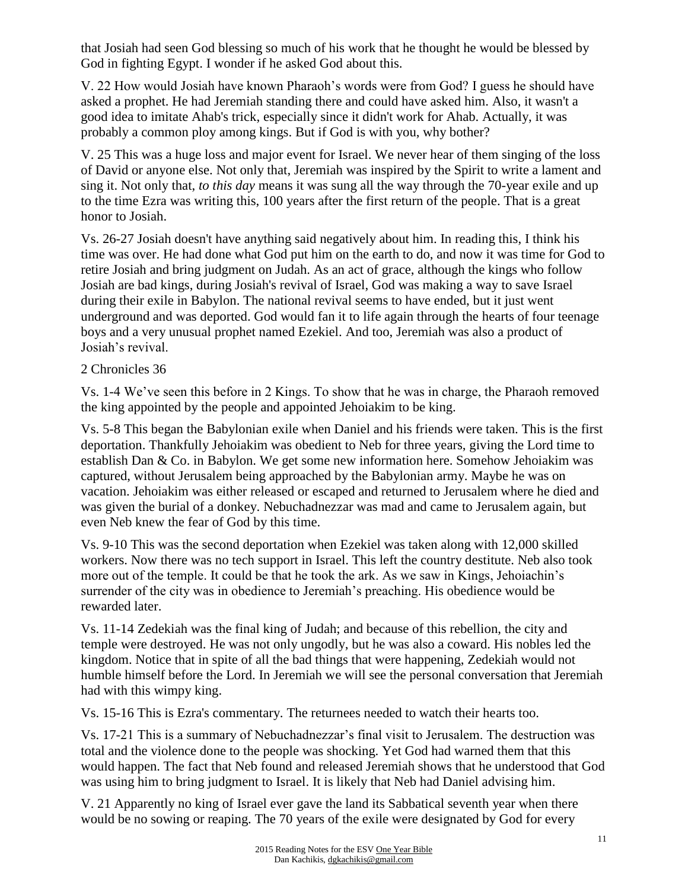that Josiah had seen God blessing so much of his work that he thought he would be blessed by God in fighting Egypt. I wonder if he asked God about this.

V. 22 How would Josiah have known Pharaoh's words were from God? I guess he should have asked a prophet. He had Jeremiah standing there and could have asked him. Also, it wasn't a good idea to imitate Ahab's trick, especially since it didn't work for Ahab. Actually, it was probably a common ploy among kings. But if God is with you, why bother?

V. 25 This was a huge loss and major event for Israel. We never hear of them singing of the loss of David or anyone else. Not only that, Jeremiah was inspired by the Spirit to write a lament and sing it. Not only that, *to this day* means it was sung all the way through the 70-year exile and up to the time Ezra was writing this, 100 years after the first return of the people. That is a great honor to Josiah.

Vs. 26-27 Josiah doesn't have anything said negatively about him. In reading this, I think his time was over. He had done what God put him on the earth to do, and now it was time for God to retire Josiah and bring judgment on Judah. As an act of grace, although the kings who follow Josiah are bad kings, during Josiah's revival of Israel, God was making a way to save Israel during their exile in Babylon. The national revival seems to have ended, but it just went underground and was deported. God would fan it to life again through the hearts of four teenage boys and a very unusual prophet named Ezekiel. And too, Jeremiah was also a product of Josiah's revival.

2 Chronicles 36

Vs. 1-4 We've seen this before in 2 Kings. To show that he was in charge, the Pharaoh removed the king appointed by the people and appointed Jehoiakim to be king.

Vs. 5-8 This began the Babylonian exile when Daniel and his friends were taken. This is the first deportation. Thankfully Jehoiakim was obedient to Neb for three years, giving the Lord time to establish Dan & Co. in Babylon. We get some new information here. Somehow Jehoiakim was captured, without Jerusalem being approached by the Babylonian army. Maybe he was on vacation. Jehoiakim was either released or escaped and returned to Jerusalem where he died and was given the burial of a donkey. Nebuchadnezzar was mad and came to Jerusalem again, but even Neb knew the fear of God by this time.

Vs. 9-10 This was the second deportation when Ezekiel was taken along with 12,000 skilled workers. Now there was no tech support in Israel. This left the country destitute. Neb also took more out of the temple. It could be that he took the ark. As we saw in Kings, Jehoiachin's surrender of the city was in obedience to Jeremiah's preaching. His obedience would be rewarded later.

Vs. 11-14 Zedekiah was the final king of Judah; and because of this rebellion, the city and temple were destroyed. He was not only ungodly, but he was also a coward. His nobles led the kingdom. Notice that in spite of all the bad things that were happening, Zedekiah would not humble himself before the Lord. In Jeremiah we will see the personal conversation that Jeremiah had with this wimpy king.

Vs. 15-16 This is Ezra's commentary. The returnees needed to watch their hearts too.

Vs. 17-21 This is a summary of Nebuchadnezzar's final visit to Jerusalem. The destruction was total and the violence done to the people was shocking. Yet God had warned them that this would happen. The fact that Neb found and released Jeremiah shows that he understood that God was using him to bring judgment to Israel. It is likely that Neb had Daniel advising him.

V. 21 Apparently no king of Israel ever gave the land its Sabbatical seventh year when there would be no sowing or reaping. The 70 years of the exile were designated by God for every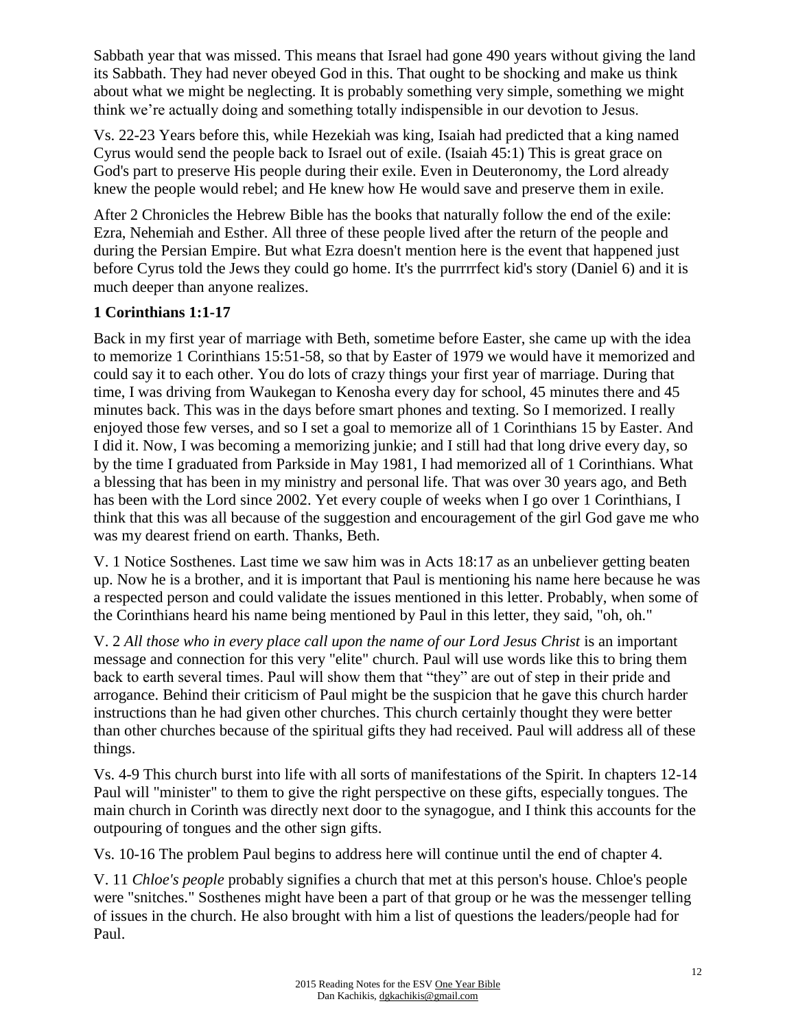Sabbath year that was missed. This means that Israel had gone 490 years without giving the land its Sabbath. They had never obeyed God in this. That ought to be shocking and make us think about what we might be neglecting. It is probably something very simple, something we might think we're actually doing and something totally indispensible in our devotion to Jesus.

Vs. 22-23 Years before this, while Hezekiah was king, Isaiah had predicted that a king named Cyrus would send the people back to Israel out of exile. (Isaiah 45:1) This is great grace on God's part to preserve His people during their exile. Even in Deuteronomy, the Lord already knew the people would rebel; and He knew how He would save and preserve them in exile.

After 2 Chronicles the Hebrew Bible has the books that naturally follow the end of the exile: Ezra, Nehemiah and Esther. All three of these people lived after the return of the people and during the Persian Empire. But what Ezra doesn't mention here is the event that happened just before Cyrus told the Jews they could go home. It's the purrrrfect kid's story (Daniel 6) and it is much deeper than anyone realizes.

**1 Corinthians 1:1-17**

Back in my first year of marriage with Beth, sometime before Easter, she came up with the idea to memorize 1 Corinthians 15:51-58, so that by Easter of 1979 we would have it memorized and could say it to each other. You do lots of crazy things your first year of marriage. During that time, I was driving from Waukegan to Kenosha every day for school, 45 minutes there and 45 minutes back. This was in the days before smart phones and texting. So I memorized. I really enjoyed those few verses, and so I set a goal to memorize all of 1 Corinthians 15 by Easter. And I did it. Now, I was becoming a memorizing junkie; and I still had that long drive every day, so by the time I graduated from Parkside in May 1981, I had memorized all of 1 Corinthians. What a blessing that has been in my ministry and personal life. That was over 30 years ago, and Beth has been with the Lord since 2002. Yet every couple of weeks when I go over 1 Corinthians, I think that this was all because of the suggestion and encouragement of the girl God gave me who was my dearest friend on earth. Thanks, Beth.

V. 1 Notice Sosthenes. Last time we saw him was in Acts 18:17 as an unbeliever getting beaten up. Now he is a brother, and it is important that Paul is mentioning his name here because he was a respected person and could validate the issues mentioned in this letter. Probably, when some of the Corinthians heard his name being mentioned by Paul in this letter, they said, "oh, oh."

V. 2 *All those who in every place call upon the name of our Lord Jesus Christ* is an important message and connection for this very "elite" church. Paul will use words like this to bring them back to earth several times. Paul will show them that "they" are out of step in their pride and arrogance. Behind their criticism of Paul might be the suspicion that he gave this church harder instructions than he had given other churches. This church certainly thought they were better than other churches because of the spiritual gifts they had received. Paul will address all of these things.

Vs. 4-9 This church burst into life with all sorts of manifestations of the Spirit. In chapters 12-14 Paul will "minister" to them to give the right perspective on these gifts, especially tongues. The main church in Corinth was directly next door to the synagogue, and I think this accounts for the outpouring of tongues and the other sign gifts.

Vs. 10-16 The problem Paul begins to address here will continue until the end of chapter 4.

V. 11 *Chloe's people* probably signifies a church that met at this person's house. Chloe's people were "snitches." Sosthenes might have been a part of that group or he was the messenger telling of issues in the church. He also brought with him a list of questions the leaders/people had for Paul.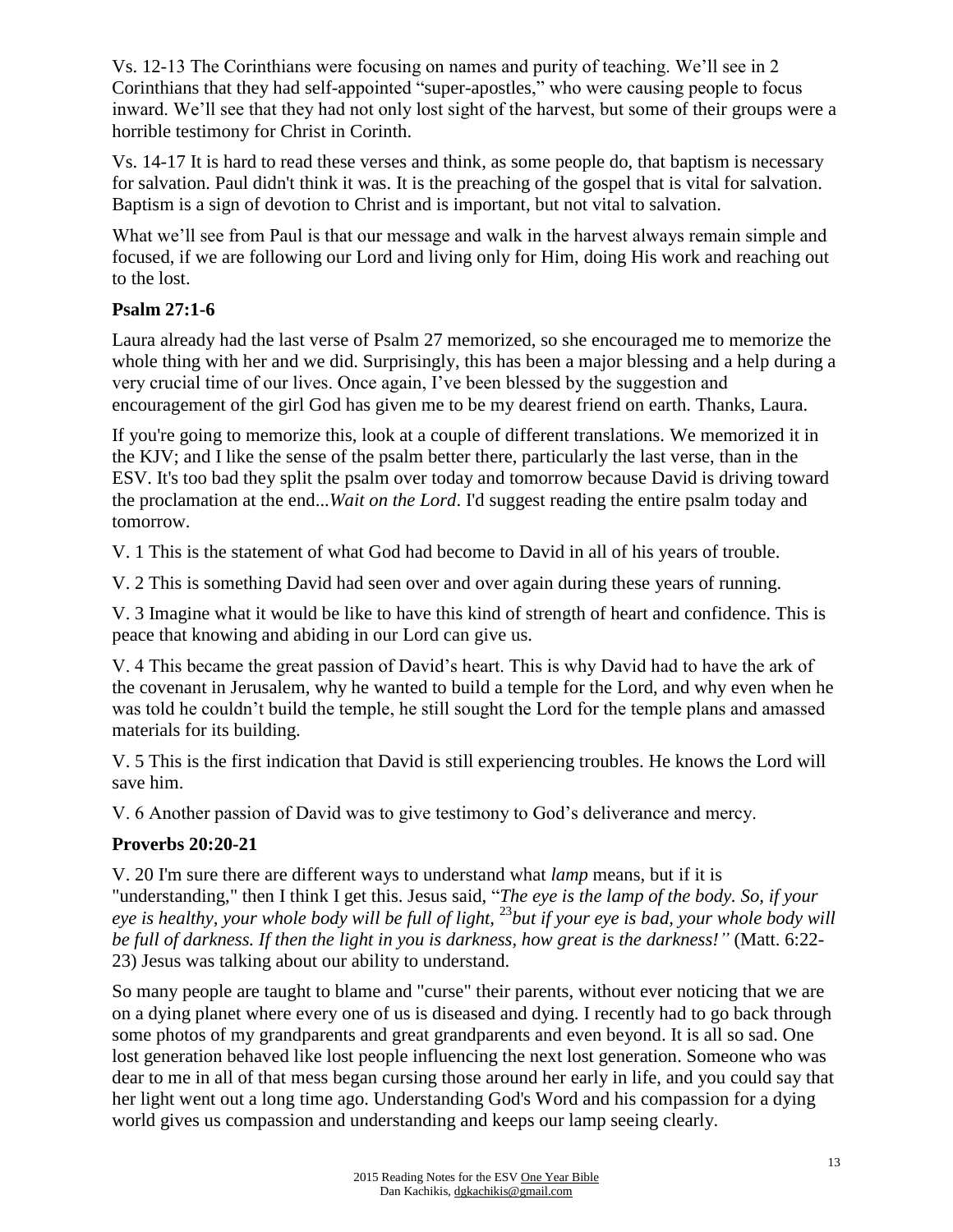Vs. 12-13 The Corinthians were focusing on names and purity of teaching. We'll see in 2 Corinthians that they had self-appointed "super-apostles," who were causing people to focus inward. We'll see that they had not only lost sight of the harvest, but some of their groups were a horrible testimony for Christ in Corinth.

Vs. 14-17 It is hard to read these verses and think, as some people do, that baptism is necessary for salvation. Paul didn't think it was. It is the preaching of the gospel that is vital for salvation. Baptism is a sign of devotion to Christ and is important, but not vital to salvation.

What we'll see from Paul is that our message and walk in the harvest always remain simple and focused, if we are following our Lord and living only for Him, doing His work and reaching out to the lost.

**Psalm 27:1-6**

Laura already had the last verse of Psalm 27 memorized, so she encouraged me to memorize the whole thing with her and we did. Surprisingly, this has been a major blessing and a help during a very crucial time of our lives. Once again, I've been blessed by the suggestion and encouragement of the girl God has given me to be my dearest friend on earth. Thanks, Laura.

If you're going to memorize this, look at a couple of different translations. We memorized it in the KJV; and I like the sense of the psalm better there, particularly the last verse, than in the ESV. It's too bad they split the psalm over today and tomorrow because David is driving toward the proclamation at the end...*Wait on the Lord*. I'd suggest reading the entire psalm today and tomorrow.

V. 1 This is the statement of what God had become to David in all of his years of trouble.

V. 2 This is something David had seen over and over again during these years of running.

V. 3 Imagine what it would be like to have this kind of strength of heart and confidence. This is peace that knowing and abiding in our Lord can give us.

V. 4 This became the great passion of David's heart. This is why David had to have the ark of the covenant in Jerusalem, why he wanted to build a temple for the Lord, and why even when he was told he couldn't build the temple, he still sought the Lord for the temple plans and amassed materials for its building.

V. 5 This is the first indication that David is still experiencing troubles. He knows the Lord will save him.

V. 6 Another passion of David was to give testimony to God's deliverance and mercy.

**Proverbs 20:20-21**

V. 20 I'm sure there are different ways to understand what *lamp* means, but if it is "understanding," then I think I get this. Jesus said, "*The eye is the lamp of the body. So, if your eye is healthy, your whole body will be full of light,* [23]*but if your eye is bad, your whole body will be full of darkness. If then the light in you is darkness, how great is the darkness!"* (Matt. 6:22-23) Jesus was talking about our ability to understand.

So many people are taught to blame and "curse" their parents, without ever noticing that we are on a dying planet where every one of us is diseased and dying. I recently had to go back through some photos of my grandparents and great grandparents and even beyond. It is all so sad. One lost generation behaved like lost people influencing the next lost generation. Someone who was dear to me in all of that mess began cursing those around her early in life, and you could say that her light went out a long time ago. Understanding God's Word and his compassion for a dying world gives us compassion and understanding and keeps our lamp seeing clearly.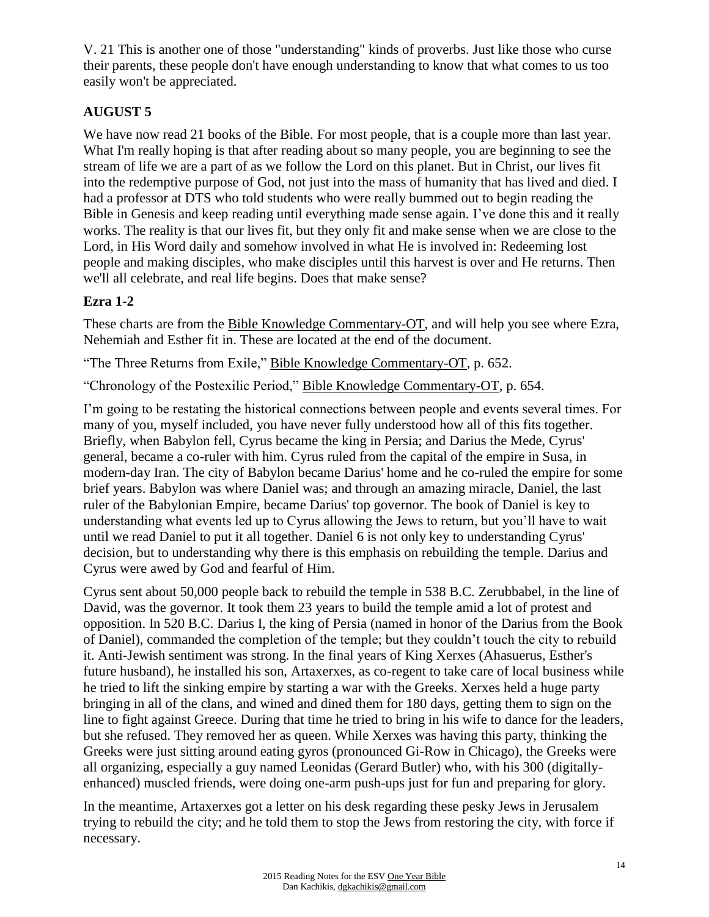V. 21 This is another one of those "understanding" kinds of proverbs. Just like those who curse their parents, these people don't have enough understanding to know that what comes to us too easily won't be appreciated.

## AUGUST 5

We have now read 21 books of the Bible. For most people, that is a couple more than last year. What I'm really hoping is that after reading about so many people, you are beginning to see the stream of life we are a part of as we follow the Lord on this planet. But in Christ, our lives fit into the redemptive purpose of God, not just into the mass of humanity that has lived and died. I had a professor at DTS who told students who were really bummed out to begin reading the Bible in Genesis and keep reading until everything made sense again. I've done this and it really works. The reality is that our lives fit, but they only fit and make sense when we are close to the Lord, in His Word daily and somehow involved in what He is involved in: Redeeming lost people and making disciples, who make disciples until this harvest is over and He returns. Then we'll all celebrate, and real life begins. Does that make sense?

### Ezra 1-2

These charts are from the Bible Knowledge Commentary-OT, and will help you see where Ezra, Nehemiah and Esther fit in. These are located at the end of the document.

"The Three Returns from Exile," Bible Knowledge Commentary-OT, p. 652.

"Chronology of the Postexilic Period," Bible Knowledge Commentary-OT, p. 654.

I'm going to be restating the historical connections between people and events several times. For many of you, myself included, you have never fully understood how all of this fits together. Briefly, when Babylon fell, Cyrus became the king in Persia; and Darius the Mede, Cyrus' general, became a co-ruler with him. Cyrus ruled from the capital of the empire in Susa, in modern-day Iran. The city of Babylon became Darius' home and he co-ruled the empire for some brief years. Babylon was where Daniel was; and through an amazing miracle, Daniel, the last ruler of the Babylonian Empire, became Darius' top governor. The book of Daniel is key to understanding what events led up to Cyrus allowing the Jews to return, but you'll have to wait until we read Daniel to put it all together. Daniel 6 is not only key to understanding Cyrus' decision, but to understanding why there is this emphasis on rebuilding the temple. Darius and Cyrus were awed by God and fearful of Him.

Cyrus sent about 50,000 people back to rebuild the temple in 538 B.C. Zerubbabel, in the line of David, was the governor. It took them 23 years to build the temple amid a lot of protest and opposition. In 520 B.C. Darius I, the king of Persia (named in honor of the Darius from the Book of Daniel), commanded the completion of the temple; but they couldn't touch the city to rebuild it. Anti-Jewish sentiment was strong. In the final years of King Xerxes (Ahasuerus, Esther's future husband), he installed his son, Artaxerxes, as co-regent to take care of local business while he tried to lift the sinking empire by starting a war with the Greeks. Xerxes held a huge party bringing in all of the clans, and wined and dined them for 180 days, getting them to sign on the line to fight against Greece. During that time he tried to bring in his wife to dance for the leaders, but she refused. They removed her as queen. While Xerxes was having this party, thinking the Greeks were just sitting around eating gyros (pronounced Gi-Row in Chicago), the Greeks were all organizing, especially a guy named Leonidas (Gerard Butler) who, with his 300 (digitally-enhanced) muscled friends, were doing one-arm push-ups just for fun and preparing for glory.

In the meantime, Artaxerxes got a letter on his desk regarding these pesky Jews in Jerusalem trying to rebuild the city; and he told them to stop the Jews from restoring the city, with force if necessary.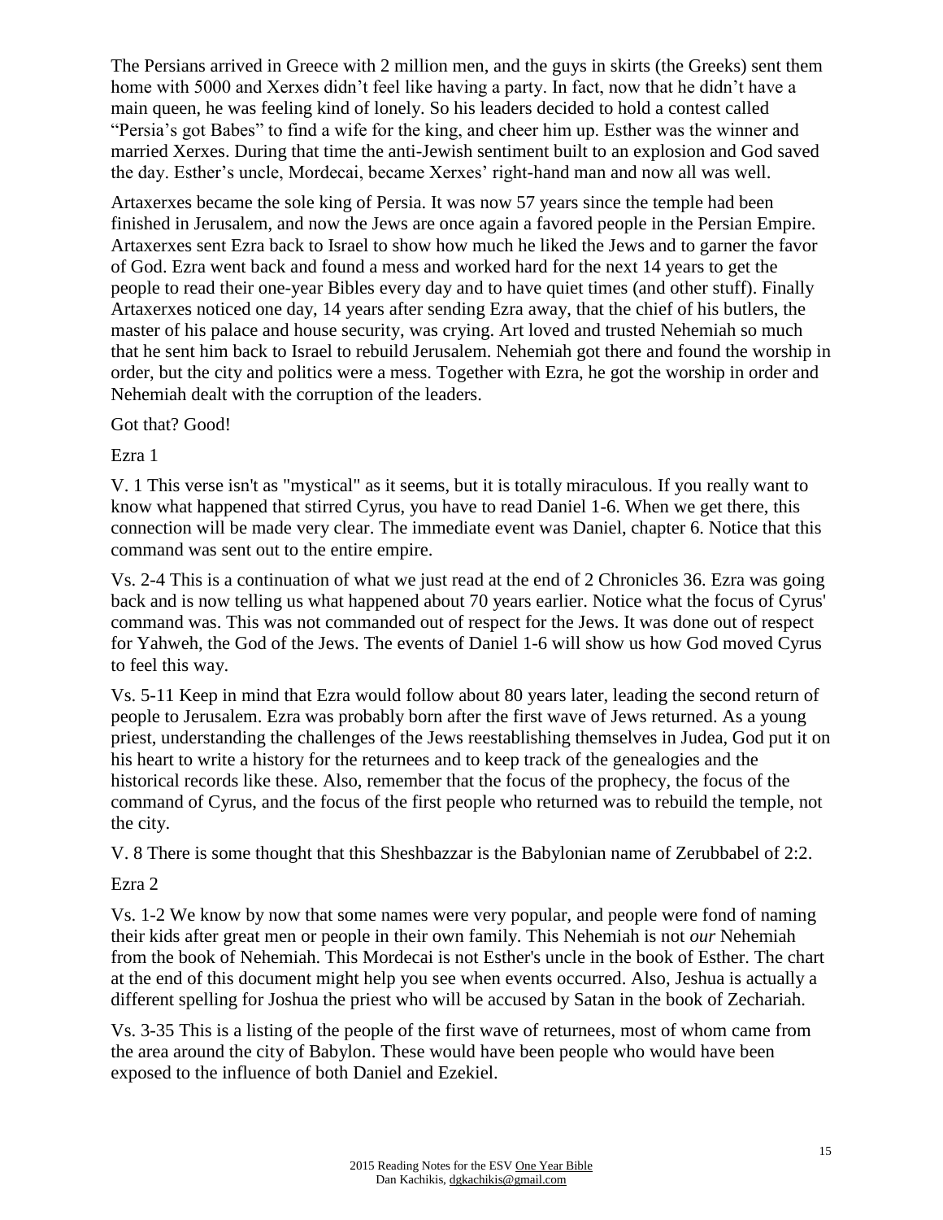The Persians arrived in Greece with 2 million men, and the guys in skirts (the Greeks) sent them home with 5000 and Xerxes didn't feel like having a party. In fact, now that he didn't have a main queen, he was feeling kind of lonely. So his leaders decided to hold a contest called "Persia's got Babes" to find a wife for the king, and cheer him up. Esther was the winner and married Xerxes. During that time the anti-Jewish sentiment built to an explosion and God saved the day. Esther's uncle, Mordecai, became Xerxes' right-hand man and now all was well.

Artaxerxes became the sole king of Persia. It was now 57 years since the temple had been finished in Jerusalem, and now the Jews are once again a favored people in the Persian Empire. Artaxerxes sent Ezra back to Israel to show how much he liked the Jews and to garner the favor of God. Ezra went back and found a mess and worked hard for the next 14 years to get the people to read their one-year Bibles every day and to have quiet times (and other stuff). Finally Artaxerxes noticed one day, 14 years after sending Ezra away, that the chief of his butlers, the master of his palace and house security, was crying. Art loved and trusted Nehemiah so much that he sent him back to Israel to rebuild Jerusalem. Nehemiah got there and found the worship in order, but the city and politics were a mess. Together with Ezra, he got the worship in order and Nehemiah dealt with the corruption of the leaders.

Got that? Good!

Ezra 1

V. 1 This verse isn't as "mystical" as it seems, but it is totally miraculous. If you really want to know what happened that stirred Cyrus, you have to read Daniel 1-6. When we get there, this connection will be made very clear. The immediate event was Daniel, chapter 6. Notice that this command was sent out to the entire empire.

Vs. 2-4 This is a continuation of what we just read at the end of 2 Chronicles 36. Ezra was going back and is now telling us what happened about 70 years earlier. Notice what the focus of Cyrus' command was. This was not commanded out of respect for the Jews. It was done out of respect for Yahweh, the God of the Jews. The events of Daniel 1-6 will show us how God moved Cyrus to feel this way.

Vs. 5-11 Keep in mind that Ezra would follow about 80 years later, leading the second return of people to Jerusalem. Ezra was probably born after the first wave of Jews returned. As a young priest, understanding the challenges of the Jews reestablishing themselves in Judea, God put it on his heart to write a history for the returnees and to keep track of the genealogies and the historical records like these. Also, remember that the focus of the prophecy, the focus of the command of Cyrus, and the focus of the first people who returned was to rebuild the temple, not the city.

V. 8 There is some thought that this Sheshbazzar is the Babylonian name of Zerubbabel of 2:2.

Ezra 2

Vs. 1-2 We know by now that some names were very popular, and people were fond of naming their kids after great men or people in their own family. This Nehemiah is not *our* Nehemiah from the book of Nehemiah. This Mordecai is not Esther's uncle in the book of Esther. The chart at the end of this document might help you see when events occurred. Also, Jeshua is actually a different spelling for Joshua the priest who will be accused by Satan in the book of Zechariah.

Vs. 3-35 This is a listing of the people of the first wave of returnees, most of whom came from the area around the city of Babylon. These would have been people who would have been exposed to the influence of both Daniel and Ezekiel.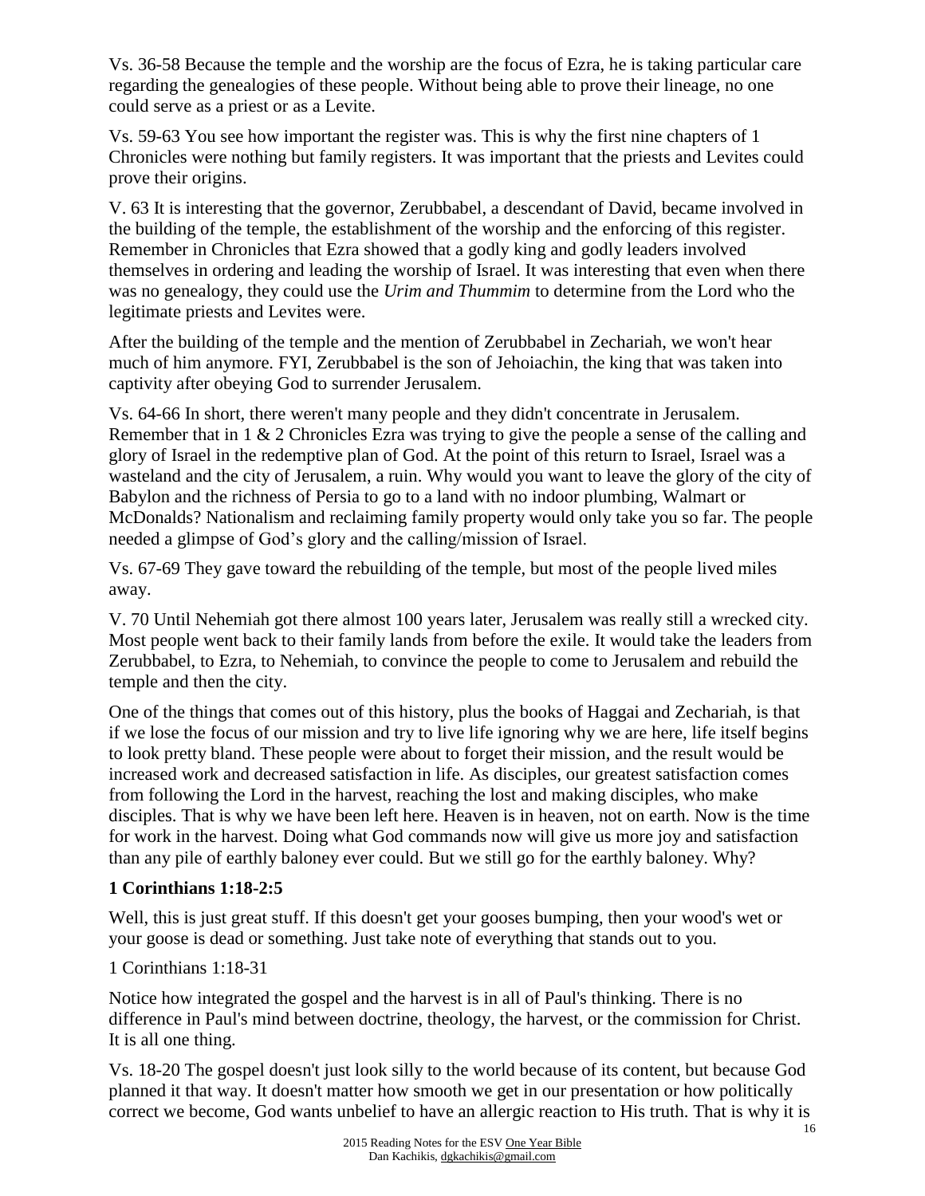Vs. 36-58 Because the temple and the worship are the focus of Ezra, he is taking particular care regarding the genealogies of these people. Without being able to prove their lineage, no one could serve as a priest or as a Levite.

Vs. 59-63 You see how important the register was. This is why the first nine chapters of 1 Chronicles were nothing but family registers. It was important that the priests and Levites could prove their origins.

V. 63 It is interesting that the governor, Zerubbabel, a descendant of David, became involved in the building of the temple, the establishment of the worship and the enforcing of this register. Remember in Chronicles that Ezra showed that a godly king and godly leaders involved themselves in ordering and leading the worship of Israel. It was interesting that even when there was no genealogy, they could use the *Urim and Thummim* to determine from the Lord who the legitimate priests and Levites were.

After the building of the temple and the mention of Zerubbabel in Zechariah, we won't hear much of him anymore. FYI, Zerubbabel is the son of Jehoiachin, the king that was taken into captivity after obeying God to surrender Jerusalem.

Vs. 64-66 In short, there weren't many people and they didn't concentrate in Jerusalem. Remember that in 1 & 2 Chronicles Ezra was trying to give the people a sense of the calling and glory of Israel in the redemptive plan of God. At the point of this return to Israel, Israel was a wasteland and the city of Jerusalem, a ruin. Why would you want to leave the glory of the city of Babylon and the richness of Persia to go to a land with no indoor plumbing, Walmart or McDonalds? Nationalism and reclaiming family property would only take you so far. The people needed a glimpse of God's glory and the calling/mission of Israel.

Vs. 67-69 They gave toward the rebuilding of the temple, but most of the people lived miles away.

V. 70 Until Nehemiah got there almost 100 years later, Jerusalem was really still a wrecked city. Most people went back to their family lands from before the exile. It would take the leaders from Zerubbabel, to Ezra, to Nehemiah, to convince the people to come to Jerusalem and rebuild the temple and then the city.

One of the things that comes out of this history, plus the books of Haggai and Zechariah, is that if we lose the focus of our mission and try to live life ignoring why we are here, life itself begins to look pretty bland. These people were about to forget their mission, and the result would be increased work and decreased satisfaction in life. As disciples, our greatest satisfaction comes from following the Lord in the harvest, reaching the lost and making disciples, who make disciples. That is why we have been left here. Heaven is in heaven, not on earth. Now is the time for work in the harvest. Doing what God commands now will give us more joy and satisfaction than any pile of earthly baloney ever could. But we still go for the earthly baloney. Why?

### 1 Corinthians 1:18-2:5

Well, this is just great stuff. If this doesn't get your gooses bumping, then your wood's wet or your goose is dead or something. Just take note of everything that stands out to you.

1 Corinthians 1:18-31

Notice how integrated the gospel and the harvest is in all of Paul's thinking. There is no difference in Paul's mind between doctrine, theology, the harvest, or the commission for Christ. It is all one thing.

Vs. 18-20 The gospel doesn't just look silly to the world because of its content, but because God planned it that way. It doesn't matter how smooth we get in our presentation or how politically correct we become, God wants unbelief to have an allergic reaction to His truth. That is why it is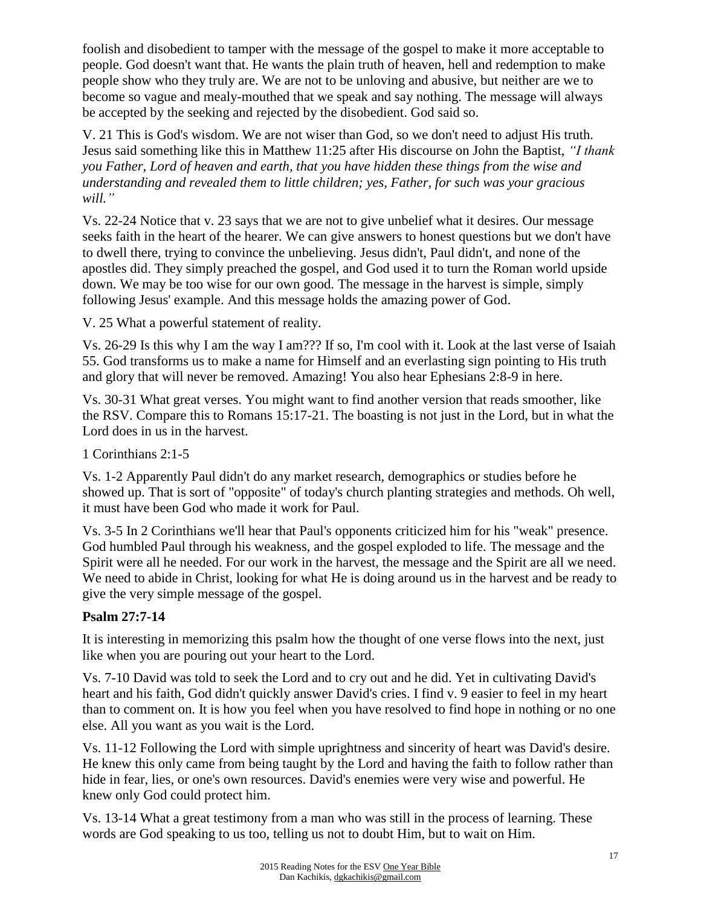foolish and disobedient to tamper with the message of the gospel to make it more acceptable to people. God doesn't want that. He wants the plain truth of heaven, hell and redemption to make people show who they truly are. We are not to be unloving and abusive, but neither are we to become so vague and mealy-mouthed that we speak and say nothing. The message will always be accepted by the seeking and rejected by the disobedient. God said so.

V. 21 This is God's wisdom. We are not wiser than God, so we don't need to adjust His truth. Jesus said something like this in Matthew 11:25 after His discourse on John the Baptist, *"I thank you Father, Lord of heaven and earth, that you have hidden these things from the wise and understanding and revealed them to little children; yes, Father, for such was your gracious will."*

Vs. 22-24 Notice that v. 23 says that we are not to give unbelief what it desires. Our message seeks faith in the heart of the hearer. We can give answers to honest questions but we don't have to dwell there, trying to convince the unbelieving. Jesus didn't, Paul didn't, and none of the apostles did. They simply preached the gospel, and God used it to turn the Roman world upside down. We may be too wise for our own good. The message in the harvest is simple, simply following Jesus' example. And this message holds the amazing power of God.

V. 25 What a powerful statement of reality.

Vs. 26-29 Is this why I am the way I am??? If so, I'm cool with it. Look at the last verse of Isaiah 55. God transforms us to make a name for Himself and an everlasting sign pointing to His truth and glory that will never be removed. Amazing! You also hear Ephesians 2:8-9 in here.

Vs. 30-31 What great verses. You might want to find another version that reads smoother, like the RSV. Compare this to Romans 15:17-21. The boasting is not just in the Lord, but in what the Lord does in us in the harvest.

1 Corinthians 2:1-5

Vs. 1-2 Apparently Paul didn't do any market research, demographics or studies before he showed up. That is sort of "opposite" of today's church planting strategies and methods. Oh well, it must have been God who made it work for Paul.

Vs. 3-5 In 2 Corinthians we'll hear that Paul's opponents criticized him for his "weak" presence. God humbled Paul through his weakness, and the gospel exploded to life. The message and the Spirit were all he needed. For our work in the harvest, the message and the Spirit are all we need. We need to abide in Christ, looking for what He is doing around us in the harvest and be ready to give the very simple message of the gospel.

**Psalm 27:7-14**

It is interesting in memorizing this psalm how the thought of one verse flows into the next, just like when you are pouring out your heart to the Lord.

Vs. 7-10 David was told to seek the Lord and to cry out and he did. Yet in cultivating David's heart and his faith, God didn't quickly answer David's cries. I find v. 9 easier to feel in my heart than to comment on. It is how you feel when you have resolved to find hope in nothing or no one else. All you want as you wait is the Lord.

Vs. 11-12 Following the Lord with simple uprightness and sincerity of heart was David's desire. He knew this only came from being taught by the Lord and having the faith to follow rather than hide in fear, lies, or one's own resources. David's enemies were very wise and powerful. He knew only God could protect him.

Vs. 13-14 What a great testimony from a man who was still in the process of learning. These words are God speaking to us too, telling us not to doubt Him, but to wait on Him.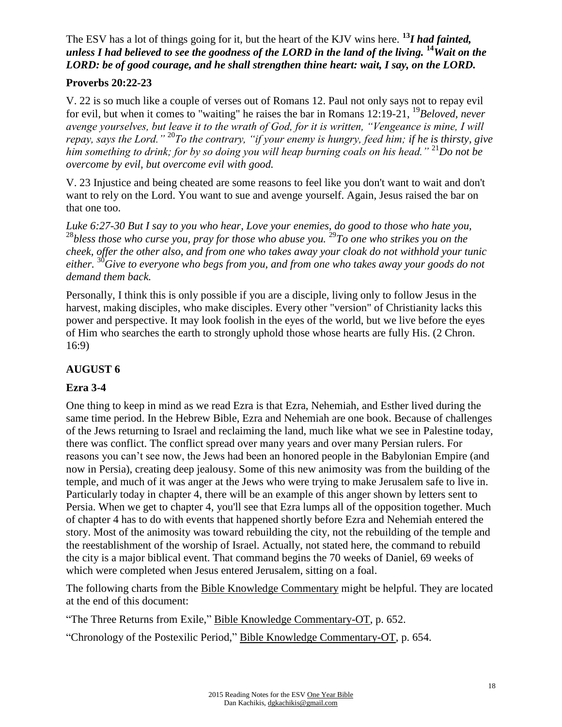The ESV has a lot of things going for it, but the heart of the KJV wins here. **[13]*I had fainted, unless I had believed to see the goodness of the LORD in the land of the living.* [14]*Wait on the LORD: be of good courage, and he shall strengthen thine heart: wait, I say, on the LORD.***

### Proverbs 20:22-23

V. 22 is so much like a couple of verses out of Romans 12. Paul not only says not to repay evil for evil, but when it comes to "waiting" he raises the bar in Romans 12:19-21, [19]*Beloved, never avenge yourselves, but leave it to the wrath of God, for it is written, "Vengeance is mine, I will repay, says the Lord."* [20]*To the contrary, "if your enemy is hungry, feed him; if he is thirsty, give him something to drink; for by so doing you will heap burning coals on his head."* [21]*Do not be overcome by evil, but overcome evil with good.*

V. 23 Injustice and being cheated are some reasons to feel like you don't want to wait and don't want to rely on the Lord. You want to sue and avenge yourself. Again, Jesus raised the bar on that one too.

*Luke 6:27-30 But I say to you who hear, Love your enemies, do good to those who hate you,* [28]*bless those who curse you, pray for those who abuse you.* [29]*To one who strikes you on the cheek, offer the other also, and from one who takes away your cloak do not withhold your tunic either.* [30]*Give to everyone who begs from you, and from one who takes away your goods do not demand them back.*

Personally, I think this is only possible if you are a disciple, living only to follow Jesus in the harvest, making disciples, who make disciples. Every other "version" of Christianity lacks this power and perspective. It may look foolish in the eyes of the world, but we live before the eyes of Him who searches the earth to strongly uphold those whose hearts are fully His. (2 Chron. 16:9)

## AUGUST 6

### Ezra 3-4

One thing to keep in mind as we read Ezra is that Ezra, Nehemiah, and Esther lived during the same time period. In the Hebrew Bible, Ezra and Nehemiah are one book. Because of challenges of the Jews returning to Israel and reclaiming the land, much like what we see in Palestine today, there was conflict. The conflict spread over many years and over many Persian rulers. For reasons you can't see now, the Jews had been an honored people in the Babylonian Empire (and now in Persia), creating deep jealousy. Some of this new animosity was from the building of the temple, and much of it was anger at the Jews who were trying to make Jerusalem safe to live in. Particularly today in chapter 4, there will be an example of this anger shown by letters sent to Persia. When we get to chapter 4, you'll see that Ezra lumps all of the opposition together. Much of chapter 4 has to do with events that happened shortly before Ezra and Nehemiah entered the story. Most of the animosity was toward rebuilding the city, not the rebuilding of the temple and the reestablishment of the worship of Israel. Actually, not stated here, the command to rebuild the city is a major biblical event. That command begins the 70 weeks of Daniel, 69 weeks of which were completed when Jesus entered Jerusalem, sitting on a foal.

The following charts from the Bible Knowledge Commentary might be helpful. They are located at the end of this document:

"The Three Returns from Exile," Bible Knowledge Commentary-OT, p. 652.

"Chronology of the Postexilic Period," Bible Knowledge Commentary-OT, p. 654.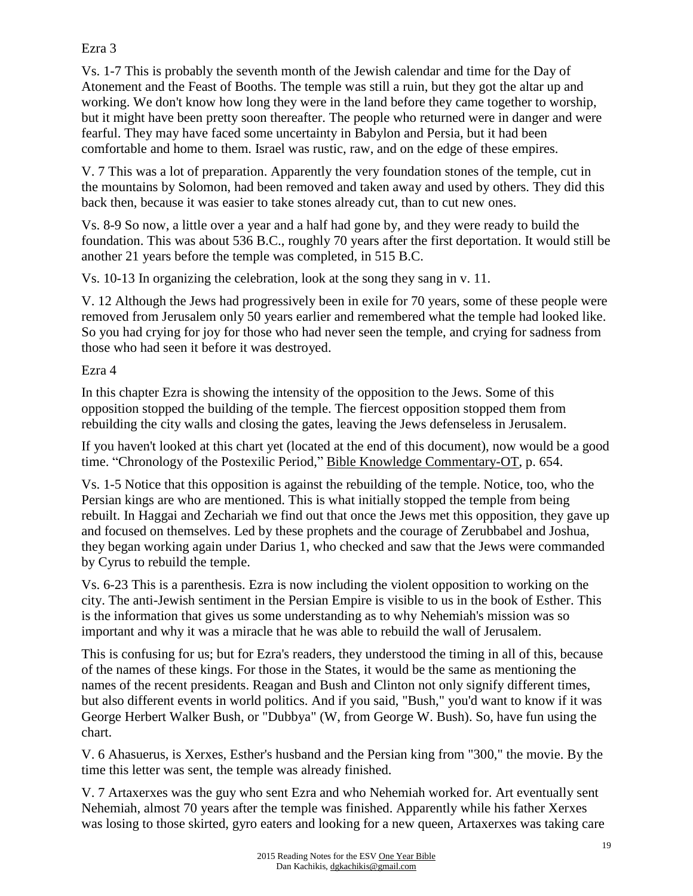Ezra 3

Vs. 1-7 This is probably the seventh month of the Jewish calendar and time for the Day of Atonement and the Feast of Booths. The temple was still a ruin, but they got the altar up and working. We don't know how long they were in the land before they came together to worship, but it might have been pretty soon thereafter. The people who returned were in danger and were fearful. They may have faced some uncertainty in Babylon and Persia, but it had been comfortable and home to them. Israel was rustic, raw, and on the edge of these empires.

V. 7 This was a lot of preparation. Apparently the very foundation stones of the temple, cut in the mountains by Solomon, had been removed and taken away and used by others. They did this back then, because it was easier to take stones already cut, than to cut new ones.

Vs. 8-9 So now, a little over a year and a half had gone by, and they were ready to build the foundation. This was about 536 B.C., roughly 70 years after the first deportation. It would still be another 21 years before the temple was completed, in 515 B.C.

Vs. 10-13 In organizing the celebration, look at the song they sang in v. 11.

V. 12 Although the Jews had progressively been in exile for 70 years, some of these people were removed from Jerusalem only 50 years earlier and remembered what the temple had looked like. So you had crying for joy for those who had never seen the temple, and crying for sadness from those who had seen it before it was destroyed.

Ezra 4

In this chapter Ezra is showing the intensity of the opposition to the Jews. Some of this opposition stopped the building of the temple. The fiercest opposition stopped them from rebuilding the city walls and closing the gates, leaving the Jews defenseless in Jerusalem.

If you haven't looked at this chart yet (located at the end of this document), now would be a good time. "Chronology of the Postexilic Period," Bible Knowledge Commentary-OT, p. 654.

Vs. 1-5 Notice that this opposition is against the rebuilding of the temple. Notice, too, who the Persian kings are who are mentioned. This is what initially stopped the temple from being rebuilt. In Haggai and Zechariah we find out that once the Jews met this opposition, they gave up and focused on themselves. Led by these prophets and the courage of Zerubbabel and Joshua, they began working again under Darius 1, who checked and saw that the Jews were commanded by Cyrus to rebuild the temple.

Vs. 6-23 This is a parenthesis. Ezra is now including the violent opposition to working on the city. The anti-Jewish sentiment in the Persian Empire is visible to us in the book of Esther. This is the information that gives us some understanding as to why Nehemiah's mission was so important and why it was a miracle that he was able to rebuild the wall of Jerusalem.

This is confusing for us; but for Ezra's readers, they understood the timing in all of this, because of the names of these kings. For those in the States, it would be the same as mentioning the names of the recent presidents. Reagan and Bush and Clinton not only signify different times, but also different events in world politics. And if you said, "Bush," you'd want to know if it was George Herbert Walker Bush, or "Dubbya" (W, from George W. Bush). So, have fun using the chart.

V. 6 Ahasuerus, is Xerxes, Esther's husband and the Persian king from "300," the movie. By the time this letter was sent, the temple was already finished.

V. 7 Artaxerxes was the guy who sent Ezra and who Nehemiah worked for. Art eventually sent Nehemiah, almost 70 years after the temple was finished. Apparently while his father Xerxes was losing to those skirted, gyro eaters and looking for a new queen, Artaxerxes was taking care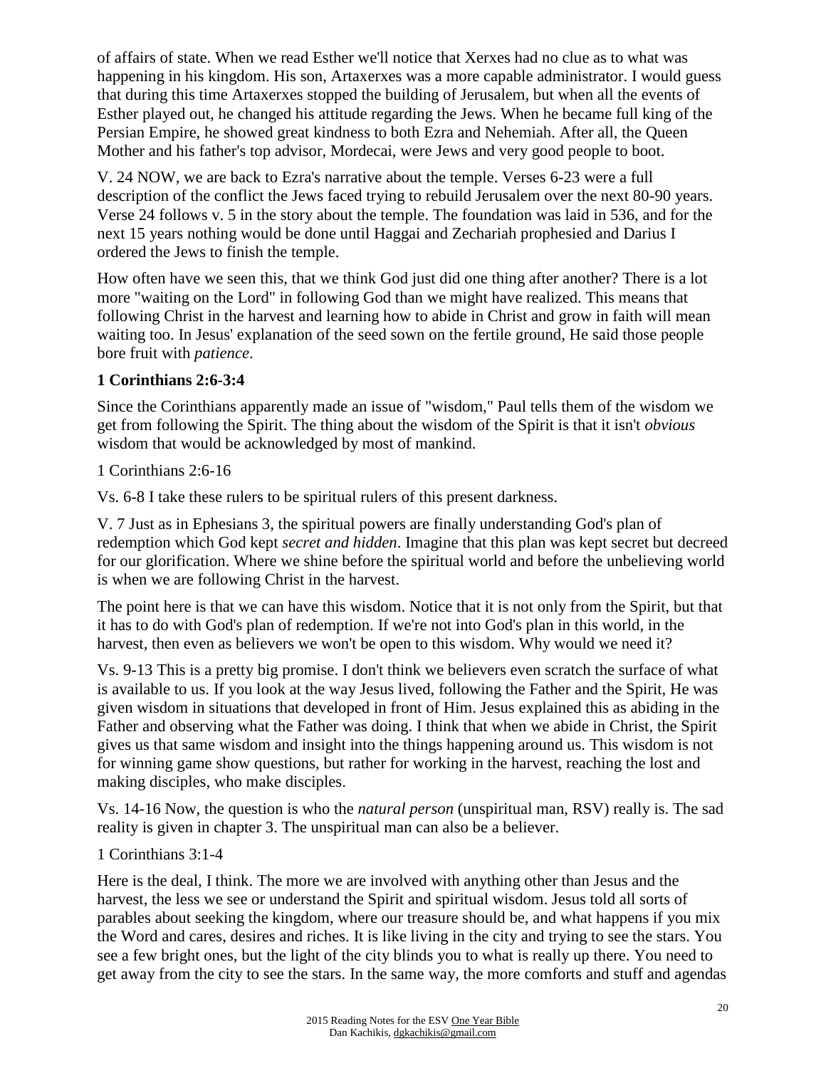of affairs of state. When we read Esther we'll notice that Xerxes had no clue as to what was happening in his kingdom. His son, Artaxerxes was a more capable administrator. I would guess that during this time Artaxerxes stopped the building of Jerusalem, but when all the events of Esther played out, he changed his attitude regarding the Jews. When he became full king of the Persian Empire, he showed great kindness to both Ezra and Nehemiah. After all, the Queen Mother and his father's top advisor, Mordecai, were Jews and very good people to boot.

V. 24 NOW, we are back to Ezra's narrative about the temple. Verses 6-23 were a full description of the conflict the Jews faced trying to rebuild Jerusalem over the next 80-90 years. Verse 24 follows v. 5 in the story about the temple. The foundation was laid in 536, and for the next 15 years nothing would be done until Haggai and Zechariah prophesied and Darius I ordered the Jews to finish the temple.

How often have we seen this, that we think God just did one thing after another? There is a lot more "waiting on the Lord" in following God than we might have realized. This means that following Christ in the harvest and learning how to abide in Christ and grow in faith will mean waiting too. In Jesus' explanation of the seed sown on the fertile ground, He said those people bore fruit with *patience*.

**1 Corinthians 2:6-3:4**

Since the Corinthians apparently made an issue of "wisdom," Paul tells them of the wisdom we get from following the Spirit. The thing about the wisdom of the Spirit is that it isn't *obvious* wisdom that would be acknowledged by most of mankind.

1 Corinthians 2:6-16

Vs. 6-8 I take these rulers to be spiritual rulers of this present darkness.

V. 7 Just as in Ephesians 3, the spiritual powers are finally understanding God's plan of redemption which God kept *secret and hidden*. Imagine that this plan was kept secret but decreed for our glorification. Where we shine before the spiritual world and before the unbelieving world is when we are following Christ in the harvest.

The point here is that we can have this wisdom. Notice that it is not only from the Spirit, but that it has to do with God's plan of redemption. If we're not into God's plan in this world, in the harvest, then even as believers we won't be open to this wisdom. Why would we need it?

Vs. 9-13 This is a pretty big promise. I don't think we believers even scratch the surface of what is available to us. If you look at the way Jesus lived, following the Father and the Spirit, He was given wisdom in situations that developed in front of Him. Jesus explained this as abiding in the Father and observing what the Father was doing. I think that when we abide in Christ, the Spirit gives us that same wisdom and insight into the things happening around us. This wisdom is not for winning game show questions, but rather for working in the harvest, reaching the lost and making disciples, who make disciples.

Vs. 14-16 Now, the question is who the *natural person* (unspiritual man, RSV) really is. The sad reality is given in chapter 3. The unspiritual man can also be a believer.

1 Corinthians 3:1-4

Here is the deal, I think. The more we are involved with anything other than Jesus and the harvest, the less we see or understand the Spirit and spiritual wisdom. Jesus told all sorts of parables about seeking the kingdom, where our treasure should be, and what happens if you mix the Word and cares, desires and riches. It is like living in the city and trying to see the stars. You see a few bright ones, but the light of the city blinds you to what is really up there. You need to get away from the city to see the stars. In the same way, the more comforts and stuff and agendas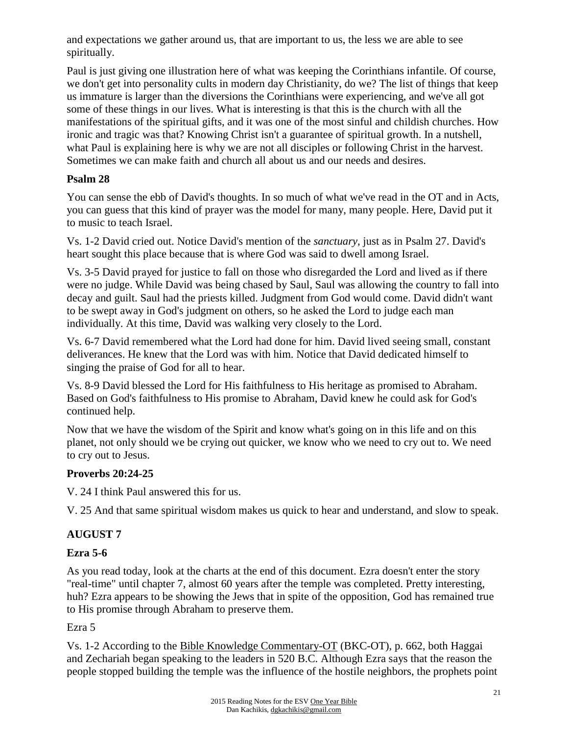and expectations we gather around us, that are important to us, the less we are able to see spiritually.

Paul is just giving one illustration here of what was keeping the Corinthians infantile. Of course, we don't get into personality cults in modern day Christianity, do we? The list of things that keep us immature is larger than the diversions the Corinthians were experiencing, and we've all got some of these things in our lives. What is interesting is that this is the church with all the manifestations of the spiritual gifts, and it was one of the most sinful and childish churches. How ironic and tragic was that? Knowing Christ isn't a guarantee of spiritual growth. In a nutshell, what Paul is explaining here is why we are not all disciples or following Christ in the harvest. Sometimes we can make faith and church all about us and our needs and desires.

**Psalm 28**

You can sense the ebb of David's thoughts. In so much of what we've read in the OT and in Acts, you can guess that this kind of prayer was the model for many, many people. Here, David put it to music to teach Israel.

Vs. 1-2 David cried out. Notice David's mention of the *sanctuary*, just as in Psalm 27. David's heart sought this place because that is where God was said to dwell among Israel.

Vs. 3-5 David prayed for justice to fall on those who disregarded the Lord and lived as if there were no judge. While David was being chased by Saul, Saul was allowing the country to fall into decay and guilt. Saul had the priests killed. Judgment from God would come. David didn't want to be swept away in God's judgment on others, so he asked the Lord to judge each man individually. At this time, David was walking very closely to the Lord.

Vs. 6-7 David remembered what the Lord had done for him. David lived seeing small, constant deliverances. He knew that the Lord was with him. Notice that David dedicated himself to singing the praise of God for all to hear.

Vs. 8-9 David blessed the Lord for His faithfulness to His heritage as promised to Abraham. Based on God's faithfulness to His promise to Abraham, David knew he could ask for God's continued help.

Now that we have the wisdom of the Spirit and know what's going on in this life and on this planet, not only should we be crying out quicker, we know who we need to cry out to. We need to cry out to Jesus.

**Proverbs 20:24-25**

V. 24 I think Paul answered this for us.

V. 25 And that same spiritual wisdom makes us quick to hear and understand, and slow to speak.

## AUGUST 7

**Ezra 5-6**

As you read today, look at the charts at the end of this document. Ezra doesn't enter the story "real-time" until chapter 7, almost 60 years after the temple was completed. Pretty interesting, huh? Ezra appears to be showing the Jews that in spite of the opposition, God has remained true to His promise through Abraham to preserve them.

Ezra 5

Vs. 1-2 According to the Bible Knowledge Commentary-OT (BKC-OT), p. 662, both Haggai and Zechariah began speaking to the leaders in 520 B.C. Although Ezra says that the reason the people stopped building the temple was the influence of the hostile neighbors, the prophets point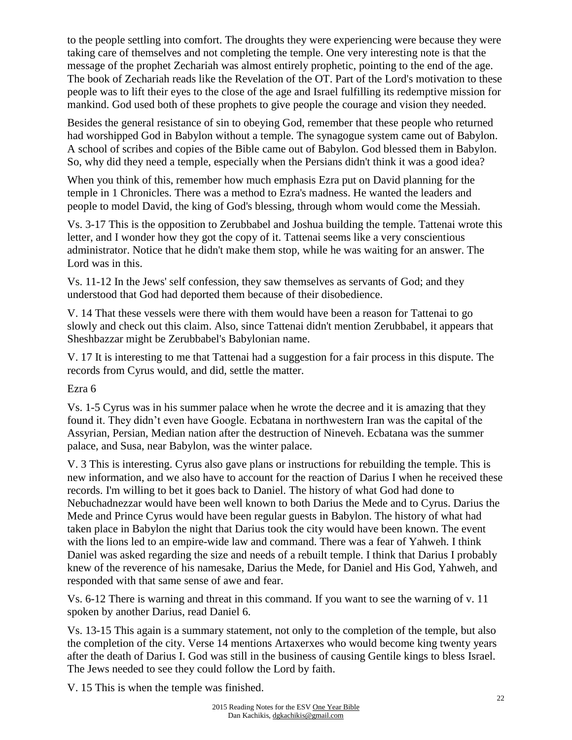to the people settling into comfort. The droughts they were experiencing were because they were taking care of themselves and not completing the temple. One very interesting note is that the message of the prophet Zechariah was almost entirely prophetic, pointing to the end of the age. The book of Zechariah reads like the Revelation of the OT. Part of the Lord's motivation to these people was to lift their eyes to the close of the age and Israel fulfilling its redemptive mission for mankind. God used both of these prophets to give people the courage and vision they needed.

Besides the general resistance of sin to obeying God, remember that these people who returned had worshipped God in Babylon without a temple. The synagogue system came out of Babylon. A school of scribes and copies of the Bible came out of Babylon. God blessed them in Babylon. So, why did they need a temple, especially when the Persians didn't think it was a good idea?

When you think of this, remember how much emphasis Ezra put on David planning for the temple in 1 Chronicles. There was a method to Ezra's madness. He wanted the leaders and people to model David, the king of God's blessing, through whom would come the Messiah.

Vs. 3-17 This is the opposition to Zerubbabel and Joshua building the temple. Tattenai wrote this letter, and I wonder how they got the copy of it. Tattenai seems like a very conscientious administrator. Notice that he didn't make them stop, while he was waiting for an answer. The Lord was in this.

Vs. 11-12 In the Jews' self confession, they saw themselves as servants of God; and they understood that God had deported them because of their disobedience.

V. 14 That these vessels were there with them would have been a reason for Tattenai to go slowly and check out this claim. Also, since Tattenai didn't mention Zerubbabel, it appears that Sheshbazzar might be Zerubbabel's Babylonian name.

V. 17 It is interesting to me that Tattenai had a suggestion for a fair process in this dispute. The records from Cyrus would, and did, settle the matter.

Ezra 6

Vs. 1-5 Cyrus was in his summer palace when he wrote the decree and it is amazing that they found it. They didn't even have Google. Ecbatana in northwestern Iran was the capital of the Assyrian, Persian, Median nation after the destruction of Nineveh. Ecbatana was the summer palace, and Susa, near Babylon, was the winter palace.

V. 3 This is interesting. Cyrus also gave plans or instructions for rebuilding the temple. This is new information, and we also have to account for the reaction of Darius I when he received these records. I'm willing to bet it goes back to Daniel. The history of what God had done to Nebuchadnezzar would have been well known to both Darius the Mede and to Cyrus. Darius the Mede and Prince Cyrus would have been regular guests in Babylon. The history of what had taken place in Babylon the night that Darius took the city would have been known. The event with the lions led to an empire-wide law and command. There was a fear of Yahweh. I think Daniel was asked regarding the size and needs of a rebuilt temple. I think that Darius I probably knew of the reverence of his namesake, Darius the Mede, for Daniel and His God, Yahweh, and responded with that same sense of awe and fear.

Vs. 6-12 There is warning and threat in this command. If you want to see the warning of v. 11 spoken by another Darius, read Daniel 6.

Vs. 13-15 This again is a summary statement, not only to the completion of the temple, but also the completion of the city. Verse 14 mentions Artaxerxes who would become king twenty years after the death of Darius I. God was still in the business of causing Gentile kings to bless Israel. The Jews needed to see they could follow the Lord by faith.

V. 15 This is when the temple was finished.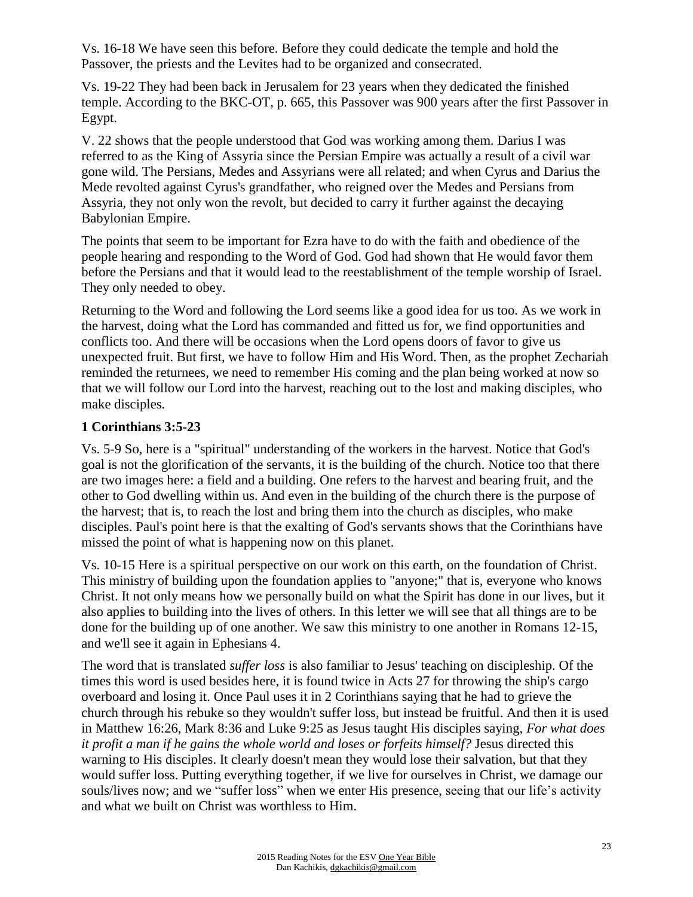Vs. 16-18 We have seen this before. Before they could dedicate the temple and hold the Passover, the priests and the Levites had to be organized and consecrated.

Vs. 19-22 They had been back in Jerusalem for 23 years when they dedicated the finished temple. According to the BKC-OT, p. 665, this Passover was 900 years after the first Passover in Egypt.

V. 22 shows that the people understood that God was working among them. Darius I was referred to as the King of Assyria since the Persian Empire was actually a result of a civil war gone wild. The Persians, Medes and Assyrians were all related; and when Cyrus and Darius the Mede revolted against Cyrus's grandfather, who reigned over the Medes and Persians from Assyria, they not only won the revolt, but decided to carry it further against the decaying Babylonian Empire.

The points that seem to be important for Ezra have to do with the faith and obedience of the people hearing and responding to the Word of God. God had shown that He would favor them before the Persians and that it would lead to the reestablishment of the temple worship of Israel. They only needed to obey.

Returning to the Word and following the Lord seems like a good idea for us too. As we work in the harvest, doing what the Lord has commanded and fitted us for, we find opportunities and conflicts too. And there will be occasions when the Lord opens doors of favor to give us unexpected fruit. But first, we have to follow Him and His Word. Then, as the prophet Zechariah reminded the returnees, we need to remember His coming and the plan being worked at now so that we will follow our Lord into the harvest, reaching out to the lost and making disciples, who make disciples.

### 1 Corinthians 3:5-23

Vs. 5-9 So, here is a "spiritual" understanding of the workers in the harvest. Notice that God's goal is not the glorification of the servants, it is the building of the church. Notice too that there are two images here: a field and a building. One refers to the harvest and bearing fruit, and the other to God dwelling within us. And even in the building of the church there is the purpose of the harvest; that is, to reach the lost and bring them into the church as disciples, who make disciples. Paul's point here is that the exalting of God's servants shows that the Corinthians have missed the point of what is happening now on this planet.

Vs. 10-15 Here is a spiritual perspective on our work on this earth, on the foundation of Christ. This ministry of building upon the foundation applies to "anyone;" that is, everyone who knows Christ. It not only means how we personally build on what the Spirit has done in our lives, but it also applies to building into the lives of others. In this letter we will see that all things are to be done for the building up of one another. We saw this ministry to one another in Romans 12-15, and we'll see it again in Ephesians 4.

The word that is translated *suffer loss* is also familiar to Jesus' teaching on discipleship. Of the times this word is used besides here, it is found twice in Acts 27 for throwing the ship's cargo overboard and losing it. Once Paul uses it in 2 Corinthians saying that he had to grieve the church through his rebuke so they wouldn't suffer loss, but instead be fruitful. And then it is used in Matthew 16:26, Mark 8:36 and Luke 9:25 as Jesus taught His disciples saying, *For what does it profit a man if he gains the whole world and loses or forfeits himself?* Jesus directed this warning to His disciples. It clearly doesn't mean they would lose their salvation, but that they would suffer loss. Putting everything together, if we live for ourselves in Christ, we damage our souls/lives now; and we "suffer loss" when we enter His presence, seeing that our life's activity and what we built on Christ was worthless to Him.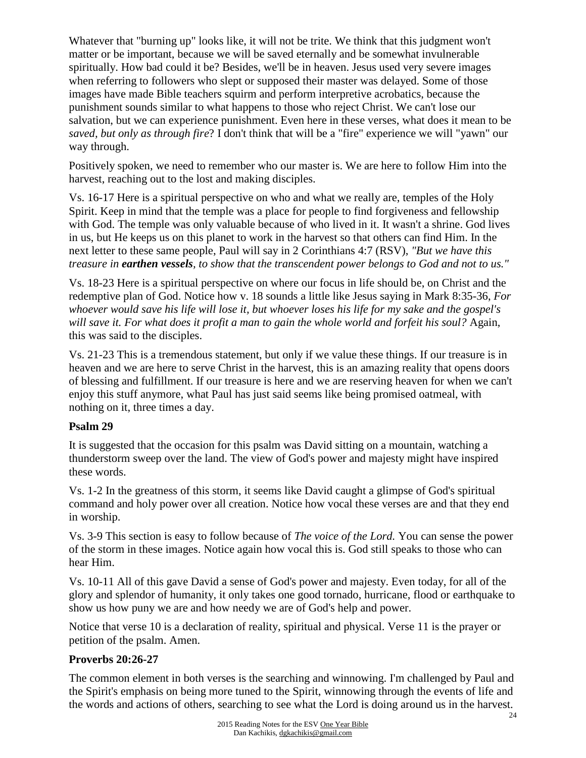Whatever that "burning up" looks like, it will not be trite. We think that this judgment won't matter or be important, because we will be saved eternally and be somewhat invulnerable spiritually. How bad could it be? Besides, we'll be in heaven. Jesus used very severe images when referring to followers who slept or supposed their master was delayed. Some of those images have made Bible teachers squirm and perform interpretive acrobatics, because the punishment sounds similar to what happens to those who reject Christ. We can't lose our salvation, but we can experience punishment. Even here in these verses, what does it mean to be *saved, but only as through fire*? I don't think that will be a "fire" experience we will "yawn" our way through.

Positively spoken, we need to remember who our master is. We are here to follow Him into the harvest, reaching out to the lost and making disciples.

Vs. 16-17 Here is a spiritual perspective on who and what we really are, temples of the Holy Spirit. Keep in mind that the temple was a place for people to find forgiveness and fellowship with God. The temple was only valuable because of who lived in it. It wasn't a shrine. God lives in us, but He keeps us on this planet to work in the harvest so that others can find Him. In the next letter to these same people, Paul will say in 2 Corinthians 4:7 (RSV), *"But we have this treasure in **earthen vessels**, to show that the transcendent power belongs to God and not to us."*

Vs. 18-23 Here is a spiritual perspective on where our focus in life should be, on Christ and the redemptive plan of God. Notice how v. 18 sounds a little like Jesus saying in Mark 8:35-36, *For whoever would save his life will lose it, but whoever loses his life for my sake and the gospel's will save it. For what does it profit a man to gain the whole world and forfeit his soul?* Again, this was said to the disciples.

Vs. 21-23 This is a tremendous statement, but only if we value these things. If our treasure is in heaven and we are here to serve Christ in the harvest, this is an amazing reality that opens doors of blessing and fulfillment. If our treasure is here and we are reserving heaven for when we can't enjoy this stuff anymore, what Paul has just said seems like being promised oatmeal, with nothing on it, three times a day.

**Psalm 29**

It is suggested that the occasion for this psalm was David sitting on a mountain, watching a thunderstorm sweep over the land. The view of God's power and majesty might have inspired these words.

Vs. 1-2 In the greatness of this storm, it seems like David caught a glimpse of God's spiritual command and holy power over all creation. Notice how vocal these verses are and that they end in worship.

Vs. 3-9 This section is easy to follow because of *The voice of the Lord.* You can sense the power of the storm in these images. Notice again how vocal this is. God still speaks to those who can hear Him.

Vs. 10-11 All of this gave David a sense of God's power and majesty. Even today, for all of the glory and splendor of humanity, it only takes one good tornado, hurricane, flood or earthquake to show us how puny we are and how needy we are of God's help and power.

Notice that verse 10 is a declaration of reality, spiritual and physical. Verse 11 is the prayer or petition of the psalm. Amen.

**Proverbs 20:26-27**

The common element in both verses is the searching and winnowing. I'm challenged by Paul and the Spirit's emphasis on being more tuned to the Spirit, winnowing through the events of life and the words and actions of others, searching to see what the Lord is doing around us in the harvest.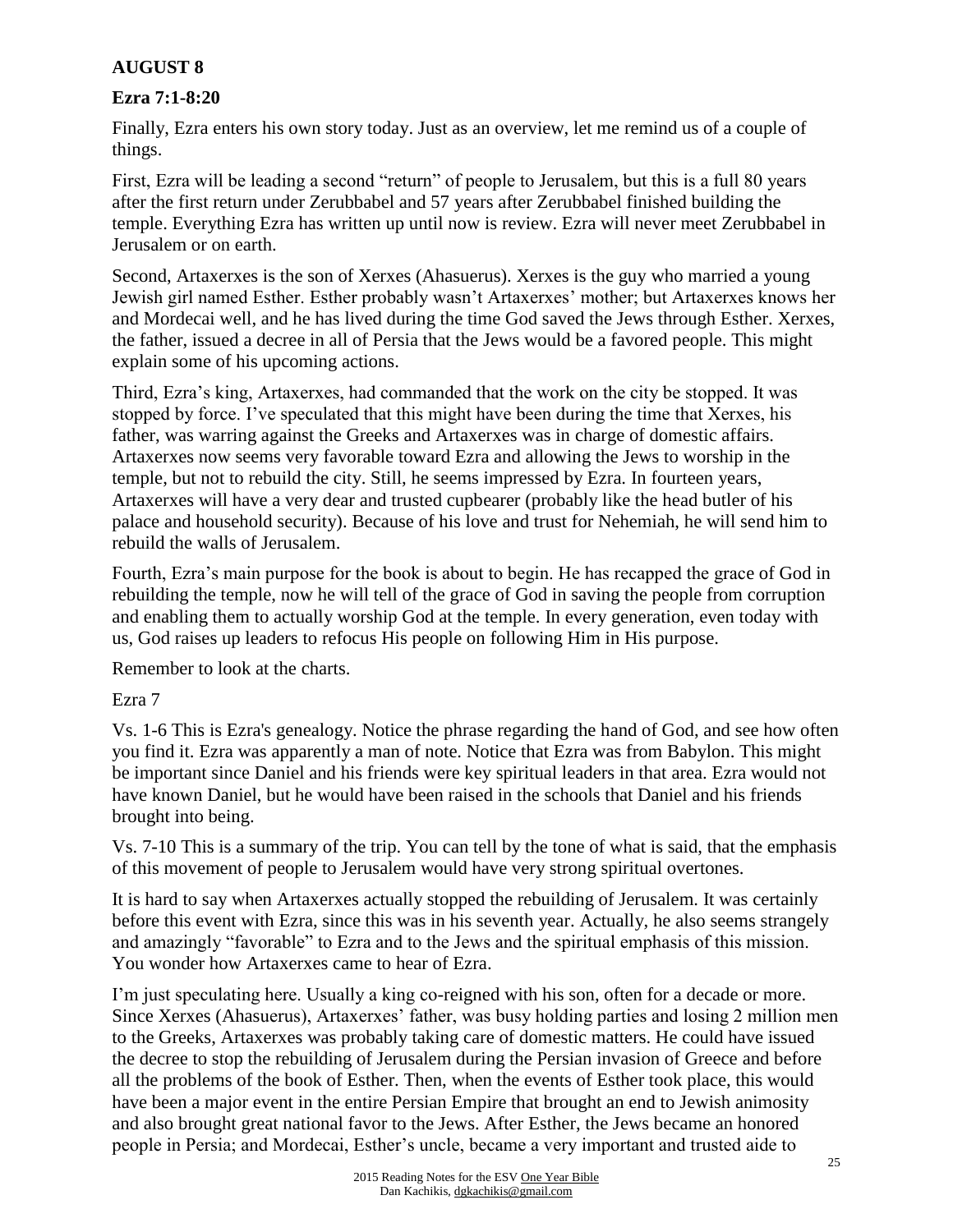## AUGUST 8

### Ezra 7:1-8:20

Finally, Ezra enters his own story today. Just as an overview, let me remind us of a couple of things.

First, Ezra will be leading a second "return" of people to Jerusalem, but this is a full 80 years after the first return under Zerubbabel and 57 years after Zerubbabel finished building the temple. Everything Ezra has written up until now is review. Ezra will never meet Zerubbabel in Jerusalem or on earth.

Second, Artaxerxes is the son of Xerxes (Ahasuerus). Xerxes is the guy who married a young Jewish girl named Esther. Esther probably wasn't Artaxerxes' mother; but Artaxerxes knows her and Mordecai well, and he has lived during the time God saved the Jews through Esther. Xerxes, the father, issued a decree in all of Persia that the Jews would be a favored people. This might explain some of his upcoming actions.

Third, Ezra's king, Artaxerxes, had commanded that the work on the city be stopped. It was stopped by force. I've speculated that this might have been during the time that Xerxes, his father, was warring against the Greeks and Artaxerxes was in charge of domestic affairs. Artaxerxes now seems very favorable toward Ezra and allowing the Jews to worship in the temple, but not to rebuild the city. Still, he seems impressed by Ezra. In fourteen years, Artaxerxes will have a very dear and trusted cupbearer (probably like the head butler of his palace and household security). Because of his love and trust for Nehemiah, he will send him to rebuild the walls of Jerusalem.

Fourth, Ezra's main purpose for the book is about to begin. He has recapped the grace of God in rebuilding the temple, now he will tell of the grace of God in saving the people from corruption and enabling them to actually worship God at the temple. In every generation, even today with us, God raises up leaders to refocus His people on following Him in His purpose.

Remember to look at the charts.

Ezra 7

Vs. 1-6 This is Ezra's genealogy. Notice the phrase regarding the hand of God, and see how often you find it. Ezra was apparently a man of note. Notice that Ezra was from Babylon. This might be important since Daniel and his friends were key spiritual leaders in that area. Ezra would not have known Daniel, but he would have been raised in the schools that Daniel and his friends brought into being.

Vs. 7-10 This is a summary of the trip. You can tell by the tone of what is said, that the emphasis of this movement of people to Jerusalem would have very strong spiritual overtones.

It is hard to say when Artaxerxes actually stopped the rebuilding of Jerusalem. It was certainly before this event with Ezra, since this was in his seventh year. Actually, he also seems strangely and amazingly "favorable" to Ezra and to the Jews and the spiritual emphasis of this mission. You wonder how Artaxerxes came to hear of Ezra.

I'm just speculating here. Usually a king co-reigned with his son, often for a decade or more. Since Xerxes (Ahasuerus), Artaxerxes' father, was busy holding parties and losing 2 million men to the Greeks, Artaxerxes was probably taking care of domestic matters. He could have issued the decree to stop the rebuilding of Jerusalem during the Persian invasion of Greece and before all the problems of the book of Esther. Then, when the events of Esther took place, this would have been a major event in the entire Persian Empire that brought an end to Jewish animosity and also brought great national favor to the Jews. After Esther, the Jews became an honored people in Persia; and Mordecai, Esther's uncle, became a very important and trusted aide to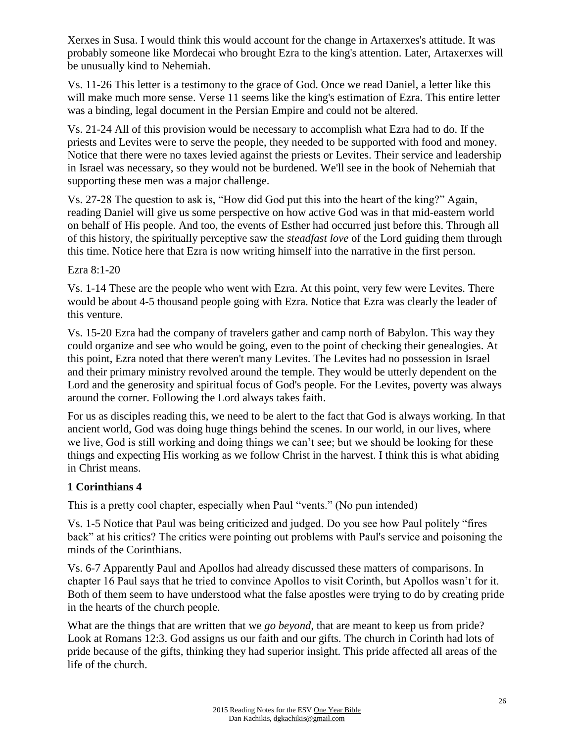Xerxes in Susa. I would think this would account for the change in Artaxerxes's attitude. It was probably someone like Mordecai who brought Ezra to the king's attention. Later, Artaxerxes will be unusually kind to Nehemiah.

Vs. 11-26 This letter is a testimony to the grace of God. Once we read Daniel, a letter like this will make much more sense. Verse 11 seems like the king's estimation of Ezra. This entire letter was a binding, legal document in the Persian Empire and could not be altered.

Vs. 21-24 All of this provision would be necessary to accomplish what Ezra had to do. If the priests and Levites were to serve the people, they needed to be supported with food and money. Notice that there were no taxes levied against the priests or Levites. Their service and leadership in Israel was necessary, so they would not be burdened. We'll see in the book of Nehemiah that supporting these men was a major challenge.

Vs. 27-28 The question to ask is, "How did God put this into the heart of the king?" Again, reading Daniel will give us some perspective on how active God was in that mid-eastern world on behalf of His people. And too, the events of Esther had occurred just before this. Through all of this history, the spiritually perceptive saw the *steadfast love* of the Lord guiding them through this time. Notice here that Ezra is now writing himself into the narrative in the first person.

Ezra 8:1-20

Vs. 1-14 These are the people who went with Ezra. At this point, very few were Levites. There would be about 4-5 thousand people going with Ezra. Notice that Ezra was clearly the leader of this venture.

Vs. 15-20 Ezra had the company of travelers gather and camp north of Babylon. This way they could organize and see who would be going, even to the point of checking their genealogies. At this point, Ezra noted that there weren't many Levites. The Levites had no possession in Israel and their primary ministry revolved around the temple. They would be utterly dependent on the Lord and the generosity and spiritual focus of God's people. For the Levites, poverty was always around the corner. Following the Lord always takes faith.

For us as disciples reading this, we need to be alert to the fact that God is always working. In that ancient world, God was doing huge things behind the scenes. In our world, in our lives, where we live, God is still working and doing things we can't see; but we should be looking for these things and expecting His working as we follow Christ in the harvest. I think this is what abiding in Christ means.

**1 Corinthians 4**

This is a pretty cool chapter, especially when Paul "vents." (No pun intended)

Vs. 1-5 Notice that Paul was being criticized and judged. Do you see how Paul politely "fires back" at his critics? The critics were pointing out problems with Paul's service and poisoning the minds of the Corinthians.

Vs. 6-7 Apparently Paul and Apollos had already discussed these matters of comparisons. In chapter 16 Paul says that he tried to convince Apollos to visit Corinth, but Apollos wasn't for it. Both of them seem to have understood what the false apostles were trying to do by creating pride in the hearts of the church people.

What are the things that are written that we *go beyond*, that are meant to keep us from pride? Look at Romans 12:3. God assigns us our faith and our gifts. The church in Corinth had lots of pride because of the gifts, thinking they had superior insight. This pride affected all areas of the life of the church.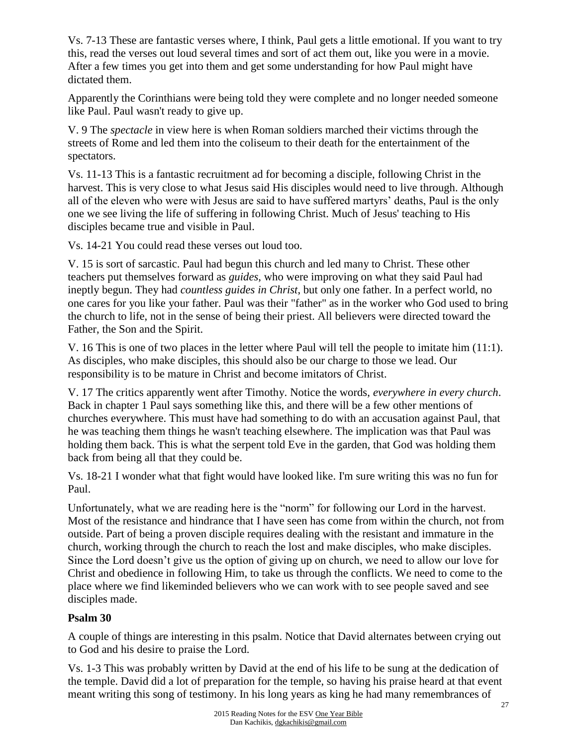Vs. 7-13 These are fantastic verses where, I think, Paul gets a little emotional. If you want to try this, read the verses out loud several times and sort of act them out, like you were in a movie. After a few times you get into them and get some understanding for how Paul might have dictated them.

Apparently the Corinthians were being told they were complete and no longer needed someone like Paul. Paul wasn't ready to give up.

V. 9 The *spectacle* in view here is when Roman soldiers marched their victims through the streets of Rome and led them into the coliseum to their death for the entertainment of the spectators.

Vs. 11-13 This is a fantastic recruitment ad for becoming a disciple, following Christ in the harvest. This is very close to what Jesus said His disciples would need to live through. Although all of the eleven who were with Jesus are said to have suffered martyrs' deaths, Paul is the only one we see living the life of suffering in following Christ. Much of Jesus' teaching to His disciples became true and visible in Paul.

Vs. 14-21 You could read these verses out loud too.

V. 15 is sort of sarcastic. Paul had begun this church and led many to Christ. These other teachers put themselves forward as *guides*, who were improving on what they said Paul had ineptly begun. They had *countless guides in Christ*, but only one father. In a perfect world, no one cares for you like your father. Paul was their "father" as in the worker who God used to bring the church to life, not in the sense of being their priest. All believers were directed toward the Father, the Son and the Spirit.

V. 16 This is one of two places in the letter where Paul will tell the people to imitate him (11:1). As disciples, who make disciples, this should also be our charge to those we lead. Our responsibility is to be mature in Christ and become imitators of Christ.

V. 17 The critics apparently went after Timothy. Notice the words, *everywhere in every church*. Back in chapter 1 Paul says something like this, and there will be a few other mentions of churches everywhere. This must have had something to do with an accusation against Paul, that he was teaching them things he wasn't teaching elsewhere. The implication was that Paul was holding them back. This is what the serpent told Eve in the garden, that God was holding them back from being all that they could be.

Vs. 18-21 I wonder what that fight would have looked like. I'm sure writing this was no fun for Paul.

Unfortunately, what we are reading here is the "norm" for following our Lord in the harvest. Most of the resistance and hindrance that I have seen has come from within the church, not from outside. Part of being a proven disciple requires dealing with the resistant and immature in the church, working through the church to reach the lost and make disciples, who make disciples. Since the Lord doesn't give us the option of giving up on church, we need to allow our love for Christ and obedience in following Him, to take us through the conflicts. We need to come to the place where we find likeminded believers who we can work with to see people saved and see disciples made.

**Psalm 30**

A couple of things are interesting in this psalm. Notice that David alternates between crying out to God and his desire to praise the Lord.

Vs. 1-3 This was probably written by David at the end of his life to be sung at the dedication of the temple. David did a lot of preparation for the temple, so having his praise heard at that event meant writing this song of testimony. In his long years as king he had many remembrances of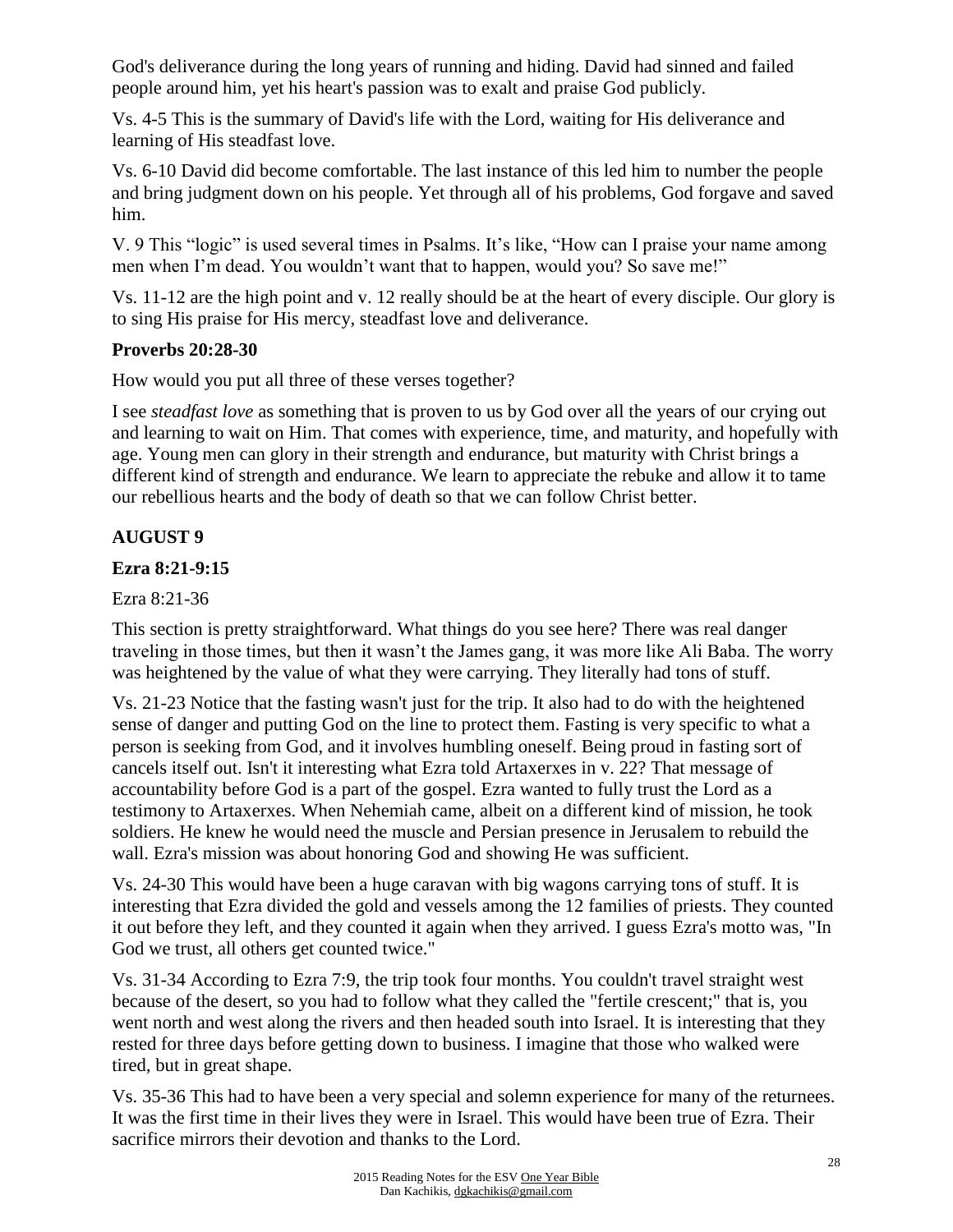God's deliverance during the long years of running and hiding. David had sinned and failed people around him, yet his heart's passion was to exalt and praise God publicly.

Vs. 4-5 This is the summary of David's life with the Lord, waiting for His deliverance and learning of His steadfast love.

Vs. 6-10 David did become comfortable. The last instance of this led him to number the people and bring judgment down on his people. Yet through all of his problems, God forgave and saved him.

V. 9 This "logic" is used several times in Psalms. It's like, "How can I praise your name among men when I'm dead. You wouldn't want that to happen, would you? So save me!"

Vs. 11-12 are the high point and v. 12 really should be at the heart of every disciple. Our glory is to sing His praise for His mercy, steadfast love and deliverance.

**Proverbs 20:28-30**

How would you put all three of these verses together?

I see *steadfast love* as something that is proven to us by God over all the years of our crying out and learning to wait on Him. That comes with experience, time, and maturity, and hopefully with age. Young men can glory in their strength and endurance, but maturity with Christ brings a different kind of strength and endurance. We learn to appreciate the rebuke and allow it to tame our rebellious hearts and the body of death so that we can follow Christ better.

## AUGUST 9

**Ezra 8:21-9:15**

Ezra 8:21-36

This section is pretty straightforward. What things do you see here? There was real danger traveling in those times, but then it wasn't the James gang, it was more like Ali Baba. The worry was heightened by the value of what they were carrying. They literally had tons of stuff.

Vs. 21-23 Notice that the fasting wasn't just for the trip. It also had to do with the heightened sense of danger and putting God on the line to protect them. Fasting is very specific to what a person is seeking from God, and it involves humbling oneself. Being proud in fasting sort of cancels itself out. Isn't it interesting what Ezra told Artaxerxes in v. 22? That message of accountability before God is a part of the gospel. Ezra wanted to fully trust the Lord as a testimony to Artaxerxes. When Nehemiah came, albeit on a different kind of mission, he took soldiers. He knew he would need the muscle and Persian presence in Jerusalem to rebuild the wall. Ezra's mission was about honoring God and showing He was sufficient.

Vs. 24-30 This would have been a huge caravan with big wagons carrying tons of stuff. It is interesting that Ezra divided the gold and vessels among the 12 families of priests. They counted it out before they left, and they counted it again when they arrived. I guess Ezra's motto was, "In God we trust, all others get counted twice."

Vs. 31-34 According to Ezra 7:9, the trip took four months. You couldn't travel straight west because of the desert, so you had to follow what they called the "fertile crescent;" that is, you went north and west along the rivers and then headed south into Israel. It is interesting that they rested for three days before getting down to business. I imagine that those who walked were tired, but in great shape.

Vs. 35-36 This had to have been a very special and solemn experience for many of the returnees. It was the first time in their lives they were in Israel. This would have been true of Ezra. Their sacrifice mirrors their devotion and thanks to the Lord.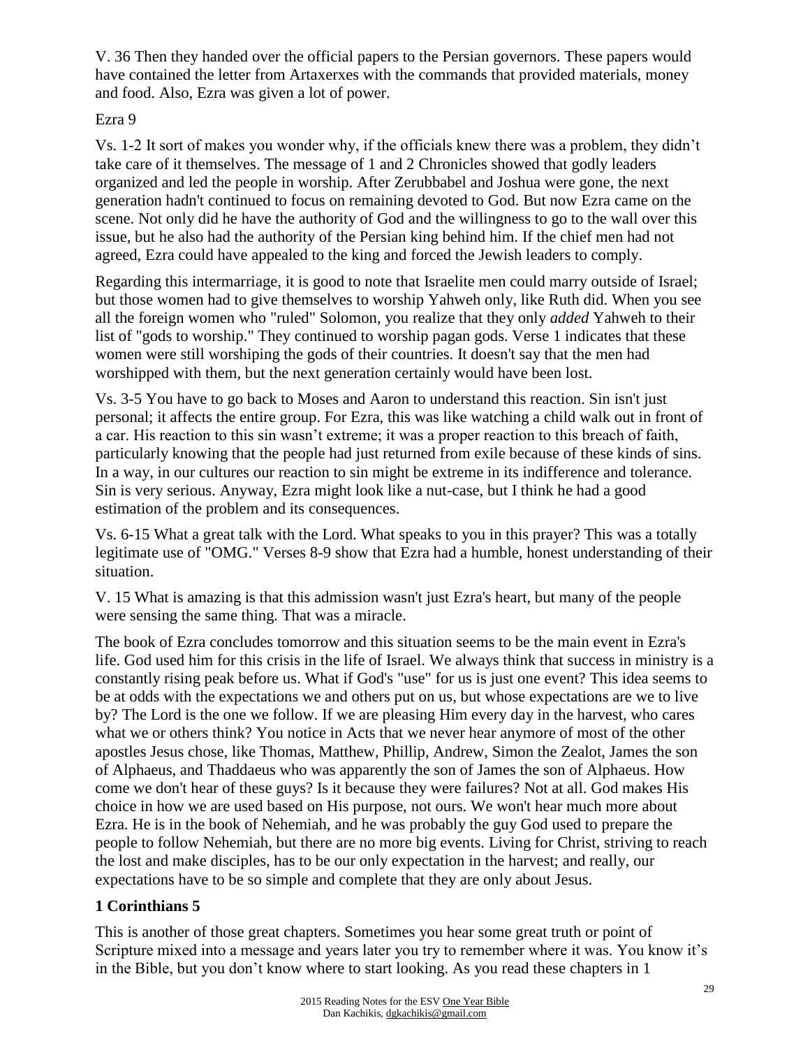V. 36 Then they handed over the official papers to the Persian governors. These papers would have contained the letter from Artaxerxes with the commands that provided materials, money and food. Also, Ezra was given a lot of power.

Ezra 9

Vs. 1-2 It sort of makes you wonder why, if the officials knew there was a problem, they didn't take care of it themselves. The message of 1 and 2 Chronicles showed that godly leaders organized and led the people in worship. After Zerubbabel and Joshua were gone, the next generation hadn't continued to focus on remaining devoted to God. But now Ezra came on the scene. Not only did he have the authority of God and the willingness to go to the wall over this issue, but he also had the authority of the Persian king behind him. If the chief men had not agreed, Ezra could have appealed to the king and forced the Jewish leaders to comply.

Regarding this intermarriage, it is good to note that Israelite men could marry outside of Israel; but those women had to give themselves to worship Yahweh only, like Ruth did. When you see all the foreign women who "ruled" Solomon, you realize that they only *added* Yahweh to their list of "gods to worship." They continued to worship pagan gods. Verse 1 indicates that these women were still worshiping the gods of their countries. It doesn't say that the men had worshipped with them, but the next generation certainly would have been lost.

Vs. 3-5 You have to go back to Moses and Aaron to understand this reaction. Sin isn't just personal; it affects the entire group. For Ezra, this was like watching a child walk out in front of a car. His reaction to this sin wasn't extreme; it was a proper reaction to this breach of faith, particularly knowing that the people had just returned from exile because of these kinds of sins. In a way, in our cultures our reaction to sin might be extreme in its indifference and tolerance. Sin is very serious. Anyway, Ezra might look like a nut-case, but I think he had a good estimation of the problem and its consequences.

Vs. 6-15 What a great talk with the Lord. What speaks to you in this prayer? This was a totally legitimate use of "OMG." Verses 8-9 show that Ezra had a humble, honest understanding of their situation.

V. 15 What is amazing is that this admission wasn't just Ezra's heart, but many of the people were sensing the same thing. That was a miracle.

The book of Ezra concludes tomorrow and this situation seems to be the main event in Ezra's life. God used him for this crisis in the life of Israel. We always think that success in ministry is a constantly rising peak before us. What if God's "use" for us is just one event? This idea seems to be at odds with the expectations we and others put on us, but whose expectations are we to live by? The Lord is the one we follow. If we are pleasing Him every day in the harvest, who cares what we or others think? You notice in Acts that we never hear anymore of most of the other apostles Jesus chose, like Thomas, Matthew, Phillip, Andrew, Simon the Zealot, James the son of Alphaeus, and Thaddaeus who was apparently the son of James the son of Alphaeus. How come we don't hear of these guys? Is it because they were failures? Not at all. God makes His choice in how we are used based on His purpose, not ours. We won't hear much more about Ezra. He is in the book of Nehemiah, and he was probably the guy God used to prepare the people to follow Nehemiah, but there are no more big events. Living for Christ, striving to reach the lost and make disciples, has to be our only expectation in the harvest; and really, our expectations have to be so simple and complete that they are only about Jesus.

**1 Corinthians 5**

This is another of those great chapters. Sometimes you hear some great truth or point of Scripture mixed into a message and years later you try to remember where it was. You know it's in the Bible, but you don't know where to start looking. As you read these chapters in 1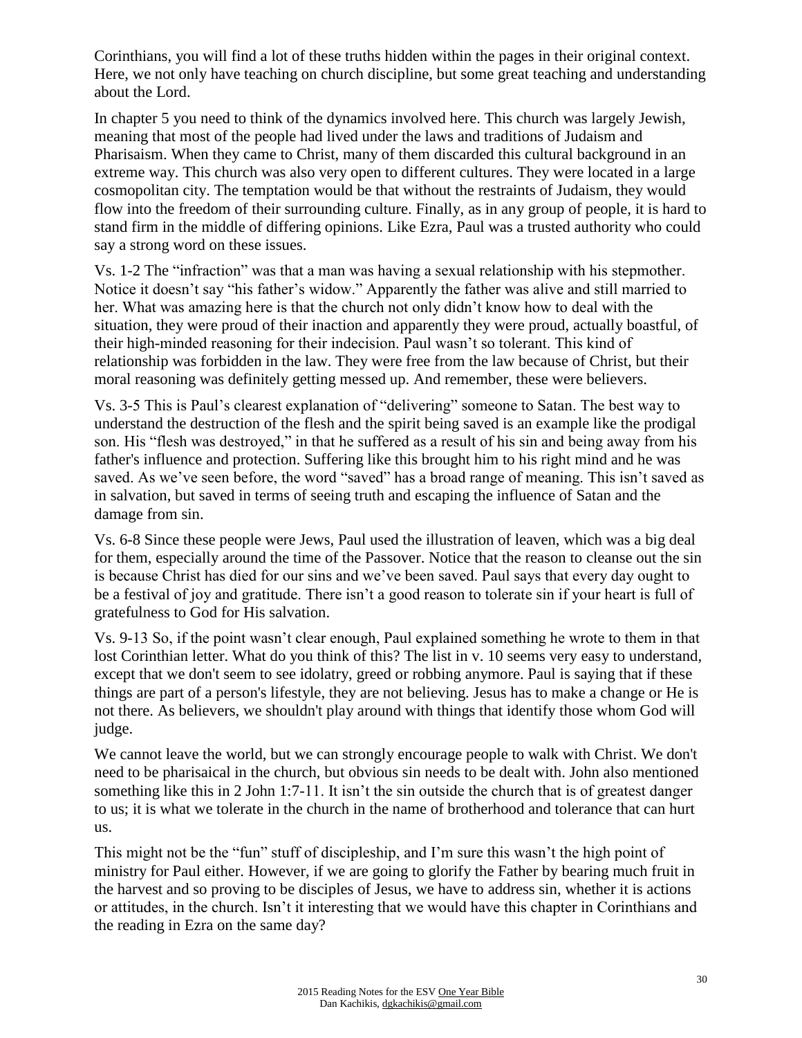Corinthians, you will find a lot of these truths hidden within the pages in their original context. Here, we not only have teaching on church discipline, but some great teaching and understanding about the Lord.

In chapter 5 you need to think of the dynamics involved here. This church was largely Jewish, meaning that most of the people had lived under the laws and traditions of Judaism and Pharisaism. When they came to Christ, many of them discarded this cultural background in an extreme way. This church was also very open to different cultures. They were located in a large cosmopolitan city. The temptation would be that without the restraints of Judaism, they would flow into the freedom of their surrounding culture. Finally, as in any group of people, it is hard to stand firm in the middle of differing opinions. Like Ezra, Paul was a trusted authority who could say a strong word on these issues.

Vs. 1-2 The "infraction" was that a man was having a sexual relationship with his stepmother. Notice it doesn't say "his father's widow." Apparently the father was alive and still married to her. What was amazing here is that the church not only didn't know how to deal with the situation, they were proud of their inaction and apparently they were proud, actually boastful, of their high-minded reasoning for their indecision. Paul wasn't so tolerant. This kind of relationship was forbidden in the law. They were free from the law because of Christ, but their moral reasoning was definitely getting messed up. And remember, these were believers.

Vs. 3-5 This is Paul's clearest explanation of "delivering" someone to Satan. The best way to understand the destruction of the flesh and the spirit being saved is an example like the prodigal son. His "flesh was destroyed," in that he suffered as a result of his sin and being away from his father's influence and protection. Suffering like this brought him to his right mind and he was saved. As we've seen before, the word "saved" has a broad range of meaning. This isn't saved as in salvation, but saved in terms of seeing truth and escaping the influence of Satan and the damage from sin.

Vs. 6-8 Since these people were Jews, Paul used the illustration of leaven, which was a big deal for them, especially around the time of the Passover. Notice that the reason to cleanse out the sin is because Christ has died for our sins and we've been saved. Paul says that every day ought to be a festival of joy and gratitude. There isn't a good reason to tolerate sin if your heart is full of gratefulness to God for His salvation.

Vs. 9-13 So, if the point wasn't clear enough, Paul explained something he wrote to them in that lost Corinthian letter. What do you think of this? The list in v. 10 seems very easy to understand, except that we don't seem to see idolatry, greed or robbing anymore. Paul is saying that if these things are part of a person's lifestyle, they are not believing. Jesus has to make a change or He is not there. As believers, we shouldn't play around with things that identify those whom God will judge.

We cannot leave the world, but we can strongly encourage people to walk with Christ. We don't need to be pharisaical in the church, but obvious sin needs to be dealt with. John also mentioned something like this in 2 John 1:7-11. It isn't the sin outside the church that is of greatest danger to us; it is what we tolerate in the church in the name of brotherhood and tolerance that can hurt us.

This might not be the "fun" stuff of discipleship, and I'm sure this wasn't the high point of ministry for Paul either. However, if we are going to glorify the Father by bearing much fruit in the harvest and so proving to be disciples of Jesus, we have to address sin, whether it is actions or attitudes, in the church. Isn't it interesting that we would have this chapter in Corinthians and the reading in Ezra on the same day?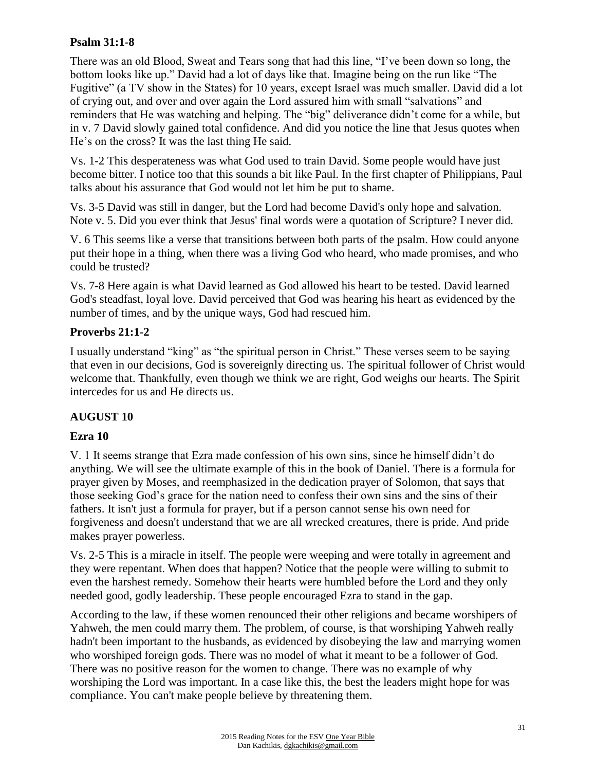**Psalm 31:1-8**

There was an old Blood, Sweat and Tears song that had this line, "I've been down so long, the bottom looks like up." David had a lot of days like that. Imagine being on the run like "The Fugitive" (a TV show in the States) for 10 years, except Israel was much smaller. David did a lot of crying out, and over and over again the Lord assured him with small "salvations" and reminders that He was watching and helping. The "big" deliverance didn't come for a while, but in v. 7 David slowly gained total confidence. And did you notice the line that Jesus quotes when He's on the cross? It was the last thing He said.

Vs. 1-2 This desperateness was what God used to train David. Some people would have just become bitter. I notice too that this sounds a bit like Paul. In the first chapter of Philippians, Paul talks about his assurance that God would not let him be put to shame.

Vs. 3-5 David was still in danger, but the Lord had become David's only hope and salvation. Note v. 5. Did you ever think that Jesus' final words were a quotation of Scripture? I never did.

V. 6 This seems like a verse that transitions between both parts of the psalm. How could anyone put their hope in a thing, when there was a living God who heard, who made promises, and who could be trusted?

Vs. 7-8 Here again is what David learned as God allowed his heart to be tested. David learned God's steadfast, loyal love. David perceived that God was hearing his heart as evidenced by the number of times, and by the unique ways, God had rescued him.

**Proverbs 21:1-2**

I usually understand "king" as "the spiritual person in Christ." These verses seem to be saying that even in our decisions, God is sovereignly directing us. The spiritual follower of Christ would welcome that. Thankfully, even though we think we are right, God weighs our hearts. The Spirit intercedes for us and He directs us.

## AUGUST 10

**Ezra 10**

V. 1 It seems strange that Ezra made confession of his own sins, since he himself didn't do anything. We will see the ultimate example of this in the book of Daniel. There is a formula for prayer given by Moses, and reemphasized in the dedication prayer of Solomon, that says that those seeking God's grace for the nation need to confess their own sins and the sins of their fathers. It isn't just a formula for prayer, but if a person cannot sense his own need for forgiveness and doesn't understand that we are all wrecked creatures, there is pride. And pride makes prayer powerless.

Vs. 2-5 This is a miracle in itself. The people were weeping and were totally in agreement and they were repentant. When does that happen? Notice that the people were willing to submit to even the harshest remedy. Somehow their hearts were humbled before the Lord and they only needed good, godly leadership. These people encouraged Ezra to stand in the gap.

According to the law, if these women renounced their other religions and became worshipers of Yahweh, the men could marry them. The problem, of course, is that worshiping Yahweh really hadn't been important to the husbands, as evidenced by disobeying the law and marrying women who worshiped foreign gods. There was no model of what it meant to be a follower of God. There was no positive reason for the women to change. There was no example of why worshiping the Lord was important. In a case like this, the best the leaders might hope for was compliance. You can't make people believe by threatening them.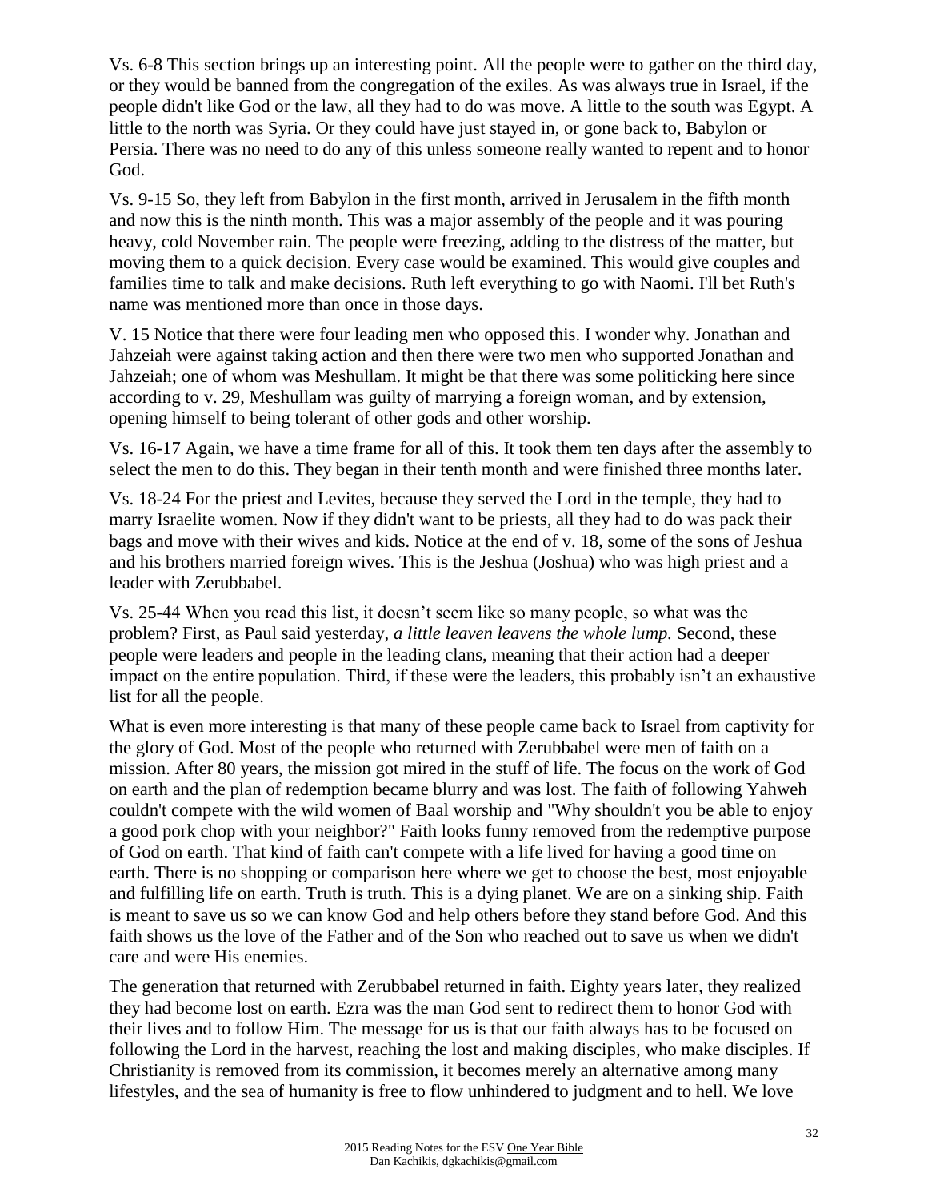Vs. 6-8 This section brings up an interesting point. All the people were to gather on the third day, or they would be banned from the congregation of the exiles. As was always true in Israel, if the people didn't like God or the law, all they had to do was move. A little to the south was Egypt. A little to the north was Syria. Or they could have just stayed in, or gone back to, Babylon or Persia. There was no need to do any of this unless someone really wanted to repent and to honor God.

Vs. 9-15 So, they left from Babylon in the first month, arrived in Jerusalem in the fifth month and now this is the ninth month. This was a major assembly of the people and it was pouring heavy, cold November rain. The people were freezing, adding to the distress of the matter, but moving them to a quick decision. Every case would be examined. This would give couples and families time to talk and make decisions. Ruth left everything to go with Naomi. I'll bet Ruth's name was mentioned more than once in those days.

V. 15 Notice that there were four leading men who opposed this. I wonder why. Jonathan and Jahzeiah were against taking action and then there were two men who supported Jonathan and Jahzeiah; one of whom was Meshullam. It might be that there was some politicking here since according to v. 29, Meshullam was guilty of marrying a foreign woman, and by extension, opening himself to being tolerant of other gods and other worship.

Vs. 16-17 Again, we have a time frame for all of this. It took them ten days after the assembly to select the men to do this. They began in their tenth month and were finished three months later.

Vs. 18-24 For the priest and Levites, because they served the Lord in the temple, they had to marry Israelite women. Now if they didn't want to be priests, all they had to do was pack their bags and move with their wives and kids. Notice at the end of v. 18, some of the sons of Jeshua and his brothers married foreign wives. This is the Jeshua (Joshua) who was high priest and a leader with Zerubbabel.

Vs. 25-44 When you read this list, it doesn't seem like so many people, so what was the problem? First, as Paul said yesterday, *a little leaven leavens the whole lump.* Second, these people were leaders and people in the leading clans, meaning that their action had a deeper impact on the entire population. Third, if these were the leaders, this probably isn't an exhaustive list for all the people.

What is even more interesting is that many of these people came back to Israel from captivity for the glory of God. Most of the people who returned with Zerubbabel were men of faith on a mission. After 80 years, the mission got mired in the stuff of life. The focus on the work of God on earth and the plan of redemption became blurry and was lost. The faith of following Yahweh couldn't compete with the wild women of Baal worship and "Why shouldn't you be able to enjoy a good pork chop with your neighbor?" Faith looks funny removed from the redemptive purpose of God on earth. That kind of faith can't compete with a life lived for having a good time on earth. There is no shopping or comparison here where we get to choose the best, most enjoyable and fulfilling life on earth. Truth is truth. This is a dying planet. We are on a sinking ship. Faith is meant to save us so we can know God and help others before they stand before God. And this faith shows us the love of the Father and of the Son who reached out to save us when we didn't care and were His enemies.

The generation that returned with Zerubbabel returned in faith. Eighty years later, they realized they had become lost on earth. Ezra was the man God sent to redirect them to honor God with their lives and to follow Him. The message for us is that our faith always has to be focused on following the Lord in the harvest, reaching the lost and making disciples, who make disciples. If Christianity is removed from its commission, it becomes merely an alternative among many lifestyles, and the sea of humanity is free to flow unhindered to judgment and to hell. We love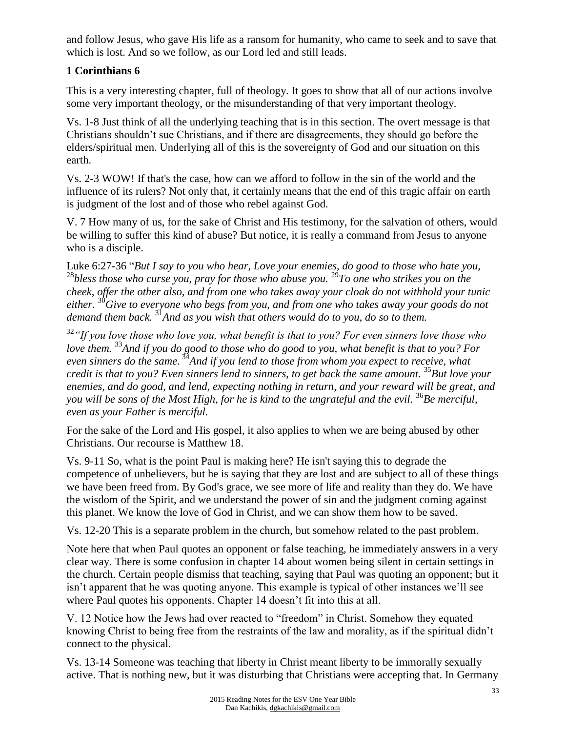and follow Jesus, who gave His life as a ransom for humanity, who came to seek and to save that which is lost. And so we follow, as our Lord led and still leads.

**1 Corinthians 6**

This is a very interesting chapter, full of theology. It goes to show that all of our actions involve some very important theology, or the misunderstanding of that very important theology.

Vs. 1-8 Just think of all the underlying teaching that is in this section. The overt message is that Christians shouldn't sue Christians, and if there are disagreements, they should go before the elders/spiritual men. Underlying all of this is the sovereignty of God and our situation on this earth.

Vs. 2-3 WOW! If that's the case, how can we afford to follow in the sin of the world and the influence of its rulers? Not only that, it certainly means that the end of this tragic affair on earth is judgment of the lost and of those who rebel against God.

V. 7 How many of us, for the sake of Christ and His testimony, for the salvation of others, would be willing to suffer this kind of abuse? But notice, it is really a command from Jesus to anyone who is a disciple.

Luke 6:27-36 "*But I say to you who hear, Love your enemies, do good to those who hate you,* [28]*bless those who curse you, pray for those who abuse you.* [29]*To one who strikes you on the cheek, offer the other also, and from one who takes away your cloak do not withhold your tunic either.* [30]*Give to everyone who begs from you, and from one who takes away your goods do not demand them back.* [31]*And as you wish that others would do to you, do so to them.*

[32]*"If you love those who love you, what benefit is that to you? For even sinners love those who love them.* [33]*And if you do good to those who do good to you, what benefit is that to you? For even sinners do the same.* [34]*And if you lend to those from whom you expect to receive, what credit is that to you? Even sinners lend to sinners, to get back the same amount.* [35]*But love your enemies, and do good, and lend, expecting nothing in return, and your reward will be great, and you will be sons of the Most High, for he is kind to the ungrateful and the evil.* [36]*Be merciful, even as your Father is merciful.*

For the sake of the Lord and His gospel, it also applies to when we are being abused by other Christians. Our recourse is Matthew 18.

Vs. 9-11 So, what is the point Paul is making here? He isn't saying this to degrade the competence of unbelievers, but he is saying that they are lost and are subject to all of these things we have been freed from. By God's grace, we see more of life and reality than they do. We have the wisdom of the Spirit, and we understand the power of sin and the judgment coming against this planet. We know the love of God in Christ, and we can show them how to be saved.

Vs. 12-20 This is a separate problem in the church, but somehow related to the past problem.

Note here that when Paul quotes an opponent or false teaching, he immediately answers in a very clear way. There is some confusion in chapter 14 about women being silent in certain settings in the church. Certain people dismiss that teaching, saying that Paul was quoting an opponent; but it isn't apparent that he was quoting anyone. This example is typical of other instances we'll see where Paul quotes his opponents. Chapter 14 doesn't fit into this at all.

V. 12 Notice how the Jews had over reacted to "freedom" in Christ. Somehow they equated knowing Christ to being free from the restraints of the law and morality, as if the spiritual didn't connect to the physical.

Vs. 13-14 Someone was teaching that liberty in Christ meant liberty to be immorally sexually active. That is nothing new, but it was disturbing that Christians were accepting that. In Germany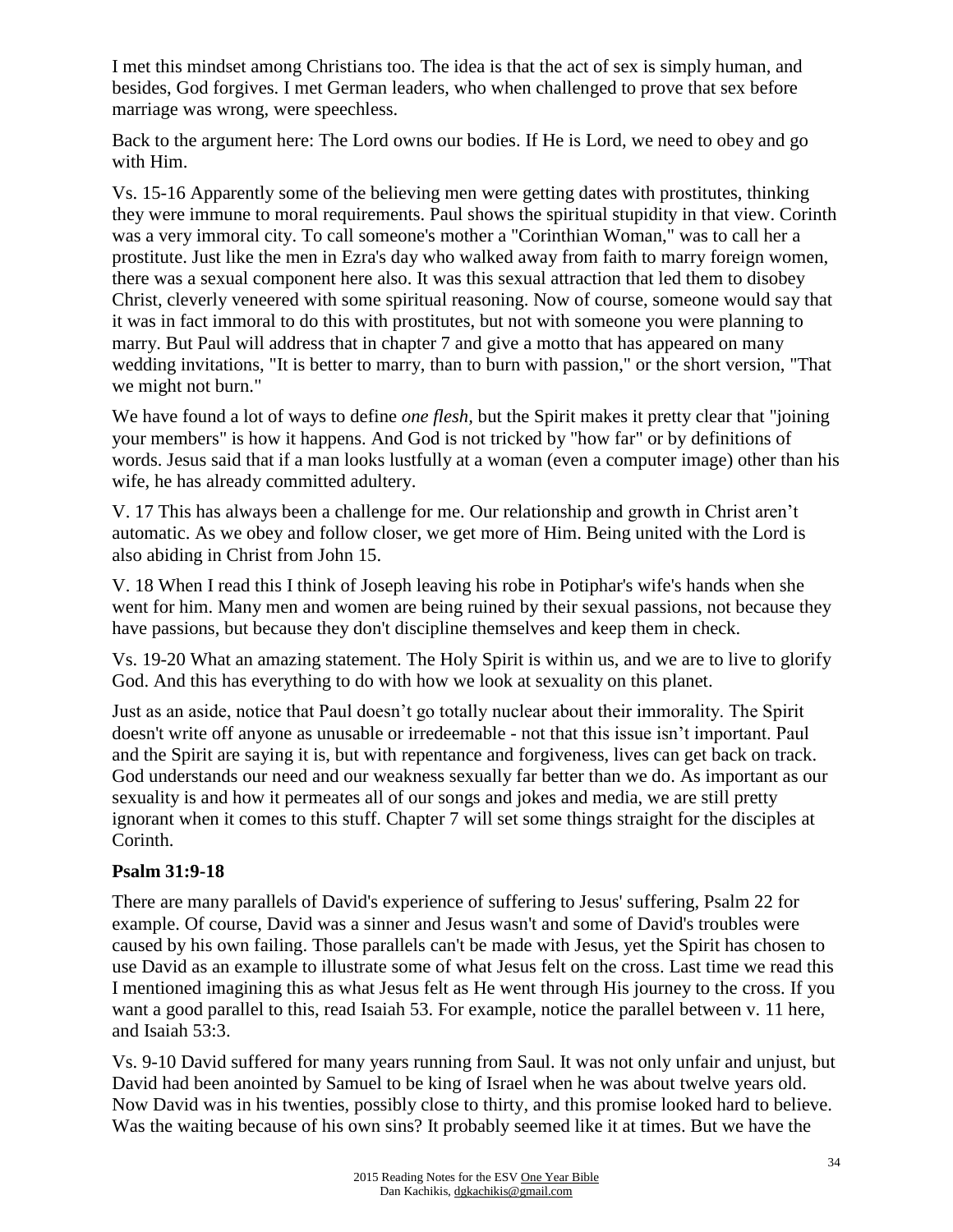I met this mindset among Christians too. The idea is that the act of sex is simply human, and besides, God forgives. I met German leaders, who when challenged to prove that sex before marriage was wrong, were speechless.

Back to the argument here: The Lord owns our bodies. If He is Lord, we need to obey and go with Him.

Vs. 15-16 Apparently some of the believing men were getting dates with prostitutes, thinking they were immune to moral requirements. Paul shows the spiritual stupidity in that view. Corinth was a very immoral city. To call someone's mother a "Corinthian Woman," was to call her a prostitute. Just like the men in Ezra's day who walked away from faith to marry foreign women, there was a sexual component here also. It was this sexual attraction that led them to disobey Christ, cleverly veneered with some spiritual reasoning. Now of course, someone would say that it was in fact immoral to do this with prostitutes, but not with someone you were planning to marry. But Paul will address that in chapter 7 and give a motto that has appeared on many wedding invitations, "It is better to marry, than to burn with passion," or the short version, "That we might not burn."

We have found a lot of ways to define *one flesh*, but the Spirit makes it pretty clear that "joining your members" is how it happens. And God is not tricked by "how far" or by definitions of words. Jesus said that if a man looks lustfully at a woman (even a computer image) other than his wife, he has already committed adultery.

V. 17 This has always been a challenge for me. Our relationship and growth in Christ aren't automatic. As we obey and follow closer, we get more of Him. Being united with the Lord is also abiding in Christ from John 15.

V. 18 When I read this I think of Joseph leaving his robe in Potiphar's wife's hands when she went for him. Many men and women are being ruined by their sexual passions, not because they have passions, but because they don't discipline themselves and keep them in check.

Vs. 19-20 What an amazing statement. The Holy Spirit is within us, and we are to live to glorify God. And this has everything to do with how we look at sexuality on this planet.

Just as an aside, notice that Paul doesn't go totally nuclear about their immorality. The Spirit doesn't write off anyone as unusable or irredeemable - not that this issue isn't important. Paul and the Spirit are saying it is, but with repentance and forgiveness, lives can get back on track. God understands our need and our weakness sexually far better than we do. As important as our sexuality is and how it permeates all of our songs and jokes and media, we are still pretty ignorant when it comes to this stuff. Chapter 7 will set some things straight for the disciples at Corinth.

**Psalm 31:9-18**

There are many parallels of David's experience of suffering to Jesus' suffering, Psalm 22 for example. Of course, David was a sinner and Jesus wasn't and some of David's troubles were caused by his own failing. Those parallels can't be made with Jesus, yet the Spirit has chosen to use David as an example to illustrate some of what Jesus felt on the cross. Last time we read this I mentioned imagining this as what Jesus felt as He went through His journey to the cross. If you want a good parallel to this, read Isaiah 53. For example, notice the parallel between v. 11 here, and Isaiah 53:3.

Vs. 9-10 David suffered for many years running from Saul. It was not only unfair and unjust, but David had been anointed by Samuel to be king of Israel when he was about twelve years old. Now David was in his twenties, possibly close to thirty, and this promise looked hard to believe. Was the waiting because of his own sins? It probably seemed like it at times. But we have the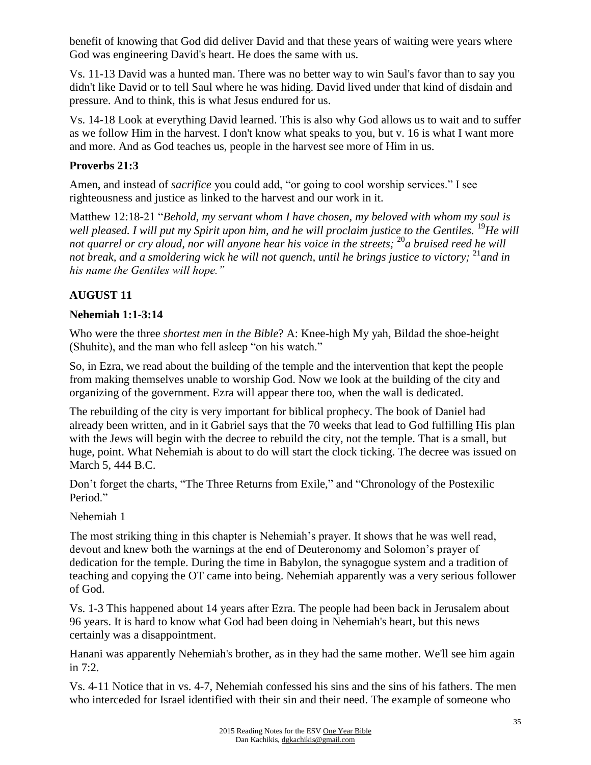benefit of knowing that God did deliver David and that these years of waiting were years where God was engineering David's heart. He does the same with us.

Vs. 11-13 David was a hunted man. There was no better way to win Saul's favor than to say you didn't like David or to tell Saul where he was hiding. David lived under that kind of disdain and pressure. And to think, this is what Jesus endured for us.

Vs. 14-18 Look at everything David learned. This is also why God allows us to wait and to suffer as we follow Him in the harvest. I don't know what speaks to you, but v. 16 is what I want more and more. And as God teaches us, people in the harvest see more of Him in us.

### Proverbs 21:3

Amen, and instead of *sacrifice* you could add, "or going to cool worship services." I see righteousness and justice as linked to the harvest and our work in it.

Matthew 12:18-21 "*Behold, my servant whom I have chosen, my beloved with whom my soul is well pleased. I will put my Spirit upon him, and he will proclaim justice to the Gentiles.* [19]*He will not quarrel or cry aloud, nor will anyone hear his voice in the streets;* [20]*a bruised reed he will not break, and a smoldering wick he will not quench, until he brings justice to victory;* [21]*and in his name the Gentiles will hope."*

## AUGUST 11

### Nehemiah 1:1-3:14

Who were the three *shortest men in the Bible*? A: Knee-high My yah, Bildad the shoe-height (Shuhite), and the man who fell asleep "on his watch."

So, in Ezra, we read about the building of the temple and the intervention that kept the people from making themselves unable to worship God. Now we look at the building of the city and organizing of the government. Ezra will appear there too, when the wall is dedicated.

The rebuilding of the city is very important for biblical prophecy. The book of Daniel had already been written, and in it Gabriel says that the 70 weeks that lead to God fulfilling His plan with the Jews will begin with the decree to rebuild the city, not the temple. That is a small, but huge, point. What Nehemiah is about to do will start the clock ticking. The decree was issued on March 5, 444 B.C.

Don't forget the charts, "The Three Returns from Exile," and "Chronology of the Postexilic Period."

Nehemiah 1

The most striking thing in this chapter is Nehemiah's prayer. It shows that he was well read, devout and knew both the warnings at the end of Deuteronomy and Solomon's prayer of dedication for the temple. During the time in Babylon, the synagogue system and a tradition of teaching and copying the OT came into being. Nehemiah apparently was a very serious follower of God.

Vs. 1-3 This happened about 14 years after Ezra. The people had been back in Jerusalem about 96 years. It is hard to know what God had been doing in Nehemiah's heart, but this news certainly was a disappointment.

Hanani was apparently Nehemiah's brother, as in they had the same mother. We'll see him again in 7:2.

Vs. 4-11 Notice that in vs. 4-7, Nehemiah confessed his sins and the sins of his fathers. The men who interceded for Israel identified with their sin and their need. The example of someone who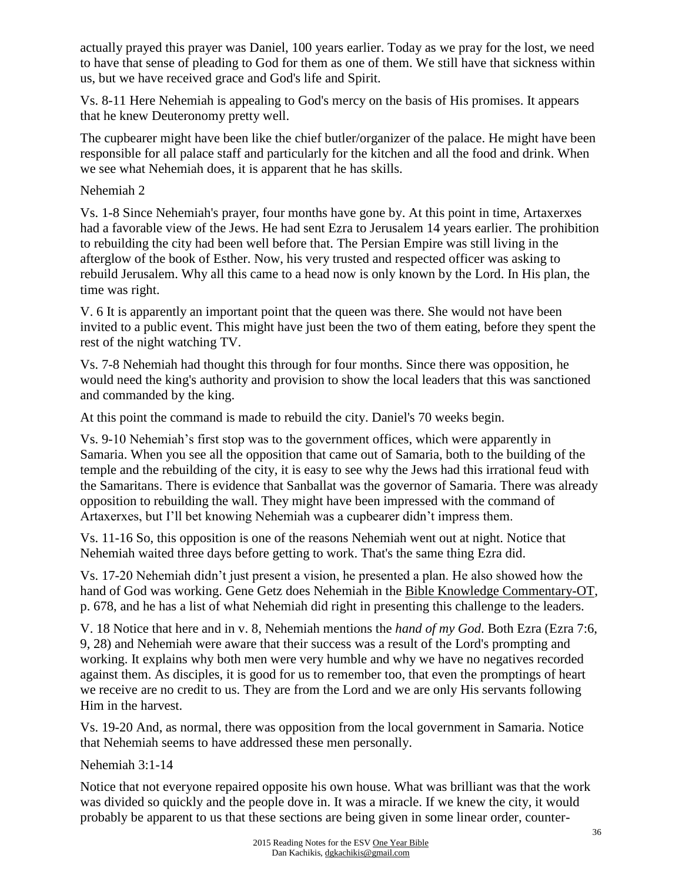actually prayed this prayer was Daniel, 100 years earlier. Today as we pray for the lost, we need to have that sense of pleading to God for them as one of them. We still have that sickness within us, but we have received grace and God's life and Spirit.

Vs. 8-11 Here Nehemiah is appealing to God's mercy on the basis of His promises. It appears that he knew Deuteronomy pretty well.

The cupbearer might have been like the chief butler/organizer of the palace. He might have been responsible for all palace staff and particularly for the kitchen and all the food and drink. When we see what Nehemiah does, it is apparent that he has skills.

Nehemiah 2

Vs. 1-8 Since Nehemiah's prayer, four months have gone by. At this point in time, Artaxerxes had a favorable view of the Jews. He had sent Ezra to Jerusalem 14 years earlier. The prohibition to rebuilding the city had been well before that. The Persian Empire was still living in the afterglow of the book of Esther. Now, his very trusted and respected officer was asking to rebuild Jerusalem. Why all this came to a head now is only known by the Lord. In His plan, the time was right.

V. 6 It is apparently an important point that the queen was there. She would not have been invited to a public event. This might have just been the two of them eating, before they spent the rest of the night watching TV.

Vs. 7-8 Nehemiah had thought this through for four months. Since there was opposition, he would need the king's authority and provision to show the local leaders that this was sanctioned and commanded by the king.

At this point the command is made to rebuild the city. Daniel's 70 weeks begin.

Vs. 9-10 Nehemiah's first stop was to the government offices, which were apparently in Samaria. When you see all the opposition that came out of Samaria, both to the building of the temple and the rebuilding of the city, it is easy to see why the Jews had this irrational feud with the Samaritans. There is evidence that Sanballat was the governor of Samaria. There was already opposition to rebuilding the wall. They might have been impressed with the command of Artaxerxes, but I'll bet knowing Nehemiah was a cupbearer didn't impress them.

Vs. 11-16 So, this opposition is one of the reasons Nehemiah went out at night. Notice that Nehemiah waited three days before getting to work. That's the same thing Ezra did.

Vs. 17-20 Nehemiah didn't just present a vision, he presented a plan. He also showed how the hand of God was working. Gene Getz does Nehemiah in the Bible Knowledge Commentary-OT, p. 678, and he has a list of what Nehemiah did right in presenting this challenge to the leaders.

V. 18 Notice that here and in v. 8, Nehemiah mentions the *hand of my God*. Both Ezra (Ezra 7:6, 9, 28) and Nehemiah were aware that their success was a result of the Lord's prompting and working. It explains why both men were very humble and why we have no negatives recorded against them. As disciples, it is good for us to remember too, that even the promptings of heart we receive are no credit to us. They are from the Lord and we are only His servants following Him in the harvest.

Vs. 19-20 And, as normal, there was opposition from the local government in Samaria. Notice that Nehemiah seems to have addressed these men personally.

Nehemiah 3:1-14

Notice that not everyone repaired opposite his own house. What was brilliant was that the work was divided so quickly and the people dove in. It was a miracle. If we knew the city, it would probably be apparent to us that these sections are being given in some linear order, counter-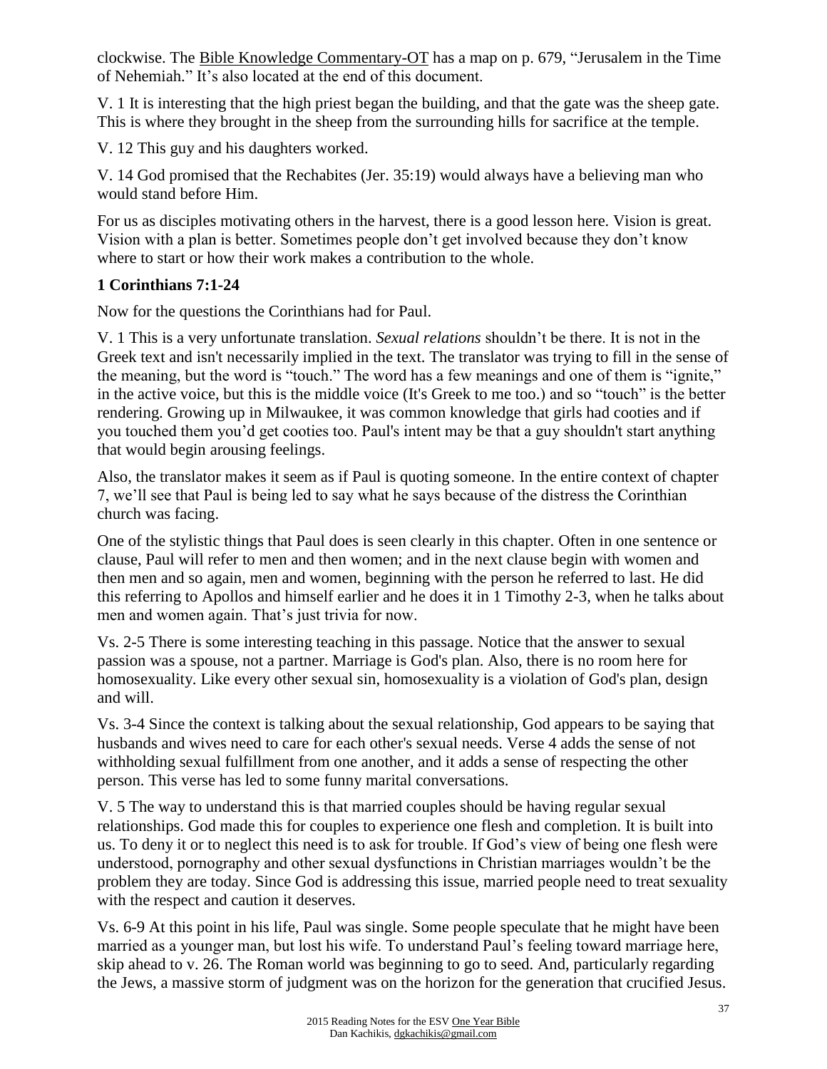clockwise. The Bible Knowledge Commentary-OT has a map on p. 679, "Jerusalem in the Time of Nehemiah." It's also located at the end of this document.

V. 1 It is interesting that the high priest began the building, and that the gate was the sheep gate. This is where they brought in the sheep from the surrounding hills for sacrifice at the temple.

V. 12 This guy and his daughters worked.

V. 14 God promised that the Rechabites (Jer. 35:19) would always have a believing man who would stand before Him.

For us as disciples motivating others in the harvest, there is a good lesson here. Vision is great. Vision with a plan is better. Sometimes people don't get involved because they don't know where to start or how their work makes a contribution to the whole.

**1 Corinthians 7:1-24**

Now for the questions the Corinthians had for Paul.

V. 1 This is a very unfortunate translation. *Sexual relations* shouldn't be there. It is not in the Greek text and isn't necessarily implied in the text. The translator was trying to fill in the sense of the meaning, but the word is "touch." The word has a few meanings and one of them is "ignite," in the active voice, but this is the middle voice (It's Greek to me too.) and so "touch" is the better rendering. Growing up in Milwaukee, it was common knowledge that girls had cooties and if you touched them you'd get cooties too. Paul's intent may be that a guy shouldn't start anything that would begin arousing feelings.

Also, the translator makes it seem as if Paul is quoting someone. In the entire context of chapter 7, we'll see that Paul is being led to say what he says because of the distress the Corinthian church was facing.

One of the stylistic things that Paul does is seen clearly in this chapter. Often in one sentence or clause, Paul will refer to men and then women; and in the next clause begin with women and then men and so again, men and women, beginning with the person he referred to last. He did this referring to Apollos and himself earlier and he does it in 1 Timothy 2-3, when he talks about men and women again. That's just trivia for now.

Vs. 2-5 There is some interesting teaching in this passage. Notice that the answer to sexual passion was a spouse, not a partner. Marriage is God's plan. Also, there is no room here for homosexuality. Like every other sexual sin, homosexuality is a violation of God's plan, design and will.

Vs. 3-4 Since the context is talking about the sexual relationship, God appears to be saying that husbands and wives need to care for each other's sexual needs. Verse 4 adds the sense of not withholding sexual fulfillment from one another, and it adds a sense of respecting the other person. This verse has led to some funny marital conversations.

V. 5 The way to understand this is that married couples should be having regular sexual relationships. God made this for couples to experience one flesh and completion. It is built into us. To deny it or to neglect this need is to ask for trouble. If God's view of being one flesh were understood, pornography and other sexual dysfunctions in Christian marriages wouldn't be the problem they are today. Since God is addressing this issue, married people need to treat sexuality with the respect and caution it deserves.

Vs. 6-9 At this point in his life, Paul was single. Some people speculate that he might have been married as a younger man, but lost his wife. To understand Paul's feeling toward marriage here, skip ahead to v. 26. The Roman world was beginning to go to seed. And, particularly regarding the Jews, a massive storm of judgment was on the horizon for the generation that crucified Jesus.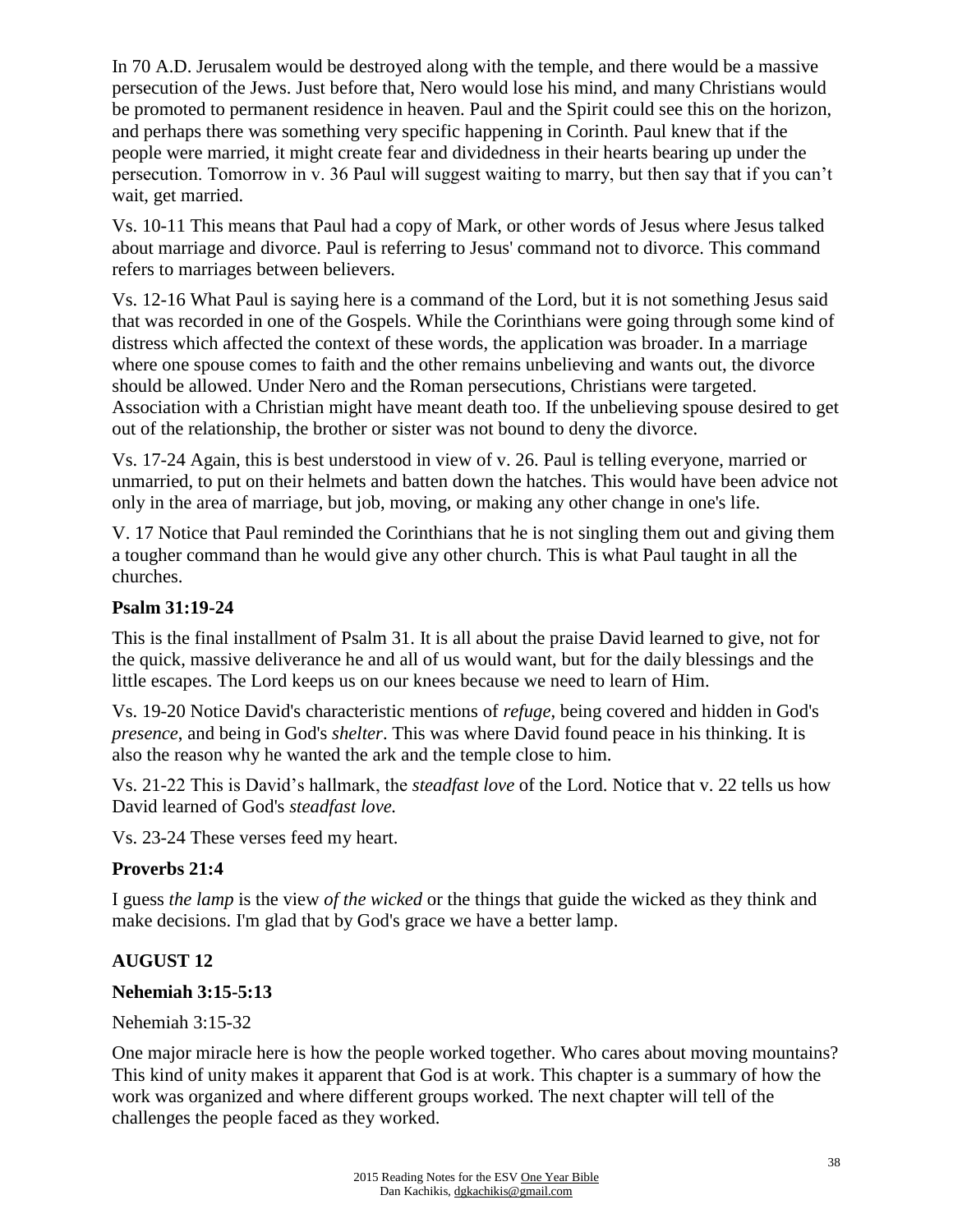In 70 A.D. Jerusalem would be destroyed along with the temple, and there would be a massive persecution of the Jews. Just before that, Nero would lose his mind, and many Christians would be promoted to permanent residence in heaven. Paul and the Spirit could see this on the horizon, and perhaps there was something very specific happening in Corinth. Paul knew that if the people were married, it might create fear and dividedness in their hearts bearing up under the persecution. Tomorrow in v. 36 Paul will suggest waiting to marry, but then say that if you can't wait, get married.

Vs. 10-11 This means that Paul had a copy of Mark, or other words of Jesus where Jesus talked about marriage and divorce. Paul is referring to Jesus' command not to divorce. This command refers to marriages between believers.

Vs. 12-16 What Paul is saying here is a command of the Lord, but it is not something Jesus said that was recorded in one of the Gospels. While the Corinthians were going through some kind of distress which affected the context of these words, the application was broader. In a marriage where one spouse comes to faith and the other remains unbelieving and wants out, the divorce should be allowed. Under Nero and the Roman persecutions, Christians were targeted. Association with a Christian might have meant death too. If the unbelieving spouse desired to get out of the relationship, the brother or sister was not bound to deny the divorce.

Vs. 17-24 Again, this is best understood in view of v. 26. Paul is telling everyone, married or unmarried, to put on their helmets and batten down the hatches. This would have been advice not only in the area of marriage, but job, moving, or making any other change in one's life.

V. 17 Notice that Paul reminded the Corinthians that he is not singling them out and giving them a tougher command than he would give any other church. This is what Paul taught in all the churches.

**Psalm 31:19-24**

This is the final installment of Psalm 31. It is all about the praise David learned to give, not for the quick, massive deliverance he and all of us would want, but for the daily blessings and the little escapes. The Lord keeps us on our knees because we need to learn of Him.

Vs. 19-20 Notice David's characteristic mentions of *refuge*, being covered and hidden in God's *presence*, and being in God's *shelter*. This was where David found peace in his thinking. It is also the reason why he wanted the ark and the temple close to him.

Vs. 21-22 This is David's hallmark, the *steadfast love* of the Lord. Notice that v. 22 tells us how David learned of God's *steadfast love.*

Vs. 23-24 These verses feed my heart.

**Proverbs 21:4**

I guess *the lamp* is the view *of the wicked* or the things that guide the wicked as they think and make decisions. I'm glad that by God's grace we have a better lamp.

**AUGUST 12**

**Nehemiah 3:15-5:13**

Nehemiah 3:15-32

One major miracle here is how the people worked together. Who cares about moving mountains? This kind of unity makes it apparent that God is at work. This chapter is a summary of how the work was organized and where different groups worked. The next chapter will tell of the challenges the people faced as they worked.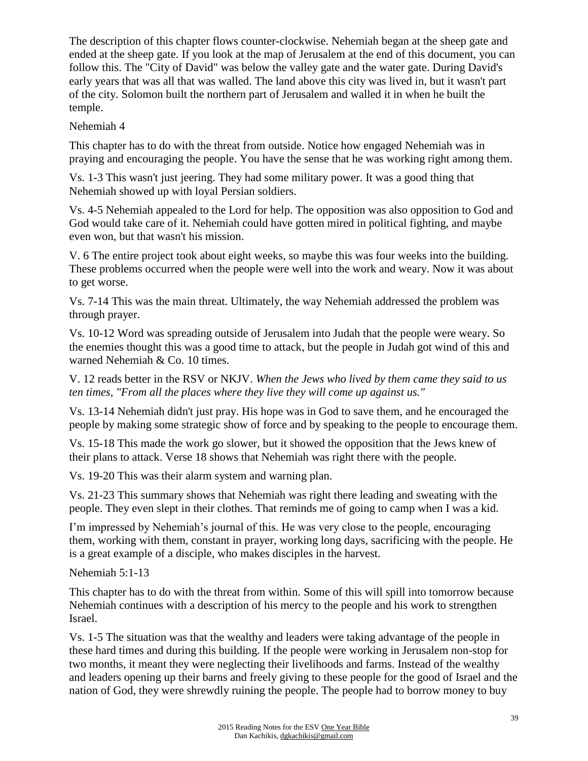The description of this chapter flows counter-clockwise. Nehemiah began at the sheep gate and ended at the sheep gate. If you look at the map of Jerusalem at the end of this document, you can follow this. The "City of David" was below the valley gate and the water gate. During David's early years that was all that was walled. The land above this city was lived in, but it wasn't part of the city. Solomon built the northern part of Jerusalem and walled it in when he built the temple.

Nehemiah 4

This chapter has to do with the threat from outside. Notice how engaged Nehemiah was in praying and encouraging the people. You have the sense that he was working right among them.

Vs. 1-3 This wasn't just jeering. They had some military power. It was a good thing that Nehemiah showed up with loyal Persian soldiers.

Vs. 4-5 Nehemiah appealed to the Lord for help. The opposition was also opposition to God and God would take care of it. Nehemiah could have gotten mired in political fighting, and maybe even won, but that wasn't his mission.

V. 6 The entire project took about eight weeks, so maybe this was four weeks into the building. These problems occurred when the people were well into the work and weary. Now it was about to get worse.

Vs. 7-14 This was the main threat. Ultimately, the way Nehemiah addressed the problem was through prayer.

Vs. 10-12 Word was spreading outside of Jerusalem into Judah that the people were weary. So the enemies thought this was a good time to attack, but the people in Judah got wind of this and warned Nehemiah & Co. 10 times.

V. 12 reads better in the RSV or NKJV. *When the Jews who lived by them came they said to us ten times, "From all the places where they live they will come up against us."*

Vs. 13-14 Nehemiah didn't just pray. His hope was in God to save them, and he encouraged the people by making some strategic show of force and by speaking to the people to encourage them.

Vs. 15-18 This made the work go slower, but it showed the opposition that the Jews knew of their plans to attack. Verse 18 shows that Nehemiah was right there with the people.

Vs. 19-20 This was their alarm system and warning plan.

Vs. 21-23 This summary shows that Nehemiah was right there leading and sweating with the people. They even slept in their clothes. That reminds me of going to camp when I was a kid.

I'm impressed by Nehemiah's journal of this. He was very close to the people, encouraging them, working with them, constant in prayer, working long days, sacrificing with the people. He is a great example of a disciple, who makes disciples in the harvest.

Nehemiah 5:1-13

This chapter has to do with the threat from within. Some of this will spill into tomorrow because Nehemiah continues with a description of his mercy to the people and his work to strengthen Israel.

Vs. 1-5 The situation was that the wealthy and leaders were taking advantage of the people in these hard times and during this building. If the people were working in Jerusalem non-stop for two months, it meant they were neglecting their livelihoods and farms. Instead of the wealthy and leaders opening up their barns and freely giving to these people for the good of Israel and the nation of God, they were shrewdly ruining the people. The people had to borrow money to buy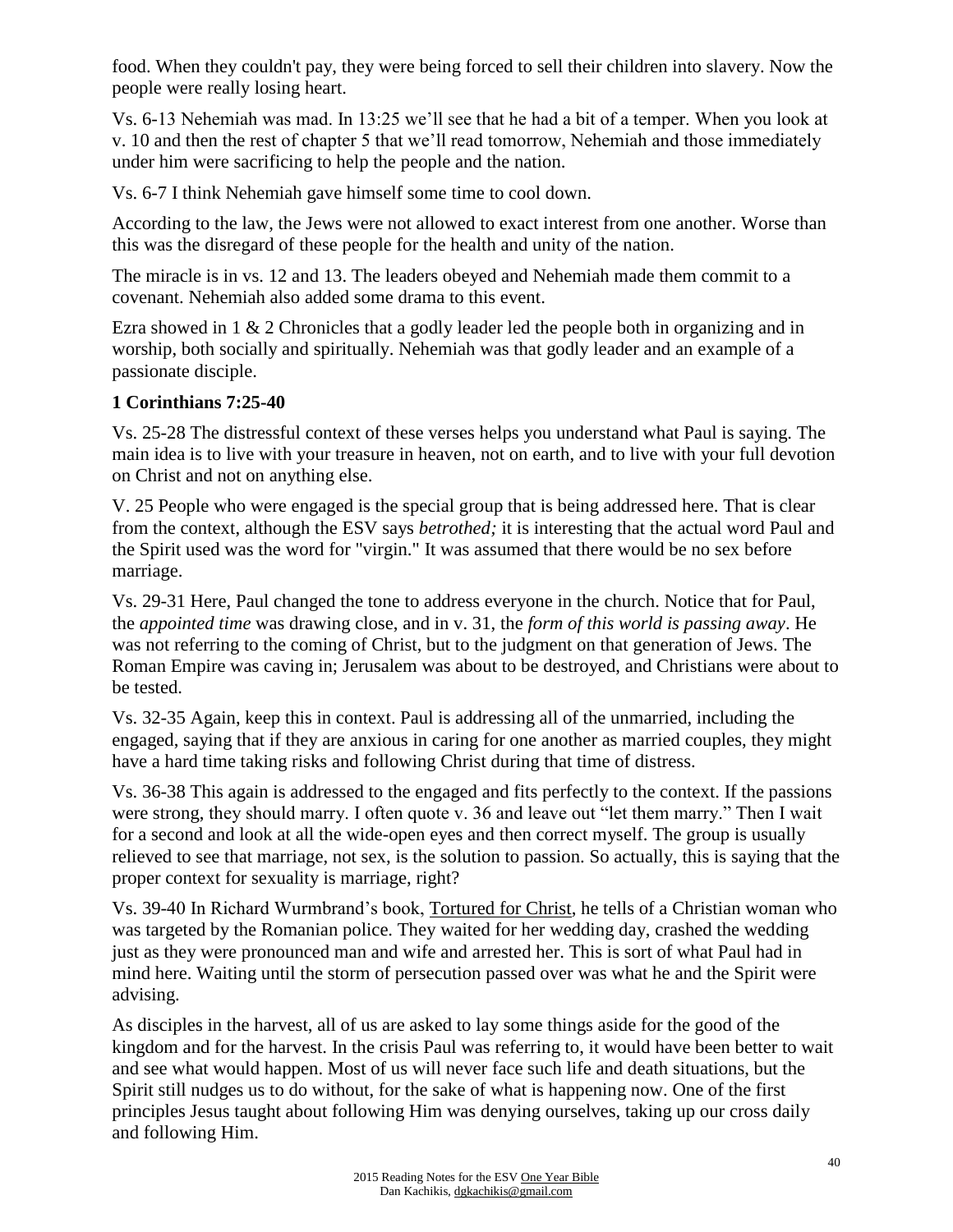food. When they couldn't pay, they were being forced to sell their children into slavery. Now the people were really losing heart.

Vs. 6-13 Nehemiah was mad. In 13:25 we'll see that he had a bit of a temper. When you look at v. 10 and then the rest of chapter 5 that we'll read tomorrow, Nehemiah and those immediately under him were sacrificing to help the people and the nation.

Vs. 6-7 I think Nehemiah gave himself some time to cool down.

According to the law, the Jews were not allowed to exact interest from one another. Worse than this was the disregard of these people for the health and unity of the nation.

The miracle is in vs. 12 and 13. The leaders obeyed and Nehemiah made them commit to a covenant. Nehemiah also added some drama to this event.

Ezra showed in 1 & 2 Chronicles that a godly leader led the people both in organizing and in worship, both socially and spiritually. Nehemiah was that godly leader and an example of a passionate disciple.

**1 Corinthians 7:25-40**

Vs. 25-28 The distressful context of these verses helps you understand what Paul is saying. The main idea is to live with your treasure in heaven, not on earth, and to live with your full devotion on Christ and not on anything else.

V. 25 People who were engaged is the special group that is being addressed here. That is clear from the context, although the ESV says *betrothed;* it is interesting that the actual word Paul and the Spirit used was the word for "virgin." It was assumed that there would be no sex before marriage.

Vs. 29-31 Here, Paul changed the tone to address everyone in the church. Notice that for Paul, the *appointed time* was drawing close, and in v. 31, the *form of this world is passing away*. He was not referring to the coming of Christ, but to the judgment on that generation of Jews. The Roman Empire was caving in; Jerusalem was about to be destroyed, and Christians were about to be tested.

Vs. 32-35 Again, keep this in context. Paul is addressing all of the unmarried, including the engaged, saying that if they are anxious in caring for one another as married couples, they might have a hard time taking risks and following Christ during that time of distress.

Vs. 36-38 This again is addressed to the engaged and fits perfectly to the context. If the passions were strong, they should marry. I often quote v. 36 and leave out "let them marry." Then I wait for a second and look at all the wide-open eyes and then correct myself. The group is usually relieved to see that marriage, not sex, is the solution to passion. So actually, this is saying that the proper context for sexuality is marriage, right?

Vs. 39-40 In Richard Wurmbrand's book, Tortured for Christ, he tells of a Christian woman who was targeted by the Romanian police. They waited for her wedding day, crashed the wedding just as they were pronounced man and wife and arrested her. This is sort of what Paul had in mind here. Waiting until the storm of persecution passed over was what he and the Spirit were advising.

As disciples in the harvest, all of us are asked to lay some things aside for the good of the kingdom and for the harvest. In the crisis Paul was referring to, it would have been better to wait and see what would happen. Most of us will never face such life and death situations, but the Spirit still nudges us to do without, for the sake of what is happening now. One of the first principles Jesus taught about following Him was denying ourselves, taking up our cross daily and following Him.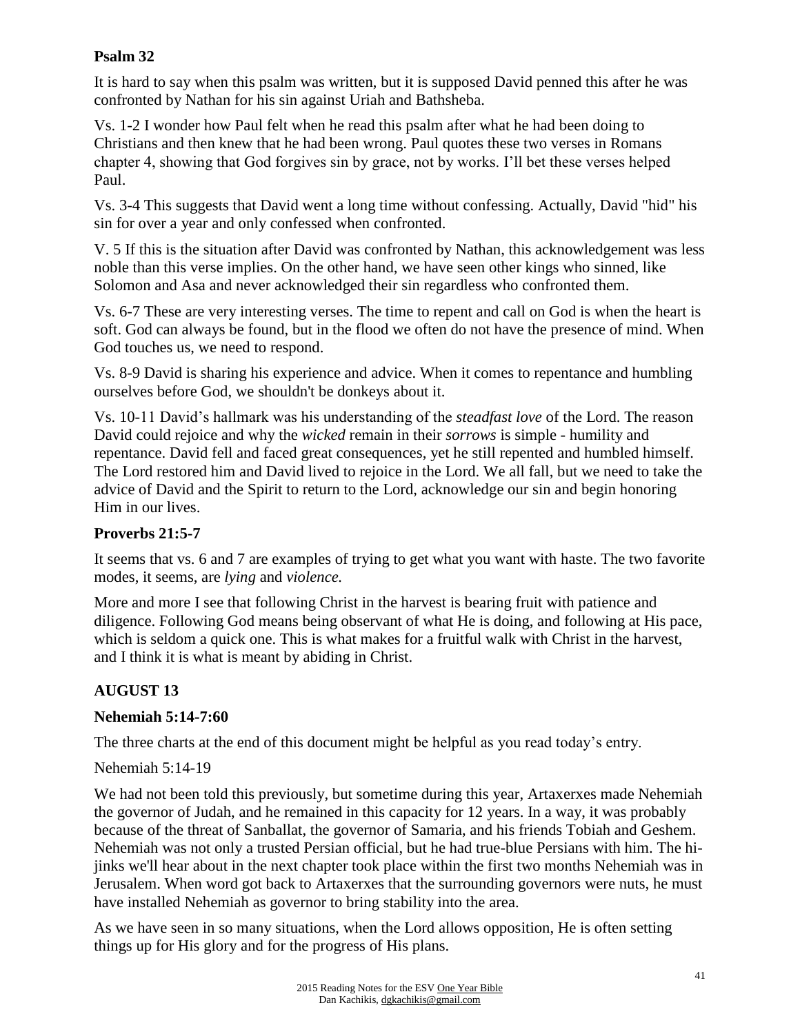**Psalm 32**

It is hard to say when this psalm was written, but it is supposed David penned this after he was confronted by Nathan for his sin against Uriah and Bathsheba.

Vs. 1-2 I wonder how Paul felt when he read this psalm after what he had been doing to Christians and then knew that he had been wrong. Paul quotes these two verses in Romans chapter 4, showing that God forgives sin by grace, not by works. I'll bet these verses helped Paul.

Vs. 3-4 This suggests that David went a long time without confessing. Actually, David "hid" his sin for over a year and only confessed when confronted.

V. 5 If this is the situation after David was confronted by Nathan, this acknowledgement was less noble than this verse implies. On the other hand, we have seen other kings who sinned, like Solomon and Asa and never acknowledged their sin regardless who confronted them.

Vs. 6-7 These are very interesting verses. The time to repent and call on God is when the heart is soft. God can always be found, but in the flood we often do not have the presence of mind. When God touches us, we need to respond.

Vs. 8-9 David is sharing his experience and advice. When it comes to repentance and humbling ourselves before God, we shouldn't be donkeys about it.

Vs. 10-11 David's hallmark was his understanding of the *steadfast love* of the Lord. The reason David could rejoice and why the *wicked* remain in their *sorrows* is simple - humility and repentance. David fell and faced great consequences, yet he still repented and humbled himself. The Lord restored him and David lived to rejoice in the Lord. We all fall, but we need to take the advice of David and the Spirit to return to the Lord, acknowledge our sin and begin honoring Him in our lives.

**Proverbs 21:5-7**

It seems that vs. 6 and 7 are examples of trying to get what you want with haste. The two favorite modes, it seems, are *lying* and *violence.*

More and more I see that following Christ in the harvest is bearing fruit with patience and diligence. Following God means being observant of what He is doing, and following at His pace, which is seldom a quick one. This is what makes for a fruitful walk with Christ in the harvest, and I think it is what is meant by abiding in Christ.

## AUGUST 13

**Nehemiah 5:14-7:60**

The three charts at the end of this document might be helpful as you read today's entry.

Nehemiah 5:14-19

We had not been told this previously, but sometime during this year, Artaxerxes made Nehemiah the governor of Judah, and he remained in this capacity for 12 years. In a way, it was probably because of the threat of Sanballat, the governor of Samaria, and his friends Tobiah and Geshem. Nehemiah was not only a trusted Persian official, but he had true-blue Persians with him. The hi-jinks we'll hear about in the next chapter took place within the first two months Nehemiah was in Jerusalem. When word got back to Artaxerxes that the surrounding governors were nuts, he must have installed Nehemiah as governor to bring stability into the area.

As we have seen in so many situations, when the Lord allows opposition, He is often setting things up for His glory and for the progress of His plans.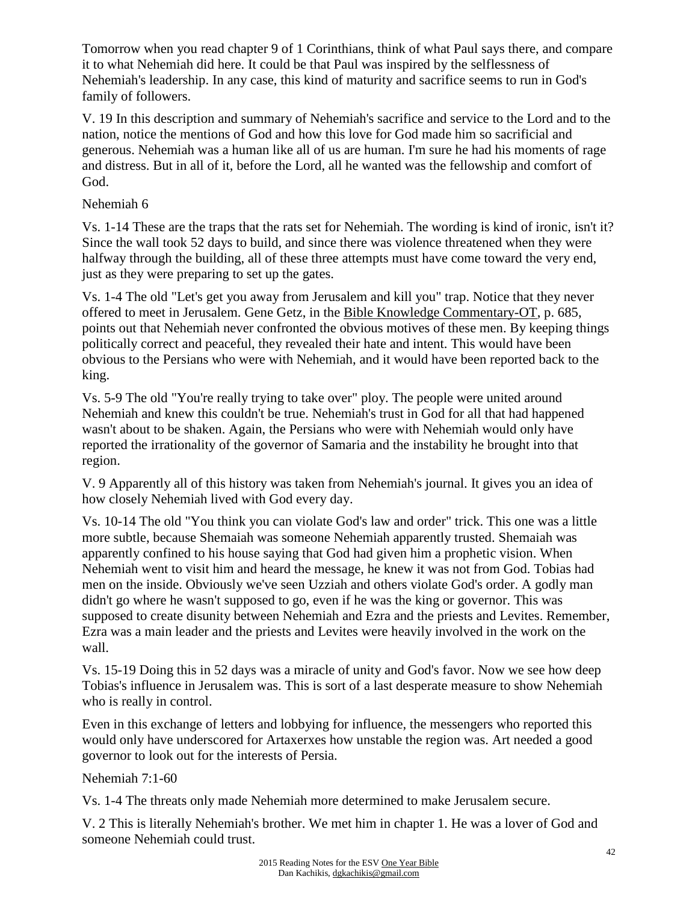Tomorrow when you read chapter 9 of 1 Corinthians, think of what Paul says there, and compare it to what Nehemiah did here. It could be that Paul was inspired by the selflessness of Nehemiah's leadership. In any case, this kind of maturity and sacrifice seems to run in God's family of followers.

V. 19 In this description and summary of Nehemiah's sacrifice and service to the Lord and to the nation, notice the mentions of God and how this love for God made him so sacrificial and generous. Nehemiah was a human like all of us are human. I'm sure he had his moments of rage and distress. But in all of it, before the Lord, all he wanted was the fellowship and comfort of God.

Nehemiah 6

Vs. 1-14 These are the traps that the rats set for Nehemiah. The wording is kind of ironic, isn't it? Since the wall took 52 days to build, and since there was violence threatened when they were halfway through the building, all of these three attempts must have come toward the very end, just as they were preparing to set up the gates.

Vs. 1-4 The old "Let's get you away from Jerusalem and kill you" trap. Notice that they never offered to meet in Jerusalem. Gene Getz, in the Bible Knowledge Commentary-OT, p. 685, points out that Nehemiah never confronted the obvious motives of these men. By keeping things politically correct and peaceful, they revealed their hate and intent. This would have been obvious to the Persians who were with Nehemiah, and it would have been reported back to the king.

Vs. 5-9 The old "You're really trying to take over" ploy. The people were united around Nehemiah and knew this couldn't be true. Nehemiah's trust in God for all that had happened wasn't about to be shaken. Again, the Persians who were with Nehemiah would only have reported the irrationality of the governor of Samaria and the instability he brought into that region.

V. 9 Apparently all of this history was taken from Nehemiah's journal. It gives you an idea of how closely Nehemiah lived with God every day.

Vs. 10-14 The old "You think you can violate God's law and order" trick. This one was a little more subtle, because Shemaiah was someone Nehemiah apparently trusted. Shemaiah was apparently confined to his house saying that God had given him a prophetic vision. When Nehemiah went to visit him and heard the message, he knew it was not from God. Tobias had men on the inside. Obviously we've seen Uzziah and others violate God's order. A godly man didn't go where he wasn't supposed to go, even if he was the king or governor. This was supposed to create disunity between Nehemiah and Ezra and the priests and Levites. Remember, Ezra was a main leader and the priests and Levites were heavily involved in the work on the wall.

Vs. 15-19 Doing this in 52 days was a miracle of unity and God's favor. Now we see how deep Tobias's influence in Jerusalem was. This is sort of a last desperate measure to show Nehemiah who is really in control.

Even in this exchange of letters and lobbying for influence, the messengers who reported this would only have underscored for Artaxerxes how unstable the region was. Art needed a good governor to look out for the interests of Persia.

Nehemiah 7:1-60

Vs. 1-4 The threats only made Nehemiah more determined to make Jerusalem secure.

V. 2 This is literally Nehemiah's brother. We met him in chapter 1. He was a lover of God and someone Nehemiah could trust.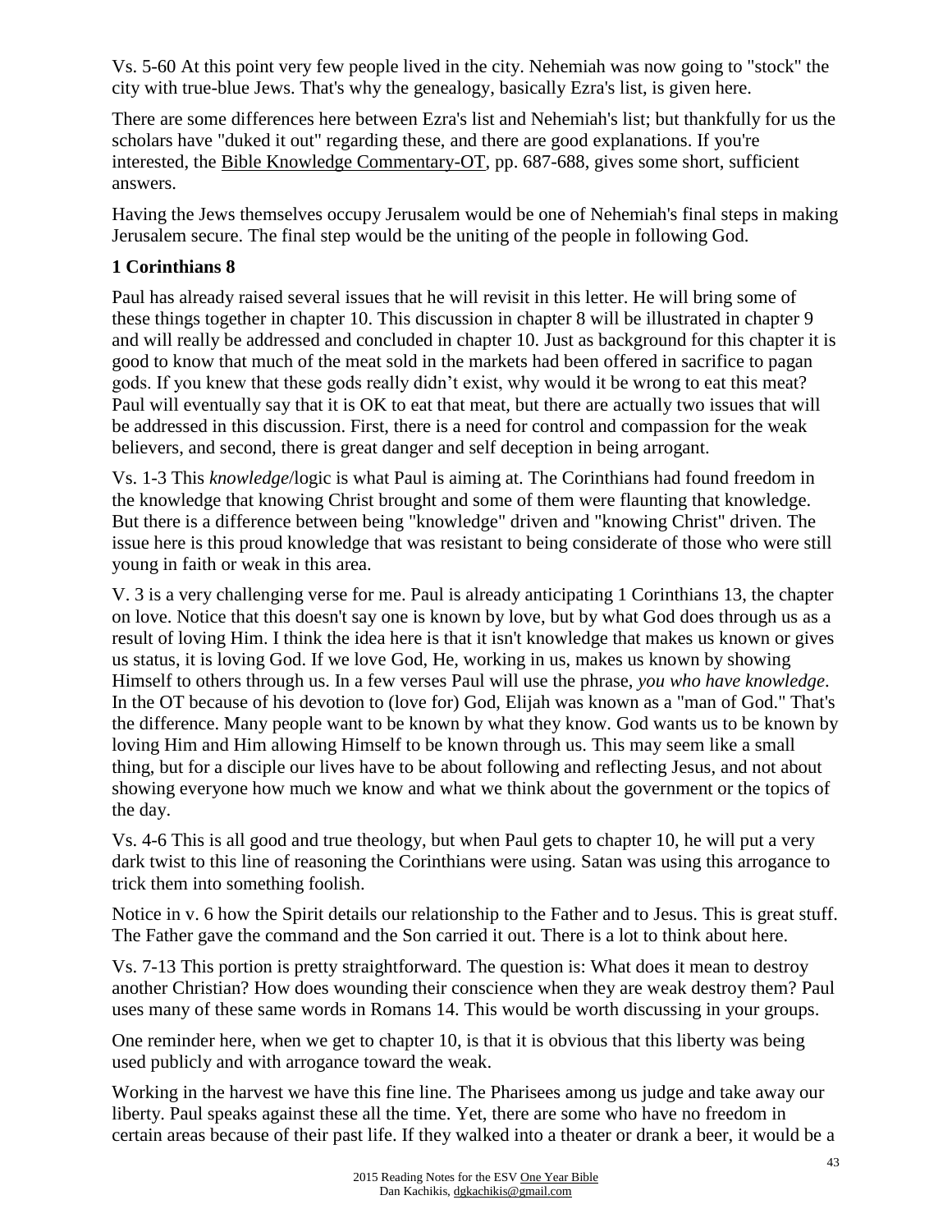Vs. 5-60 At this point very few people lived in the city. Nehemiah was now going to "stock" the city with true-blue Jews. That's why the genealogy, basically Ezra's list, is given here.

There are some differences here between Ezra's list and Nehemiah's list; but thankfully for us the scholars have "duked it out" regarding these, and there are good explanations. If you're interested, the Bible Knowledge Commentary-OT, pp. 687-688, gives some short, sufficient answers.

Having the Jews themselves occupy Jerusalem would be one of Nehemiah's final steps in making Jerusalem secure. The final step would be the uniting of the people in following God.

**1 Corinthians 8**

Paul has already raised several issues that he will revisit in this letter. He will bring some of these things together in chapter 10. This discussion in chapter 8 will be illustrated in chapter 9 and will really be addressed and concluded in chapter 10. Just as background for this chapter it is good to know that much of the meat sold in the markets had been offered in sacrifice to pagan gods. If you knew that these gods really didn't exist, why would it be wrong to eat this meat? Paul will eventually say that it is OK to eat that meat, but there are actually two issues that will be addressed in this discussion. First, there is a need for control and compassion for the weak believers, and second, there is great danger and self deception in being arrogant.

Vs. 1-3 This *knowledge*/logic is what Paul is aiming at. The Corinthians had found freedom in the knowledge that knowing Christ brought and some of them were flaunting that knowledge. But there is a difference between being "knowledge" driven and "knowing Christ" driven. The issue here is this proud knowledge that was resistant to being considerate of those who were still young in faith or weak in this area.

V. 3 is a very challenging verse for me. Paul is already anticipating 1 Corinthians 13, the chapter on love. Notice that this doesn't say one is known by love, but by what God does through us as a result of loving Him. I think the idea here is that it isn't knowledge that makes us known or gives us status, it is loving God. If we love God, He, working in us, makes us known by showing Himself to others through us. In a few verses Paul will use the phrase, *you who have knowledge*. In the OT because of his devotion to (love for) God, Elijah was known as a "man of God." That's the difference. Many people want to be known by what they know. God wants us to be known by loving Him and Him allowing Himself to be known through us. This may seem like a small thing, but for a disciple our lives have to be about following and reflecting Jesus, and not about showing everyone how much we know and what we think about the government or the topics of the day.

Vs. 4-6 This is all good and true theology, but when Paul gets to chapter 10, he will put a very dark twist to this line of reasoning the Corinthians were using. Satan was using this arrogance to trick them into something foolish.

Notice in v. 6 how the Spirit details our relationship to the Father and to Jesus. This is great stuff. The Father gave the command and the Son carried it out. There is a lot to think about here.

Vs. 7-13 This portion is pretty straightforward. The question is: What does it mean to destroy another Christian? How does wounding their conscience when they are weak destroy them? Paul uses many of these same words in Romans 14. This would be worth discussing in your groups.

One reminder here, when we get to chapter 10, is that it is obvious that this liberty was being used publicly and with arrogance toward the weak.

Working in the harvest we have this fine line. The Pharisees among us judge and take away our liberty. Paul speaks against these all the time. Yet, there are some who have no freedom in certain areas because of their past life. If they walked into a theater or drank a beer, it would be a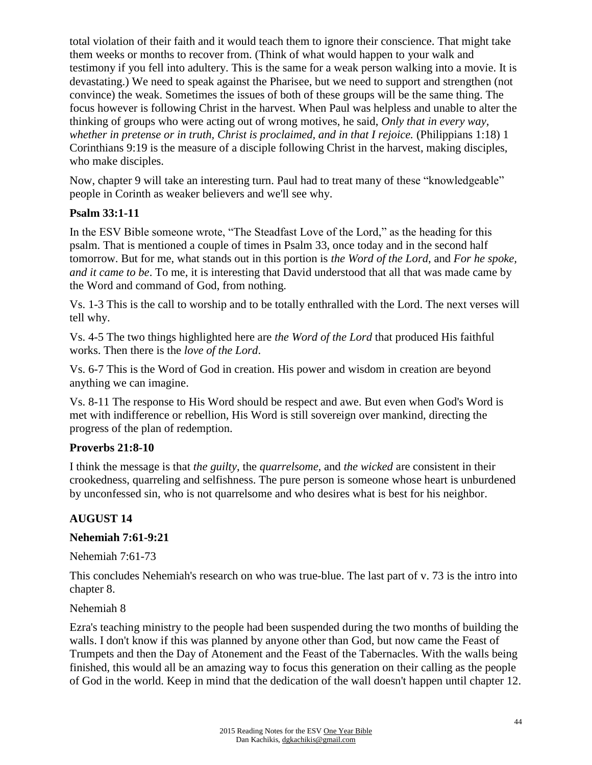total violation of their faith and it would teach them to ignore their conscience. That might take them weeks or months to recover from. (Think of what would happen to your walk and testimony if you fell into adultery. This is the same for a weak person walking into a movie. It is devastating.) We need to speak against the Pharisee, but we need to support and strengthen (not convince) the weak. Sometimes the issues of both of these groups will be the same thing. The focus however is following Christ in the harvest. When Paul was helpless and unable to alter the thinking of groups who were acting out of wrong motives, he said, *Only that in every way, whether in pretense or in truth, Christ is proclaimed, and in that I rejoice.* (Philippians 1:18) 1 Corinthians 9:19 is the measure of a disciple following Christ in the harvest, making disciples, who make disciples.

Now, chapter 9 will take an interesting turn. Paul had to treat many of these "knowledgeable" people in Corinth as weaker believers and we'll see why.

**Psalm 33:1-11**

In the ESV Bible someone wrote, "The Steadfast Love of the Lord," as the heading for this psalm. That is mentioned a couple of times in Psalm 33, once today and in the second half tomorrow. But for me, what stands out in this portion is *the Word of the Lord*, and *For he spoke, and it came to be*. To me, it is interesting that David understood that all that was made came by the Word and command of God, from nothing.

Vs. 1-3 This is the call to worship and to be totally enthralled with the Lord. The next verses will tell why.

Vs. 4-5 The two things highlighted here are *the Word of the Lord* that produced His faithful works. Then there is the *love of the Lord*.

Vs. 6-7 This is the Word of God in creation. His power and wisdom in creation are beyond anything we can imagine.

Vs. 8-11 The response to His Word should be respect and awe. But even when God's Word is met with indifference or rebellion, His Word is still sovereign over mankind, directing the progress of the plan of redemption.

**Proverbs 21:8-10**

I think the message is that *the guilty*, the *quarrelsome*, and *the wicked* are consistent in their crookedness, quarreling and selfishness. The pure person is someone whose heart is unburdened by unconfessed sin, who is not quarrelsome and who desires what is best for his neighbor.

## AUGUST 14

**Nehemiah 7:61-9:21**

Nehemiah 7:61-73

This concludes Nehemiah's research on who was true-blue. The last part of v. 73 is the intro into chapter 8.

Nehemiah 8

Ezra's teaching ministry to the people had been suspended during the two months of building the walls. I don't know if this was planned by anyone other than God, but now came the Feast of Trumpets and then the Day of Atonement and the Feast of the Tabernacles. With the walls being finished, this would all be an amazing way to focus this generation on their calling as the people of God in the world. Keep in mind that the dedication of the wall doesn't happen until chapter 12.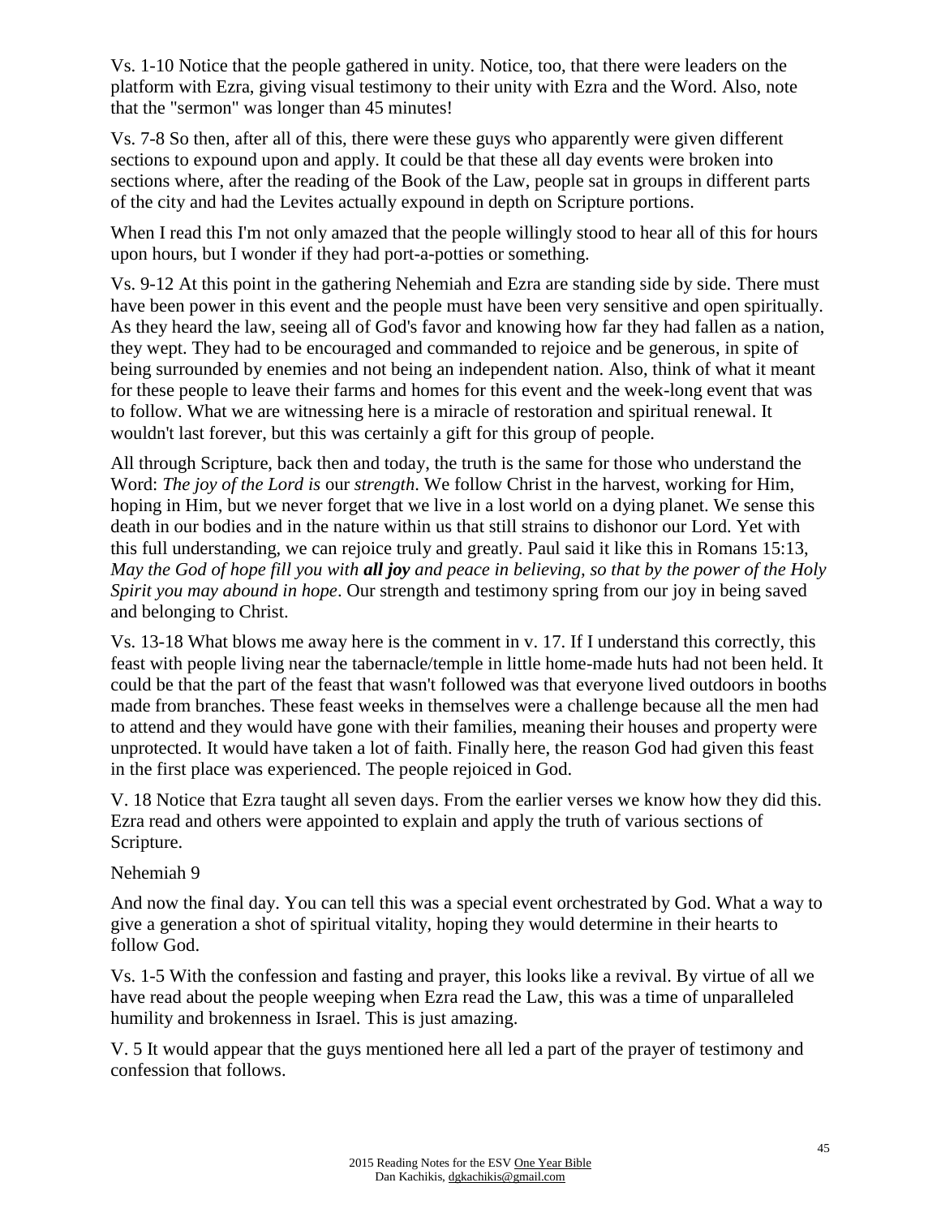Vs. 1-10 Notice that the people gathered in unity. Notice, too, that there were leaders on the platform with Ezra, giving visual testimony to their unity with Ezra and the Word. Also, note that the "sermon" was longer than 45 minutes!

Vs. 7-8 So then, after all of this, there were these guys who apparently were given different sections to expound upon and apply. It could be that these all day events were broken into sections where, after the reading of the Book of the Law, people sat in groups in different parts of the city and had the Levites actually expound in depth on Scripture portions.

When I read this I'm not only amazed that the people willingly stood to hear all of this for hours upon hours, but I wonder if they had port-a-potties or something.

Vs. 9-12 At this point in the gathering Nehemiah and Ezra are standing side by side. There must have been power in this event and the people must have been very sensitive and open spiritually. As they heard the law, seeing all of God's favor and knowing how far they had fallen as a nation, they wept. They had to be encouraged and commanded to rejoice and be generous, in spite of being surrounded by enemies and not being an independent nation. Also, think of what it meant for these people to leave their farms and homes for this event and the week-long event that was to follow. What we are witnessing here is a miracle of restoration and spiritual renewal. It wouldn't last forever, but this was certainly a gift for this group of people.

All through Scripture, back then and today, the truth is the same for those who understand the Word: *The joy of the Lord is* our *strength*. We follow Christ in the harvest, working for Him, hoping in Him, but we never forget that we live in a lost world on a dying planet. We sense this death in our bodies and in the nature within us that still strains to dishonor our Lord. Yet with this full understanding, we can rejoice truly and greatly. Paul said it like this in Romans 15:13, *May the God of hope fill you with* ***all joy*** *and peace in believing, so that by the power of the Holy Spirit you may abound in hope*. Our strength and testimony spring from our joy in being saved and belonging to Christ.

Vs. 13-18 What blows me away here is the comment in v. 17. If I understand this correctly, this feast with people living near the tabernacle/temple in little home-made huts had not been held. It could be that the part of the feast that wasn't followed was that everyone lived outdoors in booths made from branches. These feast weeks in themselves were a challenge because all the men had to attend and they would have gone with their families, meaning their houses and property were unprotected. It would have taken a lot of faith. Finally here, the reason God had given this feast in the first place was experienced. The people rejoiced in God.

V. 18 Notice that Ezra taught all seven days. From the earlier verses we know how they did this. Ezra read and others were appointed to explain and apply the truth of various sections of Scripture.

Nehemiah 9

And now the final day. You can tell this was a special event orchestrated by God. What a way to give a generation a shot of spiritual vitality, hoping they would determine in their hearts to follow God.

Vs. 1-5 With the confession and fasting and prayer, this looks like a revival. By virtue of all we have read about the people weeping when Ezra read the Law, this was a time of unparalleled humility and brokenness in Israel. This is just amazing.

V. 5 It would appear that the guys mentioned here all led a part of the prayer of testimony and confession that follows.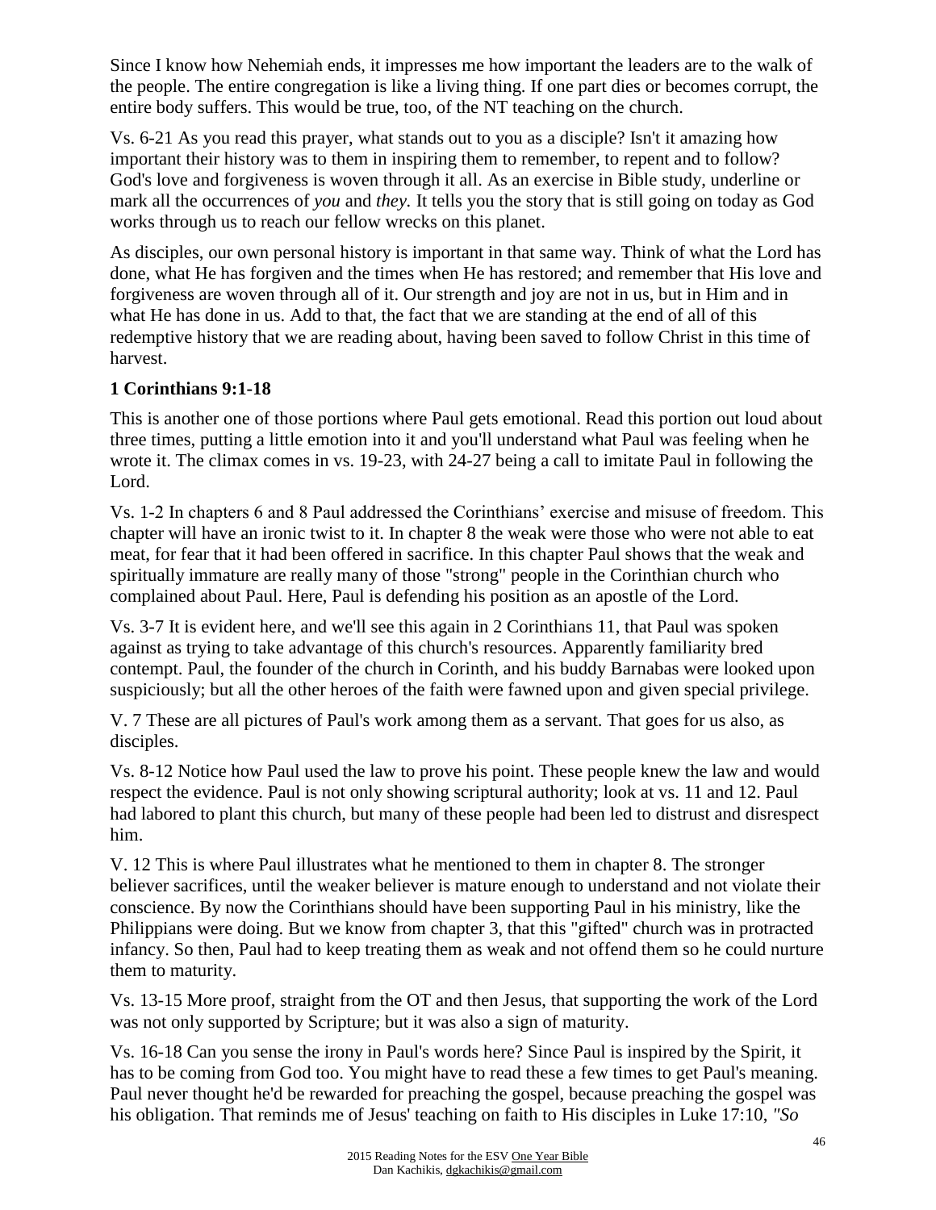Since I know how Nehemiah ends, it impresses me how important the leaders are to the walk of the people. The entire congregation is like a living thing. If one part dies or becomes corrupt, the entire body suffers. This would be true, too, of the NT teaching on the church.

Vs. 6-21 As you read this prayer, what stands out to you as a disciple? Isn't it amazing how important their history was to them in inspiring them to remember, to repent and to follow? God's love and forgiveness is woven through it all. As an exercise in Bible study, underline or mark all the occurrences of *you* and *they.* It tells you the story that is still going on today as God works through us to reach our fellow wrecks on this planet.

As disciples, our own personal history is important in that same way. Think of what the Lord has done, what He has forgiven and the times when He has restored; and remember that His love and forgiveness are woven through all of it. Our strength and joy are not in us, but in Him and in what He has done in us. Add to that, the fact that we are standing at the end of all of this redemptive history that we are reading about, having been saved to follow Christ in this time of harvest.

**1 Corinthians 9:1-18**

This is another one of those portions where Paul gets emotional. Read this portion out loud about three times, putting a little emotion into it and you'll understand what Paul was feeling when he wrote it. The climax comes in vs. 19-23, with 24-27 being a call to imitate Paul in following the Lord.

Vs. 1-2 In chapters 6 and 8 Paul addressed the Corinthians' exercise and misuse of freedom. This chapter will have an ironic twist to it. In chapter 8 the weak were those who were not able to eat meat, for fear that it had been offered in sacrifice. In this chapter Paul shows that the weak and spiritually immature are really many of those "strong" people in the Corinthian church who complained about Paul. Here, Paul is defending his position as an apostle of the Lord.

Vs. 3-7 It is evident here, and we'll see this again in 2 Corinthians 11, that Paul was spoken against as trying to take advantage of this church's resources. Apparently familiarity bred contempt. Paul, the founder of the church in Corinth, and his buddy Barnabas were looked upon suspiciously; but all the other heroes of the faith were fawned upon and given special privilege.

V. 7 These are all pictures of Paul's work among them as a servant. That goes for us also, as disciples.

Vs. 8-12 Notice how Paul used the law to prove his point. These people knew the law and would respect the evidence. Paul is not only showing scriptural authority; look at vs. 11 and 12. Paul had labored to plant this church, but many of these people had been led to distrust and disrespect him.

V. 12 This is where Paul illustrates what he mentioned to them in chapter 8. The stronger believer sacrifices, until the weaker believer is mature enough to understand and not violate their conscience. By now the Corinthians should have been supporting Paul in his ministry, like the Philippians were doing. But we know from chapter 3, that this "gifted" church was in protracted infancy. So then, Paul had to keep treating them as weak and not offend them so he could nurture them to maturity.

Vs. 13-15 More proof, straight from the OT and then Jesus, that supporting the work of the Lord was not only supported by Scripture; but it was also a sign of maturity.

Vs. 16-18 Can you sense the irony in Paul's words here? Since Paul is inspired by the Spirit, it has to be coming from God too. You might have to read these a few times to get Paul's meaning. Paul never thought he'd be rewarded for preaching the gospel, because preaching the gospel was his obligation. That reminds me of Jesus' teaching on faith to His disciples in Luke 17:10, *"So*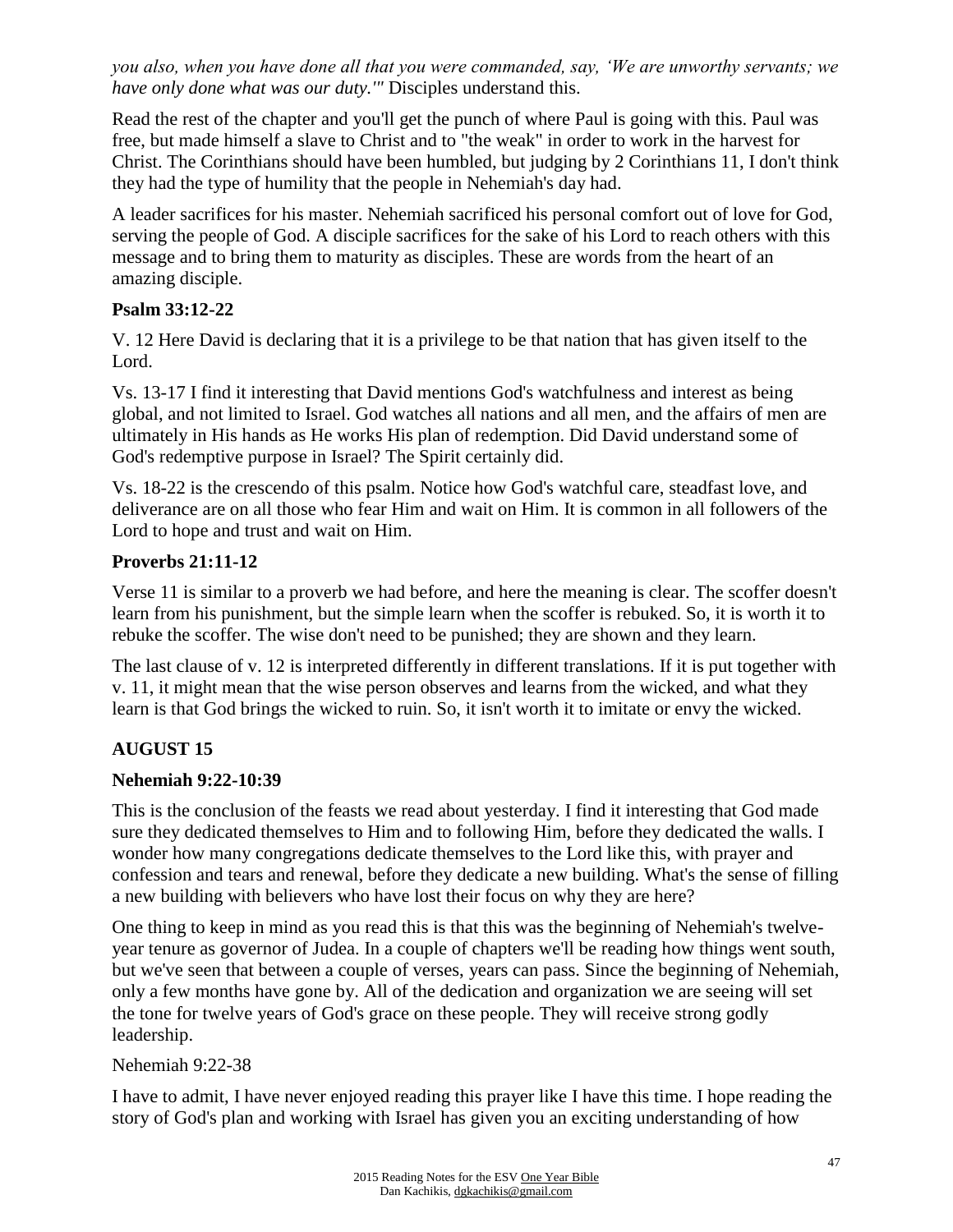*you also, when you have done all that you were commanded, say, 'We are unworthy servants; we have only done what was our duty.'"* Disciples understand this.

Read the rest of the chapter and you'll get the punch of where Paul is going with this. Paul was free, but made himself a slave to Christ and to "the weak" in order to work in the harvest for Christ. The Corinthians should have been humbled, but judging by 2 Corinthians 11, I don't think they had the type of humility that the people in Nehemiah's day had.

A leader sacrifices for his master. Nehemiah sacrificed his personal comfort out of love for God, serving the people of God. A disciple sacrifices for the sake of his Lord to reach others with this message and to bring them to maturity as disciples. These are words from the heart of an amazing disciple.

**Psalm 33:12-22**

V. 12 Here David is declaring that it is a privilege to be that nation that has given itself to the Lord.

Vs. 13-17 I find it interesting that David mentions God's watchfulness and interest as being global, and not limited to Israel. God watches all nations and all men, and the affairs of men are ultimately in His hands as He works His plan of redemption. Did David understand some of God's redemptive purpose in Israel? The Spirit certainly did.

Vs. 18-22 is the crescendo of this psalm. Notice how God's watchful care, steadfast love, and deliverance are on all those who fear Him and wait on Him. It is common in all followers of the Lord to hope and trust and wait on Him.

**Proverbs 21:11-12**

Verse 11 is similar to a proverb we had before, and here the meaning is clear. The scoffer doesn't learn from his punishment, but the simple learn when the scoffer is rebuked. So, it is worth it to rebuke the scoffer. The wise don't need to be punished; they are shown and they learn.

The last clause of v. 12 is interpreted differently in different translations. If it is put together with v. 11, it might mean that the wise person observes and learns from the wicked, and what they learn is that God brings the wicked to ruin. So, it isn't worth it to imitate or envy the wicked.

## AUGUST 15

**Nehemiah 9:22-10:39**

This is the conclusion of the feasts we read about yesterday. I find it interesting that God made sure they dedicated themselves to Him and to following Him, before they dedicated the walls. I wonder how many congregations dedicate themselves to the Lord like this, with prayer and confession and tears and renewal, before they dedicate a new building. What's the sense of filling a new building with believers who have lost their focus on why they are here?

One thing to keep in mind as you read this is that this was the beginning of Nehemiah's twelve-year tenure as governor of Judea. In a couple of chapters we'll be reading how things went south, but we've seen that between a couple of verses, years can pass. Since the beginning of Nehemiah, only a few months have gone by. All of the dedication and organization we are seeing will set the tone for twelve years of God's grace on these people. They will receive strong godly leadership.

Nehemiah 9:22-38

I have to admit, I have never enjoyed reading this prayer like I have this time. I hope reading the story of God's plan and working with Israel has given you an exciting understanding of how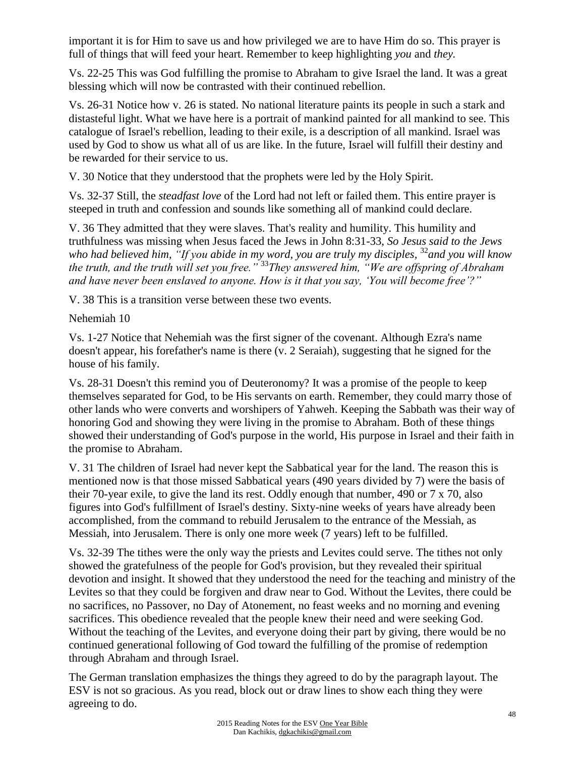important it is for Him to save us and how privileged we are to have Him do so. This prayer is full of things that will feed your heart. Remember to keep highlighting *you* and *they.*

Vs. 22-25 This was God fulfilling the promise to Abraham to give Israel the land. It was a great blessing which will now be contrasted with their continued rebellion.

Vs. 26-31 Notice how v. 26 is stated. No national literature paints its people in such a stark and distasteful light. What we have here is a portrait of mankind painted for all mankind to see. This catalogue of Israel's rebellion, leading to their exile, is a description of all mankind. Israel was used by God to show us what all of us are like. In the future, Israel will fulfill their destiny and be rewarded for their service to us.

V. 30 Notice that they understood that the prophets were led by the Holy Spirit.

Vs. 32-37 Still, the *steadfast love* of the Lord had not left or failed them. This entire prayer is steeped in truth and confession and sounds like something all of mankind could declare.

V. 36 They admitted that they were slaves. That's reality and humility. This humility and truthfulness was missing when Jesus faced the Jews in John 8:31-33, *So Jesus said to the Jews who had believed him, "If you abide in my word, you are truly my disciples,* [32]*and you will know the truth, and the truth will set you free."* [33]*They answered him, "We are offspring of Abraham and have never been enslaved to anyone. How is it that you say, 'You will become free'?"*

V. 38 This is a transition verse between these two events.

Nehemiah 10

Vs. 1-27 Notice that Nehemiah was the first signer of the covenant. Although Ezra's name doesn't appear, his forefather's name is there (v. 2 Seraiah), suggesting that he signed for the house of his family.

Vs. 28-31 Doesn't this remind you of Deuteronomy? It was a promise of the people to keep themselves separated for God, to be His servants on earth. Remember, they could marry those of other lands who were converts and worshipers of Yahweh. Keeping the Sabbath was their way of honoring God and showing they were living in the promise to Abraham. Both of these things showed their understanding of God's purpose in the world, His purpose in Israel and their faith in the promise to Abraham.

V. 31 The children of Israel had never kept the Sabbatical year for the land. The reason this is mentioned now is that those missed Sabbatical years (490 years divided by 7) were the basis of their 70-year exile, to give the land its rest. Oddly enough that number, 490 or 7 x 70, also figures into God's fulfillment of Israel's destiny. Sixty-nine weeks of years have already been accomplished, from the command to rebuild Jerusalem to the entrance of the Messiah, as Messiah, into Jerusalem. There is only one more week (7 years) left to be fulfilled.

Vs. 32-39 The tithes were the only way the priests and Levites could serve. The tithes not only showed the gratefulness of the people for God's provision, but they revealed their spiritual devotion and insight. It showed that they understood the need for the teaching and ministry of the Levites so that they could be forgiven and draw near to God. Without the Levites, there could be no sacrifices, no Passover, no Day of Atonement, no feast weeks and no morning and evening sacrifices. This obedience revealed that the people knew their need and were seeking God. Without the teaching of the Levites, and everyone doing their part by giving, there would be no continued generational following of God toward the fulfilling of the promise of redemption through Abraham and through Israel.

The German translation emphasizes the things they agreed to do by the paragraph layout. The ESV is not so gracious. As you read, block out or draw lines to show each thing they were agreeing to do.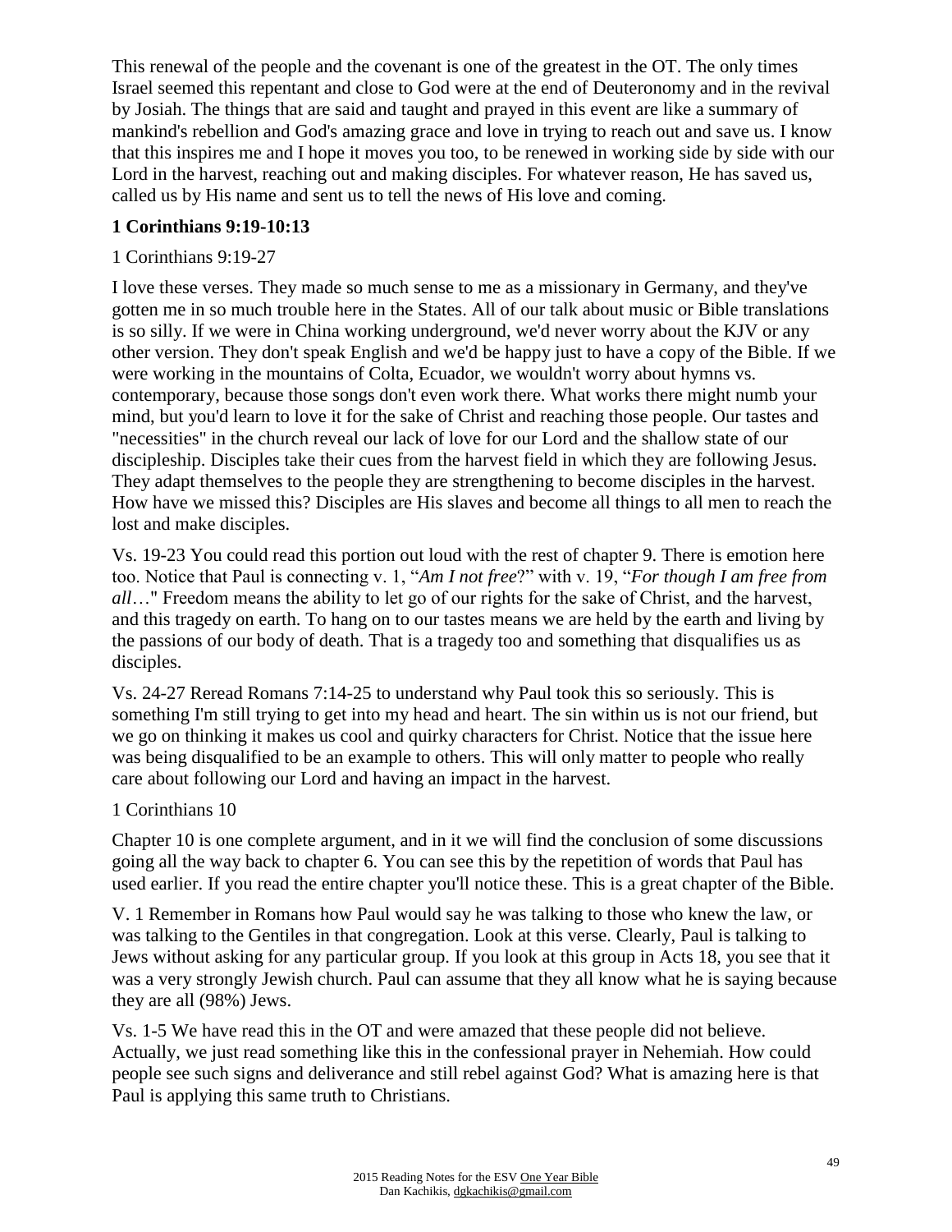This renewal of the people and the covenant is one of the greatest in the OT. The only times Israel seemed this repentant and close to God were at the end of Deuteronomy and in the revival by Josiah. The things that are said and taught and prayed in this event are like a summary of mankind's rebellion and God's amazing grace and love in trying to reach out and save us. I know that this inspires me and I hope it moves you too, to be renewed in working side by side with our Lord in the harvest, reaching out and making disciples. For whatever reason, He has saved us, called us by His name and sent us to tell the news of His love and coming.

**1 Corinthians 9:19-10:13**

1 Corinthians 9:19-27

I love these verses. They made so much sense to me as a missionary in Germany, and they've gotten me in so much trouble here in the States. All of our talk about music or Bible translations is so silly. If we were in China working underground, we'd never worry about the KJV or any other version. They don't speak English and we'd be happy just to have a copy of the Bible. If we were working in the mountains of Colta, Ecuador, we wouldn't worry about hymns vs. contemporary, because those songs don't even work there. What works there might numb your mind, but you'd learn to love it for the sake of Christ and reaching those people. Our tastes and "necessities" in the church reveal our lack of love for our Lord and the shallow state of our discipleship. Disciples take their cues from the harvest field in which they are following Jesus. They adapt themselves to the people they are strengthening to become disciples in the harvest. How have we missed this? Disciples are His slaves and become all things to all men to reach the lost and make disciples.

Vs. 19-23 You could read this portion out loud with the rest of chapter 9. There is emotion here too. Notice that Paul is connecting v. 1, "*Am I not free*?" with v. 19, "*For though I am free from all*…" Freedom means the ability to let go of our rights for the sake of Christ, and the harvest, and this tragedy on earth. To hang on to our tastes means we are held by the earth and living by the passions of our body of death. That is a tragedy too and something that disqualifies us as disciples.

Vs. 24-27 Reread Romans 7:14-25 to understand why Paul took this so seriously. This is something I'm still trying to get into my head and heart. The sin within us is not our friend, but we go on thinking it makes us cool and quirky characters for Christ. Notice that the issue here was being disqualified to be an example to others. This will only matter to people who really care about following our Lord and having an impact in the harvest.

1 Corinthians 10

Chapter 10 is one complete argument, and in it we will find the conclusion of some discussions going all the way back to chapter 6. You can see this by the repetition of words that Paul has used earlier. If you read the entire chapter you'll notice these. This is a great chapter of the Bible.

V. 1 Remember in Romans how Paul would say he was talking to those who knew the law, or was talking to the Gentiles in that congregation. Look at this verse. Clearly, Paul is talking to Jews without asking for any particular group. If you look at this group in Acts 18, you see that it was a very strongly Jewish church. Paul can assume that they all know what he is saying because they are all (98%) Jews.

Vs. 1-5 We have read this in the OT and were amazed that these people did not believe. Actually, we just read something like this in the confessional prayer in Nehemiah. How could people see such signs and deliverance and still rebel against God? What is amazing here is that Paul is applying this same truth to Christians.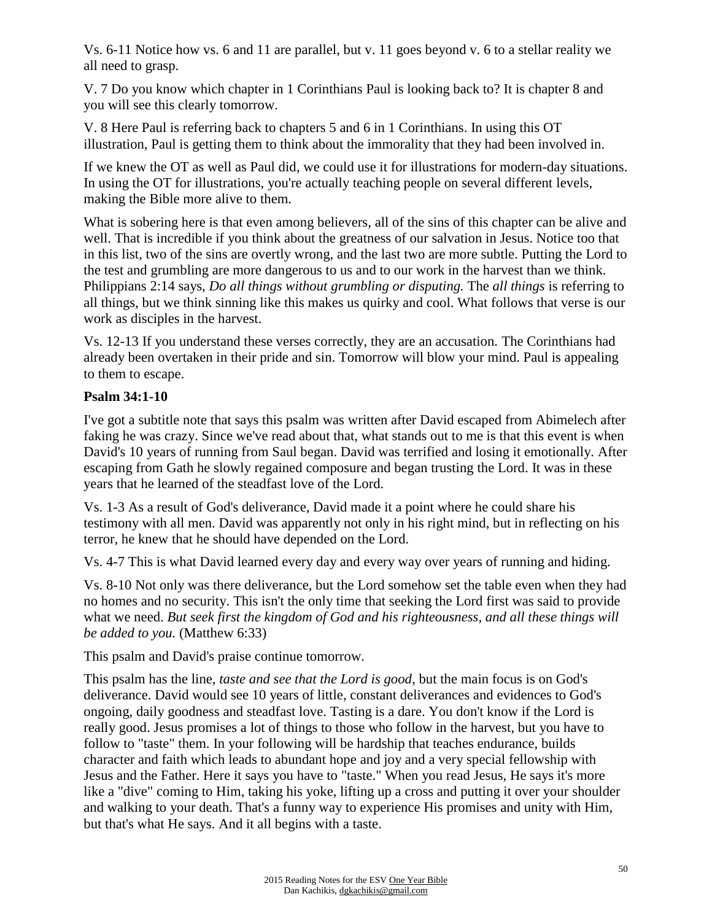Vs. 6-11 Notice how vs. 6 and 11 are parallel, but v. 11 goes beyond v. 6 to a stellar reality we all need to grasp.

V. 7 Do you know which chapter in 1 Corinthians Paul is looking back to? It is chapter 8 and you will see this clearly tomorrow.

V. 8 Here Paul is referring back to chapters 5 and 6 in 1 Corinthians. In using this OT illustration, Paul is getting them to think about the immorality that they had been involved in.

If we knew the OT as well as Paul did, we could use it for illustrations for modern-day situations. In using the OT for illustrations, you're actually teaching people on several different levels, making the Bible more alive to them.

What is sobering here is that even among believers, all of the sins of this chapter can be alive and well. That is incredible if you think about the greatness of our salvation in Jesus. Notice too that in this list, two of the sins are overtly wrong, and the last two are more subtle. Putting the Lord to the test and grumbling are more dangerous to us and to our work in the harvest than we think. Philippians 2:14 says, *Do all things without grumbling or disputing.* The *all things* is referring to all things, but we think sinning like this makes us quirky and cool. What follows that verse is our work as disciples in the harvest.

Vs. 12-13 If you understand these verses correctly, they are an accusation. The Corinthians had already been overtaken in their pride and sin. Tomorrow will blow your mind. Paul is appealing to them to escape.

**Psalm 34:1-10**

I've got a subtitle note that says this psalm was written after David escaped from Abimelech after faking he was crazy. Since we've read about that, what stands out to me is that this event is when David's 10 years of running from Saul began. David was terrified and losing it emotionally. After escaping from Gath he slowly regained composure and began trusting the Lord. It was in these years that he learned of the steadfast love of the Lord.

Vs. 1-3 As a result of God's deliverance, David made it a point where he could share his testimony with all men. David was apparently not only in his right mind, but in reflecting on his terror, he knew that he should have depended on the Lord.

Vs. 4-7 This is what David learned every day and every way over years of running and hiding.

Vs. 8-10 Not only was there deliverance, but the Lord somehow set the table even when they had no homes and no security. This isn't the only time that seeking the Lord first was said to provide what we need. *But seek first the kingdom of God and his righteousness, and all these things will be added to you.* (Matthew 6:33)

This psalm and David's praise continue tomorrow.

This psalm has the line, *taste and see that the Lord is good*, but the main focus is on God's deliverance. David would see 10 years of little, constant deliverances and evidences to God's ongoing, daily goodness and steadfast love. Tasting is a dare. You don't know if the Lord is really good. Jesus promises a lot of things to those who follow in the harvest, but you have to follow to "taste" them. In your following will be hardship that teaches endurance, builds character and faith which leads to abundant hope and joy and a very special fellowship with Jesus and the Father. Here it says you have to "taste." When you read Jesus, He says it's more like a "dive" coming to Him, taking his yoke, lifting up a cross and putting it over your shoulder and walking to your death. That's a funny way to experience His promises and unity with Him, but that's what He says. And it all begins with a taste.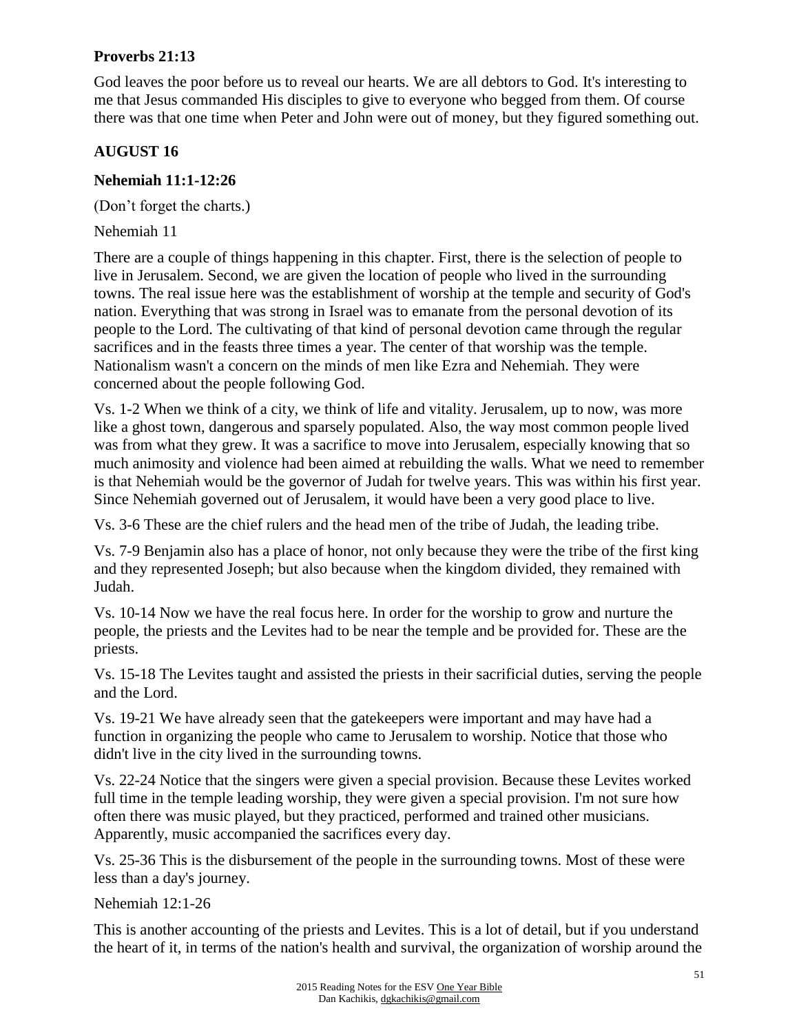**Proverbs 21:13**

God leaves the poor before us to reveal our hearts. We are all debtors to God. It's interesting to me that Jesus commanded His disciples to give to everyone who begged from them. Of course there was that one time when Peter and John were out of money, but they figured something out.

## AUGUST 16

**Nehemiah 11:1-12:26**

(Don't forget the charts.)

Nehemiah 11

There are a couple of things happening in this chapter. First, there is the selection of people to live in Jerusalem. Second, we are given the location of people who lived in the surrounding towns. The real issue here was the establishment of worship at the temple and security of God's nation. Everything that was strong in Israel was to emanate from the personal devotion of its people to the Lord. The cultivating of that kind of personal devotion came through the regular sacrifices and in the feasts three times a year. The center of that worship was the temple. Nationalism wasn't a concern on the minds of men like Ezra and Nehemiah. They were concerned about the people following God.

Vs. 1-2 When we think of a city, we think of life and vitality. Jerusalem, up to now, was more like a ghost town, dangerous and sparsely populated. Also, the way most common people lived was from what they grew. It was a sacrifice to move into Jerusalem, especially knowing that so much animosity and violence had been aimed at rebuilding the walls. What we need to remember is that Nehemiah would be the governor of Judah for twelve years. This was within his first year. Since Nehemiah governed out of Jerusalem, it would have been a very good place to live.

Vs. 3-6 These are the chief rulers and the head men of the tribe of Judah, the leading tribe.

Vs. 7-9 Benjamin also has a place of honor, not only because they were the tribe of the first king and they represented Joseph; but also because when the kingdom divided, they remained with Judah.

Vs. 10-14 Now we have the real focus here. In order for the worship to grow and nurture the people, the priests and the Levites had to be near the temple and be provided for. These are the priests.

Vs. 15-18 The Levites taught and assisted the priests in their sacrificial duties, serving the people and the Lord.

Vs. 19-21 We have already seen that the gatekeepers were important and may have had a function in organizing the people who came to Jerusalem to worship. Notice that those who didn't live in the city lived in the surrounding towns.

Vs. 22-24 Notice that the singers were given a special provision. Because these Levites worked full time in the temple leading worship, they were given a special provision. I'm not sure how often there was music played, but they practiced, performed and trained other musicians. Apparently, music accompanied the sacrifices every day.

Vs. 25-36 This is the disbursement of the people in the surrounding towns. Most of these were less than a day's journey.

Nehemiah 12:1-26

This is another accounting of the priests and Levites. This is a lot of detail, but if you understand the heart of it, in terms of the nation's health and survival, the organization of worship around the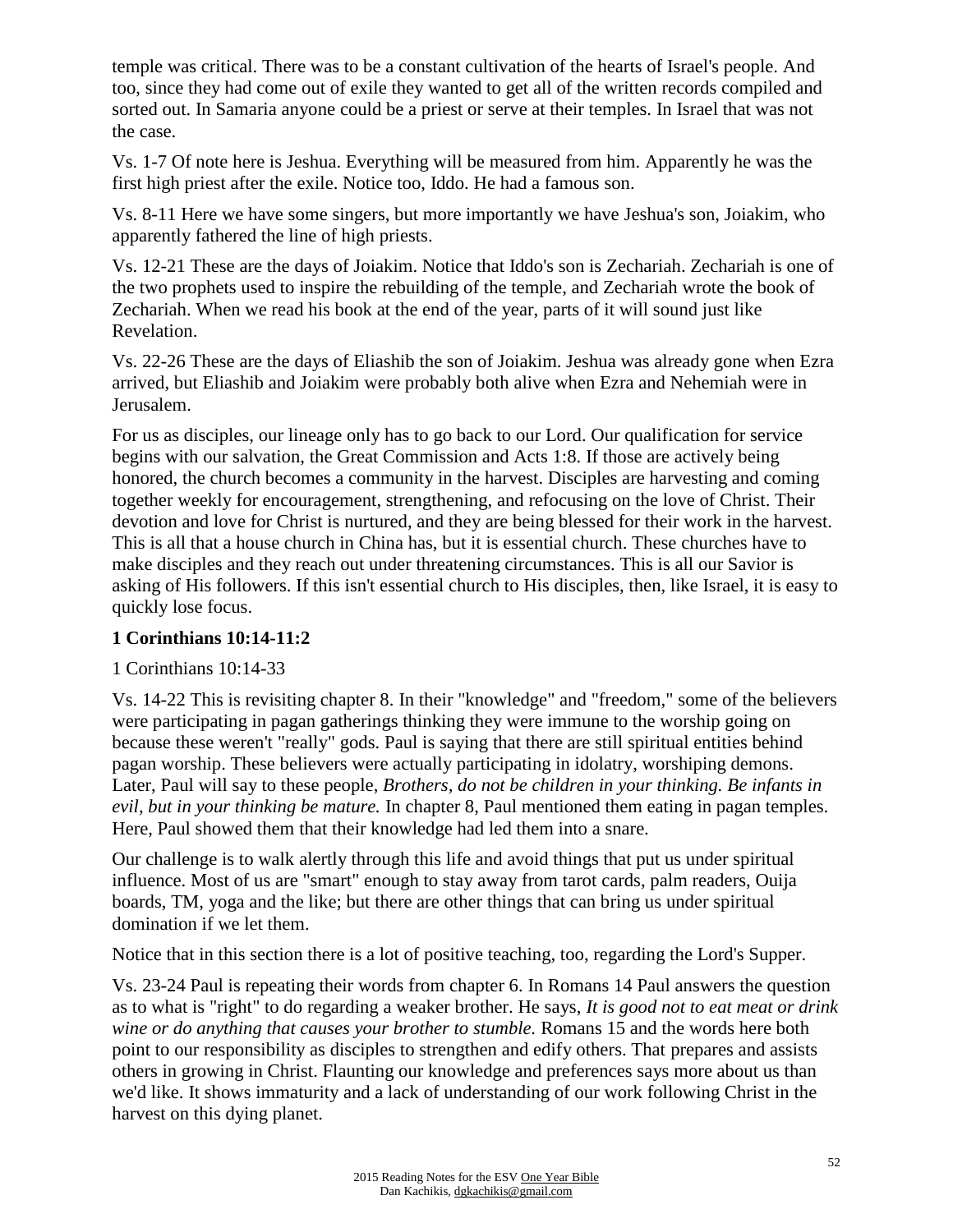temple was critical. There was to be a constant cultivation of the hearts of Israel's people. And too, since they had come out of exile they wanted to get all of the written records compiled and sorted out. In Samaria anyone could be a priest or serve at their temples. In Israel that was not the case.

Vs. 1-7 Of note here is Jeshua. Everything will be measured from him. Apparently he was the first high priest after the exile. Notice too, Iddo. He had a famous son.

Vs. 8-11 Here we have some singers, but more importantly we have Jeshua's son, Joiakim, who apparently fathered the line of high priests.

Vs. 12-21 These are the days of Joiakim. Notice that Iddo's son is Zechariah. Zechariah is one of the two prophets used to inspire the rebuilding of the temple, and Zechariah wrote the book of Zechariah. When we read his book at the end of the year, parts of it will sound just like Revelation.

Vs. 22-26 These are the days of Eliashib the son of Joiakim. Jeshua was already gone when Ezra arrived, but Eliashib and Joiakim were probably both alive when Ezra and Nehemiah were in Jerusalem.

For us as disciples, our lineage only has to go back to our Lord. Our qualification for service begins with our salvation, the Great Commission and Acts 1:8. If those are actively being honored, the church becomes a community in the harvest. Disciples are harvesting and coming together weekly for encouragement, strengthening, and refocusing on the love of Christ. Their devotion and love for Christ is nurtured, and they are being blessed for their work in the harvest. This is all that a house church in China has, but it is essential church. These churches have to make disciples and they reach out under threatening circumstances. This is all our Savior is asking of His followers. If this isn't essential church to His disciples, then, like Israel, it is easy to quickly lose focus.

**1 Corinthians 10:14-11:2**

1 Corinthians 10:14-33

Vs. 14-22 This is revisiting chapter 8. In their "knowledge" and "freedom," some of the believers were participating in pagan gatherings thinking they were immune to the worship going on because these weren't "really" gods. Paul is saying that there are still spiritual entities behind pagan worship. These believers were actually participating in idolatry, worshiping demons. Later, Paul will say to these people, *Brothers, do not be children in your thinking. Be infants in evil, but in your thinking be mature.* In chapter 8, Paul mentioned them eating in pagan temples. Here, Paul showed them that their knowledge had led them into a snare.

Our challenge is to walk alertly through this life and avoid things that put us under spiritual influence. Most of us are "smart" enough to stay away from tarot cards, palm readers, Ouija boards, TM, yoga and the like; but there are other things that can bring us under spiritual domination if we let them.

Notice that in this section there is a lot of positive teaching, too, regarding the Lord's Supper.

Vs. 23-24 Paul is repeating their words from chapter 6. In Romans 14 Paul answers the question as to what is "right" to do regarding a weaker brother. He says, *It is good not to eat meat or drink wine or do anything that causes your brother to stumble.* Romans 15 and the words here both point to our responsibility as disciples to strengthen and edify others. That prepares and assists others in growing in Christ. Flaunting our knowledge and preferences says more about us than we'd like. It shows immaturity and a lack of understanding of our work following Christ in the harvest on this dying planet.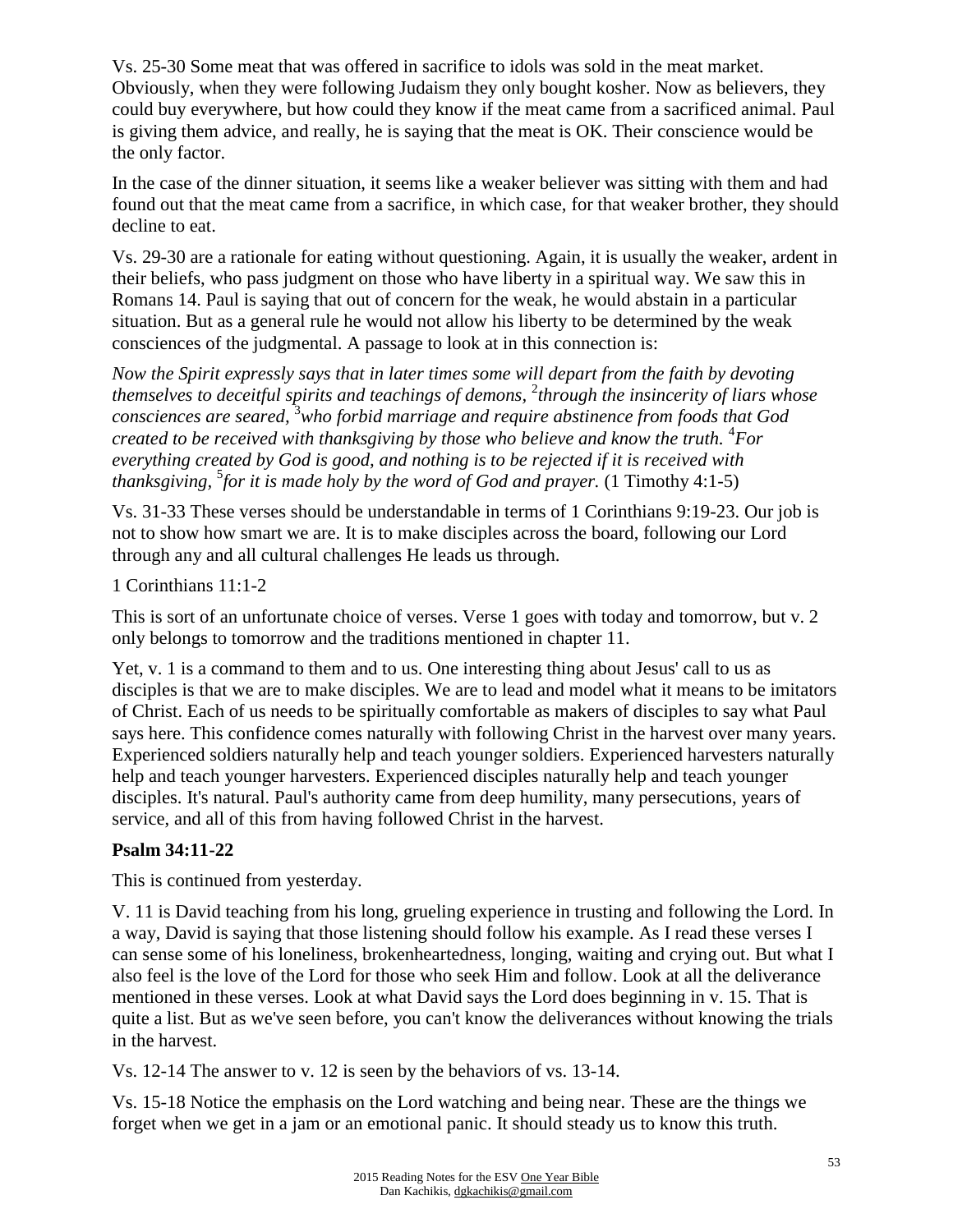Vs. 25-30 Some meat that was offered in sacrifice to idols was sold in the meat market. Obviously, when they were following Judaism they only bought kosher. Now as believers, they could buy everywhere, but how could they know if the meat came from a sacrificed animal. Paul is giving them advice, and really, he is saying that the meat is OK. Their conscience would be the only factor.

In the case of the dinner situation, it seems like a weaker believer was sitting with them and had found out that the meat came from a sacrifice, in which case, for that weaker brother, they should decline to eat.

Vs. 29-30 are a rationale for eating without questioning. Again, it is usually the weaker, ardent in their beliefs, who pass judgment on those who have liberty in a spiritual way. We saw this in Romans 14. Paul is saying that out of concern for the weak, he would abstain in a particular situation. But as a general rule he would not allow his liberty to be determined by the weak consciences of the judgmental. A passage to look at in this connection is:

*Now the Spirit expressly says that in later times some will depart from the faith by devoting themselves to deceitful spirits and teachings of demons,* [2]*through the insincerity of liars whose consciences are seared,* [3]*who forbid marriage and require abstinence from foods that God created to be received with thanksgiving by those who believe and know the truth.* [4]*For everything created by God is good, and nothing is to be rejected if it is received with thanksgiving,* [5]*for it is made holy by the word of God and prayer.* (1 Timothy 4:1-5)

Vs. 31-33 These verses should be understandable in terms of 1 Corinthians 9:19-23. Our job is not to show how smart we are. It is to make disciples across the board, following our Lord through any and all cultural challenges He leads us through.

1 Corinthians 11:1-2

This is sort of an unfortunate choice of verses. Verse 1 goes with today and tomorrow, but v. 2 only belongs to tomorrow and the traditions mentioned in chapter 11.

Yet, v. 1 is a command to them and to us. One interesting thing about Jesus' call to us as disciples is that we are to make disciples. We are to lead and model what it means to be imitators of Christ. Each of us needs to be spiritually comfortable as makers of disciples to say what Paul says here. This confidence comes naturally with following Christ in the harvest over many years. Experienced soldiers naturally help and teach younger soldiers. Experienced harvesters naturally help and teach younger harvesters. Experienced disciples naturally help and teach younger disciples. It's natural. Paul's authority came from deep humility, many persecutions, years of service, and all of this from having followed Christ in the harvest.

**Psalm 34:11-22**

This is continued from yesterday.

V. 11 is David teaching from his long, grueling experience in trusting and following the Lord. In a way, David is saying that those listening should follow his example. As I read these verses I can sense some of his loneliness, brokenheartedness, longing, waiting and crying out. But what I also feel is the love of the Lord for those who seek Him and follow. Look at all the deliverance mentioned in these verses. Look at what David says the Lord does beginning in v. 15. That is quite a list. But as we've seen before, you can't know the deliverances without knowing the trials in the harvest.

Vs. 12-14 The answer to v. 12 is seen by the behaviors of vs. 13-14.

Vs. 15-18 Notice the emphasis on the Lord watching and being near. These are the things we forget when we get in a jam or an emotional panic. It should steady us to know this truth.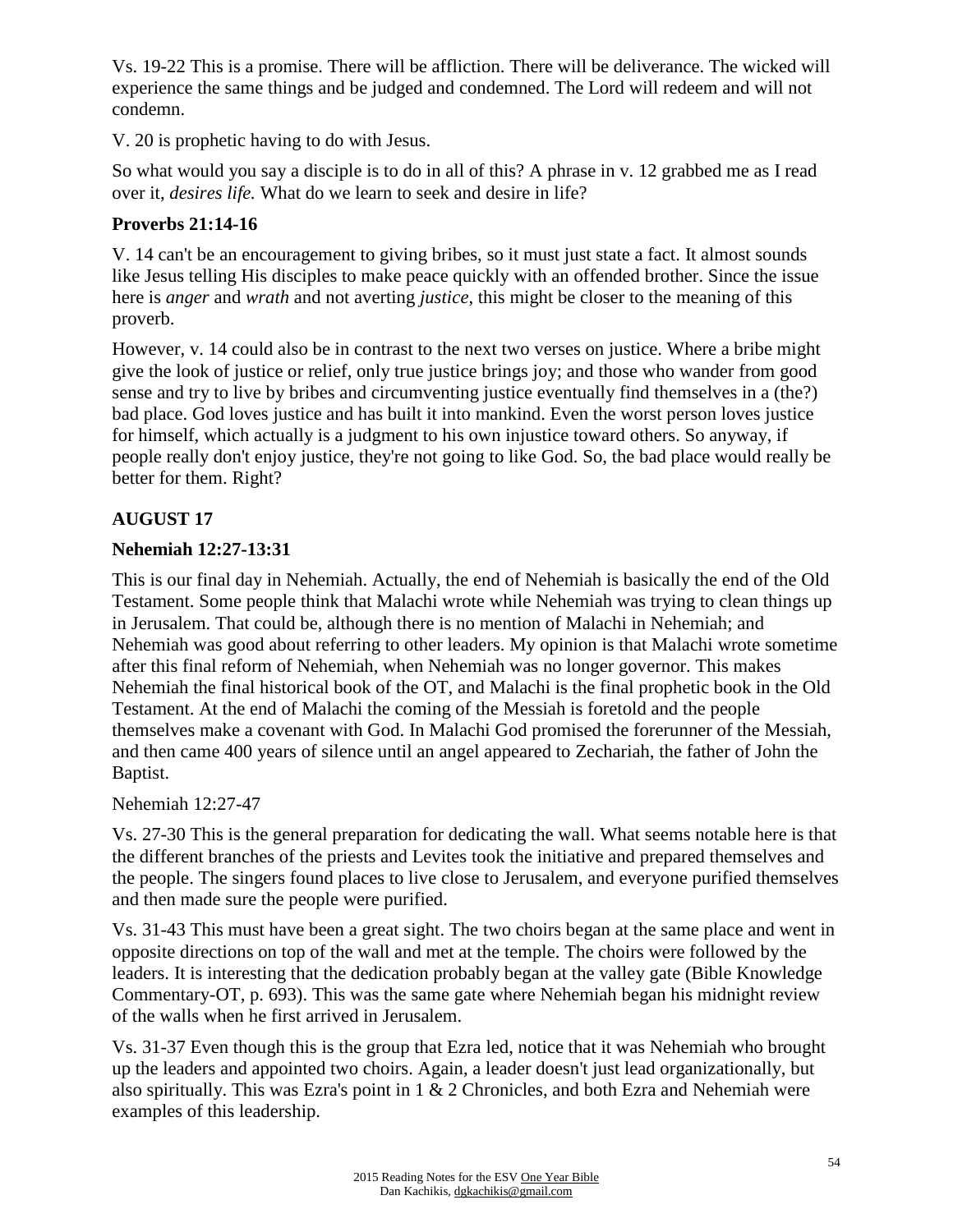Vs. 19-22 This is a promise. There will be affliction. There will be deliverance. The wicked will experience the same things and be judged and condemned. The Lord will redeem and will not condemn.

V. 20 is prophetic having to do with Jesus.

So what would you say a disciple is to do in all of this? A phrase in v. 12 grabbed me as I read over it, *desires life.* What do we learn to seek and desire in life?

**Proverbs 21:14-16**

V. 14 can't be an encouragement to giving bribes, so it must just state a fact. It almost sounds like Jesus telling His disciples to make peace quickly with an offended brother. Since the issue here is *anger* and *wrath* and not averting *justice*, this might be closer to the meaning of this proverb.

However, v. 14 could also be in contrast to the next two verses on justice. Where a bribe might give the look of justice or relief, only true justice brings joy; and those who wander from good sense and try to live by bribes and circumventing justice eventually find themselves in a (the?) bad place. God loves justice and has built it into mankind. Even the worst person loves justice for himself, which actually is a judgment to his own injustice toward others. So anyway, if people really don't enjoy justice, they're not going to like God. So, the bad place would really be better for them. Right?

## AUGUST 17

**Nehemiah 12:27-13:31**

This is our final day in Nehemiah. Actually, the end of Nehemiah is basically the end of the Old Testament. Some people think that Malachi wrote while Nehemiah was trying to clean things up in Jerusalem. That could be, although there is no mention of Malachi in Nehemiah; and Nehemiah was good about referring to other leaders. My opinion is that Malachi wrote sometime after this final reform of Nehemiah, when Nehemiah was no longer governor. This makes Nehemiah the final historical book of the OT, and Malachi is the final prophetic book in the Old Testament. At the end of Malachi the coming of the Messiah is foretold and the people themselves make a covenant with God. In Malachi God promised the forerunner of the Messiah, and then came 400 years of silence until an angel appeared to Zechariah, the father of John the Baptist.

Nehemiah 12:27-47

Vs. 27-30 This is the general preparation for dedicating the wall. What seems notable here is that the different branches of the priests and Levites took the initiative and prepared themselves and the people. The singers found places to live close to Jerusalem, and everyone purified themselves and then made sure the people were purified.

Vs. 31-43 This must have been a great sight. The two choirs began at the same place and went in opposite directions on top of the wall and met at the temple. The choirs were followed by the leaders. It is interesting that the dedication probably began at the valley gate (Bible Knowledge Commentary-OT, p. 693). This was the same gate where Nehemiah began his midnight review of the walls when he first arrived in Jerusalem.

Vs. 31-37 Even though this is the group that Ezra led, notice that it was Nehemiah who brought up the leaders and appointed two choirs. Again, a leader doesn't just lead organizationally, but also spiritually. This was Ezra's point in 1 & 2 Chronicles, and both Ezra and Nehemiah were examples of this leadership.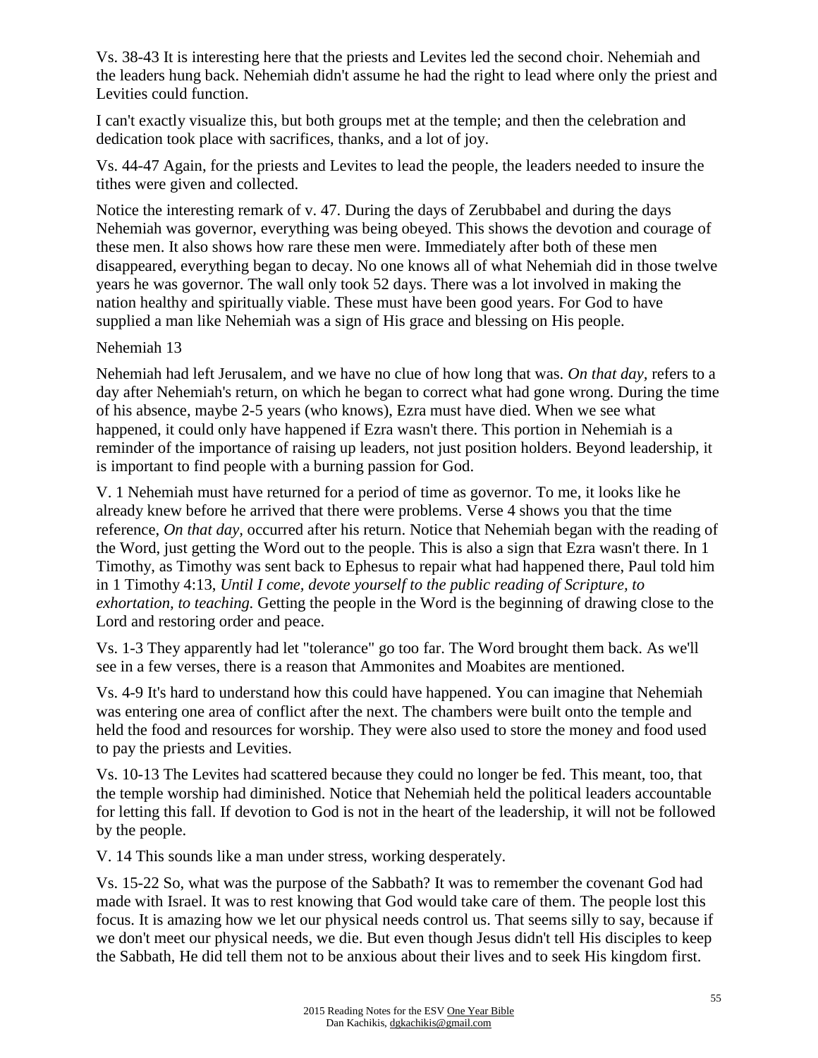Vs. 38-43 It is interesting here that the priests and Levites led the second choir. Nehemiah and the leaders hung back. Nehemiah didn't assume he had the right to lead where only the priest and Levities could function.

I can't exactly visualize this, but both groups met at the temple; and then the celebration and dedication took place with sacrifices, thanks, and a lot of joy.

Vs. 44-47 Again, for the priests and Levites to lead the people, the leaders needed to insure the tithes were given and collected.

Notice the interesting remark of v. 47. During the days of Zerubbabel and during the days Nehemiah was governor, everything was being obeyed. This shows the devotion and courage of these men. It also shows how rare these men were. Immediately after both of these men disappeared, everything began to decay. No one knows all of what Nehemiah did in those twelve years he was governor. The wall only took 52 days. There was a lot involved in making the nation healthy and spiritually viable. These must have been good years. For God to have supplied a man like Nehemiah was a sign of His grace and blessing on His people.

Nehemiah 13

Nehemiah had left Jerusalem, and we have no clue of how long that was. *On that day,* refers to a day after Nehemiah's return, on which he began to correct what had gone wrong. During the time of his absence, maybe 2-5 years (who knows), Ezra must have died. When we see what happened, it could only have happened if Ezra wasn't there. This portion in Nehemiah is a reminder of the importance of raising up leaders, not just position holders. Beyond leadership, it is important to find people with a burning passion for God.

V. 1 Nehemiah must have returned for a period of time as governor. To me, it looks like he already knew before he arrived that there were problems. Verse 4 shows you that the time reference, *On that day*, occurred after his return. Notice that Nehemiah began with the reading of the Word, just getting the Word out to the people. This is also a sign that Ezra wasn't there. In 1 Timothy, as Timothy was sent back to Ephesus to repair what had happened there, Paul told him in 1 Timothy 4:13, *Until I come, devote yourself to the public reading of Scripture, to exhortation, to teaching.* Getting the people in the Word is the beginning of drawing close to the Lord and restoring order and peace.

Vs. 1-3 They apparently had let "tolerance" go too far. The Word brought them back. As we'll see in a few verses, there is a reason that Ammonites and Moabites are mentioned.

Vs. 4-9 It's hard to understand how this could have happened. You can imagine that Nehemiah was entering one area of conflict after the next. The chambers were built onto the temple and held the food and resources for worship. They were also used to store the money and food used to pay the priests and Levites.

Vs. 10-13 The Levites had scattered because they could no longer be fed. This meant, too, that the temple worship had diminished. Notice that Nehemiah held the political leaders accountable for letting this fall. If devotion to God is not in the heart of the leadership, it will not be followed by the people.

V. 14 This sounds like a man under stress, working desperately.

Vs. 15-22 So, what was the purpose of the Sabbath? It was to remember the covenant God had made with Israel. It was to rest knowing that God would take care of them. The people lost this focus. It is amazing how we let our physical needs control us. That seems silly to say, because if we don't meet our physical needs, we die. But even though Jesus didn't tell His disciples to keep the Sabbath, He did tell them not to be anxious about their lives and to seek His kingdom first.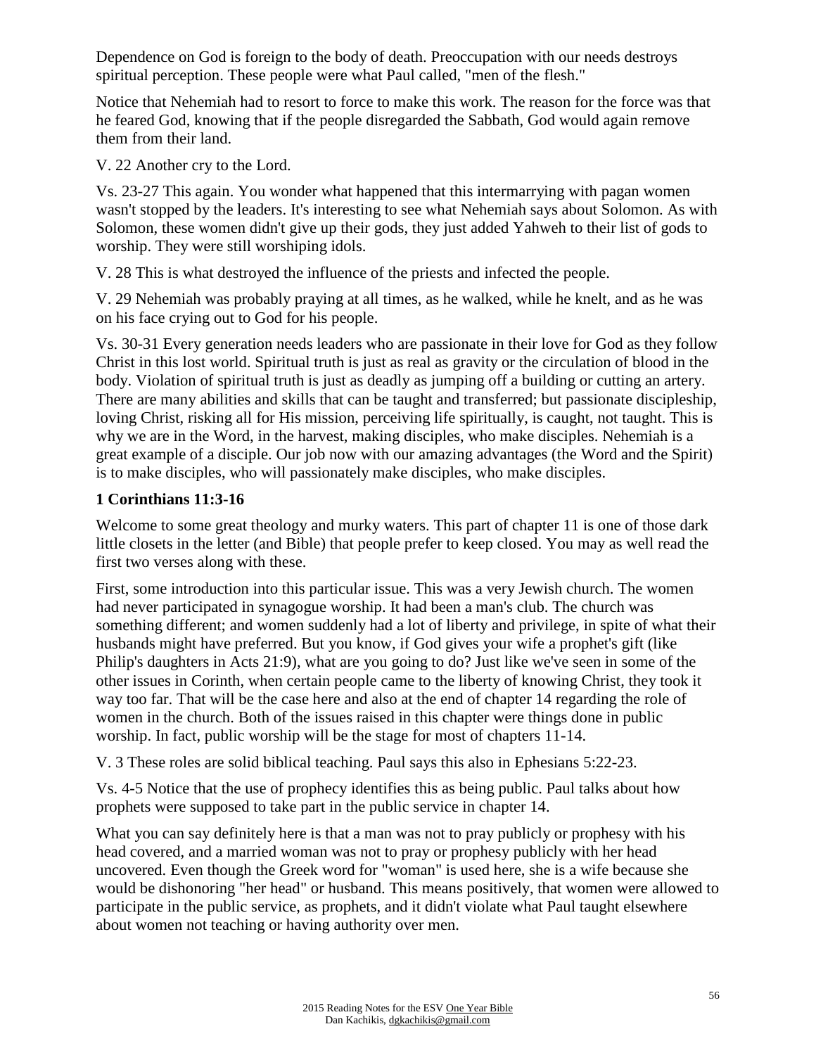Dependence on God is foreign to the body of death. Preoccupation with our needs destroys spiritual perception. These people were what Paul called, "men of the flesh."

Notice that Nehemiah had to resort to force to make this work. The reason for the force was that he feared God, knowing that if the people disregarded the Sabbath, God would again remove them from their land.

V. 22 Another cry to the Lord.

Vs. 23-27 This again. You wonder what happened that this intermarrying with pagan women wasn't stopped by the leaders. It's interesting to see what Nehemiah says about Solomon. As with Solomon, these women didn't give up their gods, they just added Yahweh to their list of gods to worship. They were still worshiping idols.

V. 28 This is what destroyed the influence of the priests and infected the people.

V. 29 Nehemiah was probably praying at all times, as he walked, while he knelt, and as he was on his face crying out to God for his people.

Vs. 30-31 Every generation needs leaders who are passionate in their love for God as they follow Christ in this lost world. Spiritual truth is just as real as gravity or the circulation of blood in the body. Violation of spiritual truth is just as deadly as jumping off a building or cutting an artery. There are many abilities and skills that can be taught and transferred; but passionate discipleship, loving Christ, risking all for His mission, perceiving life spiritually, is caught, not taught. This is why we are in the Word, in the harvest, making disciples, who make disciples. Nehemiah is a great example of a disciple. Our job now with our amazing advantages (the Word and the Spirit) is to make disciples, who will passionately make disciples, who make disciples.

**1 Corinthians 11:3-16**

Welcome to some great theology and murky waters. This part of chapter 11 is one of those dark little closets in the letter (and Bible) that people prefer to keep closed. You may as well read the first two verses along with these.

First, some introduction into this particular issue. This was a very Jewish church. The women had never participated in synagogue worship. It had been a man's club. The church was something different; and women suddenly had a lot of liberty and privilege, in spite of what their husbands might have preferred. But you know, if God gives your wife a prophet's gift (like Philip's daughters in Acts 21:9), what are you going to do? Just like we've seen in some of the other issues in Corinth, when certain people came to the liberty of knowing Christ, they took it way too far. That will be the case here and also at the end of chapter 14 regarding the role of women in the church. Both of the issues raised in this chapter were things done in public worship. In fact, public worship will be the stage for most of chapters 11-14.

V. 3 These roles are solid biblical teaching. Paul says this also in Ephesians 5:22-23.

Vs. 4-5 Notice that the use of prophecy identifies this as being public. Paul talks about how prophets were supposed to take part in the public service in chapter 14.

What you can say definitely here is that a man was not to pray publicly or prophesy with his head covered, and a married woman was not to pray or prophesy publicly with her head uncovered. Even though the Greek word for "woman" is used here, she is a wife because she would be dishonoring "her head" or husband. This means positively, that women were allowed to participate in the public service, as prophets, and it didn't violate what Paul taught elsewhere about women not teaching or having authority over men.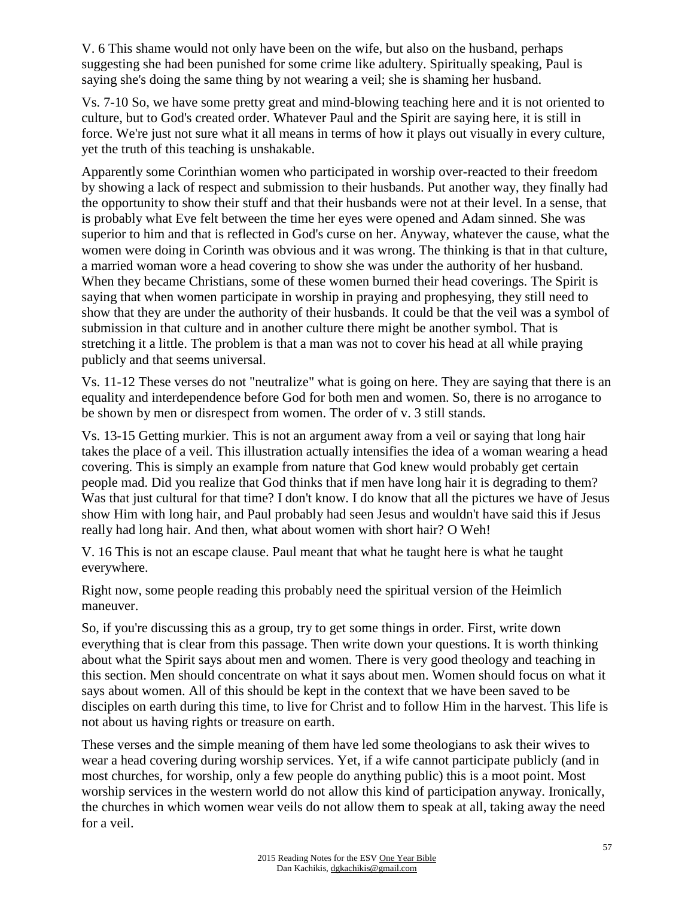V. 6 This shame would not only have been on the wife, but also on the husband, perhaps suggesting she had been punished for some crime like adultery. Spiritually speaking, Paul is saying she's doing the same thing by not wearing a veil; she is shaming her husband.

Vs. 7-10 So, we have some pretty great and mind-blowing teaching here and it is not oriented to culture, but to God's created order. Whatever Paul and the Spirit are saying here, it is still in force. We're just not sure what it all means in terms of how it plays out visually in every culture, yet the truth of this teaching is unshakable.

Apparently some Corinthian women who participated in worship over-reacted to their freedom by showing a lack of respect and submission to their husbands. Put another way, they finally had the opportunity to show their stuff and that their husbands were not at their level. In a sense, that is probably what Eve felt between the time her eyes were opened and Adam sinned. She was superior to him and that is reflected in God's curse on her. Anyway, whatever the cause, what the women were doing in Corinth was obvious and it was wrong. The thinking is that in that culture, a married woman wore a head covering to show she was under the authority of her husband. When they became Christians, some of these women burned their head coverings. The Spirit is saying that when women participate in worship in praying and prophesying, they still need to show that they are under the authority of their husbands. It could be that the veil was a symbol of submission in that culture and in another culture there might be another symbol. That is stretching it a little. The problem is that a man was not to cover his head at all while praying publicly and that seems universal.

Vs. 11-12 These verses do not "neutralize" what is going on here. They are saying that there is an equality and interdependence before God for both men and women. So, there is no arrogance to be shown by men or disrespect from women. The order of v. 3 still stands.

Vs. 13-15 Getting murkier. This is not an argument away from a veil or saying that long hair takes the place of a veil. This illustration actually intensifies the idea of a woman wearing a head covering. This is simply an example from nature that God knew would probably get certain people mad. Did you realize that God thinks that if men have long hair it is degrading to them? Was that just cultural for that time? I don't know. I do know that all the pictures we have of Jesus show Him with long hair, and Paul probably had seen Jesus and wouldn't have said this if Jesus really had long hair. And then, what about women with short hair? O Weh!

V. 16 This is not an escape clause. Paul meant that what he taught here is what he taught everywhere.

Right now, some people reading this probably need the spiritual version of the Heimlich maneuver.

So, if you're discussing this as a group, try to get some things in order. First, write down everything that is clear from this passage. Then write down your questions. It is worth thinking about what the Spirit says about men and women. There is very good theology and teaching in this section. Men should concentrate on what it says about men. Women should focus on what it says about women. All of this should be kept in the context that we have been saved to be disciples on earth during this time, to live for Christ and to follow Him in the harvest. This life is not about us having rights or treasure on earth.

These verses and the simple meaning of them have led some theologians to ask their wives to wear a head covering during worship services. Yet, if a wife cannot participate publicly (and in most churches, for worship, only a few people do anything public) this is a moot point. Most worship services in the western world do not allow this kind of participation anyway. Ironically, the churches in which women wear veils do not allow them to speak at all, taking away the need for a veil.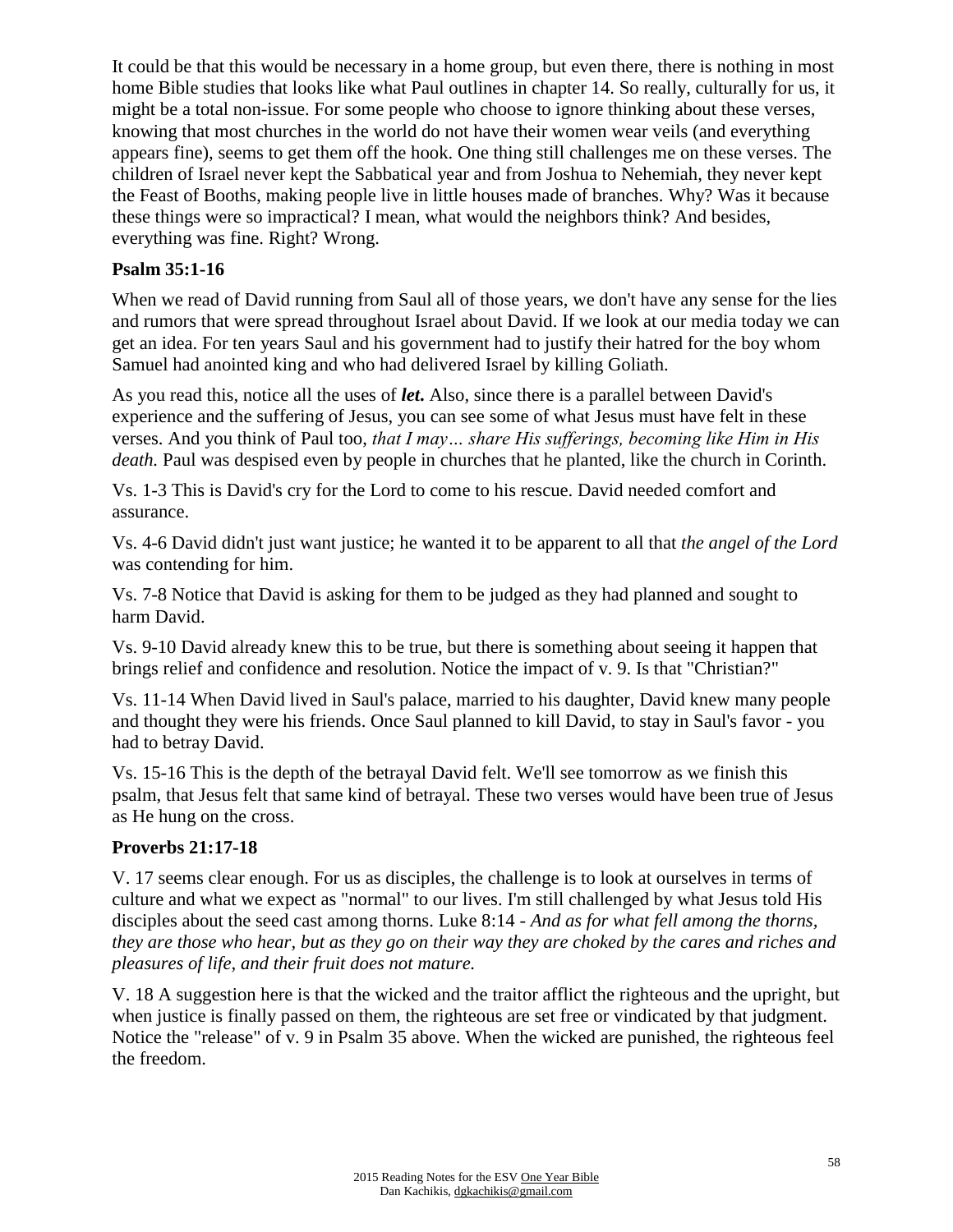It could be that this would be necessary in a home group, but even there, there is nothing in most home Bible studies that looks like what Paul outlines in chapter 14. So really, culturally for us, it might be a total non-issue. For some people who choose to ignore thinking about these verses, knowing that most churches in the world do not have their women wear veils (and everything appears fine), seems to get them off the hook. One thing still challenges me on these verses. The children of Israel never kept the Sabbatical year and from Joshua to Nehemiah, they never kept the Feast of Booths, making people live in little houses made of branches. Why? Was it because these things were so impractical? I mean, what would the neighbors think? And besides, everything was fine. Right? Wrong.

**Psalm 35:1-16**

When we read of David running from Saul all of those years, we don't have any sense for the lies and rumors that were spread throughout Israel about David. If we look at our media today we can get an idea. For ten years Saul and his government had to justify their hatred for the boy whom Samuel had anointed king and who had delivered Israel by killing Goliath.

As you read this, notice all the uses of ***let*.** Also, since there is a parallel between David's experience and the suffering of Jesus, you can see some of what Jesus must have felt in these verses. And you think of Paul too, *that I may… share His sufferings, becoming like Him in His death.* Paul was despised even by people in churches that he planted, like the church in Corinth.

Vs. 1-3 This is David's cry for the Lord to come to his rescue. David needed comfort and assurance.

Vs. 4-6 David didn't just want justice; he wanted it to be apparent to all that *the angel of the Lord* was contending for him.

Vs. 7-8 Notice that David is asking for them to be judged as they had planned and sought to harm David.

Vs. 9-10 David already knew this to be true, but there is something about seeing it happen that brings relief and confidence and resolution. Notice the impact of v. 9. Is that "Christian?"

Vs. 11-14 When David lived in Saul's palace, married to his daughter, David knew many people and thought they were his friends. Once Saul planned to kill David, to stay in Saul's favor - you had to betray David.

Vs. 15-16 This is the depth of the betrayal David felt. We'll see tomorrow as we finish this psalm, that Jesus felt that same kind of betrayal. These two verses would have been true of Jesus as He hung on the cross.

**Proverbs 21:17-18**

V. 17 seems clear enough. For us as disciples, the challenge is to look at ourselves in terms of culture and what we expect as "normal" to our lives. I'm still challenged by what Jesus told His disciples about the seed cast among thorns. Luke 8:14 - *And as for what fell among the thorns, they are those who hear, but as they go on their way they are choked by the cares and riches and pleasures of life, and their fruit does not mature.*

V. 18 A suggestion here is that the wicked and the traitor afflict the righteous and the upright, but when justice is finally passed on them, the righteous are set free or vindicated by that judgment. Notice the "release" of v. 9 in Psalm 35 above. When the wicked are punished, the righteous feel the freedom.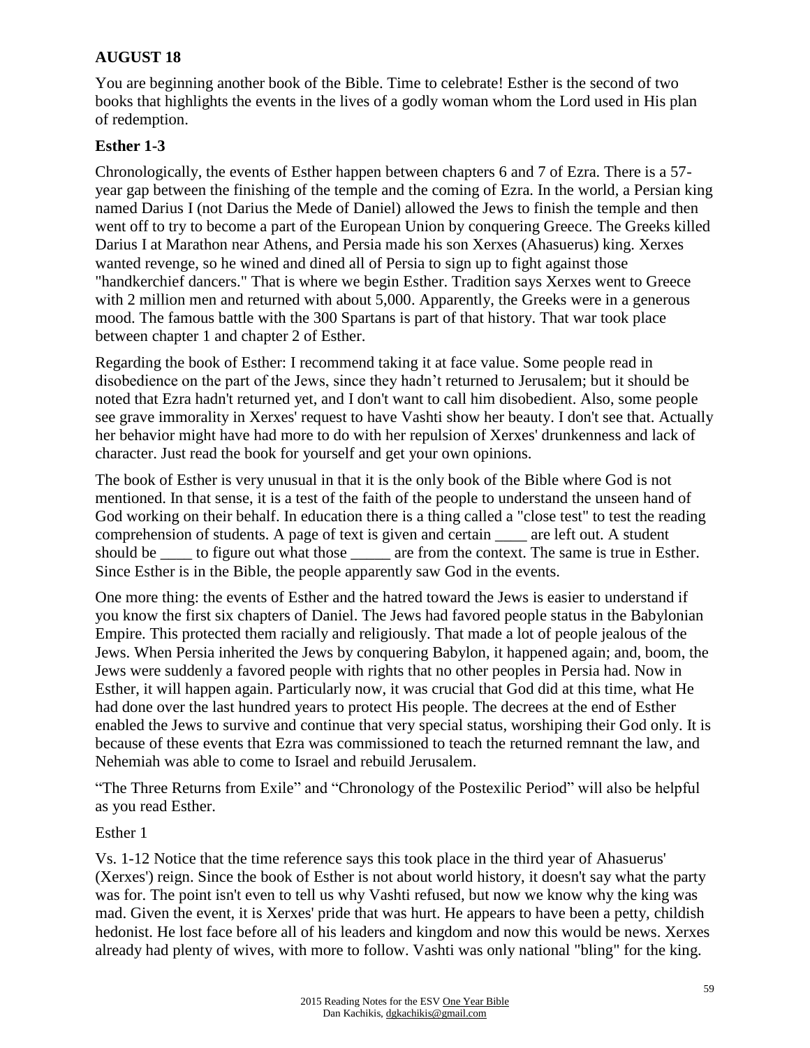**AUGUST 18**

You are beginning another book of the Bible. Time to celebrate! Esther is the second of two books that highlights the events in the lives of a godly woman whom the Lord used in His plan of redemption.

### Esther 1-3

Chronologically, the events of Esther happen between chapters 6 and 7 of Ezra. There is a 57-year gap between the finishing of the temple and the coming of Ezra. In the world, a Persian king named Darius I (not Darius the Mede of Daniel) allowed the Jews to finish the temple and then went off to try to become a part of the European Union by conquering Greece. The Greeks killed Darius I at Marathon near Athens, and Persia made his son Xerxes (Ahasuerus) king. Xerxes wanted revenge, so he wined and dined all of Persia to sign up to fight against those "handkerchief dancers." That is where we begin Esther. Tradition says Xerxes went to Greece with 2 million men and returned with about 5,000. Apparently, the Greeks were in a generous mood. The famous battle with the 300 Spartans is part of that history. That war took place between chapter 1 and chapter 2 of Esther.

Regarding the book of Esther: I recommend taking it at face value. Some people read in disobedience on the part of the Jews, since they hadn't returned to Jerusalem; but it should be noted that Ezra hadn't returned yet, and I don't want to call him disobedient. Also, some people see grave immorality in Xerxes' request to have Vashti show her beauty. I don't see that. Actually her behavior might have had more to do with her repulsion of Xerxes' drunkenness and lack of character. Just read the book for yourself and get your own opinions.

The book of Esther is very unusual in that it is the only book of the Bible where God is not mentioned. In that sense, it is a test of the faith of the people to understand the unseen hand of God working on their behalf. In education there is a thing called a "close test" to test the reading comprehension of students. A page of text is given and certain ____ are left out. A student should be ____ to figure out what those _____ are from the context. The same is true in Esther. Since Esther is in the Bible, the people apparently saw God in the events.

One more thing: the events of Esther and the hatred toward the Jews is easier to understand if you know the first six chapters of Daniel. The Jews had favored people status in the Babylonian Empire. This protected them racially and religiously. That made a lot of people jealous of the Jews. When Persia inherited the Jews by conquering Babylon, it happened again; and, boom, the Jews were suddenly a favored people with rights that no other peoples in Persia had. Now in Esther, it will happen again. Particularly now, it was crucial that God did at this time, what He had done over the last hundred years to protect His people. The decrees at the end of Esther enabled the Jews to survive and continue that very special status, worshiping their God only. It is because of these events that Ezra was commissioned to teach the returned remnant the law, and Nehemiah was able to come to Israel and rebuild Jerusalem.

"The Three Returns from Exile" and "Chronology of the Postexilic Period" will also be helpful as you read Esther.

Esther 1

Vs. 1-12 Notice that the time reference says this took place in the third year of Ahasuerus' (Xerxes') reign. Since the book of Esther is not about world history, it doesn't say what the party was for. The point isn't even to tell us why Vashti refused, but now we know why the king was mad. Given the event, it is Xerxes' pride that was hurt. He appears to have been a petty, childish hedonist. He lost face before all of his leaders and kingdom and now this would be news. Xerxes already had plenty of wives, with more to follow. Vashti was only national "bling" for the king.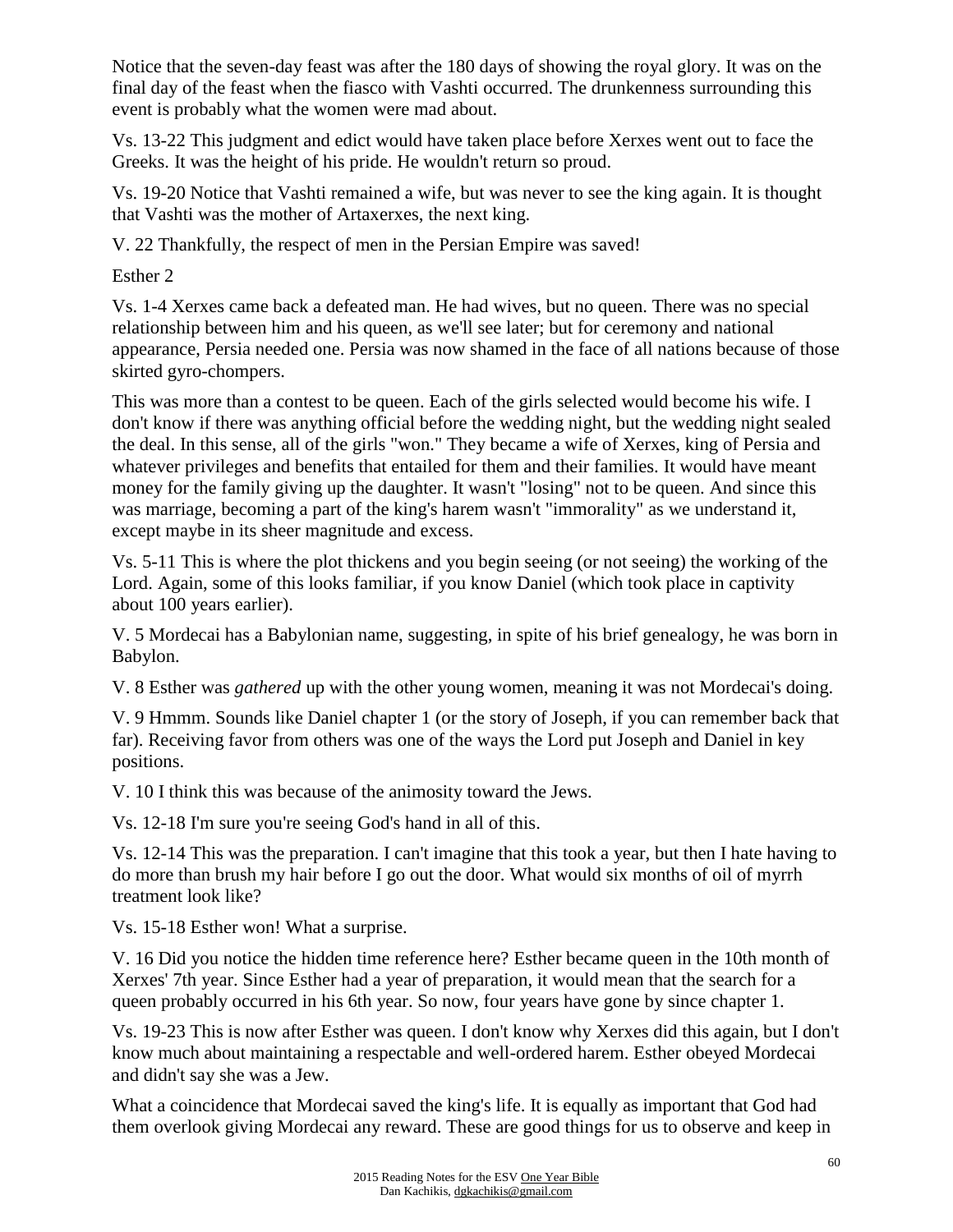Notice that the seven-day feast was after the 180 days of showing the royal glory. It was on the final day of the feast when the fiasco with Vashti occurred. The drunkenness surrounding this event is probably what the women were mad about.

Vs. 13-22 This judgment and edict would have taken place before Xerxes went out to face the Greeks. It was the height of his pride. He wouldn't return so proud.

Vs. 19-20 Notice that Vashti remained a wife, but was never to see the king again. It is thought that Vashti was the mother of Artaxerxes, the next king.

V. 22 Thankfully, the respect of men in the Persian Empire was saved!

Esther 2

Vs. 1-4 Xerxes came back a defeated man. He had wives, but no queen. There was no special relationship between him and his queen, as we'll see later; but for ceremony and national appearance, Persia needed one. Persia was now shamed in the face of all nations because of those skirted gyro-chompers.

This was more than a contest to be queen. Each of the girls selected would become his wife. I don't know if there was anything official before the wedding night, but the wedding night sealed the deal. In this sense, all of the girls "won." They became a wife of Xerxes, king of Persia and whatever privileges and benefits that entailed for them and their families. It would have meant money for the family giving up the daughter. It wasn't "losing" not to be queen. And since this was marriage, becoming a part of the king's harem wasn't "immorality" as we understand it, except maybe in its sheer magnitude and excess.

Vs. 5-11 This is where the plot thickens and you begin seeing (or not seeing) the working of the Lord. Again, some of this looks familiar, if you know Daniel (which took place in captivity about 100 years earlier).

V. 5 Mordecai has a Babylonian name, suggesting, in spite of his brief genealogy, he was born in Babylon.

V. 8 Esther was *gathered* up with the other young women, meaning it was not Mordecai's doing.

V. 9 Hmmm. Sounds like Daniel chapter 1 (or the story of Joseph, if you can remember back that far). Receiving favor from others was one of the ways the Lord put Joseph and Daniel in key positions.

V. 10 I think this was because of the animosity toward the Jews.

Vs. 12-18 I'm sure you're seeing God's hand in all of this.

Vs. 12-14 This was the preparation. I can't imagine that this took a year, but then I hate having to do more than brush my hair before I go out the door. What would six months of oil of myrrh treatment look like?

Vs. 15-18 Esther won! What a surprise.

V. 16 Did you notice the hidden time reference here? Esther became queen in the 10th month of Xerxes' 7th year. Since Esther had a year of preparation, it would mean that the search for a queen probably occurred in his 6th year. So now, four years have gone by since chapter 1.

Vs. 19-23 This is now after Esther was queen. I don't know why Xerxes did this again, but I don't know much about maintaining a respectable and well-ordered harem. Esther obeyed Mordecai and didn't say she was a Jew.

What a coincidence that Mordecai saved the king's life. It is equally as important that God had them overlook giving Mordecai any reward. These are good things for us to observe and keep in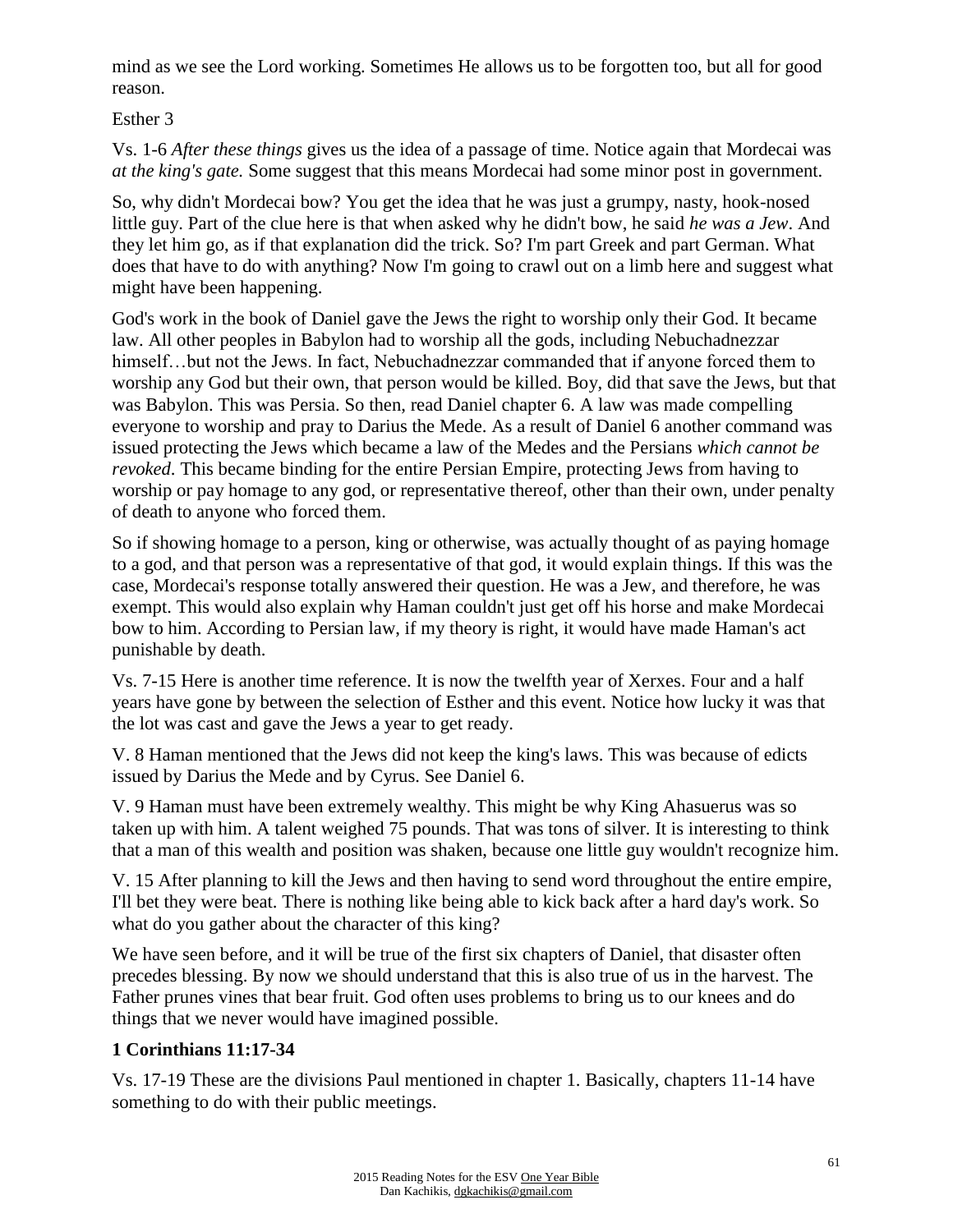mind as we see the Lord working. Sometimes He allows us to be forgotten too, but all for good reason.

Esther 3

Vs. 1-6 *After these things* gives us the idea of a passage of time. Notice again that Mordecai was *at the king's gate.* Some suggest that this means Mordecai had some minor post in government.

So, why didn't Mordecai bow? You get the idea that he was just a grumpy, nasty, hook-nosed little guy. Part of the clue here is that when asked why he didn't bow, he said *he was a Jew*. And they let him go, as if that explanation did the trick. So? I'm part Greek and part German. What does that have to do with anything? Now I'm going to crawl out on a limb here and suggest what might have been happening.

God's work in the book of Daniel gave the Jews the right to worship only their God. It became law. All other peoples in Babylon had to worship all the gods, including Nebuchadnezzar himself…but not the Jews. In fact, Nebuchadnezzar commanded that if anyone forced them to worship any God but their own, that person would be killed. Boy, did that save the Jews, but that was Babylon. This was Persia. So then, read Daniel chapter 6. A law was made compelling everyone to worship and pray to Darius the Mede. As a result of Daniel 6 another command was issued protecting the Jews which became a law of the Medes and the Persians *which cannot be revoked*. This became binding for the entire Persian Empire, protecting Jews from having to worship or pay homage to any god, or representative thereof, other than their own, under penalty of death to anyone who forced them.

So if showing homage to a person, king or otherwise, was actually thought of as paying homage to a god, and that person was a representative of that god, it would explain things. If this was the case, Mordecai's response totally answered their question. He was a Jew, and therefore, he was exempt. This would also explain why Haman couldn't just get off his horse and make Mordecai bow to him. According to Persian law, if my theory is right, it would have made Haman's act punishable by death.

Vs. 7-15 Here is another time reference. It is now the twelfth year of Xerxes. Four and a half years have gone by between the selection of Esther and this event. Notice how lucky it was that the lot was cast and gave the Jews a year to get ready.

V. 8 Haman mentioned that the Jews did not keep the king's laws. This was because of edicts issued by Darius the Mede and by Cyrus. See Daniel 6.

V. 9 Haman must have been extremely wealthy. This might be why King Ahasuerus was so taken up with him. A talent weighed 75 pounds. That was tons of silver. It is interesting to think that a man of this wealth and position was shaken, because one little guy wouldn't recognize him.

V. 15 After planning to kill the Jews and then having to send word throughout the entire empire, I'll bet they were beat. There is nothing like being able to kick back after a hard day's work. So what do you gather about the character of this king?

We have seen before, and it will be true of the first six chapters of Daniel, that disaster often precedes blessing. By now we should understand that this is also true of us in the harvest. The Father prunes vines that bear fruit. God often uses problems to bring us to our knees and do things that we never would have imagined possible.

**1 Corinthians 11:17-34**

Vs. 17-19 These are the divisions Paul mentioned in chapter 1. Basically, chapters 11-14 have something to do with their public meetings.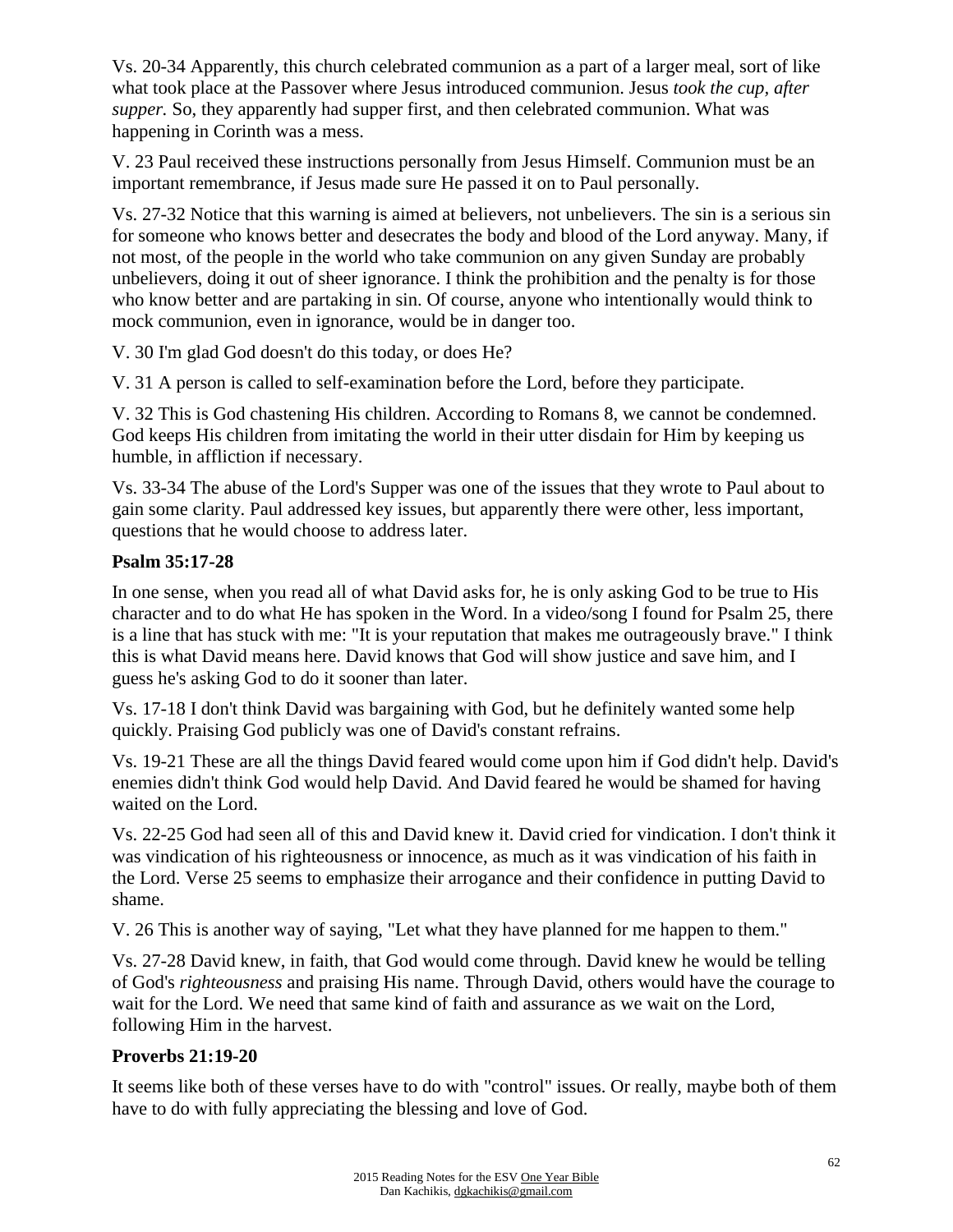Vs. 20-34 Apparently, this church celebrated communion as a part of a larger meal, sort of like what took place at the Passover where Jesus introduced communion. Jesus *took the cup, after supper.* So, they apparently had supper first, and then celebrated communion. What was happening in Corinth was a mess.

V. 23 Paul received these instructions personally from Jesus Himself. Communion must be an important remembrance, if Jesus made sure He passed it on to Paul personally.

Vs. 27-32 Notice that this warning is aimed at believers, not unbelievers. The sin is a serious sin for someone who knows better and desecrates the body and blood of the Lord anyway. Many, if not most, of the people in the world who take communion on any given Sunday are probably unbelievers, doing it out of sheer ignorance. I think the prohibition and the penalty is for those who know better and are partaking in sin. Of course, anyone who intentionally would think to mock communion, even in ignorance, would be in danger too.

V. 30 I'm glad God doesn't do this today, or does He?

V. 31 A person is called to self-examination before the Lord, before they participate.

V. 32 This is God chastening His children. According to Romans 8, we cannot be condemned. God keeps His children from imitating the world in their utter disdain for Him by keeping us humble, in affliction if necessary.

Vs. 33-34 The abuse of the Lord's Supper was one of the issues that they wrote to Paul about to gain some clarity. Paul addressed key issues, but apparently there were other, less important, questions that he would choose to address later.

**Psalm 35:17-28**

In one sense, when you read all of what David asks for, he is only asking God to be true to His character and to do what He has spoken in the Word. In a video/song I found for Psalm 25, there is a line that has stuck with me: "It is your reputation that makes me outrageously brave." I think this is what David means here. David knows that God will show justice and save him, and I guess he's asking God to do it sooner than later.

Vs. 17-18 I don't think David was bargaining with God, but he definitely wanted some help quickly. Praising God publicly was one of David's constant refrains.

Vs. 19-21 These are all the things David feared would come upon him if God didn't help. David's enemies didn't think God would help David. And David feared he would be shamed for having waited on the Lord.

Vs. 22-25 God had seen all of this and David knew it. David cried for vindication. I don't think it was vindication of his righteousness or innocence, as much as it was vindication of his faith in the Lord. Verse 25 seems to emphasize their arrogance and their confidence in putting David to shame.

V. 26 This is another way of saying, "Let what they have planned for me happen to them."

Vs. 27-28 David knew, in faith, that God would come through. David knew he would be telling of God's *righteousness* and praising His name. Through David, others would have the courage to wait for the Lord. We need that same kind of faith and assurance as we wait on the Lord, following Him in the harvest.

**Proverbs 21:19-20**

It seems like both of these verses have to do with "control" issues. Or really, maybe both of them have to do with fully appreciating the blessing and love of God.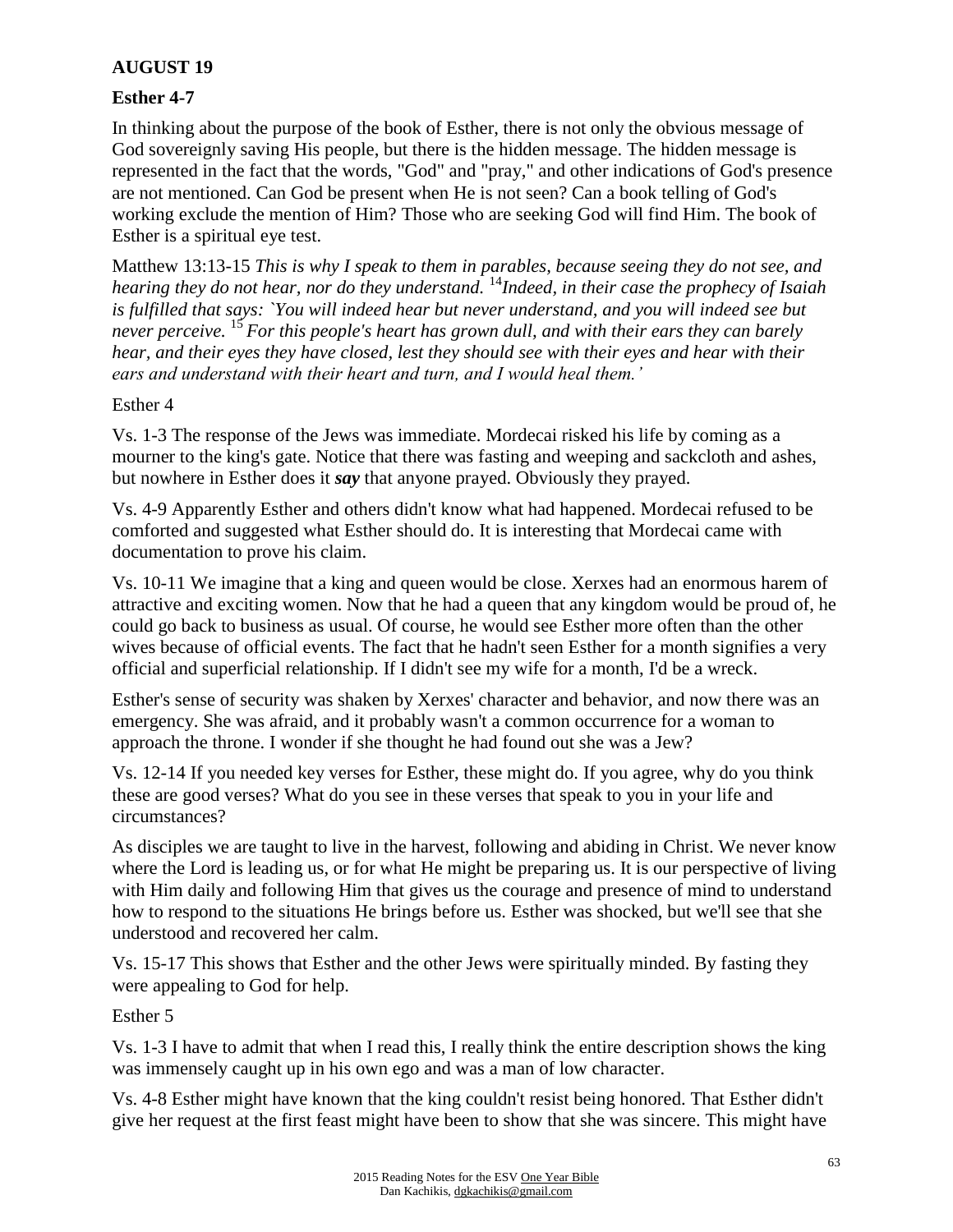**AUGUST 19**

**Esther 4-7**

In thinking about the purpose of the book of Esther, there is not only the obvious message of God sovereignly saving His people, but there is the hidden message. The hidden message is represented in the fact that the words, "God" and "pray," and other indications of God's presence are not mentioned. Can God be present when He is not seen? Can a book telling of God's working exclude the mention of Him? Those who are seeking God will find Him. The book of Esther is a spiritual eye test.

Matthew 13:13-15 *This is why I speak to them in parables, because seeing they do not see, and hearing they do not hear, nor do they understand.* [14]*Indeed, in their case the prophecy of Isaiah is fulfilled that says: `You will indeed hear but never understand, and you will indeed see but never perceive.* [15] *For this people's heart has grown dull, and with their ears they can barely hear, and their eyes they have closed, lest they should see with their eyes and hear with their ears and understand with their heart and turn, and I would heal them.'*

Esther 4

Vs. 1-3 The response of the Jews was immediate. Mordecai risked his life by coming as a mourner to the king's gate. Notice that there was fasting and weeping and sackcloth and ashes, but nowhere in Esther does it ***say*** that anyone prayed. Obviously they prayed.

Vs. 4-9 Apparently Esther and others didn't know what had happened. Mordecai refused to be comforted and suggested what Esther should do. It is interesting that Mordecai came with documentation to prove his claim.

Vs. 10-11 We imagine that a king and queen would be close. Xerxes had an enormous harem of attractive and exciting women. Now that he had a queen that any kingdom would be proud of, he could go back to business as usual. Of course, he would see Esther more often than the other wives because of official events. The fact that he hadn't seen Esther for a month signifies a very official and superficial relationship. If I didn't see my wife for a month, I'd be a wreck.

Esther's sense of security was shaken by Xerxes' character and behavior, and now there was an emergency. She was afraid, and it probably wasn't a common occurrence for a woman to approach the throne. I wonder if she thought he had found out she was a Jew?

Vs. 12-14 If you needed key verses for Esther, these might do. If you agree, why do you think these are good verses? What do you see in these verses that speak to you in your life and circumstances?

As disciples we are taught to live in the harvest, following and abiding in Christ. We never know where the Lord is leading us, or for what He might be preparing us. It is our perspective of living with Him daily and following Him that gives us the courage and presence of mind to understand how to respond to the situations He brings before us. Esther was shocked, but we'll see that she understood and recovered her calm.

Vs. 15-17 This shows that Esther and the other Jews were spiritually minded. By fasting they were appealing to God for help.

Esther 5

Vs. 1-3 I have to admit that when I read this, I really think the entire description shows the king was immensely caught up in his own ego and was a man of low character.

Vs. 4-8 Esther might have known that the king couldn't resist being honored. That Esther didn't give her request at the first feast might have been to show that she was sincere. This might have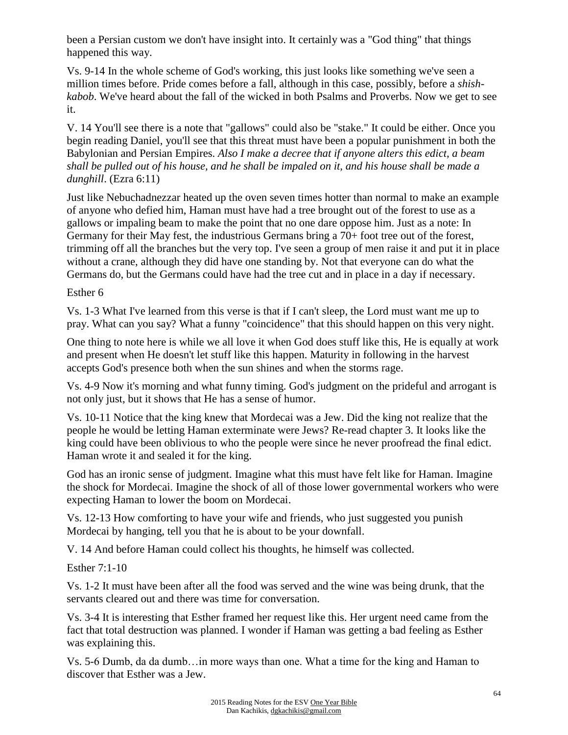been a Persian custom we don't have insight into. It certainly was a "God thing" that things happened this way.

Vs. 9-14 In the whole scheme of God's working, this just looks like something we've seen a million times before. Pride comes before a fall, although in this case, possibly, before a *shish-kabob*. We've heard about the fall of the wicked in both Psalms and Proverbs. Now we get to see it.

V. 14 You'll see there is a note that "gallows" could also be "stake." It could be either. Once you begin reading Daniel, you'll see that this threat must have been a popular punishment in both the Babylonian and Persian Empires. *Also I make a decree that if anyone alters this edict, a beam shall be pulled out of his house, and he shall be impaled on it, and his house shall be made a dunghill*. (Ezra 6:11)

Just like Nebuchadnezzar heated up the oven seven times hotter than normal to make an example of anyone who defied him, Haman must have had a tree brought out of the forest to use as a gallows or impaling beam to make the point that no one dare oppose him. Just as a note: In Germany for their May fest, the industrious Germans bring a 70+ foot tree out of the forest, trimming off all the branches but the very top. I've seen a group of men raise it and put it in place without a crane, although they did have one standing by. Not that everyone can do what the Germans do, but the Germans could have had the tree cut and in place in a day if necessary.

Esther 6

Vs. 1-3 What I've learned from this verse is that if I can't sleep, the Lord must want me up to pray. What can you say? What a funny "coincidence" that this should happen on this very night.

One thing to note here is while we all love it when God does stuff like this, He is equally at work and present when He doesn't let stuff like this happen. Maturity in following in the harvest accepts God's presence both when the sun shines and when the storms rage.

Vs. 4-9 Now it's morning and what funny timing. God's judgment on the prideful and arrogant is not only just, but it shows that He has a sense of humor.

Vs. 10-11 Notice that the king knew that Mordecai was a Jew. Did the king not realize that the people he would be letting Haman exterminate were Jews? Re-read chapter 3. It looks like the king could have been oblivious to who the people were since he never proofread the final edict. Haman wrote it and sealed it for the king.

God has an ironic sense of judgment. Imagine what this must have felt like for Haman. Imagine the shock for Mordecai. Imagine the shock of all of those lower governmental workers who were expecting Haman to lower the boom on Mordecai.

Vs. 12-13 How comforting to have your wife and friends, who just suggested you punish Mordecai by hanging, tell you that he is about to be your downfall.

V. 14 And before Haman could collect his thoughts, he himself was collected.

Esther 7:1-10

Vs. 1-2 It must have been after all the food was served and the wine was being drunk, that the servants cleared out and there was time for conversation.

Vs. 3-4 It is interesting that Esther framed her request like this. Her urgent need came from the fact that total destruction was planned. I wonder if Haman was getting a bad feeling as Esther was explaining this.

Vs. 5-6 Dumb, da da dumb…in more ways than one. What a time for the king and Haman to discover that Esther was a Jew.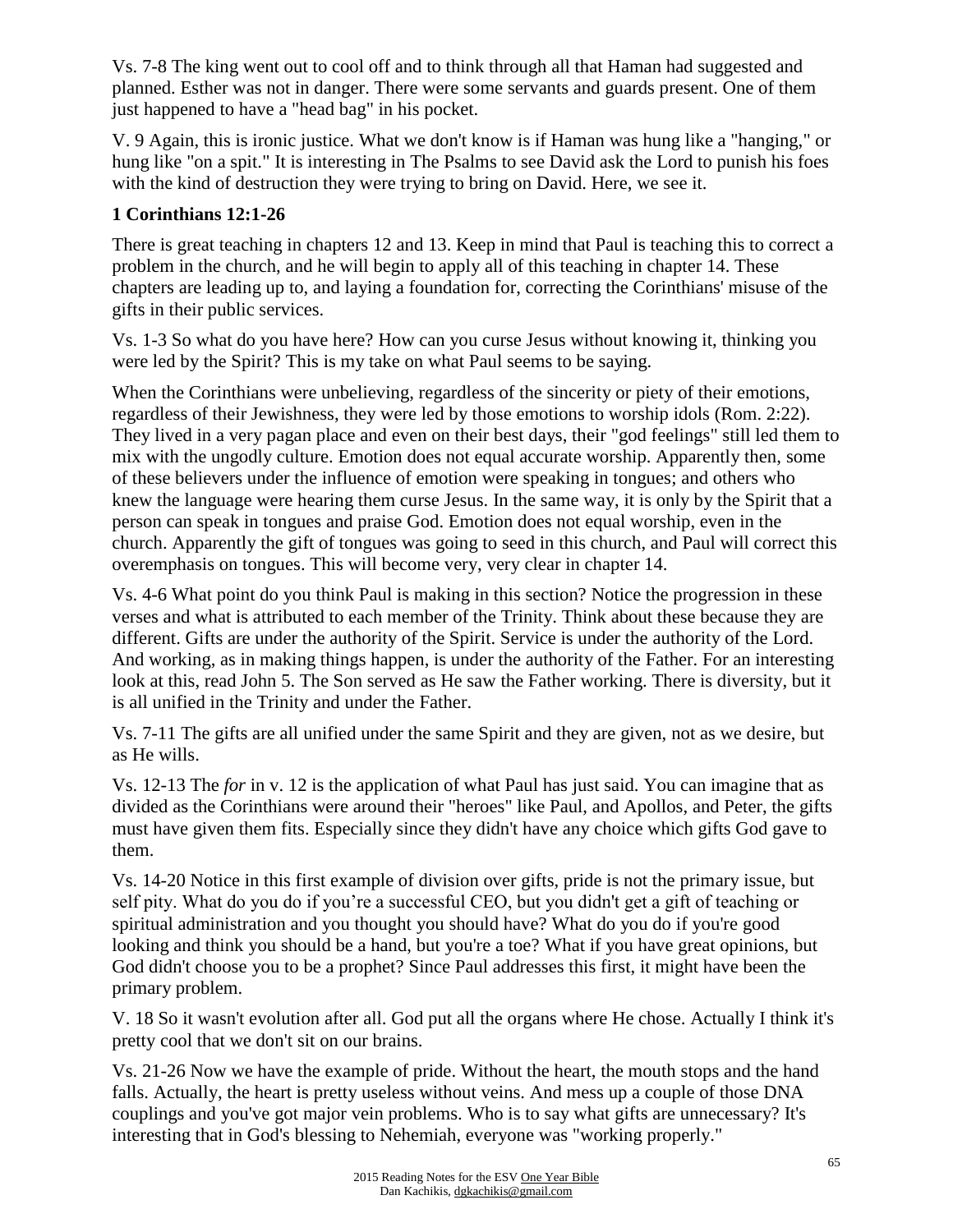Vs. 7-8 The king went out to cool off and to think through all that Haman had suggested and planned. Esther was not in danger. There were some servants and guards present. One of them just happened to have a "head bag" in his pocket.

V. 9 Again, this is ironic justice. What we don't know is if Haman was hung like a "hanging," or hung like "on a spit." It is interesting in The Psalms to see David ask the Lord to punish his foes with the kind of destruction they were trying to bring on David. Here, we see it.

**1 Corinthians 12:1-26**

There is great teaching in chapters 12 and 13. Keep in mind that Paul is teaching this to correct a problem in the church, and he will begin to apply all of this teaching in chapter 14. These chapters are leading up to, and laying a foundation for, correcting the Corinthians' misuse of the gifts in their public services.

Vs. 1-3 So what do you have here? How can you curse Jesus without knowing it, thinking you were led by the Spirit? This is my take on what Paul seems to be saying.

When the Corinthians were unbelieving, regardless of the sincerity or piety of their emotions, regardless of their Jewishness, they were led by those emotions to worship idols (Rom. 2:22). They lived in a very pagan place and even on their best days, their "god feelings" still led them to mix with the ungodly culture. Emotion does not equal accurate worship. Apparently then, some of these believers under the influence of emotion were speaking in tongues; and others who knew the language were hearing them curse Jesus. In the same way, it is only by the Spirit that a person can speak in tongues and praise God. Emotion does not equal worship, even in the church. Apparently the gift of tongues was going to seed in this church, and Paul will correct this overemphasis on tongues. This will become very, very clear in chapter 14.

Vs. 4-6 What point do you think Paul is making in this section? Notice the progression in these verses and what is attributed to each member of the Trinity. Think about these because they are different. Gifts are under the authority of the Spirit. Service is under the authority of the Lord. And working, as in making things happen, is under the authority of the Father. For an interesting look at this, read John 5. The Son served as He saw the Father working. There is diversity, but it is all unified in the Trinity and under the Father.

Vs. 7-11 The gifts are all unified under the same Spirit and they are given, not as we desire, but as He wills.

Vs. 12-13 The *for* in v. 12 is the application of what Paul has just said. You can imagine that as divided as the Corinthians were around their "heroes" like Paul, and Apollos, and Peter, the gifts must have given them fits. Especially since they didn't have any choice which gifts God gave to them.

Vs. 14-20 Notice in this first example of division over gifts, pride is not the primary issue, but self pity. What do you do if you're a successful CEO, but you didn't get a gift of teaching or spiritual administration and you thought you should have? What do you do if you're good looking and think you should be a hand, but you're a toe? What if you have great opinions, but God didn't choose you to be a prophet? Since Paul addresses this first, it might have been the primary problem.

V. 18 So it wasn't evolution after all. God put all the organs where He chose. Actually I think it's pretty cool that we don't sit on our brains.

Vs. 21-26 Now we have the example of pride. Without the heart, the mouth stops and the hand falls. Actually, the heart is pretty useless without veins. And mess up a couple of those DNA couplings and you've got major vein problems. Who is to say what gifts are unnecessary? It's interesting that in God's blessing to Nehemiah, everyone was "working properly."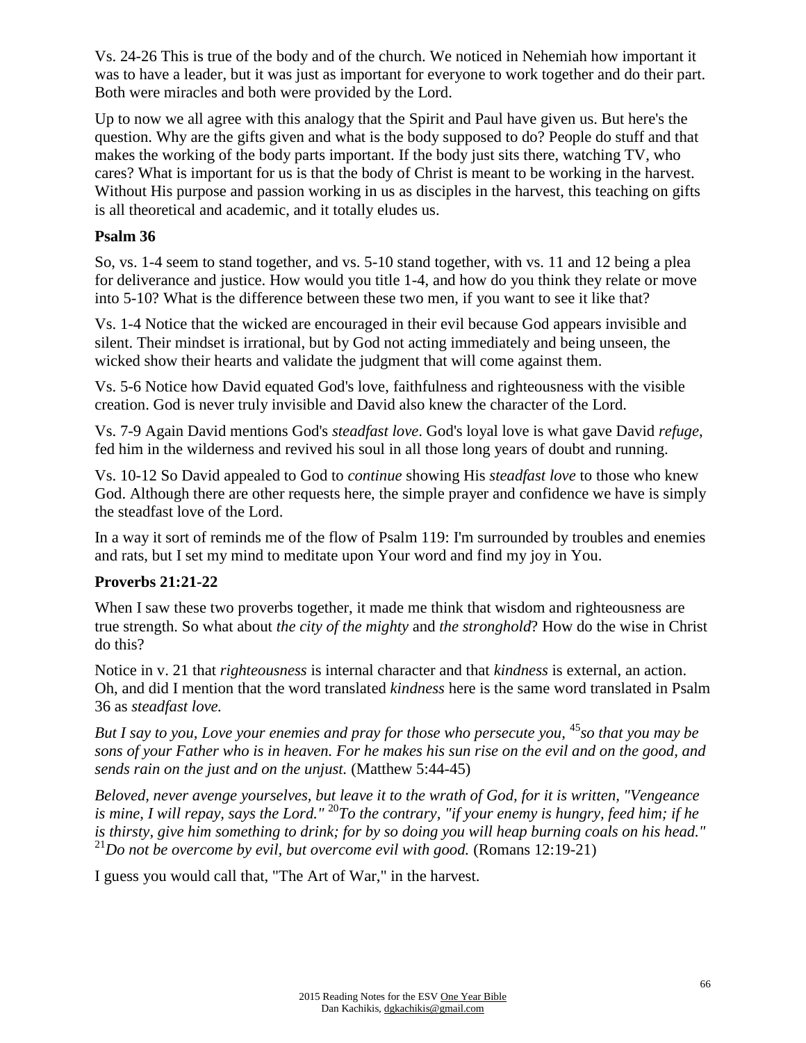Vs. 24-26 This is true of the body and of the church. We noticed in Nehemiah how important it was to have a leader, but it was just as important for everyone to work together and do their part. Both were miracles and both were provided by the Lord.

Up to now we all agree with this analogy that the Spirit and Paul have given us. But here's the question. Why are the gifts given and what is the body supposed to do? People do stuff and that makes the working of the body parts important. If the body just sits there, watching TV, who cares? What is important for us is that the body of Christ is meant to be working in the harvest. Without His purpose and passion working in us as disciples in the harvest, this teaching on gifts is all theoretical and academic, and it totally eludes us.

**Psalm 36**

So, vs. 1-4 seem to stand together, and vs. 5-10 stand together, with vs. 11 and 12 being a plea for deliverance and justice. How would you title 1-4, and how do you think they relate or move into 5-10? What is the difference between these two men, if you want to see it like that?

Vs. 1-4 Notice that the wicked are encouraged in their evil because God appears invisible and silent. Their mindset is irrational, but by God not acting immediately and being unseen, the wicked show their hearts and validate the judgment that will come against them.

Vs. 5-6 Notice how David equated God's love, faithfulness and righteousness with the visible creation. God is never truly invisible and David also knew the character of the Lord.

Vs. 7-9 Again David mentions God's *steadfast love*. God's loyal love is what gave David *refuge*, fed him in the wilderness and revived his soul in all those long years of doubt and running.

Vs. 10-12 So David appealed to God to *continue* showing His *steadfast love* to those who knew God. Although there are other requests here, the simple prayer and confidence we have is simply the steadfast love of the Lord.

In a way it sort of reminds me of the flow of Psalm 119: I'm surrounded by troubles and enemies and rats, but I set my mind to meditate upon Your word and find my joy in You.

**Proverbs 21:21-22**

When I saw these two proverbs together, it made me think that wisdom and righteousness are true strength. So what about *the city of the mighty* and *the stronghold*? How do the wise in Christ do this?

Notice in v. 21 that *righteousness* is internal character and that *kindness* is external, an action. Oh, and did I mention that the word translated *kindness* here is the same word translated in Psalm 36 as *steadfast love.*

*But I say to you, Love your enemies and pray for those who persecute you,* [45]*so that you may be sons of your Father who is in heaven. For he makes his sun rise on the evil and on the good, and sends rain on the just and on the unjust.* (Matthew 5:44-45)

*Beloved, never avenge yourselves, but leave it to the wrath of God, for it is written, "Vengeance is mine, I will repay, says the Lord."* [20]*To the contrary, "if your enemy is hungry, feed him; if he is thirsty, give him something to drink; for by so doing you will heap burning coals on his head."* [21]*Do not be overcome by evil, but overcome evil with good.* (Romans 12:19-21)

I guess you would call that, "The Art of War," in the harvest.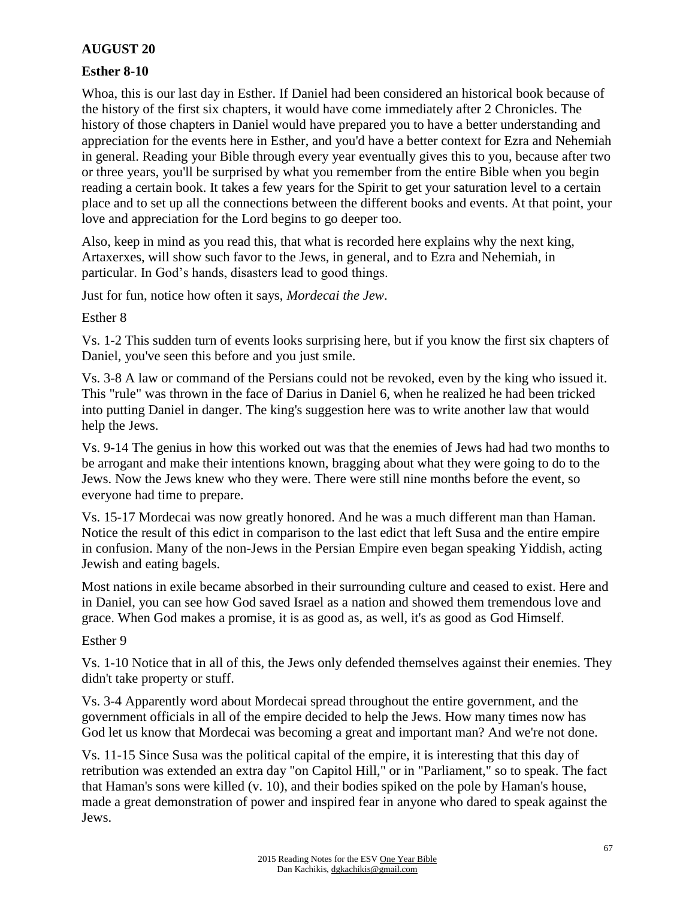## AUGUST 20

### Esther 8-10

Whoa, this is our last day in Esther. If Daniel had been considered an historical book because of the history of the first six chapters, it would have come immediately after 2 Chronicles. The history of those chapters in Daniel would have prepared you to have a better understanding and appreciation for the events here in Esther, and you'd have a better context for Ezra and Nehemiah in general. Reading your Bible through every year eventually gives this to you, because after two or three years, you'll be surprised by what you remember from the entire Bible when you begin reading a certain book. It takes a few years for the Spirit to get your saturation level to a certain place and to set up all the connections between the different books and events. At that point, your love and appreciation for the Lord begins to go deeper too.

Also, keep in mind as you read this, that what is recorded here explains why the next king, Artaxerxes, will show such favor to the Jews, in general, and to Ezra and Nehemiah, in particular. In God's hands, disasters lead to good things.

Just for fun, notice how often it says, *Mordecai the Jew*.

Esther 8

Vs. 1-2 This sudden turn of events looks surprising here, but if you know the first six chapters of Daniel, you've seen this before and you just smile.

Vs. 3-8 A law or command of the Persians could not be revoked, even by the king who issued it. This "rule" was thrown in the face of Darius in Daniel 6, when he realized he had been tricked into putting Daniel in danger. The king's suggestion here was to write another law that would help the Jews.

Vs. 9-14 The genius in how this worked out was that the enemies of Jews had had two months to be arrogant and make their intentions known, bragging about what they were going to do to the Jews. Now the Jews knew who they were. There were still nine months before the event, so everyone had time to prepare.

Vs. 15-17 Mordecai was now greatly honored. And he was a much different man than Haman. Notice the result of this edict in comparison to the last edict that left Susa and the entire empire in confusion. Many of the non-Jews in the Persian Empire even began speaking Yiddish, acting Jewish and eating bagels.

Most nations in exile became absorbed in their surrounding culture and ceased to exist. Here and in Daniel, you can see how God saved Israel as a nation and showed them tremendous love and grace. When God makes a promise, it is as good as, as well, it's as good as God Himself.

Esther 9

Vs. 1-10 Notice that in all of this, the Jews only defended themselves against their enemies. They didn't take property or stuff.

Vs. 3-4 Apparently word about Mordecai spread throughout the entire government, and the government officials in all of the empire decided to help the Jews. How many times now has God let us know that Mordecai was becoming a great and important man? And we're not done.

Vs. 11-15 Since Susa was the political capital of the empire, it is interesting that this day of retribution was extended an extra day "on Capitol Hill," or in "Parliament," so to speak. The fact that Haman's sons were killed (v. 10), and their bodies spiked on the pole by Haman's house, made a great demonstration of power and inspired fear in anyone who dared to speak against the Jews.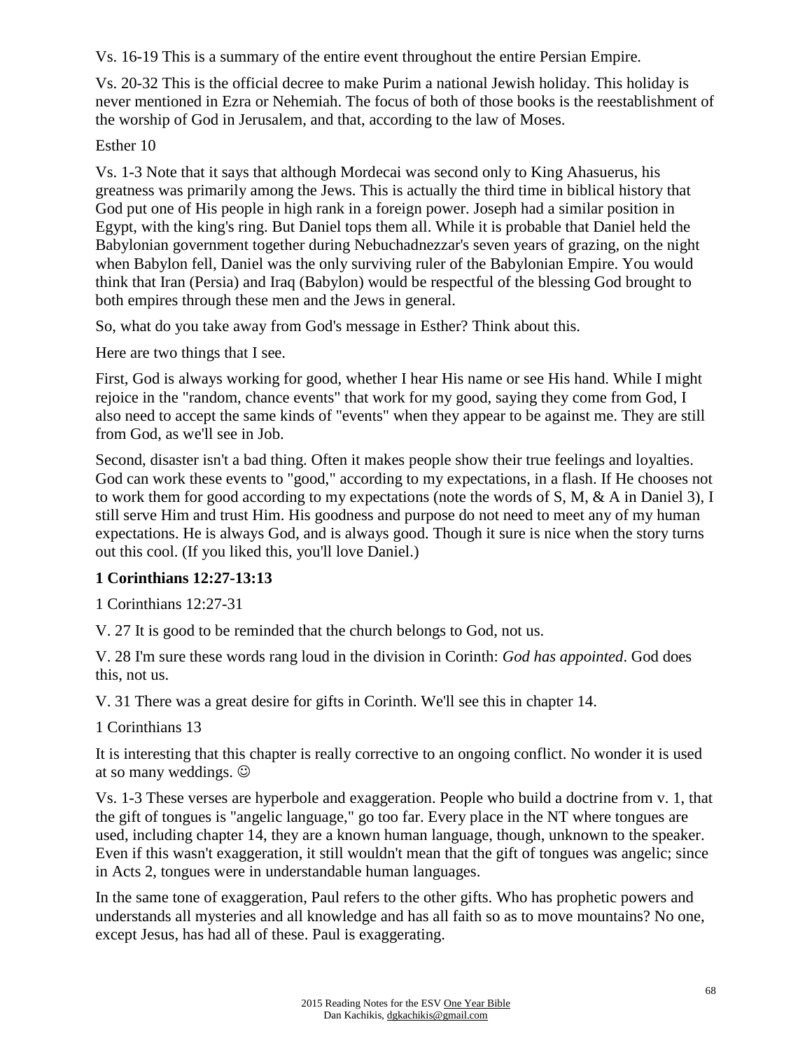Vs. 16-19 This is a summary of the entire event throughout the entire Persian Empire.

Vs. 20-32 This is the official decree to make Purim a national Jewish holiday. This holiday is never mentioned in Ezra or Nehemiah. The focus of both of those books is the reestablishment of the worship of God in Jerusalem, and that, according to the law of Moses.

Esther 10

Vs. 1-3 Note that it says that although Mordecai was second only to King Ahasuerus, his greatness was primarily among the Jews. This is actually the third time in biblical history that God put one of His people in high rank in a foreign power. Joseph had a similar position in Egypt, with the king's ring. But Daniel tops them all. While it is probable that Daniel held the Babylonian government together during Nebuchadnezzar's seven years of grazing, on the night when Babylon fell, Daniel was the only surviving ruler of the Babylonian Empire. You would think that Iran (Persia) and Iraq (Babylon) would be respectful of the blessing God brought to both empires through these men and the Jews in general.

So, what do you take away from God's message in Esther? Think about this.

Here are two things that I see.

First, God is always working for good, whether I hear His name or see His hand. While I might rejoice in the "random, chance events" that work for my good, saying they come from God, I also need to accept the same kinds of "events" when they appear to be against me. They are still from God, as we'll see in Job.

Second, disaster isn't a bad thing. Often it makes people show their true feelings and loyalties. God can work these events to "good," according to my expectations, in a flash. If He chooses not to work them for good according to my expectations (note the words of S, M, & A in Daniel 3), I still serve Him and trust Him. His goodness and purpose do not need to meet any of my human expectations. He is always God, and is always good. Though it sure is nice when the story turns out this cool. (If you liked this, you'll love Daniel.)

**1 Corinthians 12:27-13:13**

1 Corinthians 12:27-31

V. 27 It is good to be reminded that the church belongs to God, not us.

V. 28 I'm sure these words rang loud in the division in Corinth: *God has appointed*. God does this, not us.

V. 31 There was a great desire for gifts in Corinth. We'll see this in chapter 14.

1 Corinthians 13

It is interesting that this chapter is really corrective to an ongoing conflict. No wonder it is used at so many weddings. ☺

Vs. 1-3 These verses are hyperbole and exaggeration. People who build a doctrine from v. 1, that the gift of tongues is "angelic language," go too far. Every place in the NT where tongues are used, including chapter 14, they are a known human language, though, unknown to the speaker. Even if this wasn't exaggeration, it still wouldn't mean that the gift of tongues was angelic; since in Acts 2, tongues were in understandable human languages.

In the same tone of exaggeration, Paul refers to the other gifts. Who has prophetic powers and understands all mysteries and all knowledge and has all faith so as to move mountains? No one, except Jesus, has had all of these. Paul is exaggerating.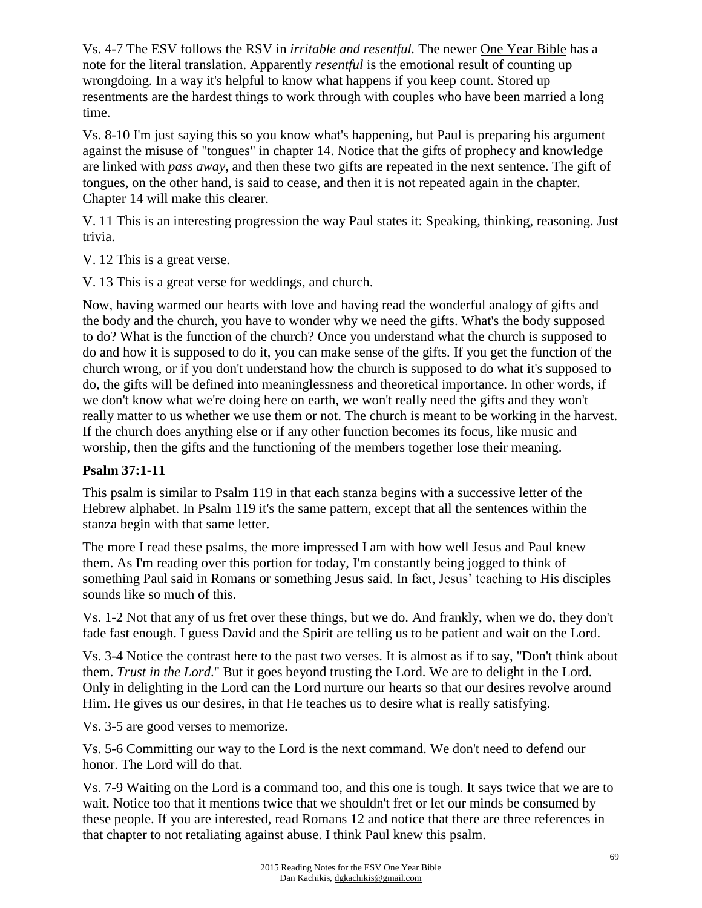Vs. 4-7 The ESV follows the RSV in *irritable and resentful.* The newer One Year Bible has a note for the literal translation. Apparently *resentful* is the emotional result of counting up wrongdoing. In a way it's helpful to know what happens if you keep count. Stored up resentments are the hardest things to work through with couples who have been married a long time.

Vs. 8-10 I'm just saying this so you know what's happening, but Paul is preparing his argument against the misuse of "tongues" in chapter 14. Notice that the gifts of prophecy and knowledge are linked with *pass away*, and then these two gifts are repeated in the next sentence. The gift of tongues, on the other hand, is said to cease, and then it is not repeated again in the chapter. Chapter 14 will make this clearer.

V. 11 This is an interesting progression the way Paul states it: Speaking, thinking, reasoning. Just trivia.

V. 12 This is a great verse.

V. 13 This is a great verse for weddings, and church.

Now, having warmed our hearts with love and having read the wonderful analogy of gifts and the body and the church, you have to wonder why we need the gifts. What's the body supposed to do? What is the function of the church? Once you understand what the church is supposed to do and how it is supposed to do it, you can make sense of the gifts. If you get the function of the church wrong, or if you don't understand how the church is supposed to do what it's supposed to do, the gifts will be defined into meaninglessness and theoretical importance. In other words, if we don't know what we're doing here on earth, we won't really need the gifts and they won't really matter to us whether we use them or not. The church is meant to be working in the harvest. If the church does anything else or if any other function becomes its focus, like music and worship, then the gifts and the functioning of the members together lose their meaning.

**Psalm 37:1-11**

This psalm is similar to Psalm 119 in that each stanza begins with a successive letter of the Hebrew alphabet. In Psalm 119 it's the same pattern, except that all the sentences within the stanza begin with that same letter.

The more I read these psalms, the more impressed I am with how well Jesus and Paul knew them. As I'm reading over this portion for today, I'm constantly being jogged to think of something Paul said in Romans or something Jesus said. In fact, Jesus' teaching to His disciples sounds like so much of this.

Vs. 1-2 Not that any of us fret over these things, but we do. And frankly, when we do, they don't fade fast enough. I guess David and the Spirit are telling us to be patient and wait on the Lord.

Vs. 3-4 Notice the contrast here to the past two verses. It is almost as if to say, "Don't think about them. *Trust in the Lord*." But it goes beyond trusting the Lord. We are to delight in the Lord. Only in delighting in the Lord can the Lord nurture our hearts so that our desires revolve around Him. He gives us our desires, in that He teaches us to desire what is really satisfying.

Vs. 3-5 are good verses to memorize.

Vs. 5-6 Committing our way to the Lord is the next command. We don't need to defend our honor. The Lord will do that.

Vs. 7-9 Waiting on the Lord is a command too, and this one is tough. It says twice that we are to wait. Notice too that it mentions twice that we shouldn't fret or let our minds be consumed by these people. If you are interested, read Romans 12 and notice that there are three references in that chapter to not retaliating against abuse. I think Paul knew this psalm.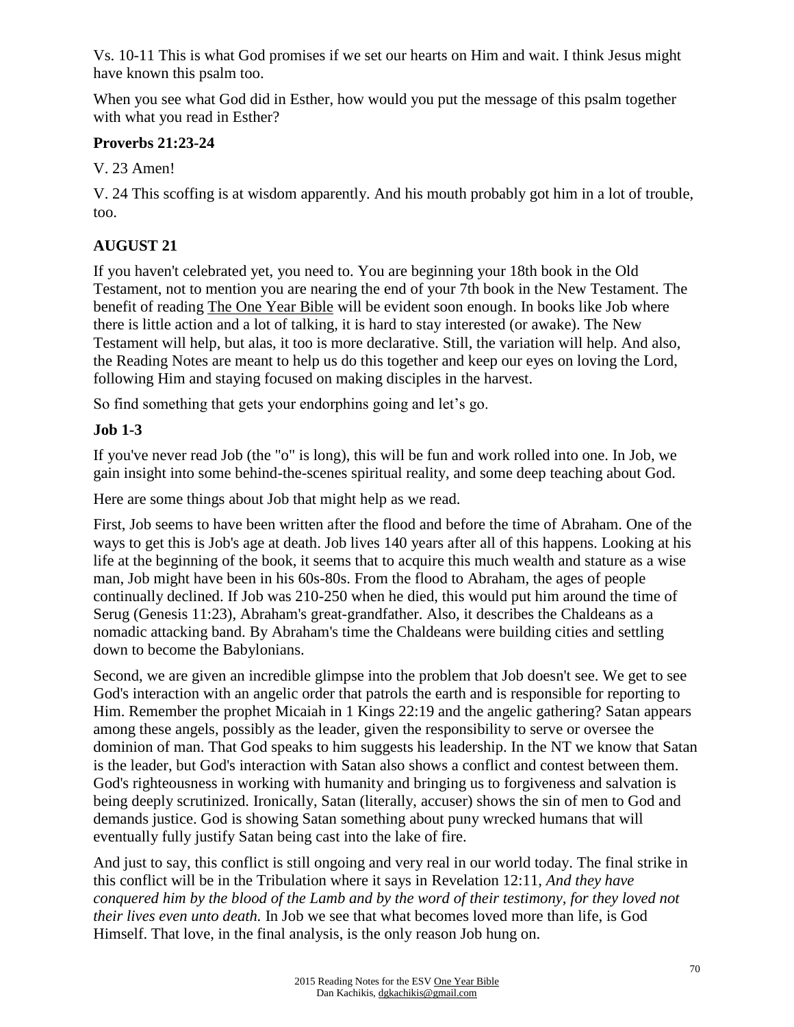Vs. 10-11 This is what God promises if we set our hearts on Him and wait. I think Jesus might have known this psalm too.

When you see what God did in Esther, how would you put the message of this psalm together with what you read in Esther?

### Proverbs 21:23-24

V. 23 Amen!

V. 24 This scoffing is at wisdom apparently. And his mouth probably got him in a lot of trouble, too.

## AUGUST 21

If you haven't celebrated yet, you need to. You are beginning your 18th book in the Old Testament, not to mention you are nearing the end of your 7th book in the New Testament. The benefit of reading The One Year Bible will be evident soon enough. In books like Job where there is little action and a lot of talking, it is hard to stay interested (or awake). The New Testament will help, but alas, it too is more declarative. Still, the variation will help. And also, the Reading Notes are meant to help us do this together and keep our eyes on loving the Lord, following Him and staying focused on making disciples in the harvest.

So find something that gets your endorphins going and let's go.

### Job 1-3

If you've never read Job (the "o" is long), this will be fun and work rolled into one. In Job, we gain insight into some behind-the-scenes spiritual reality, and some deep teaching about God.

Here are some things about Job that might help as we read.

First, Job seems to have been written after the flood and before the time of Abraham. One of the ways to get this is Job's age at death. Job lives 140 years after all of this happens. Looking at his life at the beginning of the book, it seems that to acquire this much wealth and stature as a wise man, Job might have been in his 60s-80s. From the flood to Abraham, the ages of people continually declined. If Job was 210-250 when he died, this would put him around the time of Serug (Genesis 11:23), Abraham's great-grandfather. Also, it describes the Chaldeans as a nomadic attacking band. By Abraham's time the Chaldeans were building cities and settling down to become the Babylonians.

Second, we are given an incredible glimpse into the problem that Job doesn't see. We get to see God's interaction with an angelic order that patrols the earth and is responsible for reporting to Him. Remember the prophet Micaiah in 1 Kings 22:19 and the angelic gathering? Satan appears among these angels, possibly as the leader, given the responsibility to serve or oversee the dominion of man. That God speaks to him suggests his leadership. In the NT we know that Satan is the leader, but God's interaction with Satan also shows a conflict and contest between them. God's righteousness in working with humanity and bringing us to forgiveness and salvation is being deeply scrutinized. Ironically, Satan (literally, accuser) shows the sin of men to God and demands justice. God is showing Satan something about puny wrecked humans that will eventually fully justify Satan being cast into the lake of fire.

And just to say, this conflict is still ongoing and very real in our world today. The final strike in this conflict will be in the Tribulation where it says in Revelation 12:11, *And they have conquered him by the blood of the Lamb and by the word of their testimony, for they loved not their lives even unto death.* In Job we see that what becomes loved more than life, is God Himself. That love, in the final analysis, is the only reason Job hung on.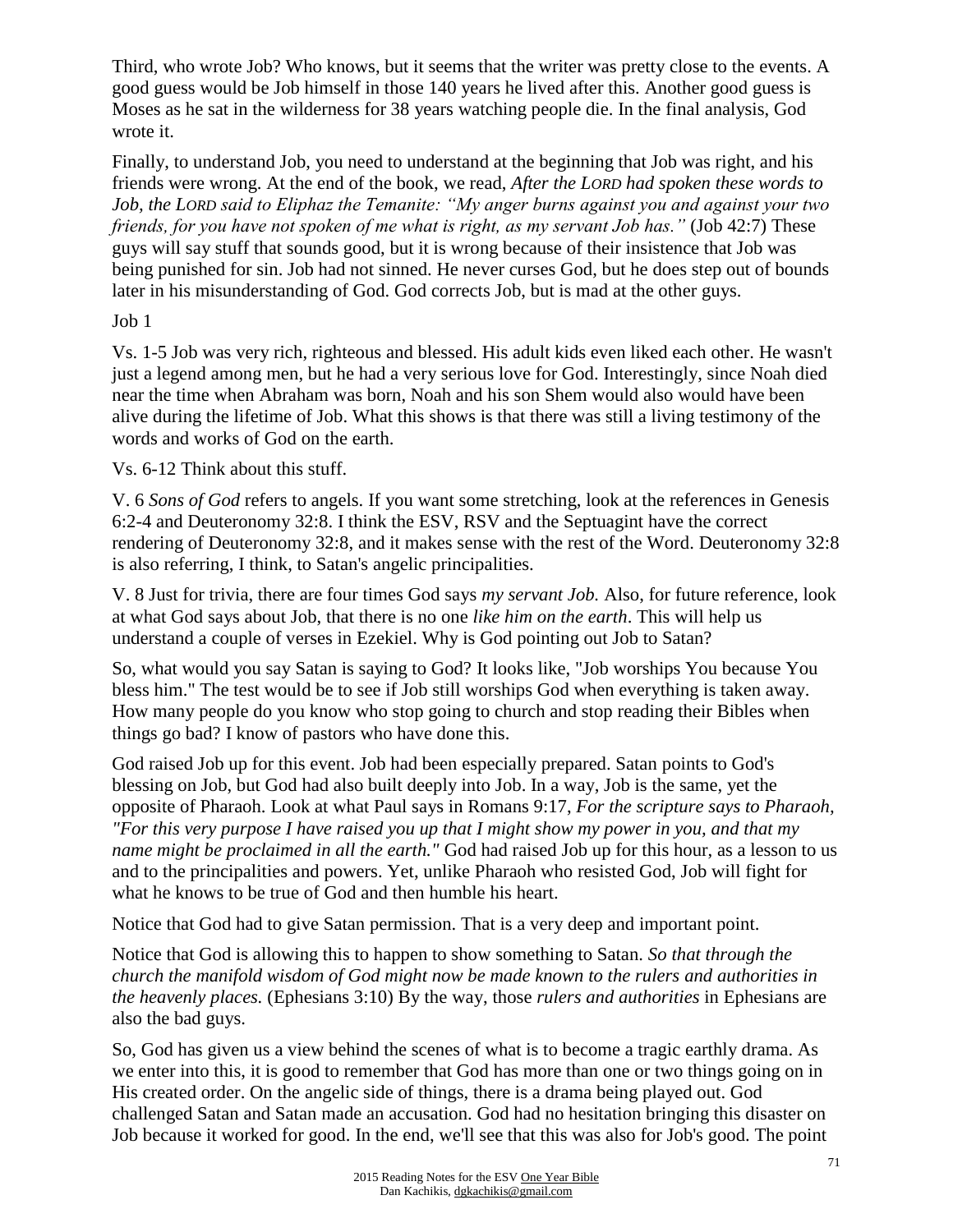Third, who wrote Job? Who knows, but it seems that the writer was pretty close to the events. A good guess would be Job himself in those 140 years he lived after this. Another good guess is Moses as he sat in the wilderness for 38 years watching people die. In the final analysis, God wrote it.

Finally, to understand Job, you need to understand at the beginning that Job was right, and his friends were wrong. At the end of the book, we read, *After the LORD had spoken these words to Job, the LORD said to Eliphaz the Temanite: "My anger burns against you and against your two friends, for you have not spoken of me what is right, as my servant Job has."* (Job 42:7) These guys will say stuff that sounds good, but it is wrong because of their insistence that Job was being punished for sin. Job had not sinned. He never curses God, but he does step out of bounds later in his misunderstanding of God. God corrects Job, but is mad at the other guys.

Job 1

Vs. 1-5 Job was very rich, righteous and blessed. His adult kids even liked each other. He wasn't just a legend among men, but he had a very serious love for God. Interestingly, since Noah died near the time when Abraham was born, Noah and his son Shem would also would have been alive during the lifetime of Job. What this shows is that there was still a living testimony of the words and works of God on the earth.

Vs. 6-12 Think about this stuff.

V. 6 *Sons of God* refers to angels. If you want some stretching, look at the references in Genesis 6:2-4 and Deuteronomy 32:8. I think the ESV, RSV and the Septuagint have the correct rendering of Deuteronomy 32:8, and it makes sense with the rest of the Word. Deuteronomy 32:8 is also referring, I think, to Satan's angelic principalities.

V. 8 Just for trivia, there are four times God says *my servant Job.* Also, for future reference, look at what God says about Job, that there is no one *like him on the earth*. This will help us understand a couple of verses in Ezekiel. Why is God pointing out Job to Satan?

So, what would you say Satan is saying to God? It looks like, "Job worships You because You bless him." The test would be to see if Job still worships God when everything is taken away. How many people do you know who stop going to church and stop reading their Bibles when things go bad? I know of pastors who have done this.

God raised Job up for this event. Job had been especially prepared. Satan points to God's blessing on Job, but God had also built deeply into Job. In a way, Job is the same, yet the opposite of Pharaoh. Look at what Paul says in Romans 9:17, *For the scripture says to Pharaoh, "For this very purpose I have raised you up that I might show my power in you, and that my name might be proclaimed in all the earth."* God had raised Job up for this hour, as a lesson to us and to the principalities and powers. Yet, unlike Pharaoh who resisted God, Job will fight for what he knows to be true of God and then humble his heart.

Notice that God had to give Satan permission. That is a very deep and important point.

Notice that God is allowing this to happen to show something to Satan. *So that through the church the manifold wisdom of God might now be made known to the rulers and authorities in the heavenly places.* (Ephesians 3:10) By the way, those *rulers and authorities* in Ephesians are also the bad guys.

So, God has given us a view behind the scenes of what is to become a tragic earthly drama. As we enter into this, it is good to remember that God has more than one or two things going on in His created order. On the angelic side of things, there is a drama being played out. God challenged Satan and Satan made an accusation. God had no hesitation bringing this disaster on Job because it worked for good. In the end, we'll see that this was also for Job's good. The point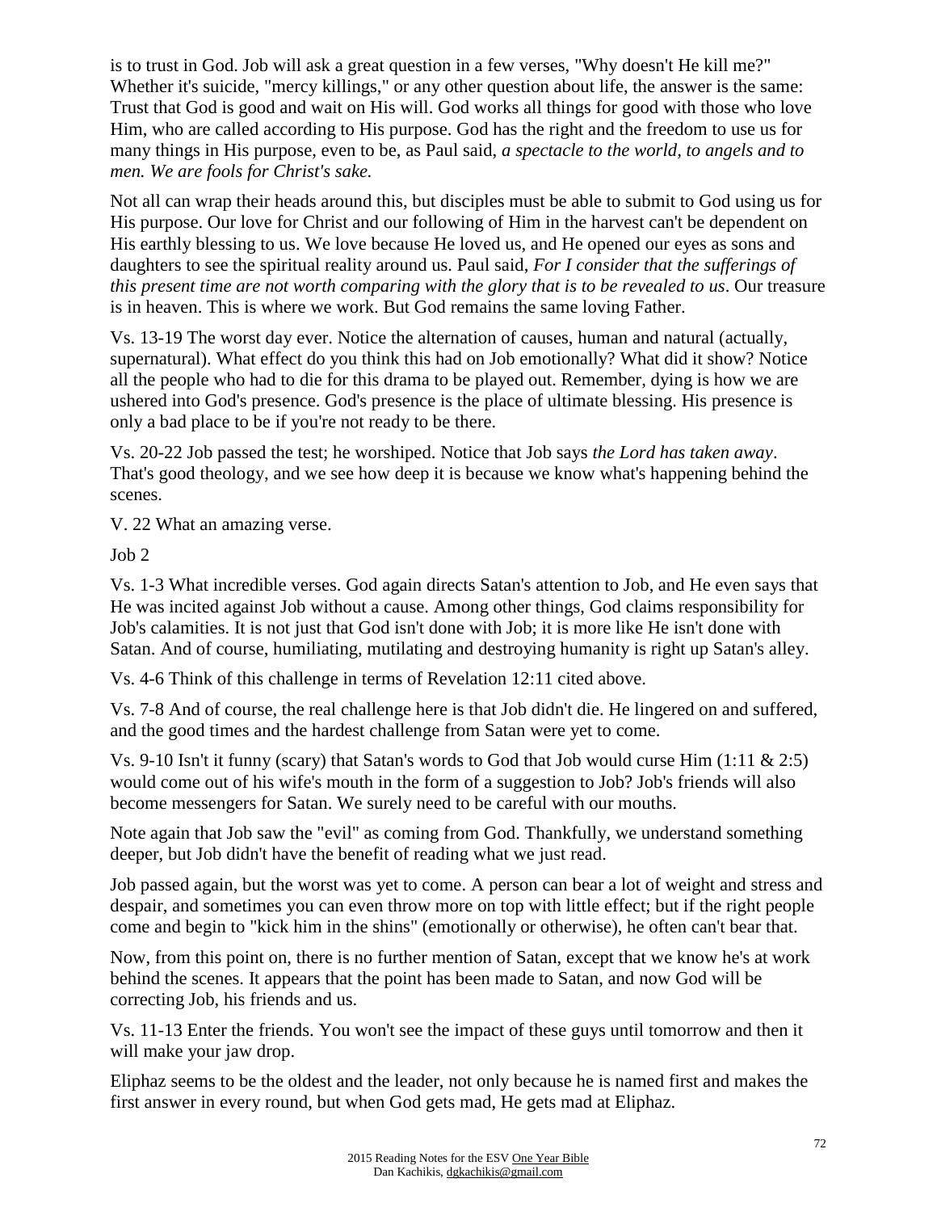is to trust in God. Job will ask a great question in a few verses, "Why doesn't He kill me?" Whether it's suicide, "mercy killings," or any other question about life, the answer is the same: Trust that God is good and wait on His will. God works all things for good with those who love Him, who are called according to His purpose. God has the right and the freedom to use us for many things in His purpose, even to be, as Paul said, *a spectacle to the world, to angels and to men. We are fools for Christ's sake.*

Not all can wrap their heads around this, but disciples must be able to submit to God using us for His purpose. Our love for Christ and our following of Him in the harvest can't be dependent on His earthly blessing to us. We love because He loved us, and He opened our eyes as sons and daughters to see the spiritual reality around us. Paul said, *For I consider that the sufferings of this present time are not worth comparing with the glory that is to be revealed to us*. Our treasure is in heaven. This is where we work. But God remains the same loving Father.

Vs. 13-19 The worst day ever. Notice the alternation of causes, human and natural (actually, supernatural). What effect do you think this had on Job emotionally? What did it show? Notice all the people who had to die for this drama to be played out. Remember, dying is how we are ushered into God's presence. God's presence is the place of ultimate blessing. His presence is only a bad place to be if you're not ready to be there.

Vs. 20-22 Job passed the test; he worshiped. Notice that Job says *the Lord has taken away*. That's good theology, and we see how deep it is because we know what's happening behind the scenes.

V. 22 What an amazing verse.

Job 2

Vs. 1-3 What incredible verses. God again directs Satan's attention to Job, and He even says that He was incited against Job without a cause. Among other things, God claims responsibility for Job's calamities. It is not just that God isn't done with Job; it is more like He isn't done with Satan. And of course, humiliating, mutilating and destroying humanity is right up Satan's alley.

Vs. 4-6 Think of this challenge in terms of Revelation 12:11 cited above.

Vs. 7-8 And of course, the real challenge here is that Job didn't die. He lingered on and suffered, and the good times and the hardest challenge from Satan were yet to come.

Vs. 9-10 Isn't it funny (scary) that Satan's words to God that Job would curse Him (1:11 & 2:5) would come out of his wife's mouth in the form of a suggestion to Job? Job's friends will also become messengers for Satan. We surely need to be careful with our mouths.

Note again that Job saw the "evil" as coming from God. Thankfully, we understand something deeper, but Job didn't have the benefit of reading what we just read.

Job passed again, but the worst was yet to come. A person can bear a lot of weight and stress and despair, and sometimes you can even throw more on top with little effect; but if the right people come and begin to "kick him in the shins" (emotionally or otherwise), he often can't bear that.

Now, from this point on, there is no further mention of Satan, except that we know he's at work behind the scenes. It appears that the point has been made to Satan, and now God will be correcting Job, his friends and us.

Vs. 11-13 Enter the friends. You won't see the impact of these guys until tomorrow and then it will make your jaw drop.

Eliphaz seems to be the oldest and the leader, not only because he is named first and makes the first answer in every round, but when God gets mad, He gets mad at Eliphaz.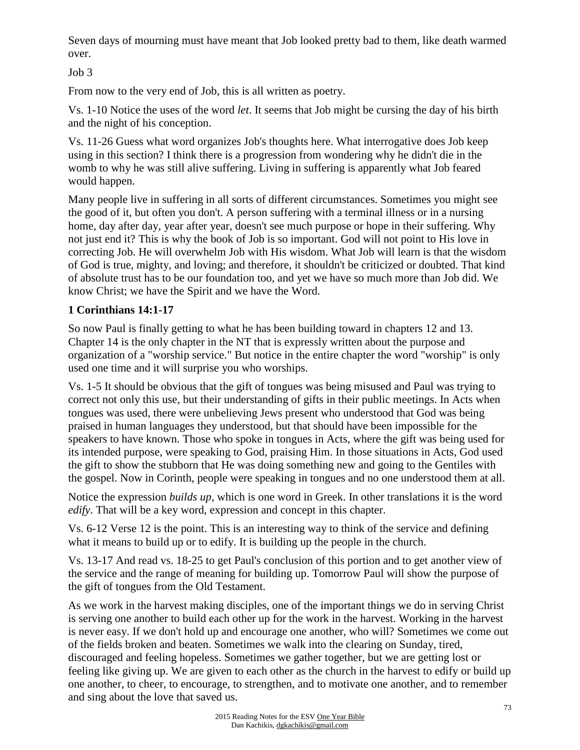Seven days of mourning must have meant that Job looked pretty bad to them, like death warmed over.

Job 3

From now to the very end of Job, this is all written as poetry.

Vs. 1-10 Notice the uses of the word *let*. It seems that Job might be cursing the day of his birth and the night of his conception.

Vs. 11-26 Guess what word organizes Job's thoughts here. What interrogative does Job keep using in this section? I think there is a progression from wondering why he didn't die in the womb to why he was still alive suffering. Living in suffering is apparently what Job feared would happen.

Many people live in suffering in all sorts of different circumstances. Sometimes you might see the good of it, but often you don't. A person suffering with a terminal illness or in a nursing home, day after day, year after year, doesn't see much purpose or hope in their suffering. Why not just end it? This is why the book of Job is so important. God will not point to His love in correcting Job. He will overwhelm Job with His wisdom. What Job will learn is that the wisdom of God is true, mighty, and loving; and therefore, it shouldn't be criticized or doubted. That kind of absolute trust has to be our foundation too, and yet we have so much more than Job did. We know Christ; we have the Spirit and we have the Word.

**1 Corinthians 14:1-17**

So now Paul is finally getting to what he has been building toward in chapters 12 and 13. Chapter 14 is the only chapter in the NT that is expressly written about the purpose and organization of a "worship service." But notice in the entire chapter the word "worship" is only used one time and it will surprise you who worships.

Vs. 1-5 It should be obvious that the gift of tongues was being misused and Paul was trying to correct not only this use, but their understanding of gifts in their public meetings. In Acts when tongues was used, there were unbelieving Jews present who understood that God was being praised in human languages they understood, but that should have been impossible for the speakers to have known. Those who spoke in tongues in Acts, where the gift was being used for its intended purpose, were speaking to God, praising Him. In those situations in Acts, God used the gift to show the stubborn that He was doing something new and going to the Gentiles with the gospel. Now in Corinth, people were speaking in tongues and no one understood them at all.

Notice the expression *builds up*, which is one word in Greek. In other translations it is the word *edify*. That will be a key word, expression and concept in this chapter.

Vs. 6-12 Verse 12 is the point. This is an interesting way to think of the service and defining what it means to build up or to edify. It is building up the people in the church.

Vs. 13-17 And read vs. 18-25 to get Paul's conclusion of this portion and to get another view of the service and the range of meaning for building up. Tomorrow Paul will show the purpose of the gift of tongues from the Old Testament.

As we work in the harvest making disciples, one of the important things we do in serving Christ is serving one another to build each other up for the work in the harvest. Working in the harvest is never easy. If we don't hold up and encourage one another, who will? Sometimes we come out of the fields broken and beaten. Sometimes we walk into the clearing on Sunday, tired, discouraged and feeling hopeless. Sometimes we gather together, but we are getting lost or feeling like giving up. We are given to each other as the church in the harvest to edify or build up one another, to cheer, to encourage, to strengthen, and to motivate one another, and to remember and sing about the love that saved us.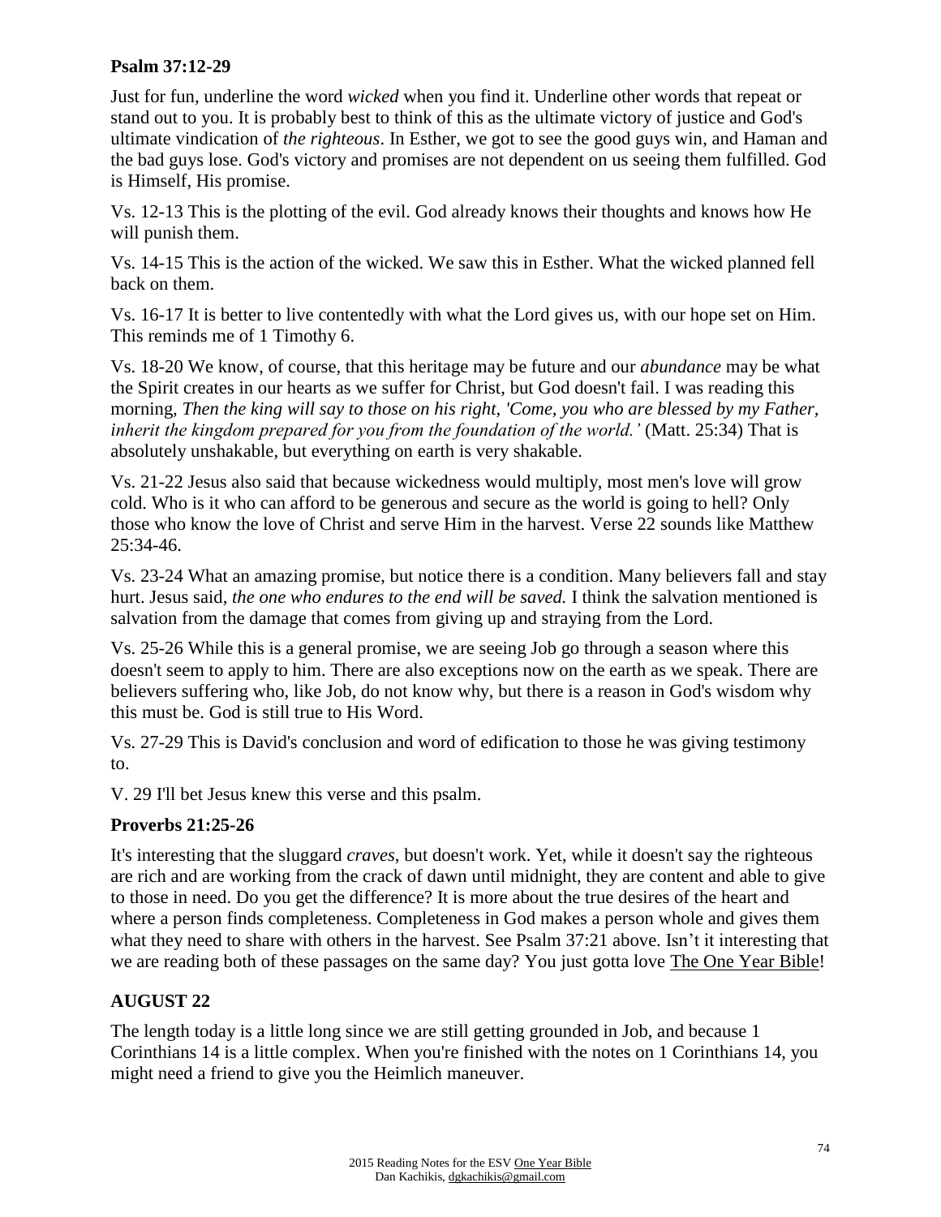**Psalm 37:12-29**

Just for fun, underline the word *wicked* when you find it. Underline other words that repeat or stand out to you. It is probably best to think of this as the ultimate victory of justice and God's ultimate vindication of *the righteous*. In Esther, we got to see the good guys win, and Haman and the bad guys lose. God's victory and promises are not dependent on us seeing them fulfilled. God is Himself, His promise.

Vs. 12-13 This is the plotting of the evil. God already knows their thoughts and knows how He will punish them.

Vs. 14-15 This is the action of the wicked. We saw this in Esther. What the wicked planned fell back on them.

Vs. 16-17 It is better to live contentedly with what the Lord gives us, with our hope set on Him. This reminds me of 1 Timothy 6.

Vs. 18-20 We know, of course, that this heritage may be future and our *abundance* may be what the Spirit creates in our hearts as we suffer for Christ, but God doesn't fail. I was reading this morning, *Then the king will say to those on his right, 'Come, you who are blessed by my Father, inherit the kingdom prepared for you from the foundation of the world.'* (Matt. 25:34) That is absolutely unshakable, but everything on earth is very shakable.

Vs. 21-22 Jesus also said that because wickedness would multiply, most men's love will grow cold. Who is it who can afford to be generous and secure as the world is going to hell? Only those who know the love of Christ and serve Him in the harvest. Verse 22 sounds like Matthew 25:34-46.

Vs. 23-24 What an amazing promise, but notice there is a condition. Many believers fall and stay hurt. Jesus said, *the one who endures to the end will be saved.* I think the salvation mentioned is salvation from the damage that comes from giving up and straying from the Lord.

Vs. 25-26 While this is a general promise, we are seeing Job go through a season where this doesn't seem to apply to him. There are also exceptions now on the earth as we speak. There are believers suffering who, like Job, do not know why, but there is a reason in God's wisdom why this must be. God is still true to His Word.

Vs. 27-29 This is David's conclusion and word of edification to those he was giving testimony to.

V. 29 I'll bet Jesus knew this verse and this psalm.

**Proverbs 21:25-26**

It's interesting that the sluggard *craves*, but doesn't work. Yet, while it doesn't say the righteous are rich and are working from the crack of dawn until midnight, they are content and able to give to those in need. Do you get the difference? It is more about the true desires of the heart and where a person finds completeness. Completeness in God makes a person whole and gives them what they need to share with others in the harvest. See Psalm 37:21 above. Isn't it interesting that we are reading both of these passages on the same day? You just gotta love The One Year Bible!

## AUGUST 22

The length today is a little long since we are still getting grounded in Job, and because 1 Corinthians 14 is a little complex. When you're finished with the notes on 1 Corinthians 14, you might need a friend to give you the Heimlich maneuver.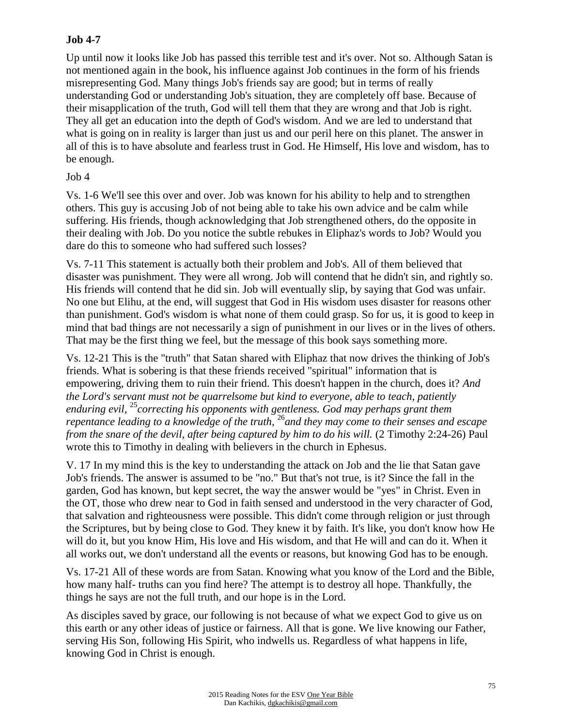**Job 4-7**

Up until now it looks like Job has passed this terrible test and it's over. Not so. Although Satan is not mentioned again in the book, his influence against Job continues in the form of his friends misrepresenting God. Many things Job's friends say are good; but in terms of really understanding God or understanding Job's situation, they are completely off base. Because of their misapplication of the truth, God will tell them that they are wrong and that Job is right. They all get an education into the depth of God's wisdom. And we are led to understand that what is going on in reality is larger than just us and our peril here on this planet. The answer in all of this is to have absolute and fearless trust in God. He Himself, His love and wisdom, has to be enough.

Job 4

Vs. 1-6 We'll see this over and over. Job was known for his ability to help and to strengthen others. This guy is accusing Job of not being able to take his own advice and be calm while suffering. His friends, though acknowledging that Job strengthened others, do the opposite in their dealing with Job. Do you notice the subtle rebukes in Eliphaz's words to Job? Would you dare do this to someone who had suffered such losses?

Vs. 7-11 This statement is actually both their problem and Job's. All of them believed that disaster was punishment. They were all wrong. Job will contend that he didn't sin, and rightly so. His friends will contend that he did sin. Job will eventually slip, by saying that God was unfair. No one but Elihu, at the end, will suggest that God in His wisdom uses disaster for reasons other than punishment. God's wisdom is what none of them could grasp. So for us, it is good to keep in mind that bad things are not necessarily a sign of punishment in our lives or in the lives of others. That may be the first thing we feel, but the message of this book says something more.

Vs. 12-21 This is the "truth" that Satan shared with Eliphaz that now drives the thinking of Job's friends. What is sobering is that these friends received "spiritual" information that is empowering, driving them to ruin their friend. This doesn't happen in the church, does it? *And the Lord's servant must not be quarrelsome but kind to everyone, able to teach, patiently enduring evil,* [25]*correcting his opponents with gentleness. God may perhaps grant them repentance leading to a knowledge of the truth,* [26]*and they may come to their senses and escape from the snare of the devil, after being captured by him to do his will.* (2 Timothy 2:24-26) Paul wrote this to Timothy in dealing with believers in the church in Ephesus.

V. 17 In my mind this is the key to understanding the attack on Job and the lie that Satan gave Job's friends. The answer is assumed to be "no." But that's not true, is it? Since the fall in the garden, God has known, but kept secret, the way the answer would be "yes" in Christ. Even in the OT, those who drew near to God in faith sensed and understood in the very character of God, that salvation and righteousness were possible. This didn't come through religion or just through the Scriptures, but by being close to God. They knew it by faith. It's like, you don't know how He will do it, but you know Him, His love and His wisdom, and that He will and can do it. When it all works out, we don't understand all the events or reasons, but knowing God has to be enough.

Vs. 17-21 All of these words are from Satan. Knowing what you know of the Lord and the Bible, how many half- truths can you find here? The attempt is to destroy all hope. Thankfully, the things he says are not the full truth, and our hope is in the Lord.

As disciples saved by grace, our following is not because of what we expect God to give us on this earth or any other ideas of justice or fairness. All that is gone. We live knowing our Father, serving His Son, following His Spirit, who indwells us. Regardless of what happens in life, knowing God in Christ is enough.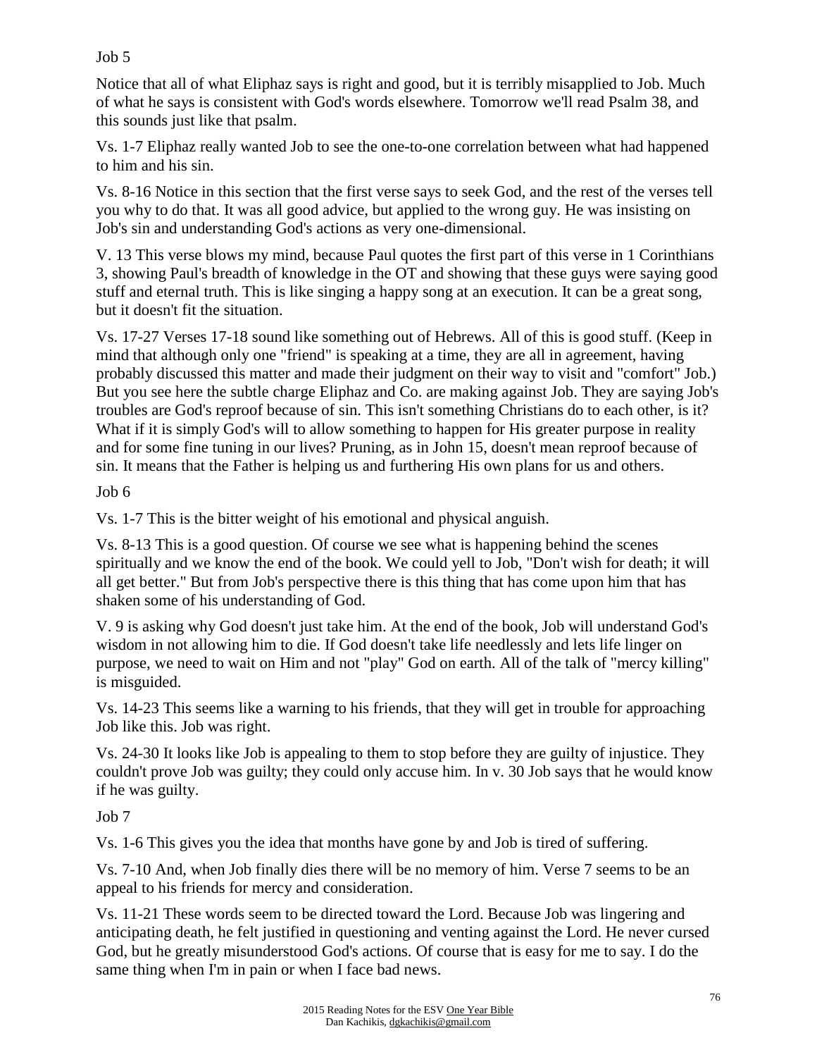Job 5

Notice that all of what Eliphaz says is right and good, but it is terribly misapplied to Job. Much of what he says is consistent with God's words elsewhere. Tomorrow we'll read Psalm 38, and this sounds just like that psalm.

Vs. 1-7 Eliphaz really wanted Job to see the one-to-one correlation between what had happened to him and his sin.

Vs. 8-16 Notice in this section that the first verse says to seek God, and the rest of the verses tell you why to do that. It was all good advice, but applied to the wrong guy. He was insisting on Job's sin and understanding God's actions as very one-dimensional.

V. 13 This verse blows my mind, because Paul quotes the first part of this verse in 1 Corinthians 3, showing Paul's breadth of knowledge in the OT and showing that these guys were saying good stuff and eternal truth. This is like singing a happy song at an execution. It can be a great song, but it doesn't fit the situation.

Vs. 17-27 Verses 17-18 sound like something out of Hebrews. All of this is good stuff. (Keep in mind that although only one "friend" is speaking at a time, they are all in agreement, having probably discussed this matter and made their judgment on their way to visit and "comfort" Job.) But you see here the subtle charge Eliphaz and Co. are making against Job. They are saying Job's troubles are God's reproof because of sin. This isn't something Christians do to each other, is it? What if it is simply God's will to allow something to happen for His greater purpose in reality and for some fine tuning in our lives? Pruning, as in John 15, doesn't mean reproof because of sin. It means that the Father is helping us and furthering His own plans for us and others.

Job 6

Vs. 1-7 This is the bitter weight of his emotional and physical anguish.

Vs. 8-13 This is a good question. Of course we see what is happening behind the scenes spiritually and we know the end of the book. We could yell to Job, "Don't wish for death; it will all get better." But from Job's perspective there is this thing that has come upon him that has shaken some of his understanding of God.

V. 9 is asking why God doesn't just take him. At the end of the book, Job will understand God's wisdom in not allowing him to die. If God doesn't take life needlessly and lets life linger on purpose, we need to wait on Him and not "play" God on earth. All of the talk of "mercy killing" is misguided.

Vs. 14-23 This seems like a warning to his friends, that they will get in trouble for approaching Job like this. Job was right.

Vs. 24-30 It looks like Job is appealing to them to stop before they are guilty of injustice. They couldn't prove Job was guilty; they could only accuse him. In v. 30 Job says that he would know if he was guilty.

Job 7

Vs. 1-6 This gives you the idea that months have gone by and Job is tired of suffering.

Vs. 7-10 And, when Job finally dies there will be no memory of him. Verse 7 seems to be an appeal to his friends for mercy and consideration.

Vs. 11-21 These words seem to be directed toward the Lord. Because Job was lingering and anticipating death, he felt justified in questioning and venting against the Lord. He never cursed God, but he greatly misunderstood God's actions. Of course that is easy for me to say. I do the same thing when I'm in pain or when I face bad news.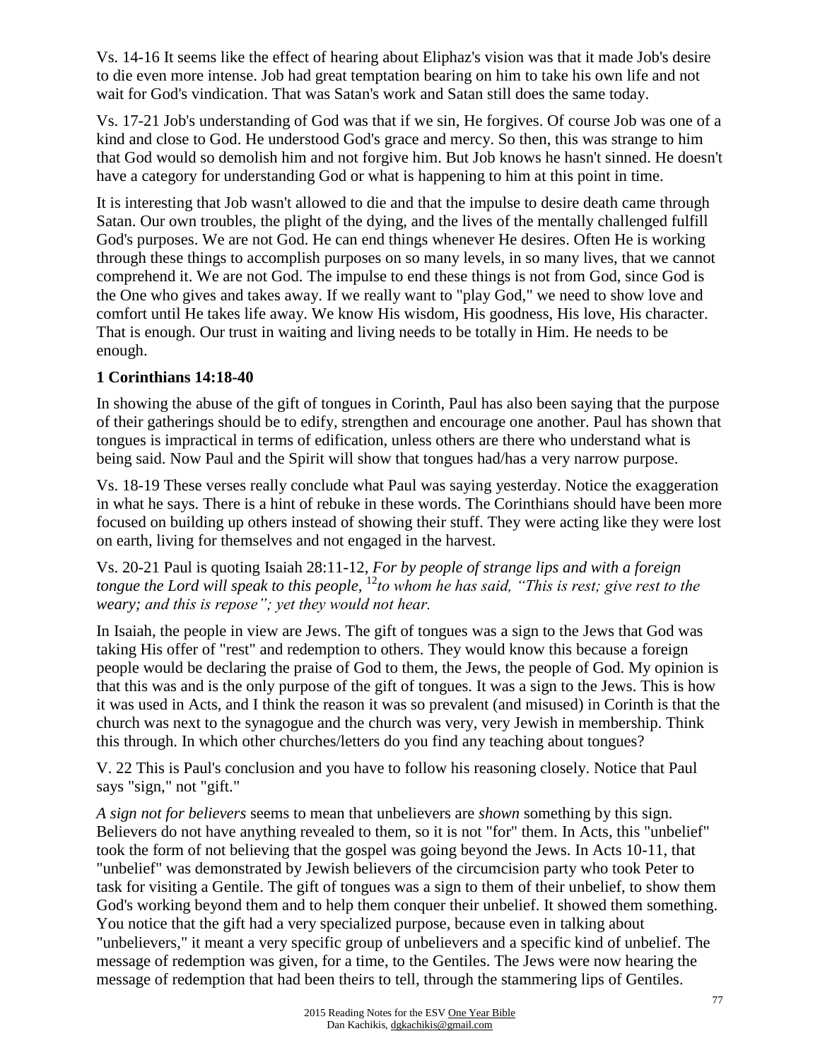Vs. 14-16 It seems like the effect of hearing about Eliphaz's vision was that it made Job's desire to die even more intense. Job had great temptation bearing on him to take his own life and not wait for God's vindication. That was Satan's work and Satan still does the same today.

Vs. 17-21 Job's understanding of God was that if we sin, He forgives. Of course Job was one of a kind and close to God. He understood God's grace and mercy. So then, this was strange to him that God would so demolish him and not forgive him. But Job knows he hasn't sinned. He doesn't have a category for understanding God or what is happening to him at this point in time.

It is interesting that Job wasn't allowed to die and that the impulse to desire death came through Satan. Our own troubles, the plight of the dying, and the lives of the mentally challenged fulfill God's purposes. We are not God. He can end things whenever He desires. Often He is working through these things to accomplish purposes on so many levels, in so many lives, that we cannot comprehend it. We are not God. The impulse to end these things is not from God, since God is the One who gives and takes away. If we really want to "play God," we need to show love and comfort until He takes life away. We know His wisdom, His goodness, His love, His character. That is enough. Our trust in waiting and living needs to be totally in Him. He needs to be enough.

**1 Corinthians 14:18-40**

In showing the abuse of the gift of tongues in Corinth, Paul has also been saying that the purpose of their gatherings should be to edify, strengthen and encourage one another. Paul has shown that tongues is impractical in terms of edification, unless others are there who understand what is being said. Now Paul and the Spirit will show that tongues had/has a very narrow purpose.

Vs. 18-19 These verses really conclude what Paul was saying yesterday. Notice the exaggeration in what he says. There is a hint of rebuke in these words. The Corinthians should have been more focused on building up others instead of showing their stuff. They were acting like they were lost on earth, living for themselves and not engaged in the harvest.

Vs. 20-21 Paul is quoting Isaiah 28:11-12, *For by people of strange lips and with a foreign tongue the Lord will speak to this people,* [12]*to whom he has said, "This is rest; give rest to the weary; and this is repose"; yet they would not hear.*

In Isaiah, the people in view are Jews. The gift of tongues was a sign to the Jews that God was taking His offer of "rest" and redemption to others. They would know this because a foreign people would be declaring the praise of God to them, the Jews, the people of God. My opinion is that this was and is the only purpose of the gift of tongues. It was a sign to the Jews. This is how it was used in Acts, and I think the reason it was so prevalent (and misused) in Corinth is that the church was next to the synagogue and the church was very, very Jewish in membership. Think this through. In which other churches/letters do you find any teaching about tongues?

V. 22 This is Paul's conclusion and you have to follow his reasoning closely. Notice that Paul says "sign," not "gift."

*A sign not for believers* seems to mean that unbelievers are *shown* something by this sign. Believers do not have anything revealed to them, so it is not "for" them. In Acts, this "unbelief" took the form of not believing that the gospel was going beyond the Jews. In Acts 10-11, that "unbelief" was demonstrated by Jewish believers of the circumcision party who took Peter to task for visiting a Gentile. The gift of tongues was a sign to them of their unbelief, to show them God's working beyond them and to help them conquer their unbelief. It showed them something. You notice that the gift had a very specialized purpose, because even in talking about "unbelievers," it meant a very specific group of unbelievers and a specific kind of unbelief. The message of redemption was given, for a time, to the Gentiles. The Jews were now hearing the message of redemption that had been theirs to tell, through the stammering lips of Gentiles.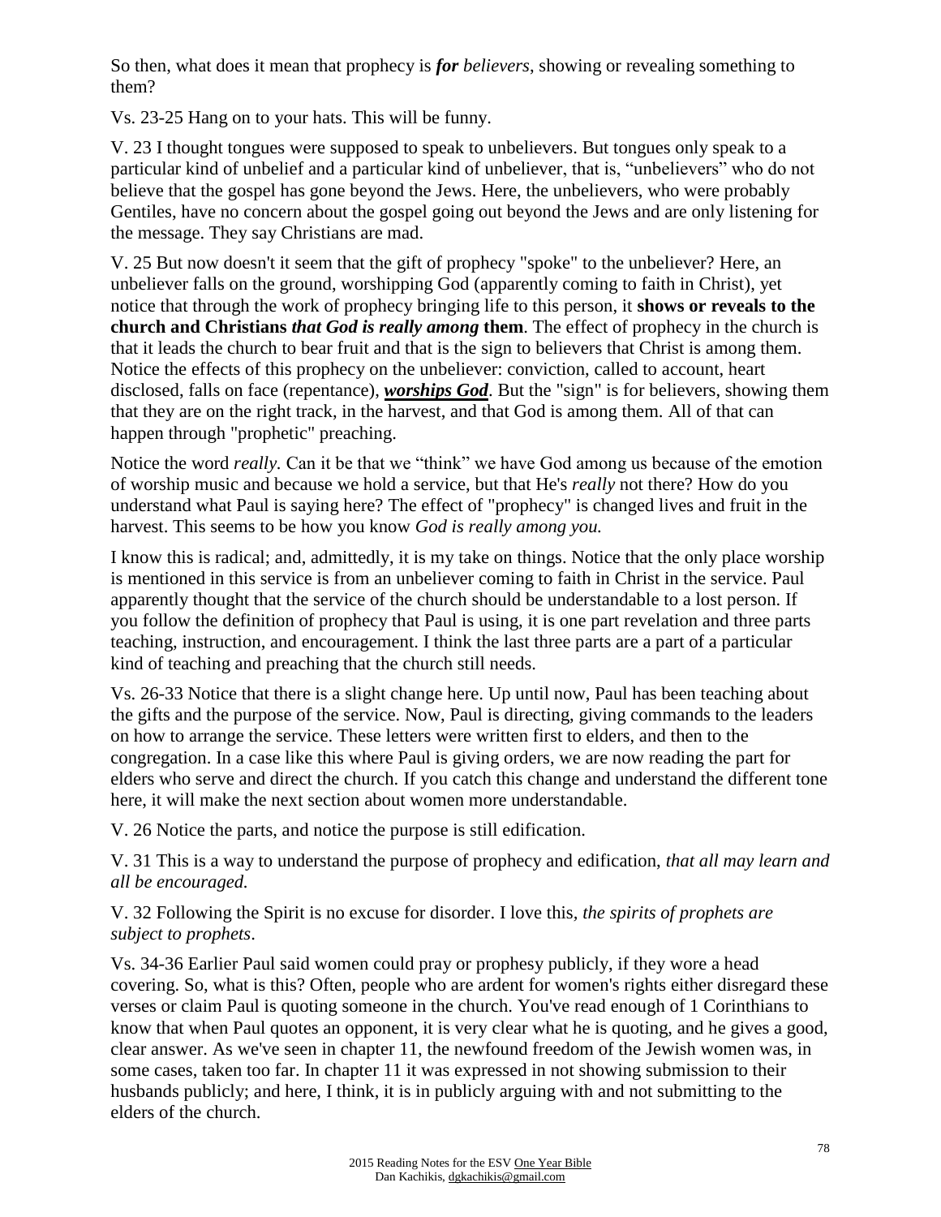So then, what does it mean that prophecy is ***for*** *believers*, showing or revealing something to them?

Vs. 23-25 Hang on to your hats. This will be funny.

V. 23 I thought tongues were supposed to speak to unbelievers. But tongues only speak to a particular kind of unbelief and a particular kind of unbeliever, that is, "unbelievers" who do not believe that the gospel has gone beyond the Jews. Here, the unbelievers, who were probably Gentiles, have no concern about the gospel going out beyond the Jews and are only listening for the message. They say Christians are mad.

V. 25 But now doesn't it seem that the gift of prophecy "spoke" to the unbeliever? Here, an unbeliever falls on the ground, worshipping God (apparently coming to faith in Christ), yet notice that through the work of prophecy bringing life to this person, it **shows or reveals to the church and Christians *that God is really among* them**. The effect of prophecy in the church is that it leads the church to bear fruit and that is the sign to believers that Christ is among them. Notice the effects of this prophecy on the unbeliever: conviction, called to account, heart disclosed, falls on face (repentance), ***worships God***. But the "sign" is for believers, showing them that they are on the right track, in the harvest, and that God is among them. All of that can happen through "prophetic" preaching.

Notice the word *really.* Can it be that we "think" we have God among us because of the emotion of worship music and because we hold a service, but that He's *really* not there? How do you understand what Paul is saying here? The effect of "prophecy" is changed lives and fruit in the harvest. This seems to be how you know *God is really among you.*

I know this is radical; and, admittedly, it is my take on things. Notice that the only place worship is mentioned in this service is from an unbeliever coming to faith in Christ in the service. Paul apparently thought that the service of the church should be understandable to a lost person. If you follow the definition of prophecy that Paul is using, it is one part revelation and three parts teaching, instruction, and encouragement. I think the last three parts are a part of a particular kind of teaching and preaching that the church still needs.

Vs. 26-33 Notice that there is a slight change here. Up until now, Paul has been teaching about the gifts and the purpose of the service. Now, Paul is directing, giving commands to the leaders on how to arrange the service. These letters were written first to elders, and then to the congregation. In a case like this where Paul is giving orders, we are now reading the part for elders who serve and direct the church. If you catch this change and understand the different tone here, it will make the next section about women more understandable.

V. 26 Notice the parts, and notice the purpose is still edification.

V. 31 This is a way to understand the purpose of prophecy and edification, *that all may learn and all be encouraged.*

V. 32 Following the Spirit is no excuse for disorder. I love this, *the spirits of prophets are subject to prophets*.

Vs. 34-36 Earlier Paul said women could pray or prophesy publicly, if they wore a head covering. So, what is this? Often, people who are ardent for women's rights either disregard these verses or claim Paul is quoting someone in the church. You've read enough of 1 Corinthians to know that when Paul quotes an opponent, it is very clear what he is quoting, and he gives a good, clear answer. As we've seen in chapter 11, the newfound freedom of the Jewish women was, in some cases, taken too far. In chapter 11 it was expressed in not showing submission to their husbands publicly; and here, I think, it is in publicly arguing with and not submitting to the elders of the church.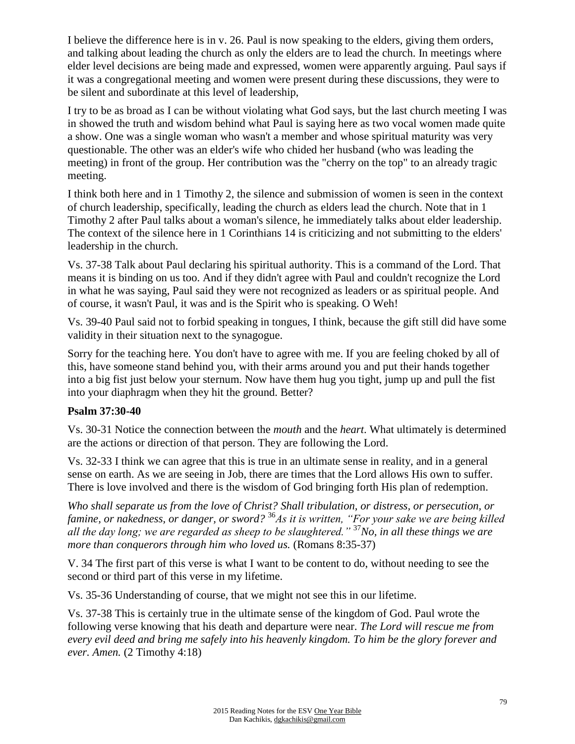I believe the difference here is in v. 26. Paul is now speaking to the elders, giving them orders, and talking about leading the church as only the elders are to lead the church. In meetings where elder level decisions are being made and expressed, women were apparently arguing. Paul says if it was a congregational meeting and women were present during these discussions, they were to be silent and subordinate at this level of leadership,

I try to be as broad as I can be without violating what God says, but the last church meeting I was in showed the truth and wisdom behind what Paul is saying here as two vocal women made quite a show. One was a single woman who wasn't a member and whose spiritual maturity was very questionable. The other was an elder's wife who chided her husband (who was leading the meeting) in front of the group. Her contribution was the "cherry on the top" to an already tragic meeting.

I think both here and in 1 Timothy 2, the silence and submission of women is seen in the context of church leadership, specifically, leading the church as elders lead the church. Note that in 1 Timothy 2 after Paul talks about a woman's silence, he immediately talks about elder leadership. The context of the silence here in 1 Corinthians 14 is criticizing and not submitting to the elders' leadership in the church.

Vs. 37-38 Talk about Paul declaring his spiritual authority. This is a command of the Lord. That means it is binding on us too. And if they didn't agree with Paul and couldn't recognize the Lord in what he was saying, Paul said they were not recognized as leaders or as spiritual people. And of course, it wasn't Paul, it was and is the Spirit who is speaking. O Weh!

Vs. 39-40 Paul said not to forbid speaking in tongues, I think, because the gift still did have some validity in their situation next to the synagogue.

Sorry for the teaching here. You don't have to agree with me. If you are feeling choked by all of this, have someone stand behind you, with their arms around you and put their hands together into a big fist just below your sternum. Now have them hug you tight, jump up and pull the fist into your diaphragm when they hit the ground. Better?

**Psalm 37:30-40**

Vs. 30-31 Notice the connection between the *mouth* and the *heart*. What ultimately is determined are the actions or direction of that person. They are following the Lord.

Vs. 32-33 I think we can agree that this is true in an ultimate sense in reality, and in a general sense on earth. As we are seeing in Job, there are times that the Lord allows His own to suffer. There is love involved and there is the wisdom of God bringing forth His plan of redemption.

*Who shall separate us from the love of Christ? Shall tribulation, or distress, or persecution, or famine, or nakedness, or danger, or sword?* [36]*As it is written, "For your sake we are being killed all the day long; we are regarded as sheep to be slaughtered."* [37]*No, in all these things we are more than conquerors through him who loved us.* (Romans 8:35-37)

V. 34 The first part of this verse is what I want to be content to do, without needing to see the second or third part of this verse in my lifetime.

Vs. 35-36 Understanding of course, that we might not see this in our lifetime.

Vs. 37-38 This is certainly true in the ultimate sense of the kingdom of God. Paul wrote the following verse knowing that his death and departure were near. *The Lord will rescue me from every evil deed and bring me safely into his heavenly kingdom. To him be the glory forever and ever. Amen.* (2 Timothy 4:18)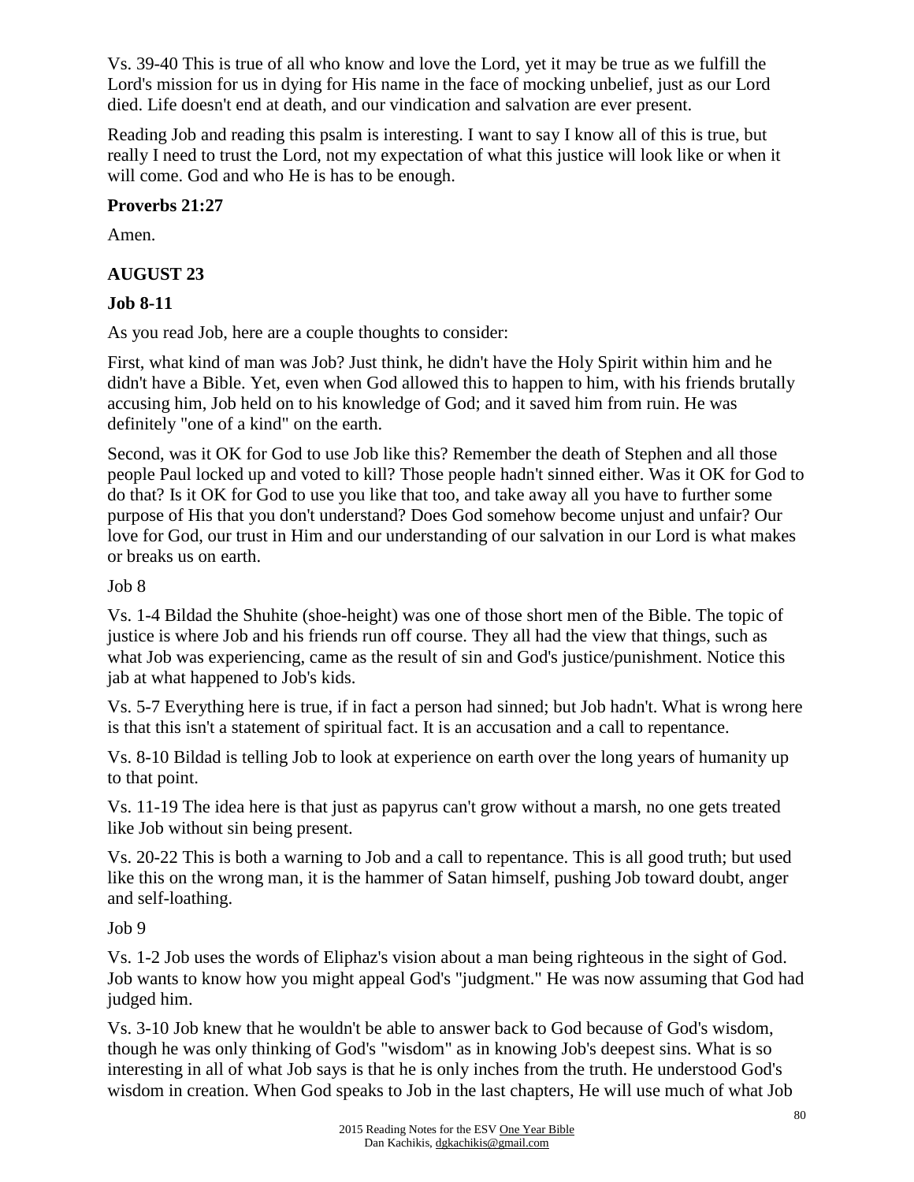Vs. 39-40 This is true of all who know and love the Lord, yet it may be true as we fulfill the Lord's mission for us in dying for His name in the face of mocking unbelief, just as our Lord died. Life doesn't end at death, and our vindication and salvation are ever present.

Reading Job and reading this psalm is interesting. I want to say I know all of this is true, but really I need to trust the Lord, not my expectation of what this justice will look like or when it will come. God and who He is has to be enough.

**Proverbs 21:27**

Amen.

**AUGUST 23**

**Job 8-11**

As you read Job, here are a couple thoughts to consider:

First, what kind of man was Job? Just think, he didn't have the Holy Spirit within him and he didn't have a Bible. Yet, even when God allowed this to happen to him, with his friends brutally accusing him, Job held on to his knowledge of God; and it saved him from ruin. He was definitely "one of a kind" on the earth.

Second, was it OK for God to use Job like this? Remember the death of Stephen and all those people Paul locked up and voted to kill? Those people hadn't sinned either. Was it OK for God to do that? Is it OK for God to use you like that too, and take away all you have to further some purpose of His that you don't understand? Does God somehow become unjust and unfair? Our love for God, our trust in Him and our understanding of our salvation in our Lord is what makes or breaks us on earth.

Job 8

Vs. 1-4 Bildad the Shuhite (shoe-height) was one of those short men of the Bible. The topic of justice is where Job and his friends run off course. They all had the view that things, such as what Job was experiencing, came as the result of sin and God's justice/punishment. Notice this jab at what happened to Job's kids.

Vs. 5-7 Everything here is true, if in fact a person had sinned; but Job hadn't. What is wrong here is that this isn't a statement of spiritual fact. It is an accusation and a call to repentance.

Vs. 8-10 Bildad is telling Job to look at experience on earth over the long years of humanity up to that point.

Vs. 11-19 The idea here is that just as papyrus can't grow without a marsh, no one gets treated like Job without sin being present.

Vs. 20-22 This is both a warning to Job and a call to repentance. This is all good truth; but used like this on the wrong man, it is the hammer of Satan himself, pushing Job toward doubt, anger and self-loathing.

Job 9

Vs. 1-2 Job uses the words of Eliphaz's vision about a man being righteous in the sight of God. Job wants to know how you might appeal God's "judgment." He was now assuming that God had judged him.

Vs. 3-10 Job knew that he wouldn't be able to answer back to God because of God's wisdom, though he was only thinking of God's "wisdom" as in knowing Job's deepest sins. What is so interesting in all of what Job says is that he is only inches from the truth. He understood God's wisdom in creation. When God speaks to Job in the last chapters, He will use much of what Job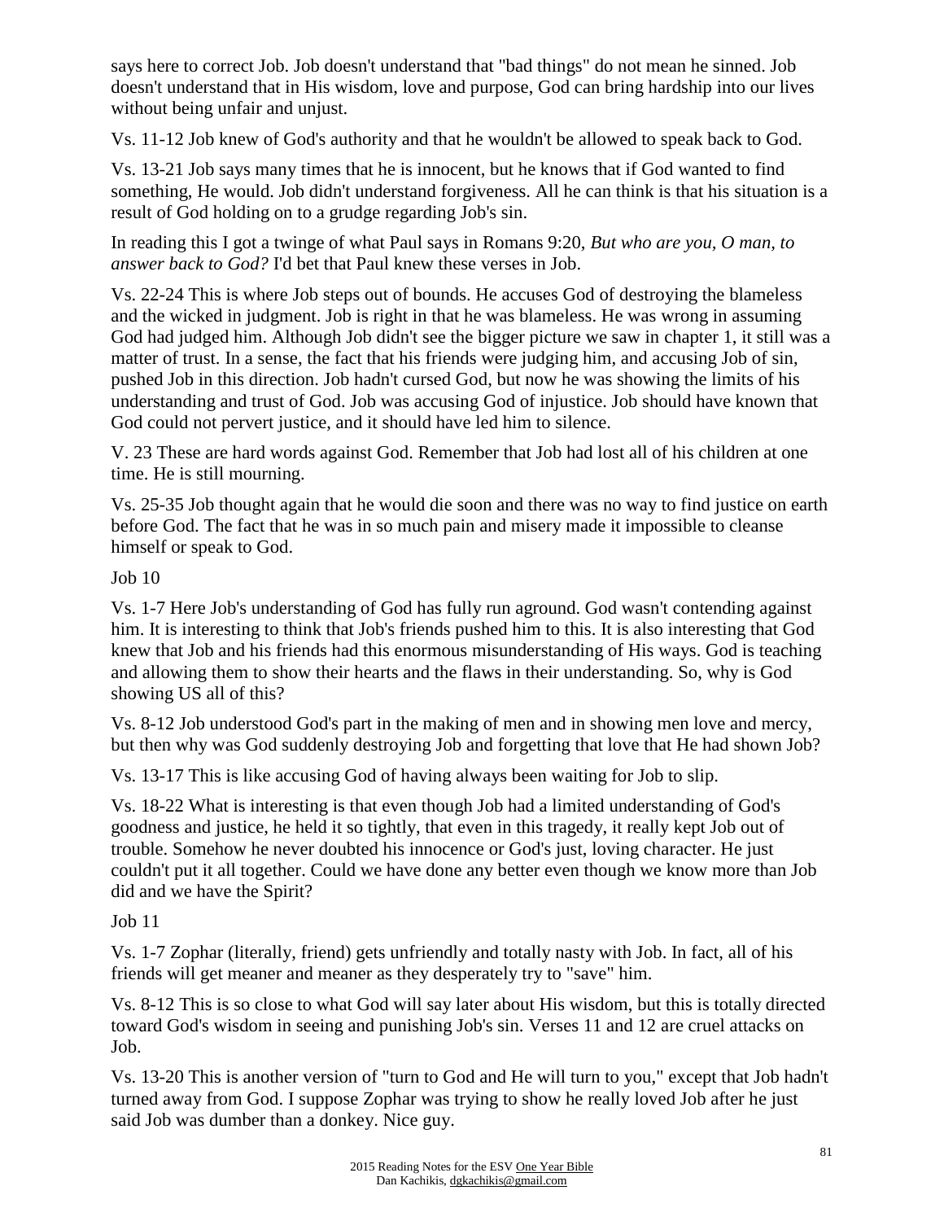says here to correct Job. Job doesn't understand that "bad things" do not mean he sinned. Job doesn't understand that in His wisdom, love and purpose, God can bring hardship into our lives without being unfair and unjust.

Vs. 11-12 Job knew of God's authority and that he wouldn't be allowed to speak back to God.

Vs. 13-21 Job says many times that he is innocent, but he knows that if God wanted to find something, He would. Job didn't understand forgiveness. All he can think is that his situation is a result of God holding on to a grudge regarding Job's sin.

In reading this I got a twinge of what Paul says in Romans 9:20, *But who are you, O man, to answer back to God?* I'd bet that Paul knew these verses in Job.

Vs. 22-24 This is where Job steps out of bounds. He accuses God of destroying the blameless and the wicked in judgment. Job is right in that he was blameless. He was wrong in assuming God had judged him. Although Job didn't see the bigger picture we saw in chapter 1, it still was a matter of trust. In a sense, the fact that his friends were judging him, and accusing Job of sin, pushed Job in this direction. Job hadn't cursed God, but now he was showing the limits of his understanding and trust of God. Job was accusing God of injustice. Job should have known that God could not pervert justice, and it should have led him to silence.

V. 23 These are hard words against God. Remember that Job had lost all of his children at one time. He is still mourning.

Vs. 25-35 Job thought again that he would die soon and there was no way to find justice on earth before God. The fact that he was in so much pain and misery made it impossible to cleanse himself or speak to God.

Job 10

Vs. 1-7 Here Job's understanding of God has fully run aground. God wasn't contending against him. It is interesting to think that Job's friends pushed him to this. It is also interesting that God knew that Job and his friends had this enormous misunderstanding of His ways. God is teaching and allowing them to show their hearts and the flaws in their understanding. So, why is God showing US all of this?

Vs. 8-12 Job understood God's part in the making of men and in showing men love and mercy, but then why was God suddenly destroying Job and forgetting that love that He had shown Job?

Vs. 13-17 This is like accusing God of having always been waiting for Job to slip.

Vs. 18-22 What is interesting is that even though Job had a limited understanding of God's goodness and justice, he held it so tightly, that even in this tragedy, it really kept Job out of trouble. Somehow he never doubted his innocence or God's just, loving character. He just couldn't put it all together. Could we have done any better even though we know more than Job did and we have the Spirit?

Job 11

Vs. 1-7 Zophar (literally, friend) gets unfriendly and totally nasty with Job. In fact, all of his friends will get meaner and meaner as they desperately try to "save" him.

Vs. 8-12 This is so close to what God will say later about His wisdom, but this is totally directed toward God's wisdom in seeing and punishing Job's sin. Verses 11 and 12 are cruel attacks on Job.

Vs. 13-20 This is another version of "turn to God and He will turn to you," except that Job hadn't turned away from God. I suppose Zophar was trying to show he really loved Job after he just said Job was dumber than a donkey. Nice guy.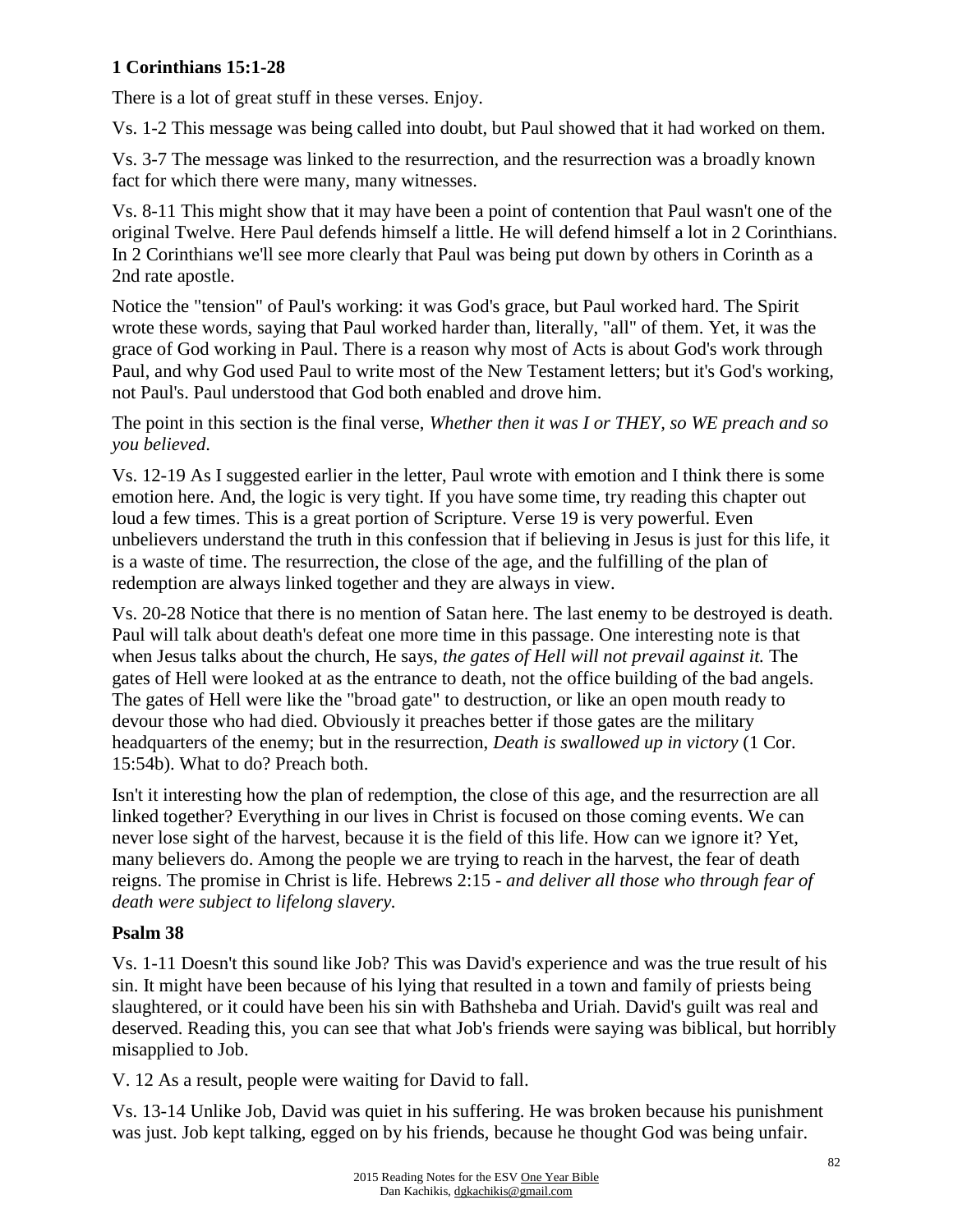**1 Corinthians 15:1-28**

There is a lot of great stuff in these verses. Enjoy.

Vs. 1-2 This message was being called into doubt, but Paul showed that it had worked on them.

Vs. 3-7 The message was linked to the resurrection, and the resurrection was a broadly known fact for which there were many, many witnesses.

Vs. 8-11 This might show that it may have been a point of contention that Paul wasn't one of the original Twelve. Here Paul defends himself a little. He will defend himself a lot in 2 Corinthians. In 2 Corinthians we'll see more clearly that Paul was being put down by others in Corinth as a 2nd rate apostle.

Notice the "tension" of Paul's working: it was God's grace, but Paul worked hard. The Spirit wrote these words, saying that Paul worked harder than, literally, "all" of them. Yet, it was the grace of God working in Paul. There is a reason why most of Acts is about God's work through Paul, and why God used Paul to write most of the New Testament letters; but it's God's working, not Paul's. Paul understood that God both enabled and drove him.

The point in this section is the final verse, *Whether then it was I or THEY, so WE preach and so you believed.*

Vs. 12-19 As I suggested earlier in the letter, Paul wrote with emotion and I think there is some emotion here. And, the logic is very tight. If you have some time, try reading this chapter out loud a few times. This is a great portion of Scripture. Verse 19 is very powerful. Even unbelievers understand the truth in this confession that if believing in Jesus is just for this life, it is a waste of time. The resurrection, the close of the age, and the fulfilling of the plan of redemption are always linked together and they are always in view.

Vs. 20-28 Notice that there is no mention of Satan here. The last enemy to be destroyed is death. Paul will talk about death's defeat one more time in this passage. One interesting note is that when Jesus talks about the church, He says, *the gates of Hell will not prevail against it.* The gates of Hell were looked at as the entrance to death, not the office building of the bad angels. The gates of Hell were like the "broad gate" to destruction, or like an open mouth ready to devour those who had died. Obviously it preaches better if those gates are the military headquarters of the enemy; but in the resurrection, *Death is swallowed up in victory* (1 Cor. 15:54b). What to do? Preach both.

Isn't it interesting how the plan of redemption, the close of this age, and the resurrection are all linked together? Everything in our lives in Christ is focused on those coming events. We can never lose sight of the harvest, because it is the field of this life. How can we ignore it? Yet, many believers do. Among the people we are trying to reach in the harvest, the fear of death reigns. The promise in Christ is life. Hebrews 2:15 - *and deliver all those who through fear of death were subject to lifelong slavery.*

**Psalm 38**

Vs. 1-11 Doesn't this sound like Job? This was David's experience and was the true result of his sin. It might have been because of his lying that resulted in a town and family of priests being slaughtered, or it could have been his sin with Bathsheba and Uriah. David's guilt was real and deserved. Reading this, you can see that what Job's friends were saying was biblical, but horribly misapplied to Job.

V. 12 As a result, people were waiting for David to fall.

Vs. 13-14 Unlike Job, David was quiet in his suffering. He was broken because his punishment was just. Job kept talking, egged on by his friends, because he thought God was being unfair.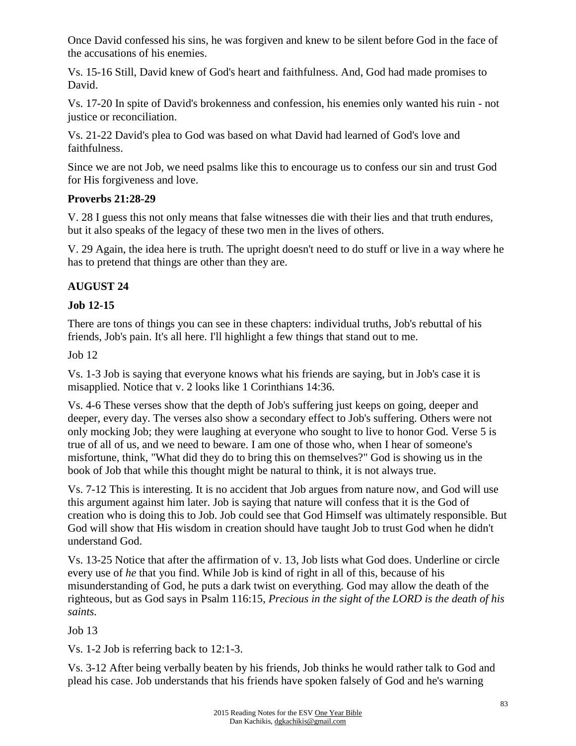Once David confessed his sins, he was forgiven and knew to be silent before God in the face of the accusations of his enemies.

Vs. 15-16 Still, David knew of God's heart and faithfulness. And, God had made promises to David.

Vs. 17-20 In spite of David's brokenness and confession, his enemies only wanted his ruin - not justice or reconciliation.

Vs. 21-22 David's plea to God was based on what David had learned of God's love and faithfulness.

Since we are not Job, we need psalms like this to encourage us to confess our sin and trust God for His forgiveness and love.

**Proverbs 21:28-29**

V. 28 I guess this not only means that false witnesses die with their lies and that truth endures, but it also speaks of the legacy of these two men in the lives of others.

V. 29 Again, the idea here is truth. The upright doesn't need to do stuff or live in a way where he has to pretend that things are other than they are.

**AUGUST 24**

**Job 12-15**

There are tons of things you can see in these chapters: individual truths, Job's rebuttal of his friends, Job's pain. It's all here. I'll highlight a few things that stand out to me.

Job 12

Vs. 1-3 Job is saying that everyone knows what his friends are saying, but in Job's case it is misapplied. Notice that v. 2 looks like 1 Corinthians 14:36.

Vs. 4-6 These verses show that the depth of Job's suffering just keeps on going, deeper and deeper, every day. The verses also show a secondary effect to Job's suffering. Others were not only mocking Job; they were laughing at everyone who sought to live to honor God. Verse 5 is true of all of us, and we need to beware. I am one of those who, when I hear of someone's misfortune, think, "What did they do to bring this on themselves?" God is showing us in the book of Job that while this thought might be natural to think, it is not always true.

Vs. 7-12 This is interesting. It is no accident that Job argues from nature now, and God will use this argument against him later. Job is saying that nature will confess that it is the God of creation who is doing this to Job. Job could see that God Himself was ultimately responsible. But God will show that His wisdom in creation should have taught Job to trust God when he didn't understand God.

Vs. 13-25 Notice that after the affirmation of v. 13, Job lists what God does. Underline or circle every use of *he* that you find. While Job is kind of right in all of this, because of his misunderstanding of God, he puts a dark twist on everything. God may allow the death of the righteous, but as God says in Psalm 116:15, *Precious in the sight of the LORD is the death of his saints.*

Job 13

Vs. 1-2 Job is referring back to 12:1-3.

Vs. 3-12 After being verbally beaten by his friends, Job thinks he would rather talk to God and plead his case. Job understands that his friends have spoken falsely of God and he's warning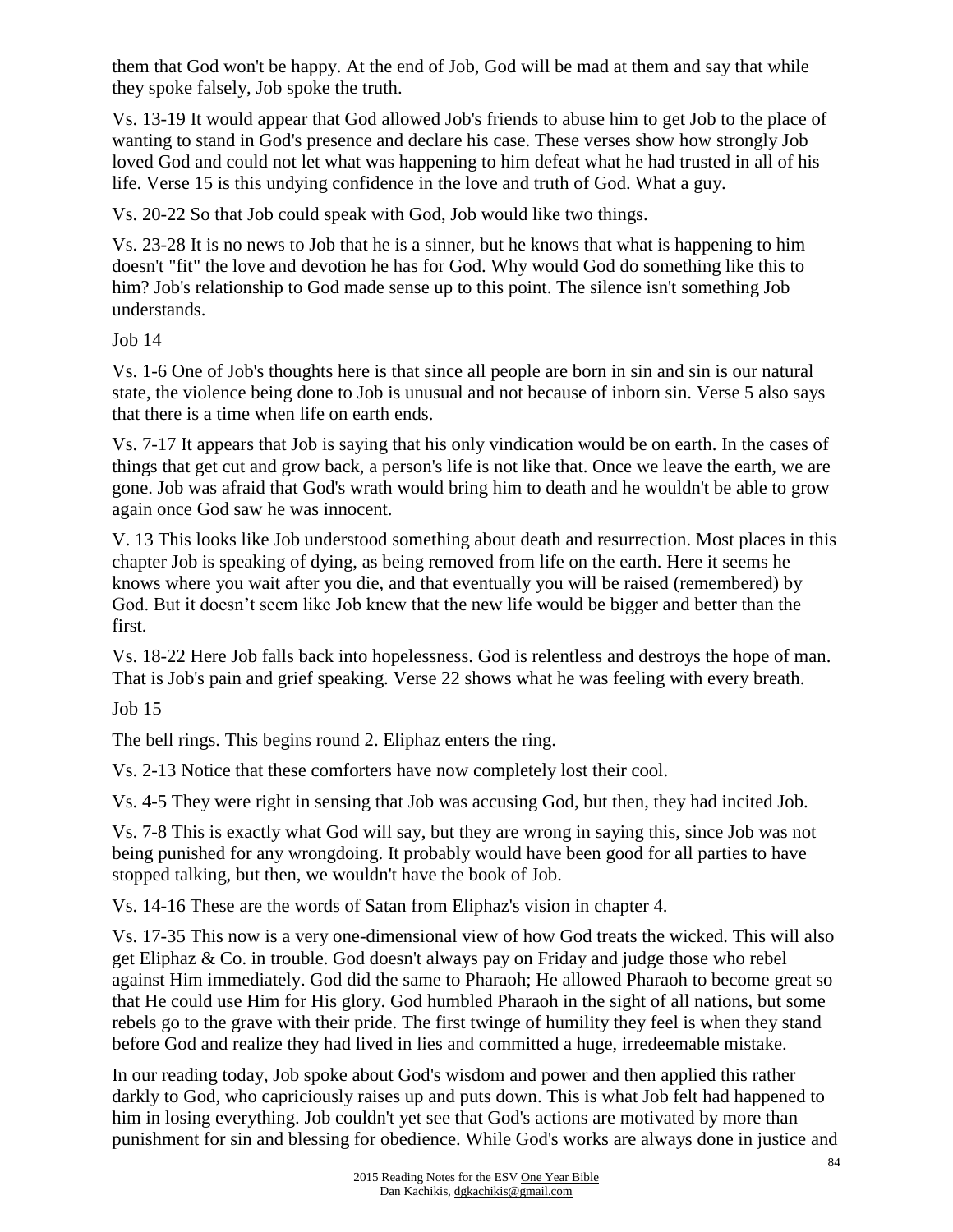them that God won't be happy. At the end of Job, God will be mad at them and say that while they spoke falsely, Job spoke the truth.

Vs. 13-19 It would appear that God allowed Job's friends to abuse him to get Job to the place of wanting to stand in God's presence and declare his case. These verses show how strongly Job loved God and could not let what was happening to him defeat what he had trusted in all of his life. Verse 15 is this undying confidence in the love and truth of God. What a guy.

Vs. 20-22 So that Job could speak with God, Job would like two things.

Vs. 23-28 It is no news to Job that he is a sinner, but he knows that what is happening to him doesn't "fit" the love and devotion he has for God. Why would God do something like this to him? Job's relationship to God made sense up to this point. The silence isn't something Job understands.

Job 14

Vs. 1-6 One of Job's thoughts here is that since all people are born in sin and sin is our natural state, the violence being done to Job is unusual and not because of inborn sin. Verse 5 also says that there is a time when life on earth ends.

Vs. 7-17 It appears that Job is saying that his only vindication would be on earth. In the cases of things that get cut and grow back, a person's life is not like that. Once we leave the earth, we are gone. Job was afraid that God's wrath would bring him to death and he wouldn't be able to grow again once God saw he was innocent.

V. 13 This looks like Job understood something about death and resurrection. Most places in this chapter Job is speaking of dying, as being removed from life on the earth. Here it seems he knows where you wait after you die, and that eventually you will be raised (remembered) by God. But it doesn't seem like Job knew that the new life would be bigger and better than the first.

Vs. 18-22 Here Job falls back into hopelessness. God is relentless and destroys the hope of man. That is Job's pain and grief speaking. Verse 22 shows what he was feeling with every breath.

Job 15

The bell rings. This begins round 2. Eliphaz enters the ring.

Vs. 2-13 Notice that these comforters have now completely lost their cool.

Vs. 4-5 They were right in sensing that Job was accusing God, but then, they had incited Job.

Vs. 7-8 This is exactly what God will say, but they are wrong in saying this, since Job was not being punished for any wrongdoing. It probably would have been good for all parties to have stopped talking, but then, we wouldn't have the book of Job.

Vs. 14-16 These are the words of Satan from Eliphaz's vision in chapter 4.

Vs. 17-35 This now is a very one-dimensional view of how God treats the wicked. This will also get Eliphaz & Co. in trouble. God doesn't always pay on Friday and judge those who rebel against Him immediately. God did the same to Pharaoh; He allowed Pharaoh to become great so that He could use Him for His glory. God humbled Pharaoh in the sight of all nations, but some rebels go to the grave with their pride. The first twinge of humility they feel is when they stand before God and realize they had lived in lies and committed a huge, irredeemable mistake.

In our reading today, Job spoke about God's wisdom and power and then applied this rather darkly to God, who capriciously raises up and puts down. This is what Job felt had happened to him in losing everything. Job couldn't yet see that God's actions are motivated by more than punishment for sin and blessing for obedience. While God's works are always done in justice and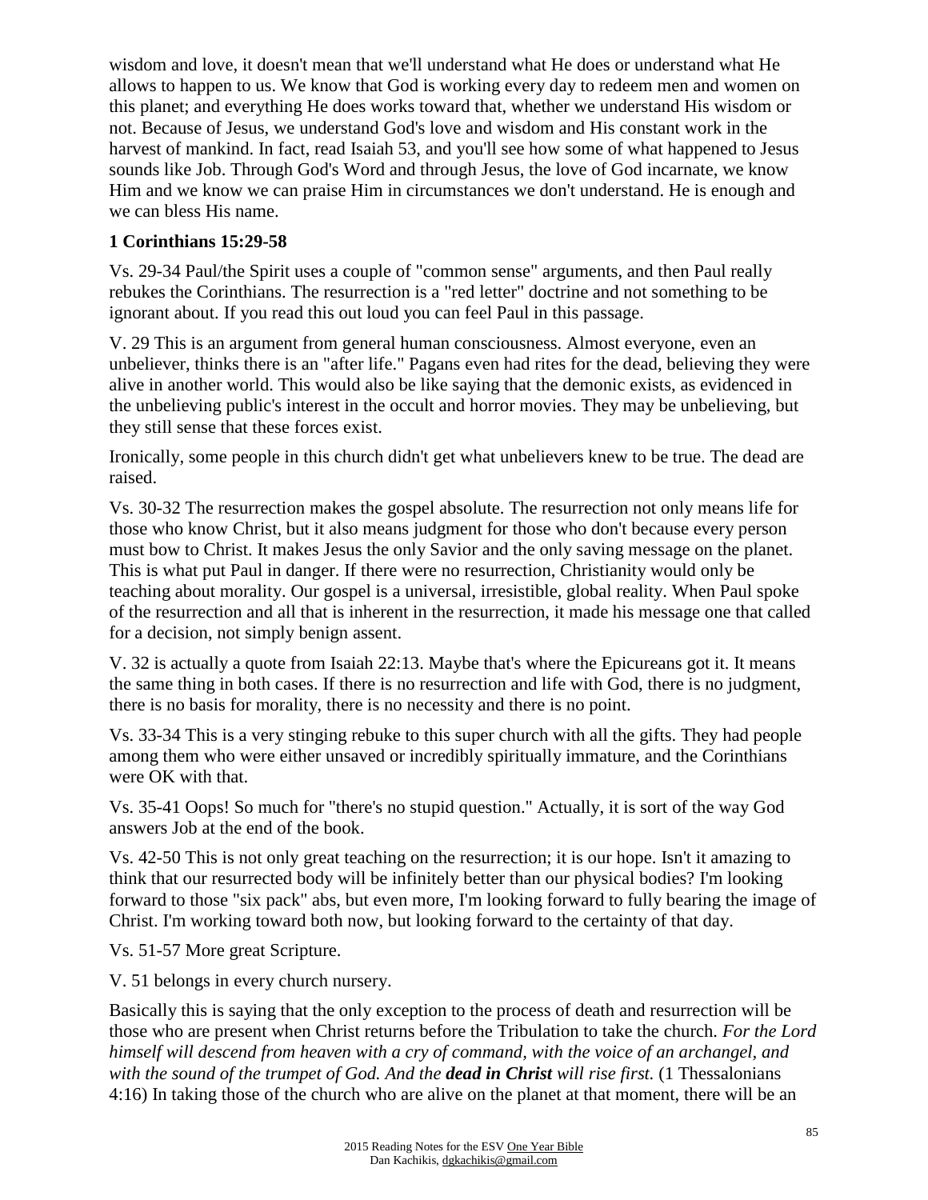wisdom and love, it doesn't mean that we'll understand what He does or understand what He allows to happen to us. We know that God is working every day to redeem men and women on this planet; and everything He does works toward that, whether we understand His wisdom or not. Because of Jesus, we understand God's love and wisdom and His constant work in the harvest of mankind. In fact, read Isaiah 53, and you'll see how some of what happened to Jesus sounds like Job. Through God's Word and through Jesus, the love of God incarnate, we know Him and we know we can praise Him in circumstances we don't understand. He is enough and we can bless His name.

**1 Corinthians 15:29-58**

Vs. 29-34 Paul/the Spirit uses a couple of "common sense" arguments, and then Paul really rebukes the Corinthians. The resurrection is a "red letter" doctrine and not something to be ignorant about. If you read this out loud you can feel Paul in this passage.

V. 29 This is an argument from general human consciousness. Almost everyone, even an unbeliever, thinks there is an "after life." Pagans even had rites for the dead, believing they were alive in another world. This would also be like saying that the demonic exists, as evidenced in the unbelieving public's interest in the occult and horror movies. They may be unbelieving, but they still sense that these forces exist.

Ironically, some people in this church didn't get what unbelievers knew to be true. The dead are raised.

Vs. 30-32 The resurrection makes the gospel absolute. The resurrection not only means life for those who know Christ, but it also means judgment for those who don't because every person must bow to Christ. It makes Jesus the only Savior and the only saving message on the planet. This is what put Paul in danger. If there were no resurrection, Christianity would only be teaching about morality. Our gospel is a universal, irresistible, global reality. When Paul spoke of the resurrection and all that is inherent in the resurrection, it made his message one that called for a decision, not simply benign assent.

V. 32 is actually a quote from Isaiah 22:13. Maybe that's where the Epicureans got it. It means the same thing in both cases. If there is no resurrection and life with God, there is no judgment, there is no basis for morality, there is no necessity and there is no point.

Vs. 33-34 This is a very stinging rebuke to this super church with all the gifts. They had people among them who were either unsaved or incredibly spiritually immature, and the Corinthians were OK with that.

Vs. 35-41 Oops! So much for "there's no stupid question." Actually, it is sort of the way God answers Job at the end of the book.

Vs. 42-50 This is not only great teaching on the resurrection; it is our hope. Isn't it amazing to think that our resurrected body will be infinitely better than our physical bodies? I'm looking forward to those "six pack" abs, but even more, I'm looking forward to fully bearing the image of Christ. I'm working toward both now, but looking forward to the certainty of that day.

Vs. 51-57 More great Scripture.

V. 51 belongs in every church nursery.

Basically this is saying that the only exception to the process of death and resurrection will be those who are present when Christ returns before the Tribulation to take the church. *For the Lord himself will descend from heaven with a cry of command, with the voice of an archangel, and with the sound of the trumpet of God. And the* ***dead in Christ*** *will rise first.* (1 Thessalonians 4:16) In taking those of the church who are alive on the planet at that moment, there will be an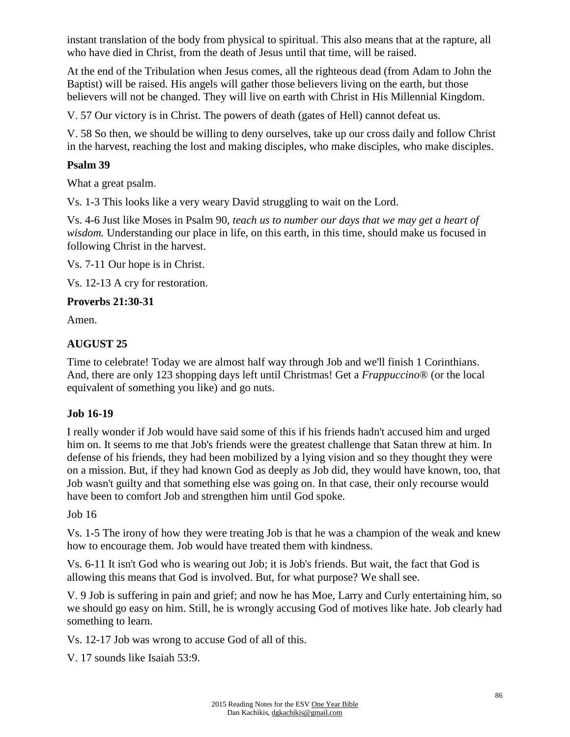instant translation of the body from physical to spiritual. This also means that at the rapture, all who have died in Christ, from the death of Jesus until that time, will be raised.

At the end of the Tribulation when Jesus comes, all the righteous dead (from Adam to John the Baptist) will be raised. His angels will gather those believers living on the earth, but those believers will not be changed. They will live on earth with Christ in His Millennial Kingdom.

V. 57 Our victory is in Christ. The powers of death (gates of Hell) cannot defeat us.

V. 58 So then, we should be willing to deny ourselves, take up our cross daily and follow Christ in the harvest, reaching the lost and making disciples, who make disciples, who make disciples.

**Psalm 39**

What a great psalm.

Vs. 1-3 This looks like a very weary David struggling to wait on the Lord.

Vs. 4-6 Just like Moses in Psalm 90, *teach us to number our days that we may get a heart of wisdom.* Understanding our place in life, on this earth, in this time, should make us focused in following Christ in the harvest.

Vs. 7-11 Our hope is in Christ.

Vs. 12-13 A cry for restoration.

**Proverbs 21:30-31**

Amen.

## AUGUST 25

Time to celebrate! Today we are almost half way through Job and we'll finish 1 Corinthians. And, there are only 123 shopping days left until Christmas! Get a *Frappuccino*® (or the local equivalent of something you like) and go nuts.

### Job 16-19

I really wonder if Job would have said some of this if his friends hadn't accused him and urged him on. It seems to me that Job's friends were the greatest challenge that Satan threw at him. In defense of his friends, they had been mobilized by a lying vision and so they thought they were on a mission. But, if they had known God as deeply as Job did, they would have known, too, that Job wasn't guilty and that something else was going on. In that case, their only recourse would have been to comfort Job and strengthen him until God spoke.

Job 16

Vs. 1-5 The irony of how they were treating Job is that he was a champion of the weak and knew how to encourage them. Job would have treated them with kindness.

Vs. 6-11 It isn't God who is wearing out Job; it is Job's friends. But wait, the fact that God is allowing this means that God is involved. But, for what purpose? We shall see.

V. 9 Job is suffering in pain and grief; and now he has Moe, Larry and Curly entertaining him, so we should go easy on him. Still, he is wrongly accusing God of motives like hate. Job clearly had something to learn.

Vs. 12-17 Job was wrong to accuse God of all of this.

V. 17 sounds like Isaiah 53:9.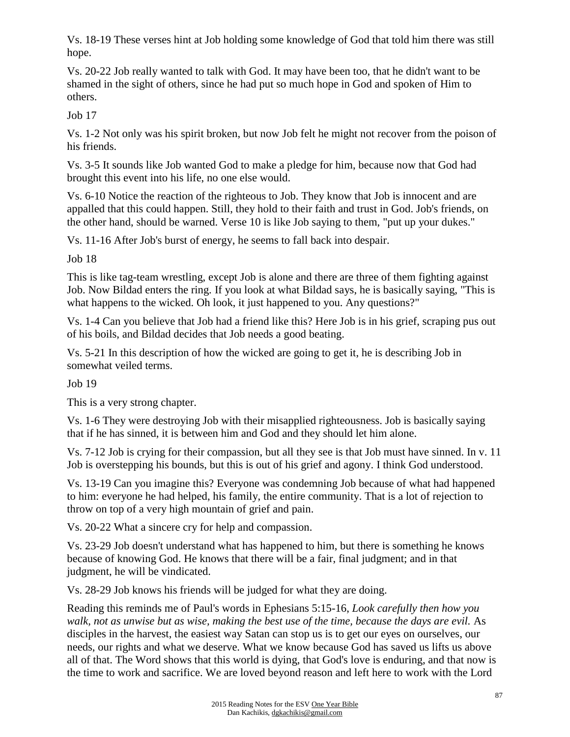Vs. 18-19 These verses hint at Job holding some knowledge of God that told him there was still hope.

Vs. 20-22 Job really wanted to talk with God. It may have been too, that he didn't want to be shamed in the sight of others, since he had put so much hope in God and spoken of Him to others.

Job 17

Vs. 1-2 Not only was his spirit broken, but now Job felt he might not recover from the poison of his friends.

Vs. 3-5 It sounds like Job wanted God to make a pledge for him, because now that God had brought this event into his life, no one else would.

Vs. 6-10 Notice the reaction of the righteous to Job. They know that Job is innocent and are appalled that this could happen. Still, they hold to their faith and trust in God. Job's friends, on the other hand, should be warned. Verse 10 is like Job saying to them, "put up your dukes."

Vs. 11-16 After Job's burst of energy, he seems to fall back into despair.

Job 18

This is like tag-team wrestling, except Job is alone and there are three of them fighting against Job. Now Bildad enters the ring. If you look at what Bildad says, he is basically saying, "This is what happens to the wicked. Oh look, it just happened to you. Any questions?"

Vs. 1-4 Can you believe that Job had a friend like this? Here Job is in his grief, scraping pus out of his boils, and Bildad decides that Job needs a good beating.

Vs. 5-21 In this description of how the wicked are going to get it, he is describing Job in somewhat veiled terms.

Job 19

This is a very strong chapter.

Vs. 1-6 They were destroying Job with their misapplied righteousness. Job is basically saying that if he has sinned, it is between him and God and they should let him alone.

Vs. 7-12 Job is crying for their compassion, but all they see is that Job must have sinned. In v. 11 Job is overstepping his bounds, but this is out of his grief and agony. I think God understood.

Vs. 13-19 Can you imagine this? Everyone was condemning Job because of what had happened to him: everyone he had helped, his family, the entire community. That is a lot of rejection to throw on top of a very high mountain of grief and pain.

Vs. 20-22 What a sincere cry for help and compassion.

Vs. 23-29 Job doesn't understand what has happened to him, but there is something he knows because of knowing God. He knows that there will be a fair, final judgment; and in that judgment, he will be vindicated.

Vs. 28-29 Job knows his friends will be judged for what they are doing.

Reading this reminds me of Paul's words in Ephesians 5:15-16, *Look carefully then how you walk, not as unwise but as wise, making the best use of the time, because the days are evil.* As disciples in the harvest, the easiest way Satan can stop us is to get our eyes on ourselves, our needs, our rights and what we deserve. What we know because God has saved us lifts us above all of that. The Word shows that this world is dying, that God's love is enduring, and that now is the time to work and sacrifice. We are loved beyond reason and left here to work with the Lord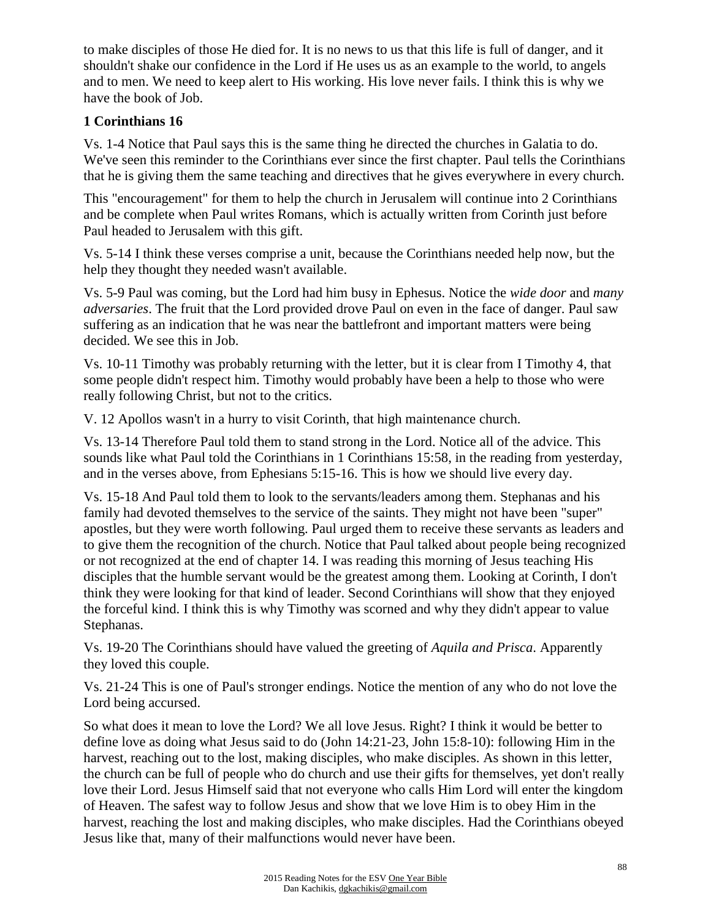to make disciples of those He died for. It is no news to us that this life is full of danger, and it shouldn't shake our confidence in the Lord if He uses us as an example to the world, to angels and to men. We need to keep alert to His working. His love never fails. I think this is why we have the book of Job.

**1 Corinthians 16**

Vs. 1-4 Notice that Paul says this is the same thing he directed the churches in Galatia to do. We've seen this reminder to the Corinthians ever since the first chapter. Paul tells the Corinthians that he is giving them the same teaching and directives that he gives everywhere in every church.

This "encouragement" for them to help the church in Jerusalem will continue into 2 Corinthians and be complete when Paul writes Romans, which is actually written from Corinth just before Paul headed to Jerusalem with this gift.

Vs. 5-14 I think these verses comprise a unit, because the Corinthians needed help now, but the help they thought they needed wasn't available.

Vs. 5-9 Paul was coming, but the Lord had him busy in Ephesus. Notice the *wide door* and *many adversaries*. The fruit that the Lord provided drove Paul on even in the face of danger. Paul saw suffering as an indication that he was near the battlefront and important matters were being decided. We see this in Job.

Vs. 10-11 Timothy was probably returning with the letter, but it is clear from I Timothy 4, that some people didn't respect him. Timothy would probably have been a help to those who were really following Christ, but not to the critics.

V. 12 Apollos wasn't in a hurry to visit Corinth, that high maintenance church.

Vs. 13-14 Therefore Paul told them to stand strong in the Lord. Notice all of the advice. This sounds like what Paul told the Corinthians in 1 Corinthians 15:58, in the reading from yesterday, and in the verses above, from Ephesians 5:15-16. This is how we should live every day.

Vs. 15-18 And Paul told them to look to the servants/leaders among them. Stephanas and his family had devoted themselves to the service of the saints. They might not have been "super" apostles, but they were worth following. Paul urged them to receive these servants as leaders and to give them the recognition of the church. Notice that Paul talked about people being recognized or not recognized at the end of chapter 14. I was reading this morning of Jesus teaching His disciples that the humble servant would be the greatest among them. Looking at Corinth, I don't think they were looking for that kind of leader. Second Corinthians will show that they enjoyed the forceful kind. I think this is why Timothy was scorned and why they didn't appear to value Stephanas.

Vs. 19-20 The Corinthians should have valued the greeting of *Aquila and Prisca*. Apparently they loved this couple.

Vs. 21-24 This is one of Paul's stronger endings. Notice the mention of any who do not love the Lord being accursed.

So what does it mean to love the Lord? We all love Jesus. Right? I think it would be better to define love as doing what Jesus said to do (John 14:21-23, John 15:8-10): following Him in the harvest, reaching out to the lost, making disciples, who make disciples. As shown in this letter, the church can be full of people who do church and use their gifts for themselves, yet don't really love their Lord. Jesus Himself said that not everyone who calls Him Lord will enter the kingdom of Heaven. The safest way to follow Jesus and show that we love Him is to obey Him in the harvest, reaching the lost and making disciples, who make disciples. Had the Corinthians obeyed Jesus like that, many of their malfunctions would never have been.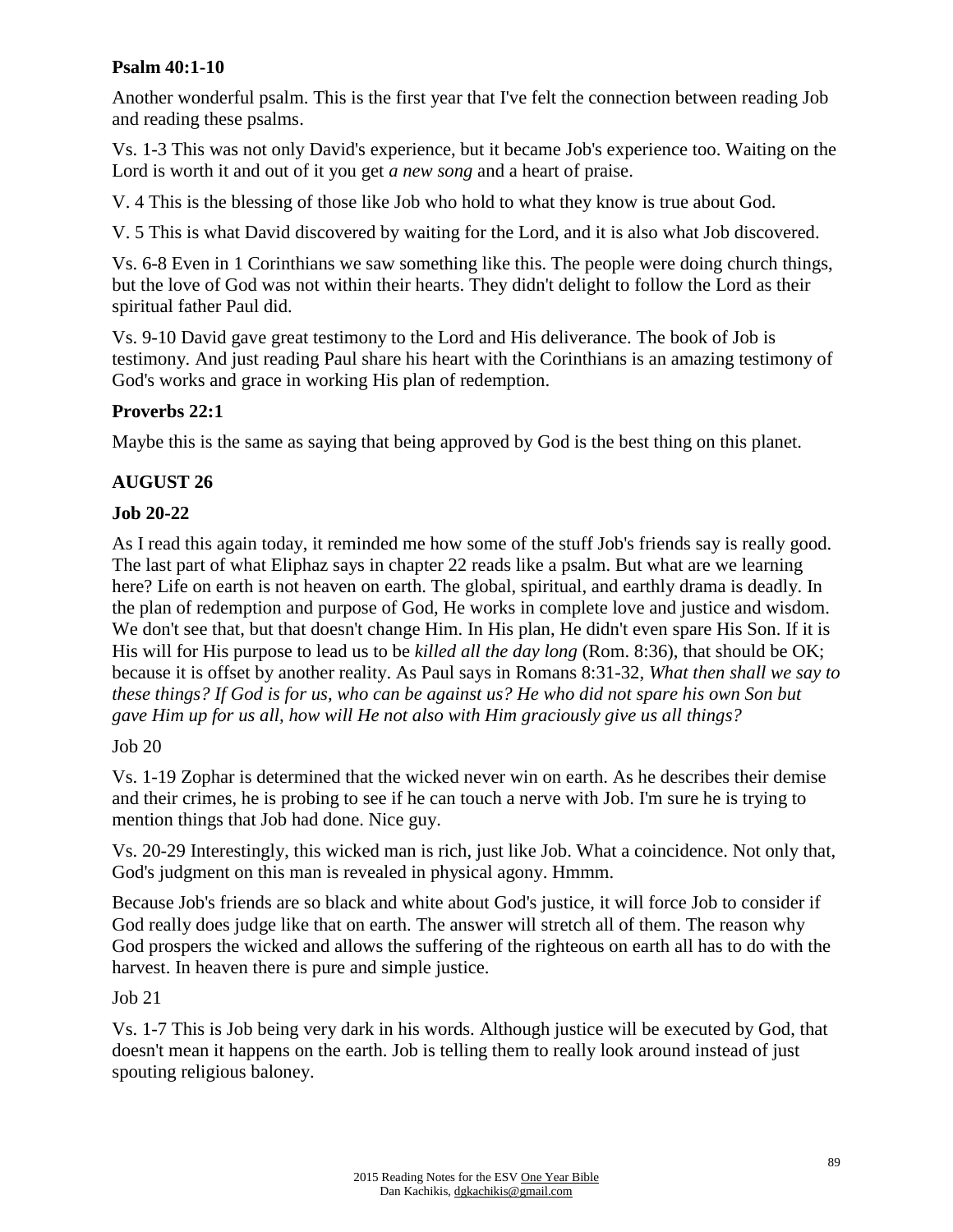**Psalm 40:1-10**

Another wonderful psalm. This is the first year that I've felt the connection between reading Job and reading these psalms.

Vs. 1-3 This was not only David's experience, but it became Job's experience too. Waiting on the Lord is worth it and out of it you get *a new song* and a heart of praise.

V. 4 This is the blessing of those like Job who hold to what they know is true about God.

V. 5 This is what David discovered by waiting for the Lord, and it is also what Job discovered.

Vs. 6-8 Even in 1 Corinthians we saw something like this. The people were doing church things, but the love of God was not within their hearts. They didn't delight to follow the Lord as their spiritual father Paul did.

Vs. 9-10 David gave great testimony to the Lord and His deliverance. The book of Job is testimony. And just reading Paul share his heart with the Corinthians is an amazing testimony of God's works and grace in working His plan of redemption.

**Proverbs 22:1**

Maybe this is the same as saying that being approved by God is the best thing on this planet.

**AUGUST 26**

**Job 20-22**

As I read this again today, it reminded me how some of the stuff Job's friends say is really good. The last part of what Eliphaz says in chapter 22 reads like a psalm. But what are we learning here? Life on earth is not heaven on earth. The global, spiritual, and earthly drama is deadly. In the plan of redemption and purpose of God, He works in complete love and justice and wisdom. We don't see that, but that doesn't change Him. In His plan, He didn't even spare His Son. If it is His will for His purpose to lead us to be *killed all the day long* (Rom. 8:36), that should be OK; because it is offset by another reality. As Paul says in Romans 8:31-32, *What then shall we say to these things? If God is for us, who can be against us? He who did not spare his own Son but gave Him up for us all, how will He not also with Him graciously give us all things?*

Job 20

Vs. 1-19 Zophar is determined that the wicked never win on earth. As he describes their demise and their crimes, he is probing to see if he can touch a nerve with Job. I'm sure he is trying to mention things that Job had done. Nice guy.

Vs. 20-29 Interestingly, this wicked man is rich, just like Job. What a coincidence. Not only that, God's judgment on this man is revealed in physical agony. Hmmm.

Because Job's friends are so black and white about God's justice, it will force Job to consider if God really does judge like that on earth. The answer will stretch all of them. The reason why God prospers the wicked and allows the suffering of the righteous on earth all has to do with the harvest. In heaven there is pure and simple justice.

Job 21

Vs. 1-7 This is Job being very dark in his words. Although justice will be executed by God, that doesn't mean it happens on the earth. Job is telling them to really look around instead of just spouting religious baloney.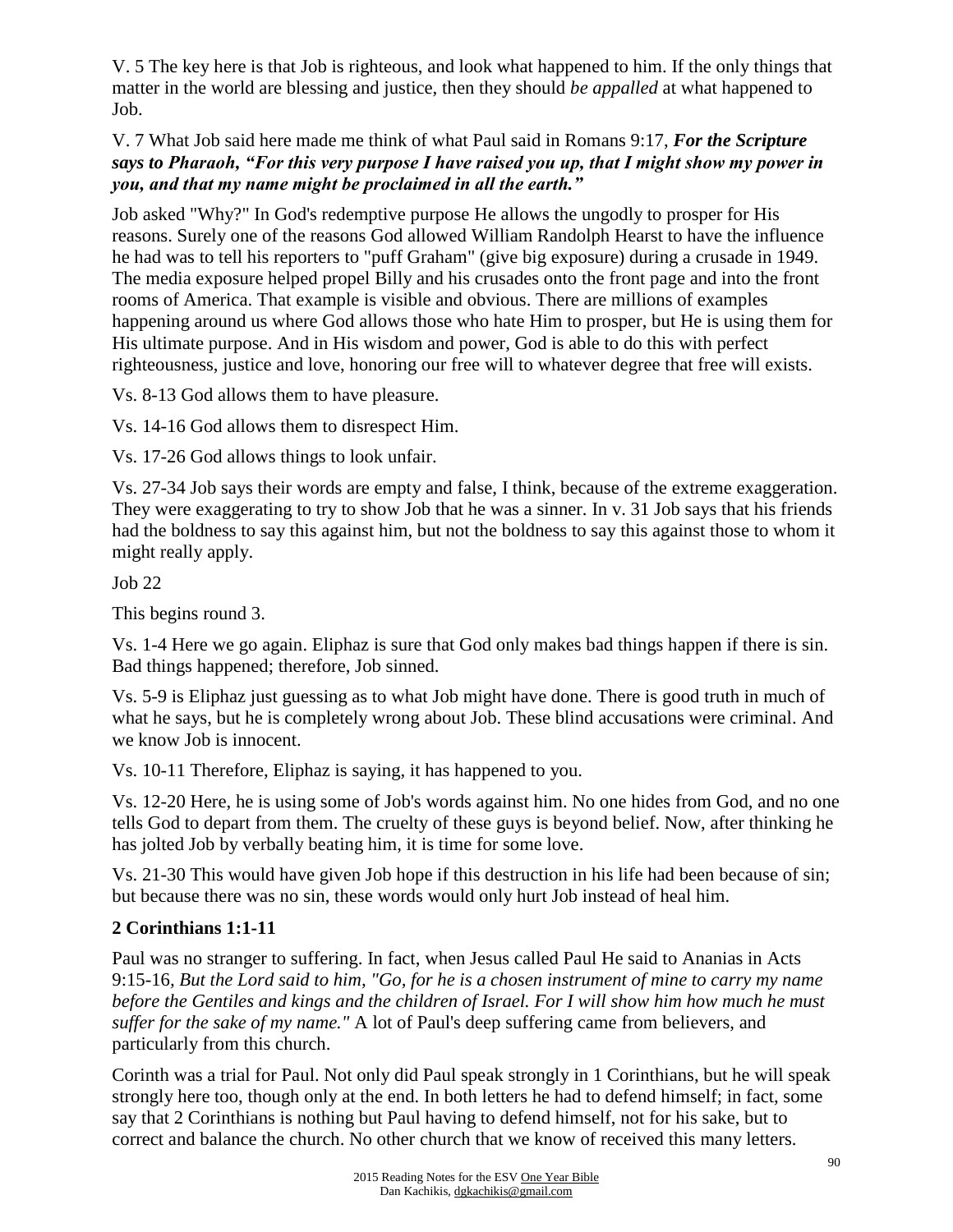V. 5 The key here is that Job is righteous, and look what happened to him. If the only things that matter in the world are blessing and justice, then they should *be appalled* at what happened to Job.

V. 7 What Job said here made me think of what Paul said in Romans 9:17, ***For the Scripture says to Pharaoh, "For this very purpose I have raised you up, that I might show my power in you, and that my name might be proclaimed in all the earth."***

Job asked "Why?" In God's redemptive purpose He allows the ungodly to prosper for His reasons. Surely one of the reasons God allowed William Randolph Hearst to have the influence he had was to tell his reporters to "puff Graham" (give big exposure) during a crusade in 1949. The media exposure helped propel Billy and his crusades onto the front page and into the front rooms of America. That example is visible and obvious. There are millions of examples happening around us where God allows those who hate Him to prosper, but He is using them for His ultimate purpose. And in His wisdom and power, God is able to do this with perfect righteousness, justice and love, honoring our free will to whatever degree that free will exists.

Vs. 8-13 God allows them to have pleasure.

Vs. 14-16 God allows them to disrespect Him.

Vs. 17-26 God allows things to look unfair.

Vs. 27-34 Job says their words are empty and false, I think, because of the extreme exaggeration. They were exaggerating to try to show Job that he was a sinner. In v. 31 Job says that his friends had the boldness to say this against him, but not the boldness to say this against those to whom it might really apply.

Job 22

This begins round 3.

Vs. 1-4 Here we go again. Eliphaz is sure that God only makes bad things happen if there is sin. Bad things happened; therefore, Job sinned.

Vs. 5-9 is Eliphaz just guessing as to what Job might have done. There is good truth in much of what he says, but he is completely wrong about Job. These blind accusations were criminal. And we know Job is innocent.

Vs. 10-11 Therefore, Eliphaz is saying, it has happened to you.

Vs. 12-20 Here, he is using some of Job's words against him. No one hides from God, and no one tells God to depart from them. The cruelty of these guys is beyond belief. Now, after thinking he has jolted Job by verbally beating him, it is time for some love.

Vs. 21-30 This would have given Job hope if this destruction in his life had been because of sin; but because there was no sin, these words would only hurt Job instead of heal him.

**2 Corinthians 1:1-11**

Paul was no stranger to suffering. In fact, when Jesus called Paul He said to Ananias in Acts 9:15-16, *But the Lord said to him, "Go, for he is a chosen instrument of mine to carry my name before the Gentiles and kings and the children of Israel. For I will show him how much he must suffer for the sake of my name."* A lot of Paul's deep suffering came from believers, and particularly from this church.

Corinth was a trial for Paul. Not only did Paul speak strongly in 1 Corinthians, but he will speak strongly here too, though only at the end. In both letters he had to defend himself; in fact, some say that 2 Corinthians is nothing but Paul having to defend himself, not for his sake, but to correct and balance the church. No other church that we know of received this many letters.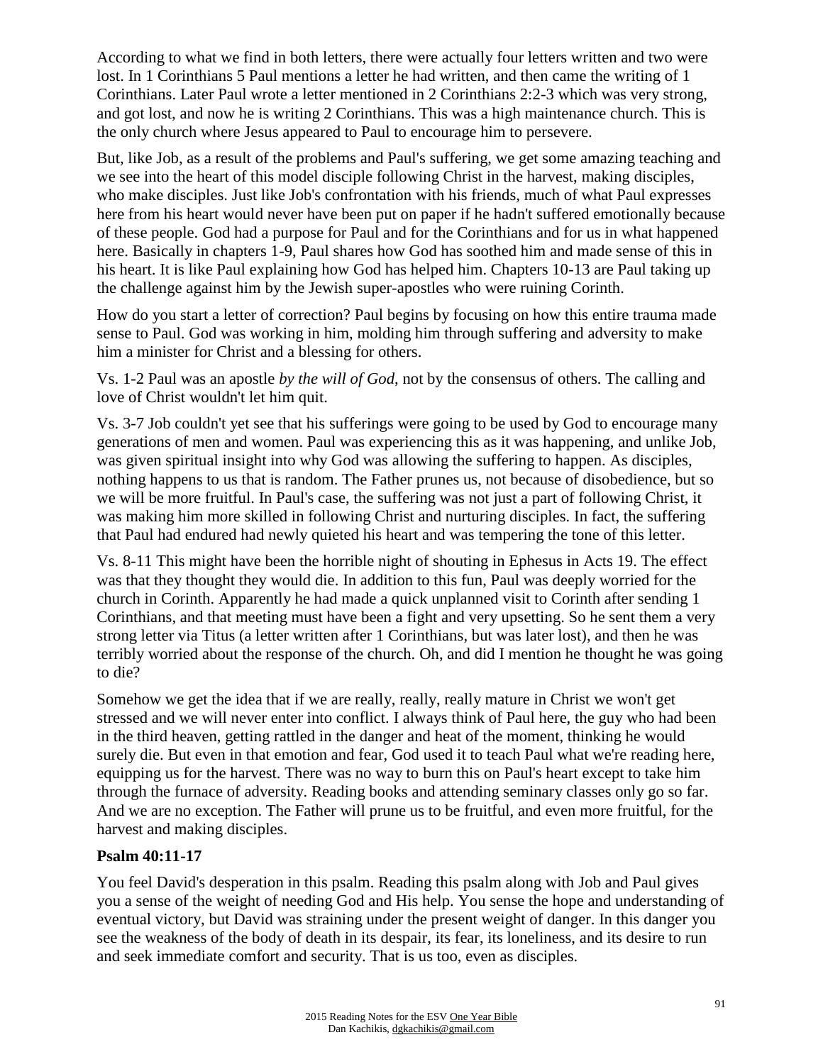According to what we find in both letters, there were actually four letters written and two were lost. In 1 Corinthians 5 Paul mentions a letter he had written, and then came the writing of 1 Corinthians. Later Paul wrote a letter mentioned in 2 Corinthians 2:2-3 which was very strong, and got lost, and now he is writing 2 Corinthians. This was a high maintenance church. This is the only church where Jesus appeared to Paul to encourage him to persevere.

But, like Job, as a result of the problems and Paul's suffering, we get some amazing teaching and we see into the heart of this model disciple following Christ in the harvest, making disciples, who make disciples. Just like Job's confrontation with his friends, much of what Paul expresses here from his heart would never have been put on paper if he hadn't suffered emotionally because of these people. God had a purpose for Paul and for the Corinthians and for us in what happened here. Basically in chapters 1-9, Paul shares how God has soothed him and made sense of this in his heart. It is like Paul explaining how God has helped him. Chapters 10-13 are Paul taking up the challenge against him by the Jewish super-apostles who were ruining Corinth.

How do you start a letter of correction? Paul begins by focusing on how this entire trauma made sense to Paul. God was working in him, molding him through suffering and adversity to make him a minister for Christ and a blessing for others.

Vs. 1-2 Paul was an apostle *by the will of God*, not by the consensus of others. The calling and love of Christ wouldn't let him quit.

Vs. 3-7 Job couldn't yet see that his sufferings were going to be used by God to encourage many generations of men and women. Paul was experiencing this as it was happening, and unlike Job, was given spiritual insight into why God was allowing the suffering to happen. As disciples, nothing happens to us that is random. The Father prunes us, not because of disobedience, but so we will be more fruitful. In Paul's case, the suffering was not just a part of following Christ, it was making him more skilled in following Christ and nurturing disciples. In fact, the suffering that Paul had endured had newly quieted his heart and was tempering the tone of this letter.

Vs. 8-11 This might have been the horrible night of shouting in Ephesus in Acts 19. The effect was that they thought they would die. In addition to this fun, Paul was deeply worried for the church in Corinth. Apparently he had made a quick unplanned visit to Corinth after sending 1 Corinthians, and that meeting must have been a fight and very upsetting. So he sent them a very strong letter via Titus (a letter written after 1 Corinthians, but was later lost), and then he was terribly worried about the response of the church. Oh, and did I mention he thought he was going to die?

Somehow we get the idea that if we are really, really, really mature in Christ we won't get stressed and we will never enter into conflict. I always think of Paul here, the guy who had been in the third heaven, getting rattled in the danger and heat of the moment, thinking he would surely die. But even in that emotion and fear, God used it to teach Paul what we're reading here, equipping us for the harvest. There was no way to burn this on Paul's heart except to take him through the furnace of adversity. Reading books and attending seminary classes only go so far. And we are no exception. The Father will prune us to be fruitful, and even more fruitful, for the harvest and making disciples.

**Psalm 40:11-17**

You feel David's desperation in this psalm. Reading this psalm along with Job and Paul gives you a sense of the weight of needing God and His help. You sense the hope and understanding of eventual victory, but David was straining under the present weight of danger. In this danger you see the weakness of the body of death in its despair, its fear, its loneliness, and its desire to run and seek immediate comfort and security. That is us too, even as disciples.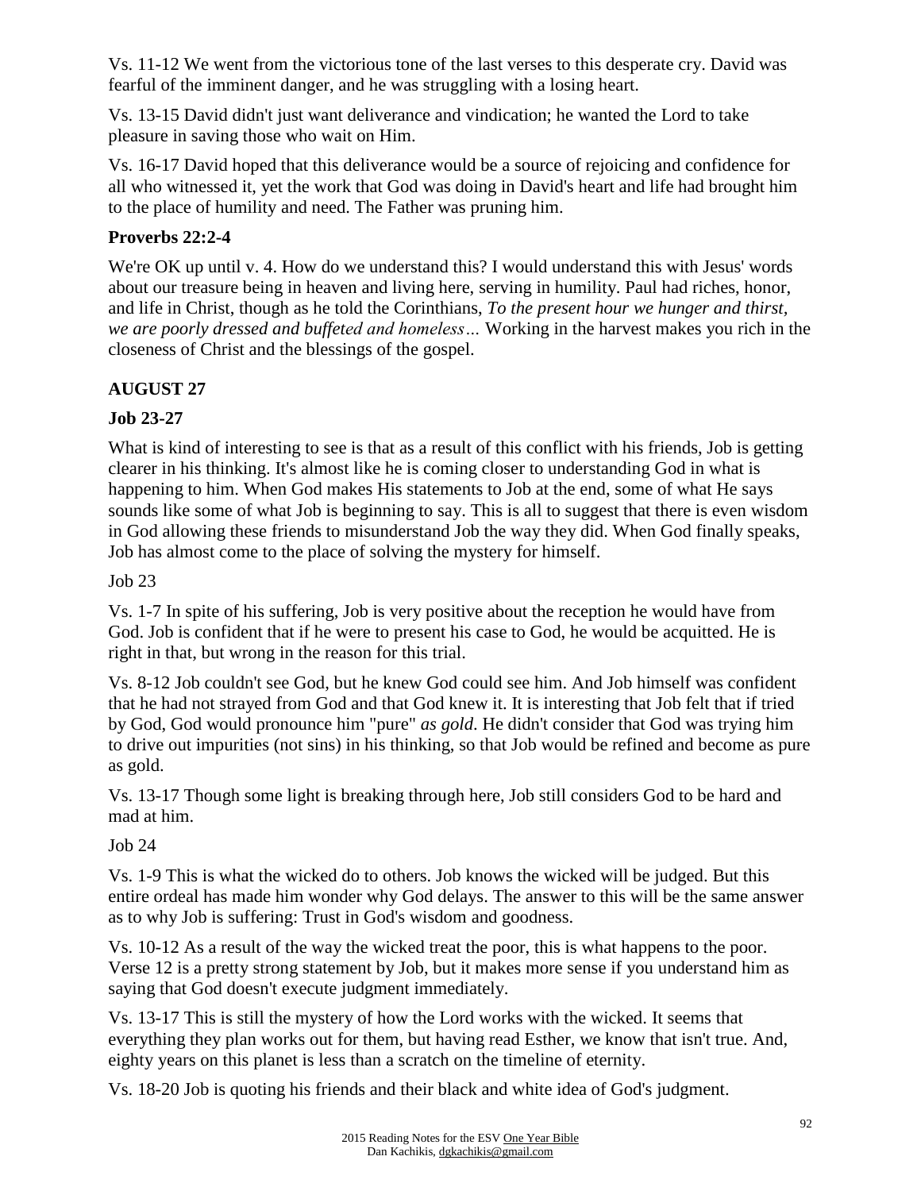Vs. 11-12 We went from the victorious tone of the last verses to this desperate cry. David was fearful of the imminent danger, and he was struggling with a losing heart.

Vs. 13-15 David didn't just want deliverance and vindication; he wanted the Lord to take pleasure in saving those who wait on Him.

Vs. 16-17 David hoped that this deliverance would be a source of rejoicing and confidence for all who witnessed it, yet the work that God was doing in David's heart and life had brought him to the place of humility and need. The Father was pruning him.

**Proverbs 22:2-4**

We're OK up until v. 4. How do we understand this? I would understand this with Jesus' words about our treasure being in heaven and living here, serving in humility. Paul had riches, honor, and life in Christ, though as he told the Corinthians, *To the present hour we hunger and thirst, we are poorly dressed and buffeted and homeless…* Working in the harvest makes you rich in the closeness of Christ and the blessings of the gospel.

**AUGUST 27**

**Job 23-27**

What is kind of interesting to see is that as a result of this conflict with his friends, Job is getting clearer in his thinking. It's almost like he is coming closer to understanding God in what is happening to him. When God makes His statements to Job at the end, some of what He says sounds like some of what Job is beginning to say. This is all to suggest that there is even wisdom in God allowing these friends to misunderstand Job the way they did. When God finally speaks, Job has almost come to the place of solving the mystery for himself.

Job 23

Vs. 1-7 In spite of his suffering, Job is very positive about the reception he would have from God. Job is confident that if he were to present his case to God, he would be acquitted. He is right in that, but wrong in the reason for this trial.

Vs. 8-12 Job couldn't see God, but he knew God could see him. And Job himself was confident that he had not strayed from God and that God knew it. It is interesting that Job felt that if tried by God, God would pronounce him "pure" *as gold*. He didn't consider that God was trying him to drive out impurities (not sins) in his thinking, so that Job would be refined and become as pure as gold.

Vs. 13-17 Though some light is breaking through here, Job still considers God to be hard and mad at him.

Job 24

Vs. 1-9 This is what the wicked do to others. Job knows the wicked will be judged. But this entire ordeal has made him wonder why God delays. The answer to this will be the same answer as to why Job is suffering: Trust in God's wisdom and goodness.

Vs. 10-12 As a result of the way the wicked treat the poor, this is what happens to the poor. Verse 12 is a pretty strong statement by Job, but it makes more sense if you understand him as saying that God doesn't execute judgment immediately.

Vs. 13-17 This is still the mystery of how the Lord works with the wicked. It seems that everything they plan works out for them, but having read Esther, we know that isn't true. And, eighty years on this planet is less than a scratch on the timeline of eternity.

Vs. 18-20 Job is quoting his friends and their black and white idea of God's judgment.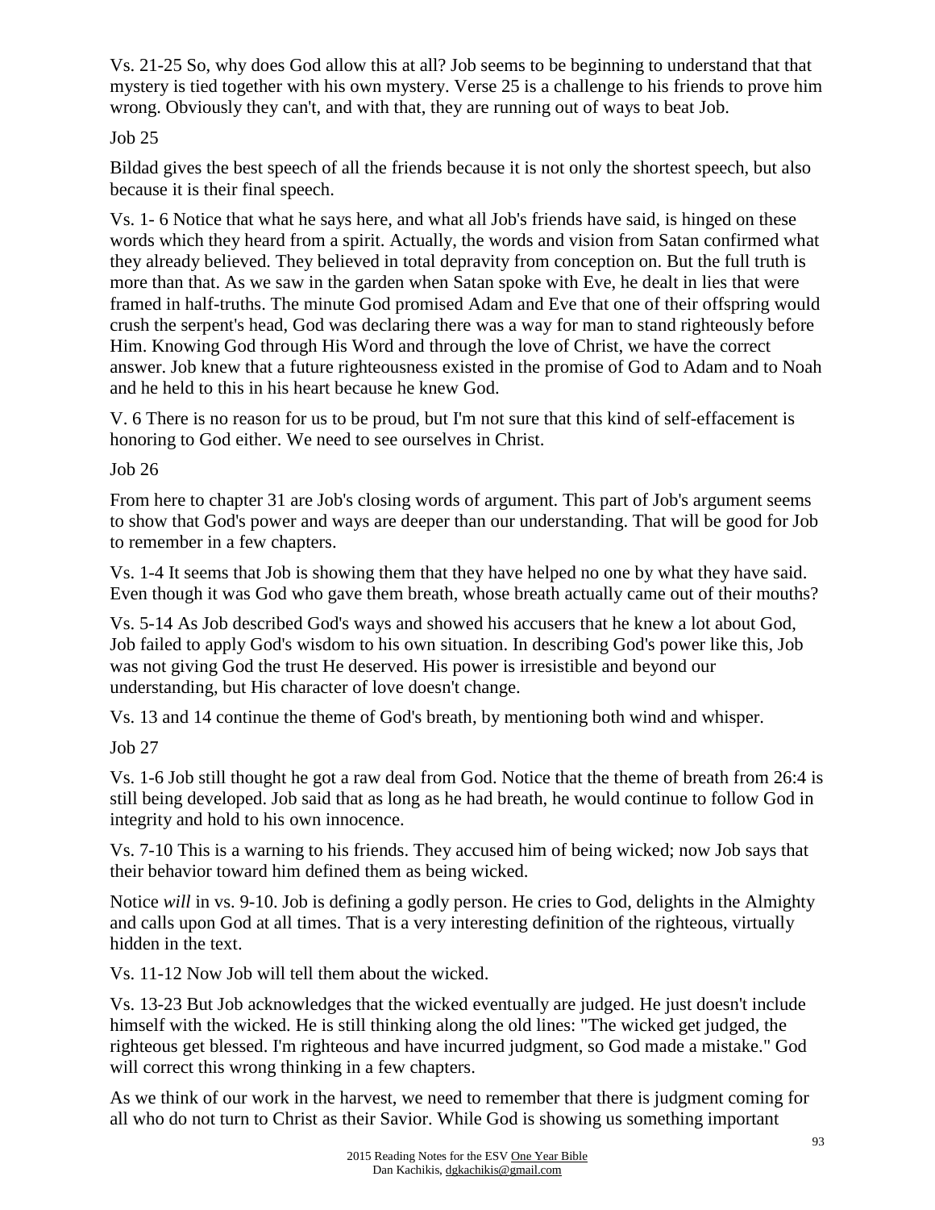Vs. 21-25 So, why does God allow this at all? Job seems to be beginning to understand that that mystery is tied together with his own mystery. Verse 25 is a challenge to his friends to prove him wrong. Obviously they can't, and with that, they are running out of ways to beat Job.

Job 25

Bildad gives the best speech of all the friends because it is not only the shortest speech, but also because it is their final speech.

Vs. 1- 6 Notice that what he says here, and what all Job's friends have said, is hinged on these words which they heard from a spirit. Actually, the words and vision from Satan confirmed what they already believed. They believed in total depravity from conception on. But the full truth is more than that. As we saw in the garden when Satan spoke with Eve, he dealt in lies that were framed in half-truths. The minute God promised Adam and Eve that one of their offspring would crush the serpent's head, God was declaring there was a way for man to stand righteously before Him. Knowing God through His Word and through the love of Christ, we have the correct answer. Job knew that a future righteousness existed in the promise of God to Adam and to Noah and he held to this in his heart because he knew God.

V. 6 There is no reason for us to be proud, but I'm not sure that this kind of self-effacement is honoring to God either. We need to see ourselves in Christ.

Job 26

From here to chapter 31 are Job's closing words of argument. This part of Job's argument seems to show that God's power and ways are deeper than our understanding. That will be good for Job to remember in a few chapters.

Vs. 1-4 It seems that Job is showing them that they have helped no one by what they have said. Even though it was God who gave them breath, whose breath actually came out of their mouths?

Vs. 5-14 As Job described God's ways and showed his accusers that he knew a lot about God, Job failed to apply God's wisdom to his own situation. In describing God's power like this, Job was not giving God the trust He deserved. His power is irresistible and beyond our understanding, but His character of love doesn't change.

Vs. 13 and 14 continue the theme of God's breath, by mentioning both wind and whisper.

Job 27

Vs. 1-6 Job still thought he got a raw deal from God. Notice that the theme of breath from 26:4 is still being developed. Job said that as long as he had breath, he would continue to follow God in integrity and hold to his own innocence.

Vs. 7-10 This is a warning to his friends. They accused him of being wicked; now Job says that their behavior toward him defined them as being wicked.

Notice *will* in vs. 9-10. Job is defining a godly person. He cries to God, delights in the Almighty and calls upon God at all times. That is a very interesting definition of the righteous, virtually hidden in the text.

Vs. 11-12 Now Job will tell them about the wicked.

Vs. 13-23 But Job acknowledges that the wicked eventually are judged. He just doesn't include himself with the wicked. He is still thinking along the old lines: "The wicked get judged, the righteous get blessed. I'm righteous and have incurred judgment, so God made a mistake." God will correct this wrong thinking in a few chapters.

As we think of our work in the harvest, we need to remember that there is judgment coming for all who do not turn to Christ as their Savior. While God is showing us something important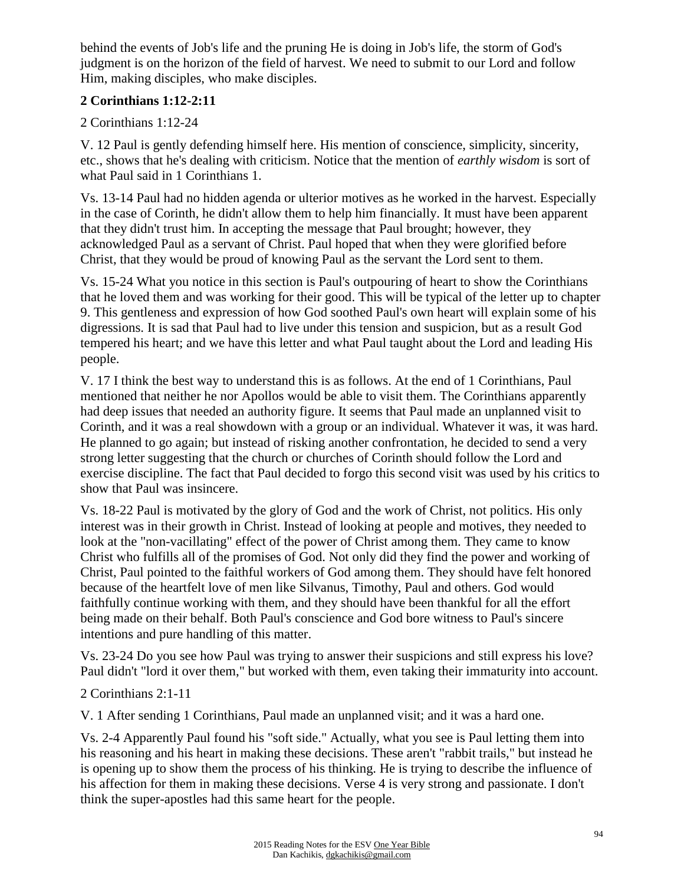behind the events of Job's life and the pruning He is doing in Job's life, the storm of God's judgment is on the horizon of the field of harvest. We need to submit to our Lord and follow Him, making disciples, who make disciples.

**2 Corinthians 1:12-2:11**

2 Corinthians 1:12-24

V. 12 Paul is gently defending himself here. His mention of conscience, simplicity, sincerity, etc., shows that he's dealing with criticism. Notice that the mention of *earthly wisdom* is sort of what Paul said in 1 Corinthians 1.

Vs. 13-14 Paul had no hidden agenda or ulterior motives as he worked in the harvest. Especially in the case of Corinth, he didn't allow them to help him financially. It must have been apparent that they didn't trust him. In accepting the message that Paul brought; however, they acknowledged Paul as a servant of Christ. Paul hoped that when they were glorified before Christ, that they would be proud of knowing Paul as the servant the Lord sent to them.

Vs. 15-24 What you notice in this section is Paul's outpouring of heart to show the Corinthians that he loved them and was working for their good. This will be typical of the letter up to chapter 9. This gentleness and expression of how God soothed Paul's own heart will explain some of his digressions. It is sad that Paul had to live under this tension and suspicion, but as a result God tempered his heart; and we have this letter and what Paul taught about the Lord and leading His people.

V. 17 I think the best way to understand this is as follows. At the end of 1 Corinthians, Paul mentioned that neither he nor Apollos would be able to visit them. The Corinthians apparently had deep issues that needed an authority figure. It seems that Paul made an unplanned visit to Corinth, and it was a real showdown with a group or an individual. Whatever it was, it was hard. He planned to go again; but instead of risking another confrontation, he decided to send a very strong letter suggesting that the church or churches of Corinth should follow the Lord and exercise discipline. The fact that Paul decided to forgo this second visit was used by his critics to show that Paul was insincere.

Vs. 18-22 Paul is motivated by the glory of God and the work of Christ, not politics. His only interest was in their growth in Christ. Instead of looking at people and motives, they needed to look at the "non-vacillating" effect of the power of Christ among them. They came to know Christ who fulfills all of the promises of God. Not only did they find the power and working of Christ, Paul pointed to the faithful workers of God among them. They should have felt honored because of the heartfelt love of men like Silvanus, Timothy, Paul and others. God would faithfully continue working with them, and they should have been thankful for all the effort being made on their behalf. Both Paul's conscience and God bore witness to Paul's sincere intentions and pure handling of this matter.

Vs. 23-24 Do you see how Paul was trying to answer their suspicions and still express his love? Paul didn't "lord it over them," but worked with them, even taking their immaturity into account.

2 Corinthians 2:1-11

V. 1 After sending 1 Corinthians, Paul made an unplanned visit; and it was a hard one.

Vs. 2-4 Apparently Paul found his "soft side." Actually, what you see is Paul letting them into his reasoning and his heart in making these decisions. These aren't "rabbit trails," but instead he is opening up to show them the process of his thinking. He is trying to describe the influence of his affection for them in making these decisions. Verse 4 is very strong and passionate. I don't think the super-apostles had this same heart for the people.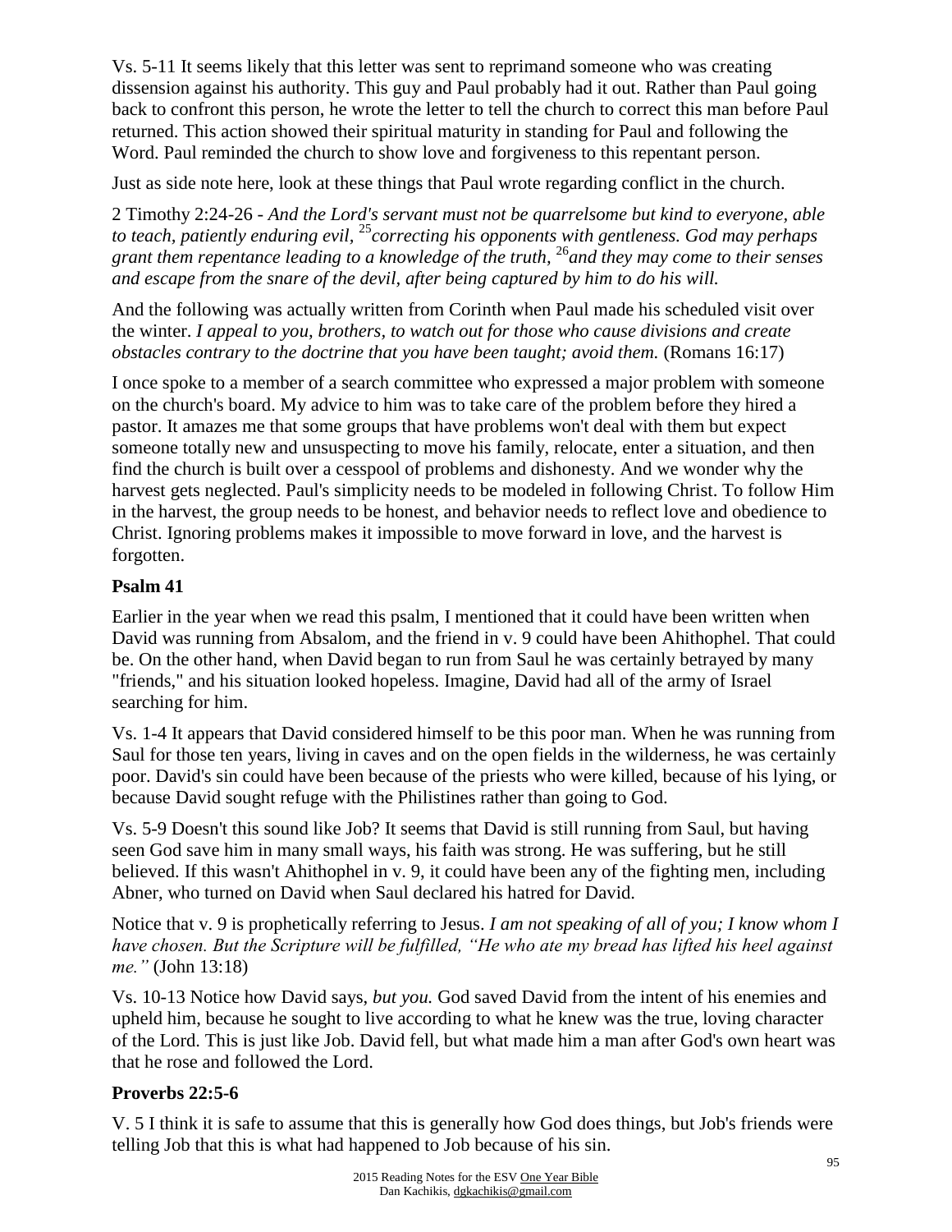Vs. 5-11 It seems likely that this letter was sent to reprimand someone who was creating dissension against his authority. This guy and Paul probably had it out. Rather than Paul going back to confront this person, he wrote the letter to tell the church to correct this man before Paul returned. This action showed their spiritual maturity in standing for Paul and following the Word. Paul reminded the church to show love and forgiveness to this repentant person.

Just as side note here, look at these things that Paul wrote regarding conflict in the church.

2 Timothy 2:24-26 - *And the Lord's servant must not be quarrelsome but kind to everyone, able to teach, patiently enduring evil,* [25]*correcting his opponents with gentleness. God may perhaps grant them repentance leading to a knowledge of the truth,* [26]*and they may come to their senses and escape from the snare of the devil, after being captured by him to do his will.*

And the following was actually written from Corinth when Paul made his scheduled visit over the winter. *I appeal to you, brothers, to watch out for those who cause divisions and create obstacles contrary to the doctrine that you have been taught; avoid them.* (Romans 16:17)

I once spoke to a member of a search committee who expressed a major problem with someone on the church's board. My advice to him was to take care of the problem before they hired a pastor. It amazes me that some groups that have problems won't deal with them but expect someone totally new and unsuspecting to move his family, relocate, enter a situation, and then find the church is built over a cesspool of problems and dishonesty. And we wonder why the harvest gets neglected. Paul's simplicity needs to be modeled in following Christ. To follow Him in the harvest, the group needs to be honest, and behavior needs to reflect love and obedience to Christ. Ignoring problems makes it impossible to move forward in love, and the harvest is forgotten.

**Psalm 41**

Earlier in the year when we read this psalm, I mentioned that it could have been written when David was running from Absalom, and the friend in v. 9 could have been Ahithophel. That could be. On the other hand, when David began to run from Saul he was certainly betrayed by many "friends," and his situation looked hopeless. Imagine, David had all of the army of Israel searching for him.

Vs. 1-4 It appears that David considered himself to be this poor man. When he was running from Saul for those ten years, living in caves and on the open fields in the wilderness, he was certainly poor. David's sin could have been because of the priests who were killed, because of his lying, or because David sought refuge with the Philistines rather than going to God.

Vs. 5-9 Doesn't this sound like Job? It seems that David is still running from Saul, but having seen God save him in many small ways, his faith was strong. He was suffering, but he still believed. If this wasn't Ahithophel in v. 9, it could have been any of the fighting men, including Abner, who turned on David when Saul declared his hatred for David.

Notice that v. 9 is prophetically referring to Jesus. *I am not speaking of all of you; I know whom I have chosen. But the Scripture will be fulfilled, "He who ate my bread has lifted his heel against me."* (John 13:18)

Vs. 10-13 Notice how David says, *but you.* God saved David from the intent of his enemies and upheld him, because he sought to live according to what he knew was the true, loving character of the Lord. This is just like Job. David fell, but what made him a man after God's own heart was that he rose and followed the Lord.

**Proverbs 22:5-6**

V. 5 I think it is safe to assume that this is generally how God does things, but Job's friends were telling Job that this is what had happened to Job because of his sin.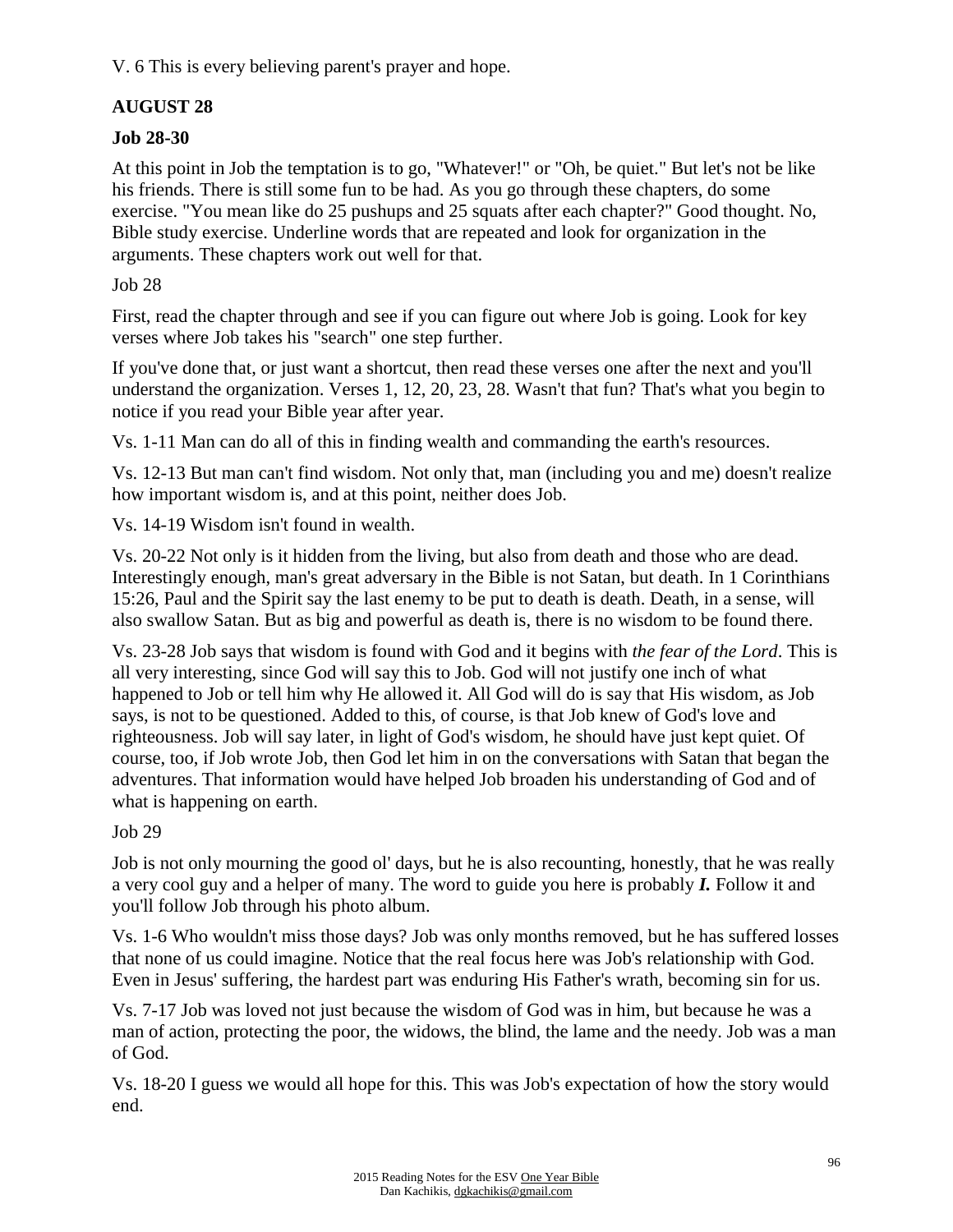V. 6 This is every believing parent's prayer and hope.

## AUGUST 28

### Job 28-30

At this point in Job the temptation is to go, "Whatever!" or "Oh, be quiet." But let's not be like his friends. There is still some fun to be had. As you go through these chapters, do some exercise. "You mean like do 25 pushups and 25 squats after each chapter?" Good thought. No, Bible study exercise. Underline words that are repeated and look for organization in the arguments. These chapters work out well for that.

Job 28

First, read the chapter through and see if you can figure out where Job is going. Look for key verses where Job takes his "search" one step further.

If you've done that, or just want a shortcut, then read these verses one after the next and you'll understand the organization. Verses 1, 12, 20, 23, 28. Wasn't that fun? That's what you begin to notice if you read your Bible year after year.

Vs. 1-11 Man can do all of this in finding wealth and commanding the earth's resources.

Vs. 12-13 But man can't find wisdom. Not only that, man (including you and me) doesn't realize how important wisdom is, and at this point, neither does Job.

Vs. 14-19 Wisdom isn't found in wealth.

Vs. 20-22 Not only is it hidden from the living, but also from death and those who are dead. Interestingly enough, man's great adversary in the Bible is not Satan, but death. In 1 Corinthians 15:26, Paul and the Spirit say the last enemy to be put to death is death. Death, in a sense, will also swallow Satan. But as big and powerful as death is, there is no wisdom to be found there.

Vs. 23-28 Job says that wisdom is found with God and it begins with *the fear of the Lord*. This is all very interesting, since God will say this to Job. God will not justify one inch of what happened to Job or tell him why He allowed it. All God will do is say that His wisdom, as Job says, is not to be questioned. Added to this, of course, is that Job knew of God's love and righteousness. Job will say later, in light of God's wisdom, he should have just kept quiet. Of course, too, if Job wrote Job, then God let him in on the conversations with Satan that began the adventures. That information would have helped Job broaden his understanding of God and of what is happening on earth.

Job 29

Job is not only mourning the good ol' days, but he is also recounting, honestly, that he was really a very cool guy and a helper of many. The word to guide you here is probably ***I.*** Follow it and you'll follow Job through his photo album.

Vs. 1-6 Who wouldn't miss those days? Job was only months removed, but he has suffered losses that none of us could imagine. Notice that the real focus here was Job's relationship with God. Even in Jesus' suffering, the hardest part was enduring His Father's wrath, becoming sin for us.

Vs. 7-17 Job was loved not just because the wisdom of God was in him, but because he was a man of action, protecting the poor, the widows, the blind, the lame and the needy. Job was a man of God.

Vs. 18-20 I guess we would all hope for this. This was Job's expectation of how the story would end.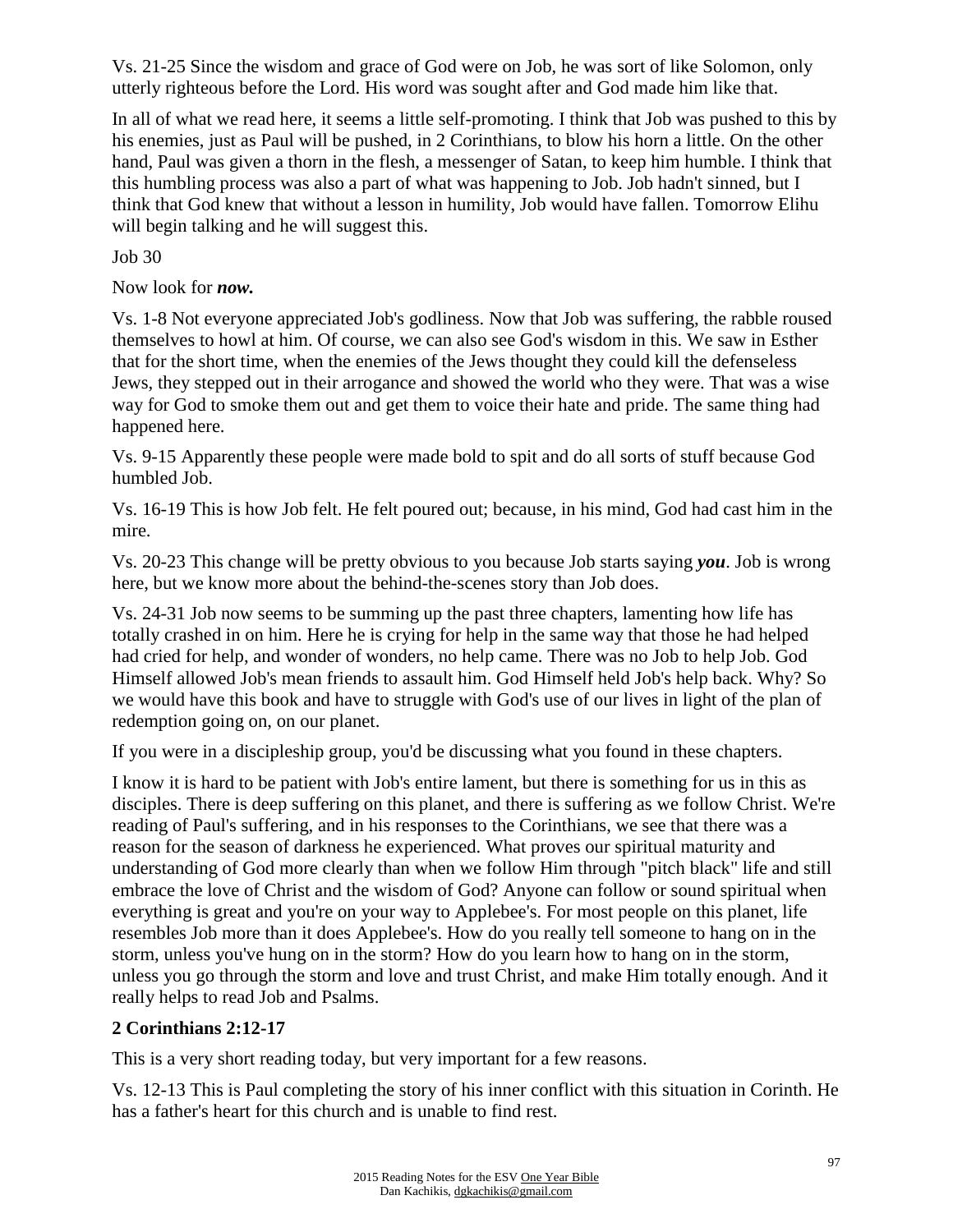Vs. 21-25 Since the wisdom and grace of God were on Job, he was sort of like Solomon, only utterly righteous before the Lord. His word was sought after and God made him like that.

In all of what we read here, it seems a little self-promoting. I think that Job was pushed to this by his enemies, just as Paul will be pushed, in 2 Corinthians, to blow his horn a little. On the other hand, Paul was given a thorn in the flesh, a messenger of Satan, to keep him humble. I think that this humbling process was also a part of what was happening to Job. Job hadn't sinned, but I think that God knew that without a lesson in humility, Job would have fallen. Tomorrow Elihu will begin talking and he will suggest this.

Job 30

Now look for ***now.***

Vs. 1-8 Not everyone appreciated Job's godliness. Now that Job was suffering, the rabble roused themselves to howl at him. Of course, we can also see God's wisdom in this. We saw in Esther that for the short time, when the enemies of the Jews thought they could kill the defenseless Jews, they stepped out in their arrogance and showed the world who they were. That was a wise way for God to smoke them out and get them to voice their hate and pride. The same thing had happened here.

Vs. 9-15 Apparently these people were made bold to spit and do all sorts of stuff because God humbled Job.

Vs. 16-19 This is how Job felt. He felt poured out; because, in his mind, God had cast him in the mire.

Vs. 20-23 This change will be pretty obvious to you because Job starts saying ***you***. Job is wrong here, but we know more about the behind-the-scenes story than Job does.

Vs. 24-31 Job now seems to be summing up the past three chapters, lamenting how life has totally crashed in on him. Here he is crying for help in the same way that those he had helped had cried for help, and wonder of wonders, no help came. There was no Job to help Job. God Himself allowed Job's mean friends to assault him. God Himself held Job's help back. Why? So we would have this book and have to struggle with God's use of our lives in light of the plan of redemption going on, on our planet.

If you were in a discipleship group, you'd be discussing what you found in these chapters.

I know it is hard to be patient with Job's entire lament, but there is something for us in this as disciples. There is deep suffering on this planet, and there is suffering as we follow Christ. We're reading of Paul's suffering, and in his responses to the Corinthians, we see that there was a reason for the season of darkness he experienced. What proves our spiritual maturity and understanding of God more clearly than when we follow Him through "pitch black" life and still embrace the love of Christ and the wisdom of God? Anyone can follow or sound spiritual when everything is great and you're on your way to Applebee's. For most people on this planet, life resembles Job more than it does Applebee's. How do you really tell someone to hang on in the storm, unless you've hung on in the storm? How do you learn how to hang on in the storm, unless you go through the storm and love and trust Christ, and make Him totally enough. And it really helps to read Job and Psalms.

**2 Corinthians 2:12-17**

This is a very short reading today, but very important for a few reasons.

Vs. 12-13 This is Paul completing the story of his inner conflict with this situation in Corinth. He has a father's heart for this church and is unable to find rest.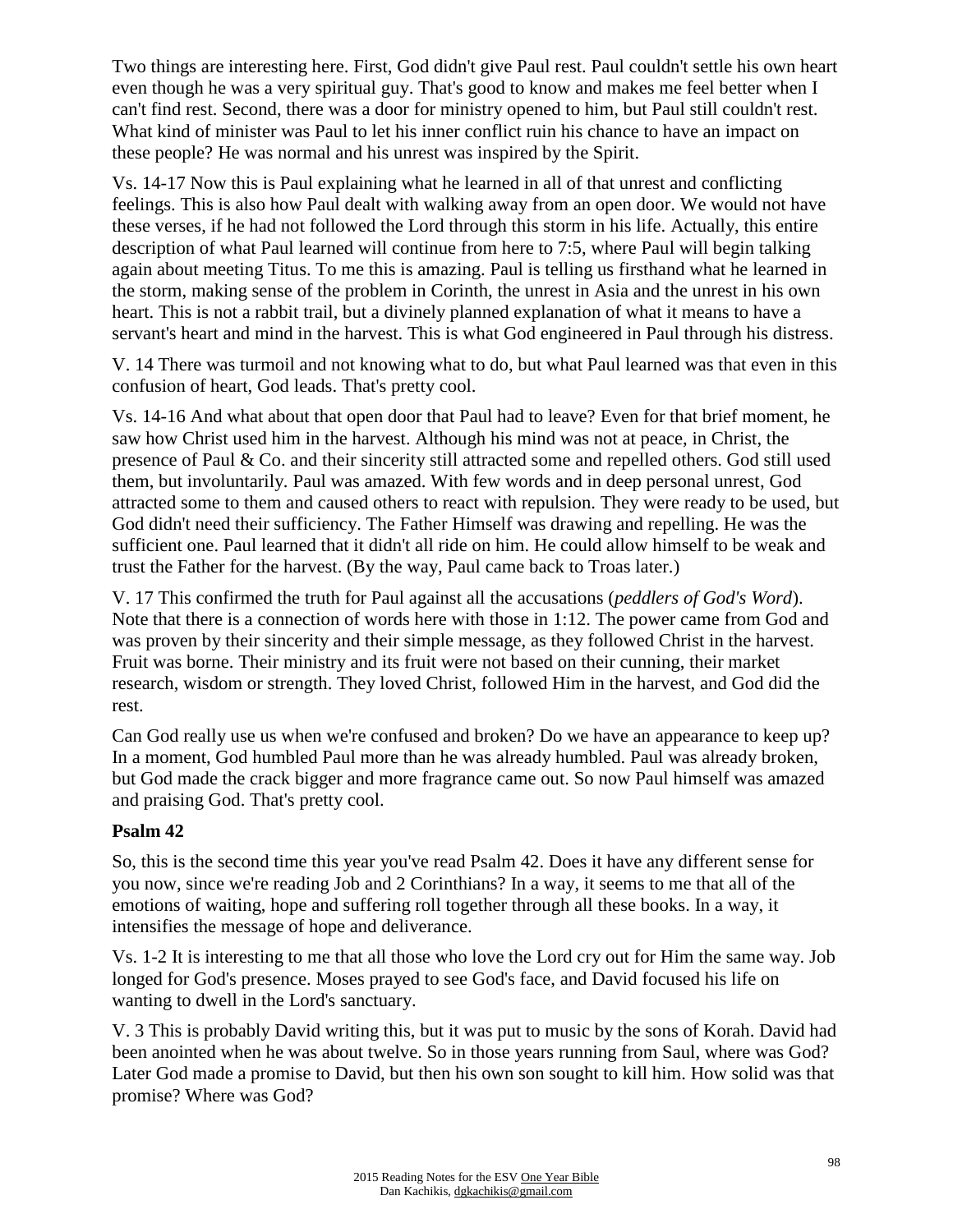Two things are interesting here. First, God didn't give Paul rest. Paul couldn't settle his own heart even though he was a very spiritual guy. That's good to know and makes me feel better when I can't find rest. Second, there was a door for ministry opened to him, but Paul still couldn't rest. What kind of minister was Paul to let his inner conflict ruin his chance to have an impact on these people? He was normal and his unrest was inspired by the Spirit.

Vs. 14-17 Now this is Paul explaining what he learned in all of that unrest and conflicting feelings. This is also how Paul dealt with walking away from an open door. We would not have these verses, if he had not followed the Lord through this storm in his life. Actually, this entire description of what Paul learned will continue from here to 7:5, where Paul will begin talking again about meeting Titus. To me this is amazing. Paul is telling us firsthand what he learned in the storm, making sense of the problem in Corinth, the unrest in Asia and the unrest in his own heart. This is not a rabbit trail, but a divinely planned explanation of what it means to have a servant's heart and mind in the harvest. This is what God engineered in Paul through his distress.

V. 14 There was turmoil and not knowing what to do, but what Paul learned was that even in this confusion of heart, God leads. That's pretty cool.

Vs. 14-16 And what about that open door that Paul had to leave? Even for that brief moment, he saw how Christ used him in the harvest. Although his mind was not at peace, in Christ, the presence of Paul & Co. and their sincerity still attracted some and repelled others. God still used them, but involuntarily. Paul was amazed. With few words and in deep personal unrest, God attracted some to them and caused others to react with repulsion. They were ready to be used, but God didn't need their sufficiency. The Father Himself was drawing and repelling. He was the sufficient one. Paul learned that it didn't all ride on him. He could allow himself to be weak and trust the Father for the harvest. (By the way, Paul came back to Troas later.)

V. 17 This confirmed the truth for Paul against all the accusations (*peddlers of God's Word*). Note that there is a connection of words here with those in 1:12. The power came from God and was proven by their sincerity and their simple message, as they followed Christ in the harvest. Fruit was borne. Their ministry and its fruit were not based on their cunning, their market research, wisdom or strength. They loved Christ, followed Him in the harvest, and God did the rest.

Can God really use us when we're confused and broken? Do we have an appearance to keep up? In a moment, God humbled Paul more than he was already humbled. Paul was already broken, but God made the crack bigger and more fragrance came out. So now Paul himself was amazed and praising God. That's pretty cool.

**Psalm 42**

So, this is the second time this year you've read Psalm 42. Does it have any different sense for you now, since we're reading Job and 2 Corinthians? In a way, it seems to me that all of the emotions of waiting, hope and suffering roll together through all these books. In a way, it intensifies the message of hope and deliverance.

Vs. 1-2 It is interesting to me that all those who love the Lord cry out for Him the same way. Job longed for God's presence. Moses prayed to see God's face, and David focused his life on wanting to dwell in the Lord's sanctuary.

V. 3 This is probably David writing this, but it was put to music by the sons of Korah. David had been anointed when he was about twelve. So in those years running from Saul, where was God? Later God made a promise to David, but then his own son sought to kill him. How solid was that promise? Where was God?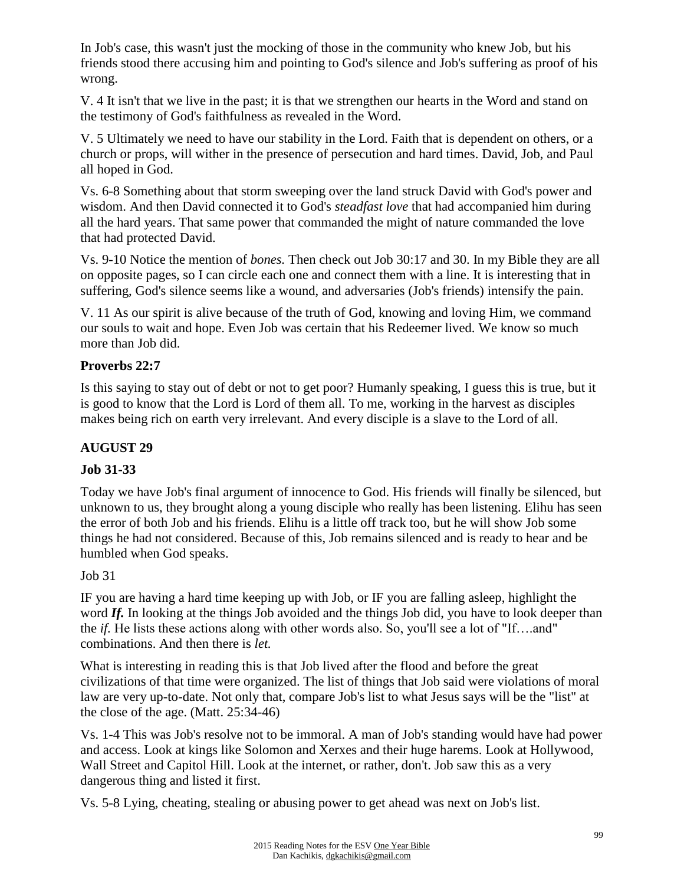In Job's case, this wasn't just the mocking of those in the community who knew Job, but his friends stood there accusing him and pointing to God's silence and Job's suffering as proof of his wrong.

V. 4 It isn't that we live in the past; it is that we strengthen our hearts in the Word and stand on the testimony of God's faithfulness as revealed in the Word.

V. 5 Ultimately we need to have our stability in the Lord. Faith that is dependent on others, or a church or props, will wither in the presence of persecution and hard times. David, Job, and Paul all hoped in God.

Vs. 6-8 Something about that storm sweeping over the land struck David with God's power and wisdom. And then David connected it to God's *steadfast love* that had accompanied him during all the hard years. That same power that commanded the might of nature commanded the love that had protected David.

Vs. 9-10 Notice the mention of *bones.* Then check out Job 30:17 and 30. In my Bible they are all on opposite pages, so I can circle each one and connect them with a line. It is interesting that in suffering, God's silence seems like a wound, and adversaries (Job's friends) intensify the pain.

V. 11 As our spirit is alive because of the truth of God, knowing and loving Him, we command our souls to wait and hope. Even Job was certain that his Redeemer lived. We know so much more than Job did.

**Proverbs 22:7**

Is this saying to stay out of debt or not to get poor? Humanly speaking, I guess this is true, but it is good to know that the Lord is Lord of them all. To me, working in the harvest as disciples makes being rich on earth very irrelevant. And every disciple is a slave to the Lord of all.

## AUGUST 29

**Job 31-33**

Today we have Job's final argument of innocence to God. His friends will finally be silenced, but unknown to us, they brought along a young disciple who really has been listening. Elihu has seen the error of both Job and his friends. Elihu is a little off track too, but he will show Job some things he had not considered. Because of this, Job remains silenced and is ready to hear and be humbled when God speaks.

Job 31

IF you are having a hard time keeping up with Job, or IF you are falling asleep, highlight the word ***If.*** In looking at the things Job avoided and the things Job did, you have to look deeper than the *if*. He lists these actions along with other words also. So, you'll see a lot of "If….and" combinations. And then there is *let.*

What is interesting in reading this is that Job lived after the flood and before the great civilizations of that time were organized. The list of things that Job said were violations of moral law are very up-to-date. Not only that, compare Job's list to what Jesus says will be the "list" at the close of the age. (Matt. 25:34-46)

Vs. 1-4 This was Job's resolve not to be immoral. A man of Job's standing would have had power and access. Look at kings like Solomon and Xerxes and their huge harems. Look at Hollywood, Wall Street and Capitol Hill. Look at the internet, or rather, don't. Job saw this as a very dangerous thing and listed it first.

Vs. 5-8 Lying, cheating, stealing or abusing power to get ahead was next on Job's list.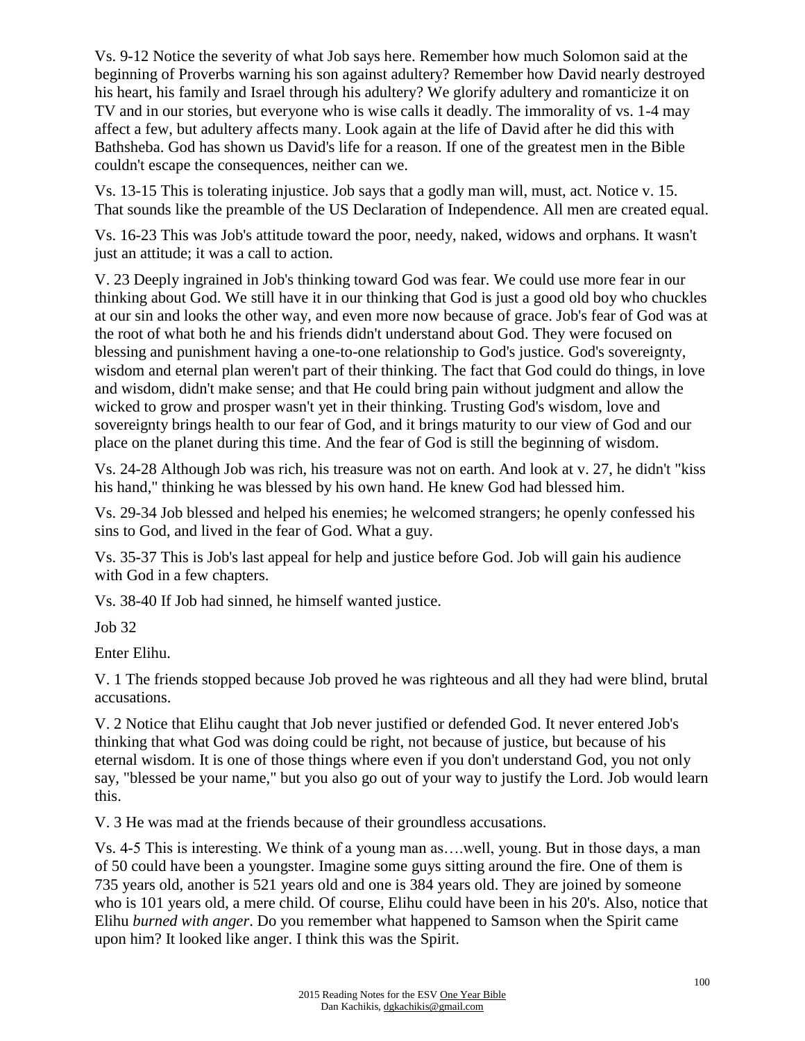Vs. 9-12 Notice the severity of what Job says here. Remember how much Solomon said at the beginning of Proverbs warning his son against adultery? Remember how David nearly destroyed his heart, his family and Israel through his adultery? We glorify adultery and romanticize it on TV and in our stories, but everyone who is wise calls it deadly. The immorality of vs. 1-4 may affect a few, but adultery affects many. Look again at the life of David after he did this with Bathsheba. God has shown us David's life for a reason. If one of the greatest men in the Bible couldn't escape the consequences, neither can we.

Vs. 13-15 This is tolerating injustice. Job says that a godly man will, must, act. Notice v. 15. That sounds like the preamble of the US Declaration of Independence. All men are created equal.

Vs. 16-23 This was Job's attitude toward the poor, needy, naked, widows and orphans. It wasn't just an attitude; it was a call to action.

V. 23 Deeply ingrained in Job's thinking toward God was fear. We could use more fear in our thinking about God. We still have it in our thinking that God is just a good old boy who chuckles at our sin and looks the other way, and even more now because of grace. Job's fear of God was at the root of what both he and his friends didn't understand about God. They were focused on blessing and punishment having a one-to-one relationship to God's justice. God's sovereignty, wisdom and eternal plan weren't part of their thinking. The fact that God could do things, in love and wisdom, didn't make sense; and that He could bring pain without judgment and allow the wicked to grow and prosper wasn't yet in their thinking. Trusting God's wisdom, love and sovereignty brings health to our fear of God, and it brings maturity to our view of God and our place on the planet during this time. And the fear of God is still the beginning of wisdom.

Vs. 24-28 Although Job was rich, his treasure was not on earth. And look at v. 27, he didn't "kiss his hand," thinking he was blessed by his own hand. He knew God had blessed him.

Vs. 29-34 Job blessed and helped his enemies; he welcomed strangers; he openly confessed his sins to God, and lived in the fear of God. What a guy.

Vs. 35-37 This is Job's last appeal for help and justice before God. Job will gain his audience with God in a few chapters.

Vs. 38-40 If Job had sinned, he himself wanted justice.

Job 32

Enter Elihu.

V. 1 The friends stopped because Job proved he was righteous and all they had were blind, brutal accusations.

V. 2 Notice that Elihu caught that Job never justified or defended God. It never entered Job's thinking that what God was doing could be right, not because of justice, but because of his eternal wisdom. It is one of those things where even if you don't understand God, you not only say, "blessed be your name," but you also go out of your way to justify the Lord. Job would learn this.

V. 3 He was mad at the friends because of their groundless accusations.

Vs. 4-5 This is interesting. We think of a young man as….well, young. But in those days, a man of 50 could have been a youngster. Imagine some guys sitting around the fire. One of them is 735 years old, another is 521 years old and one is 384 years old. They are joined by someone who is 101 years old, a mere child. Of course, Elihu could have been in his 20's. Also, notice that Elihu *burned with anger*. Do you remember what happened to Samson when the Spirit came upon him? It looked like anger. I think this was the Spirit.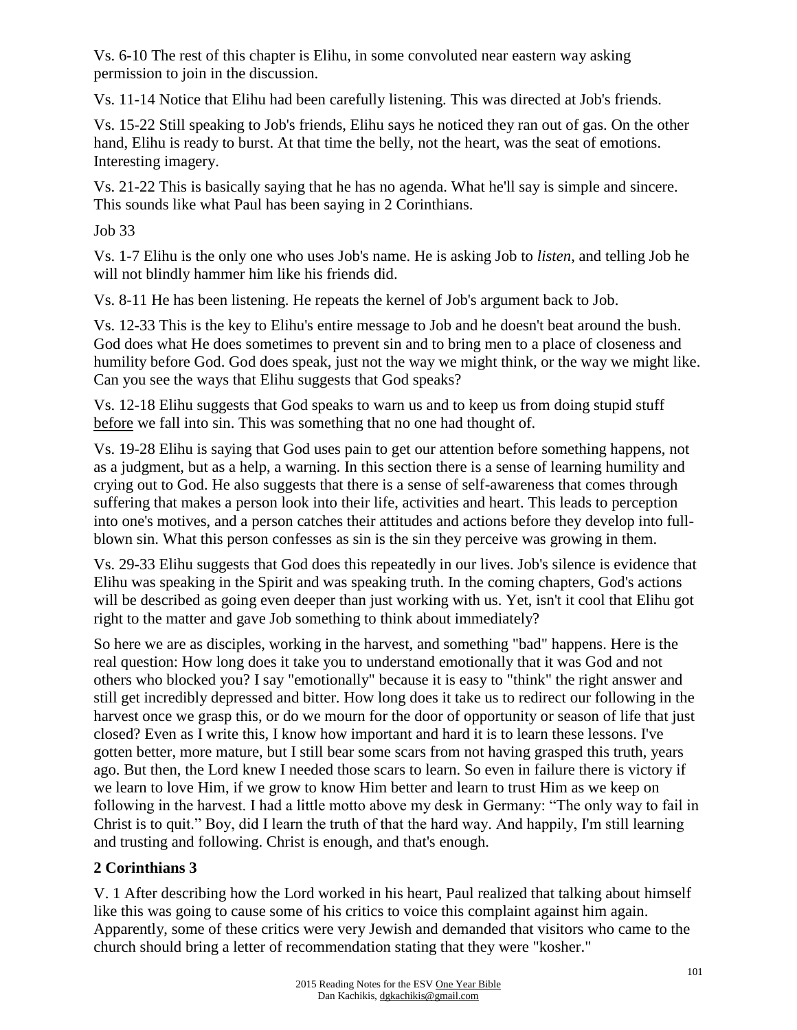Vs. 6-10 The rest of this chapter is Elihu, in some convoluted near eastern way asking permission to join in the discussion.

Vs. 11-14 Notice that Elihu had been carefully listening. This was directed at Job's friends.

Vs. 15-22 Still speaking to Job's friends, Elihu says he noticed they ran out of gas. On the other hand, Elihu is ready to burst. At that time the belly, not the heart, was the seat of emotions. Interesting imagery.

Vs. 21-22 This is basically saying that he has no agenda. What he'll say is simple and sincere. This sounds like what Paul has been saying in 2 Corinthians.

Job 33

Vs. 1-7 Elihu is the only one who uses Job's name. He is asking Job to *listen*, and telling Job he will not blindly hammer him like his friends did.

Vs. 8-11 He has been listening. He repeats the kernel of Job's argument back to Job.

Vs. 12-33 This is the key to Elihu's entire message to Job and he doesn't beat around the bush. God does what He does sometimes to prevent sin and to bring men to a place of closeness and humility before God. God does speak, just not the way we might think, or the way we might like. Can you see the ways that Elihu suggests that God speaks?

Vs. 12-18 Elihu suggests that God speaks to warn us and to keep us from doing stupid stuff before we fall into sin. This was something that no one had thought of.

Vs. 19-28 Elihu is saying that God uses pain to get our attention before something happens, not as a judgment, but as a help, a warning. In this section there is a sense of learning humility and crying out to God. He also suggests that there is a sense of self-awareness that comes through suffering that makes a person look into their life, activities and heart. This leads to perception into one's motives, and a person catches their attitudes and actions before they develop into full-blown sin. What this person confesses as sin is the sin they perceive was growing in them.

Vs. 29-33 Elihu suggests that God does this repeatedly in our lives. Job's silence is evidence that Elihu was speaking in the Spirit and was speaking truth. In the coming chapters, God's actions will be described as going even deeper than just working with us. Yet, isn't it cool that Elihu got right to the matter and gave Job something to think about immediately?

So here we are as disciples, working in the harvest, and something "bad" happens. Here is the real question: How long does it take you to understand emotionally that it was God and not others who blocked you? I say "emotionally" because it is easy to "think" the right answer and still get incredibly depressed and bitter. How long does it take us to redirect our following in the harvest once we grasp this, or do we mourn for the door of opportunity or season of life that just closed? Even as I write this, I know how important and hard it is to learn these lessons. I've gotten better, more mature, but I still bear some scars from not having grasped this truth, years ago. But then, the Lord knew I needed those scars to learn. So even in failure there is victory if we learn to love Him, if we grow to know Him better and learn to trust Him as we keep on following in the harvest. I had a little motto above my desk in Germany: "The only way to fail in Christ is to quit." Boy, did I learn the truth of that the hard way. And happily, I'm still learning and trusting and following. Christ is enough, and that's enough.

**2 Corinthians 3**

V. 1 After describing how the Lord worked in his heart, Paul realized that talking about himself like this was going to cause some of his critics to voice this complaint against him again. Apparently, some of these critics were very Jewish and demanded that visitors who came to the church should bring a letter of recommendation stating that they were "kosher."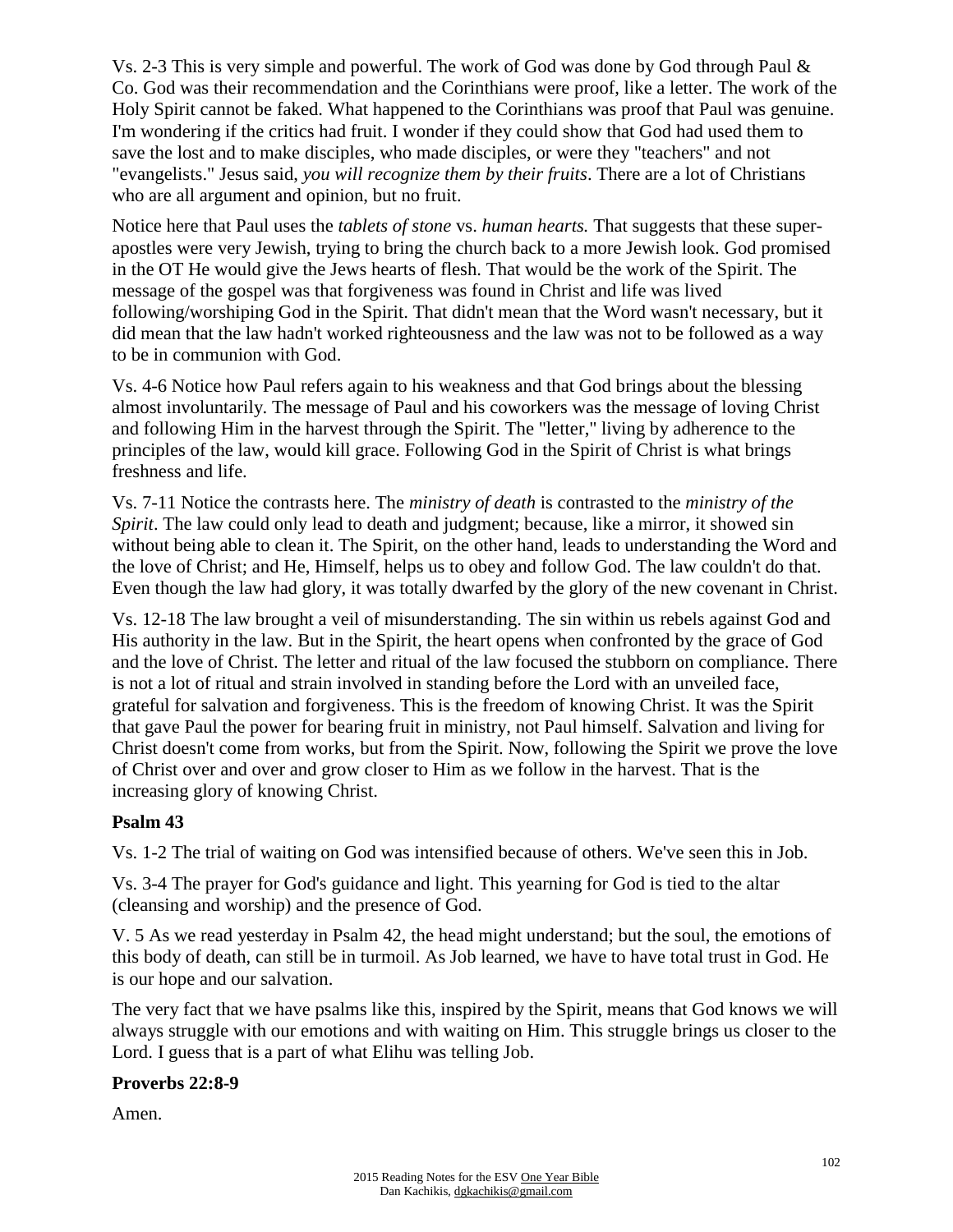Vs. 2-3 This is very simple and powerful. The work of God was done by God through Paul & Co. God was their recommendation and the Corinthians were proof, like a letter. The work of the Holy Spirit cannot be faked. What happened to the Corinthians was proof that Paul was genuine. I'm wondering if the critics had fruit. I wonder if they could show that God had used them to save the lost and to make disciples, who made disciples, or were they "teachers" and not "evangelists." Jesus said, *you will recognize them by their fruits*. There are a lot of Christians who are all argument and opinion, but no fruit.

Notice here that Paul uses the *tablets of stone* vs. *human hearts.* That suggests that these super-apostles were very Jewish, trying to bring the church back to a more Jewish look. God promised in the OT He would give the Jews hearts of flesh. That would be the work of the Spirit. The message of the gospel was that forgiveness was found in Christ and life was lived following/worshiping God in the Spirit. That didn't mean that the Word wasn't necessary, but it did mean that the law hadn't worked righteousness and the law was not to be followed as a way to be in communion with God.

Vs. 4-6 Notice how Paul refers again to his weakness and that God brings about the blessing almost involuntarily. The message of Paul and his coworkers was the message of loving Christ and following Him in the harvest through the Spirit. The "letter," living by adherence to the principles of the law, would kill grace. Following God in the Spirit of Christ is what brings freshness and life.

Vs. 7-11 Notice the contrasts here. The *ministry of death* is contrasted to the *ministry of the Spirit*. The law could only lead to death and judgment; because, like a mirror, it showed sin without being able to clean it. The Spirit, on the other hand, leads to understanding the Word and the love of Christ; and He, Himself, helps us to obey and follow God. The law couldn't do that. Even though the law had glory, it was totally dwarfed by the glory of the new covenant in Christ.

Vs. 12-18 The law brought a veil of misunderstanding. The sin within us rebels against God and His authority in the law. But in the Spirit, the heart opens when confronted by the grace of God and the love of Christ. The letter and ritual of the law focused the stubborn on compliance. There is not a lot of ritual and strain involved in standing before the Lord with an unveiled face, grateful for salvation and forgiveness. This is the freedom of knowing Christ. It was the Spirit that gave Paul the power for bearing fruit in ministry, not Paul himself. Salvation and living for Christ doesn't come from works, but from the Spirit. Now, following the Spirit we prove the love of Christ over and over and grow closer to Him as we follow in the harvest. That is the increasing glory of knowing Christ.

**Psalm 43**

Vs. 1-2 The trial of waiting on God was intensified because of others. We've seen this in Job.

Vs. 3-4 The prayer for God's guidance and light. This yearning for God is tied to the altar (cleansing and worship) and the presence of God.

V. 5 As we read yesterday in Psalm 42, the head might understand; but the soul, the emotions of this body of death, can still be in turmoil. As Job learned, we have to have total trust in God. He is our hope and our salvation.

The very fact that we have psalms like this, inspired by the Spirit, means that God knows we will always struggle with our emotions and with waiting on Him. This struggle brings us closer to the Lord. I guess that is a part of what Elihu was telling Job.

**Proverbs 22:8-9**

Amen.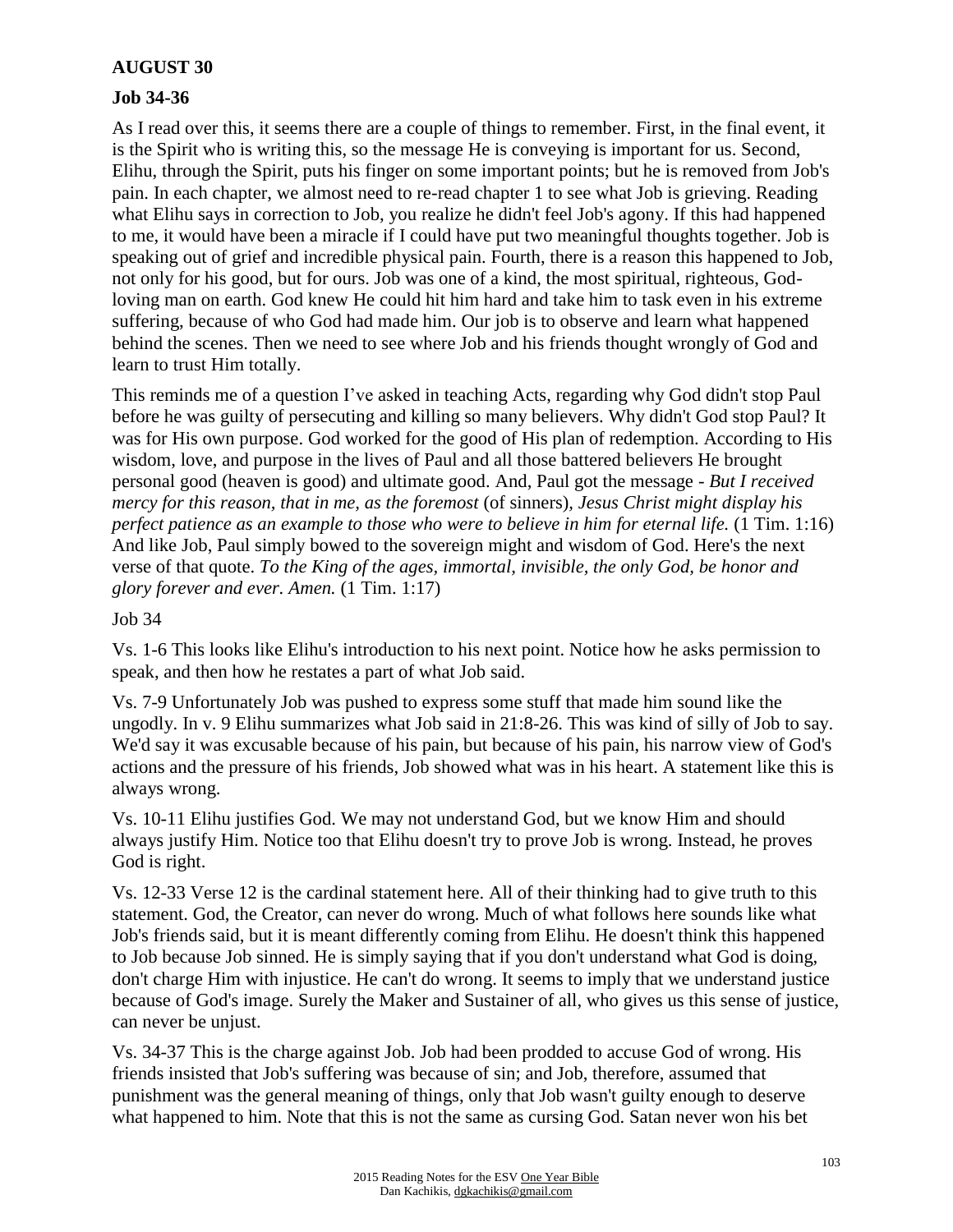**AUGUST 30**

**Job 34-36**

As I read over this, it seems there are a couple of things to remember. First, in the final event, it is the Spirit who is writing this, so the message He is conveying is important for us. Second, Elihu, through the Spirit, puts his finger on some important points; but he is removed from Job's pain. In each chapter, we almost need to re-read chapter 1 to see what Job is grieving. Reading what Elihu says in correction to Job, you realize he didn't feel Job's agony. If this had happened to me, it would have been a miracle if I could have put two meaningful thoughts together. Job is speaking out of grief and incredible physical pain. Fourth, there is a reason this happened to Job, not only for his good, but for ours. Job was one of a kind, the most spiritual, righteous, God-loving man on earth. God knew He could hit him hard and take him to task even in his extreme suffering, because of who God had made him. Our job is to observe and learn what happened behind the scenes. Then we need to see where Job and his friends thought wrongly of God and learn to trust Him totally.

This reminds me of a question I've asked in teaching Acts, regarding why God didn't stop Paul before he was guilty of persecuting and killing so many believers. Why didn't God stop Paul? It was for His own purpose. God worked for the good of His plan of redemption. According to His wisdom, love, and purpose in the lives of Paul and all those battered believers He brought personal good (heaven is good) and ultimate good. And, Paul got the message - *But I received mercy for this reason, that in me, as the foremost* (of sinners)*, Jesus Christ might display his perfect patience as an example to those who were to believe in him for eternal life.* (1 Tim. 1:16) And like Job, Paul simply bowed to the sovereign might and wisdom of God. Here's the next verse of that quote. *To the King of the ages, immortal, invisible, the only God, be honor and glory forever and ever. Amen.* (1 Tim. 1:17)

Job 34

Vs. 1-6 This looks like Elihu's introduction to his next point. Notice how he asks permission to speak, and then how he restates a part of what Job said.

Vs. 7-9 Unfortunately Job was pushed to express some stuff that made him sound like the ungodly. In v. 9 Elihu summarizes what Job said in 21:8-26. This was kind of silly of Job to say. We'd say it was excusable because of his pain, but because of his pain, his narrow view of God's actions and the pressure of his friends, Job showed what was in his heart. A statement like this is always wrong.

Vs. 10-11 Elihu justifies God. We may not understand God, but we know Him and should always justify Him. Notice too that Elihu doesn't try to prove Job is wrong. Instead, he proves God is right.

Vs. 12-33 Verse 12 is the cardinal statement here. All of their thinking had to give truth to this statement. God, the Creator, can never do wrong. Much of what follows here sounds like what Job's friends said, but it is meant differently coming from Elihu. He doesn't think this happened to Job because Job sinned. He is simply saying that if you don't understand what God is doing, don't charge Him with injustice. He can't do wrong. It seems to imply that we understand justice because of God's image. Surely the Maker and Sustainer of all, who gives us this sense of justice, can never be unjust.

Vs. 34-37 This is the charge against Job. Job had been prodded to accuse God of wrong. His friends insisted that Job's suffering was because of sin; and Job, therefore, assumed that punishment was the general meaning of things, only that Job wasn't guilty enough to deserve what happened to him. Note that this is not the same as cursing God. Satan never won his bet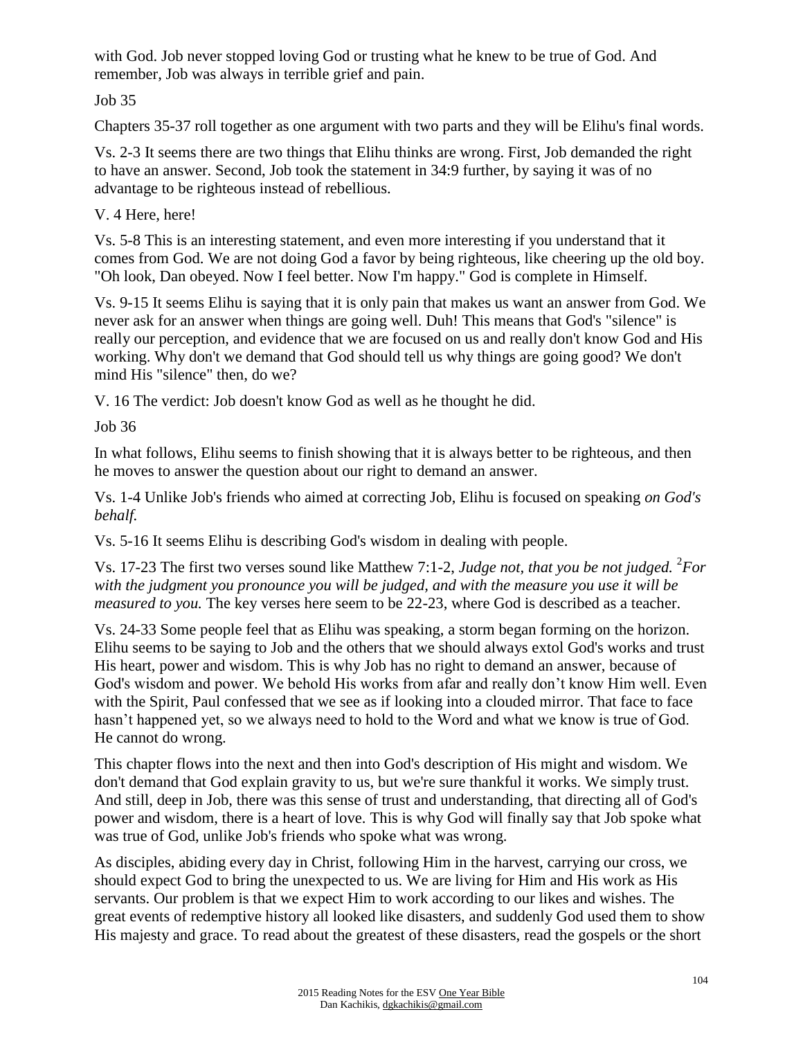with God. Job never stopped loving God or trusting what he knew to be true of God. And remember, Job was always in terrible grief and pain.

Job 35

Chapters 35-37 roll together as one argument with two parts and they will be Elihu's final words.

Vs. 2-3 It seems there are two things that Elihu thinks are wrong. First, Job demanded the right to have an answer. Second, Job took the statement in 34:9 further, by saying it was of no advantage to be righteous instead of rebellious.

V. 4 Here, here!

Vs. 5-8 This is an interesting statement, and even more interesting if you understand that it comes from God. We are not doing God a favor by being righteous, like cheering up the old boy. "Oh look, Dan obeyed. Now I feel better. Now I'm happy." God is complete in Himself.

Vs. 9-15 It seems Elihu is saying that it is only pain that makes us want an answer from God. We never ask for an answer when things are going well. Duh! This means that God's "silence" is really our perception, and evidence that we are focused on us and really don't know God and His working. Why don't we demand that God should tell us why things are going good? We don't mind His "silence" then, do we?

V. 16 The verdict: Job doesn't know God as well as he thought he did.

Job 36

In what follows, Elihu seems to finish showing that it is always better to be righteous, and then he moves to answer the question about our right to demand an answer.

Vs. 1-4 Unlike Job's friends who aimed at correcting Job, Elihu is focused on speaking *on God's behalf.*

Vs. 5-16 It seems Elihu is describing God's wisdom in dealing with people.

Vs. 17-23 The first two verses sound like Matthew 7:1-2, *Judge not, that you be not judged.* [2]*For with the judgment you pronounce you will be judged, and with the measure you use it will be measured to you.* The key verses here seem to be 22-23, where God is described as a teacher.

Vs. 24-33 Some people feel that as Elihu was speaking, a storm began forming on the horizon. Elihu seems to be saying to Job and the others that we should always extol God's works and trust His heart, power and wisdom. This is why Job has no right to demand an answer, because of God's wisdom and power. We behold His works from afar and really don't know Him well. Even with the Spirit, Paul confessed that we see as if looking into a clouded mirror. That face to face hasn't happened yet, so we always need to hold to the Word and what we know is true of God. He cannot do wrong.

This chapter flows into the next and then into God's description of His might and wisdom. We don't demand that God explain gravity to us, but we're sure thankful it works. We simply trust. And still, deep in Job, there was this sense of trust and understanding, that directing all of God's power and wisdom, there is a heart of love. This is why God will finally say that Job spoke what was true of God, unlike Job's friends who spoke what was wrong.

As disciples, abiding every day in Christ, following Him in the harvest, carrying our cross, we should expect God to bring the unexpected to us. We are living for Him and His work as His servants. Our problem is that we expect Him to work according to our likes and wishes. The great events of redemptive history all looked like disasters, and suddenly God used them to show His majesty and grace. To read about the greatest of these disasters, read the gospels or the short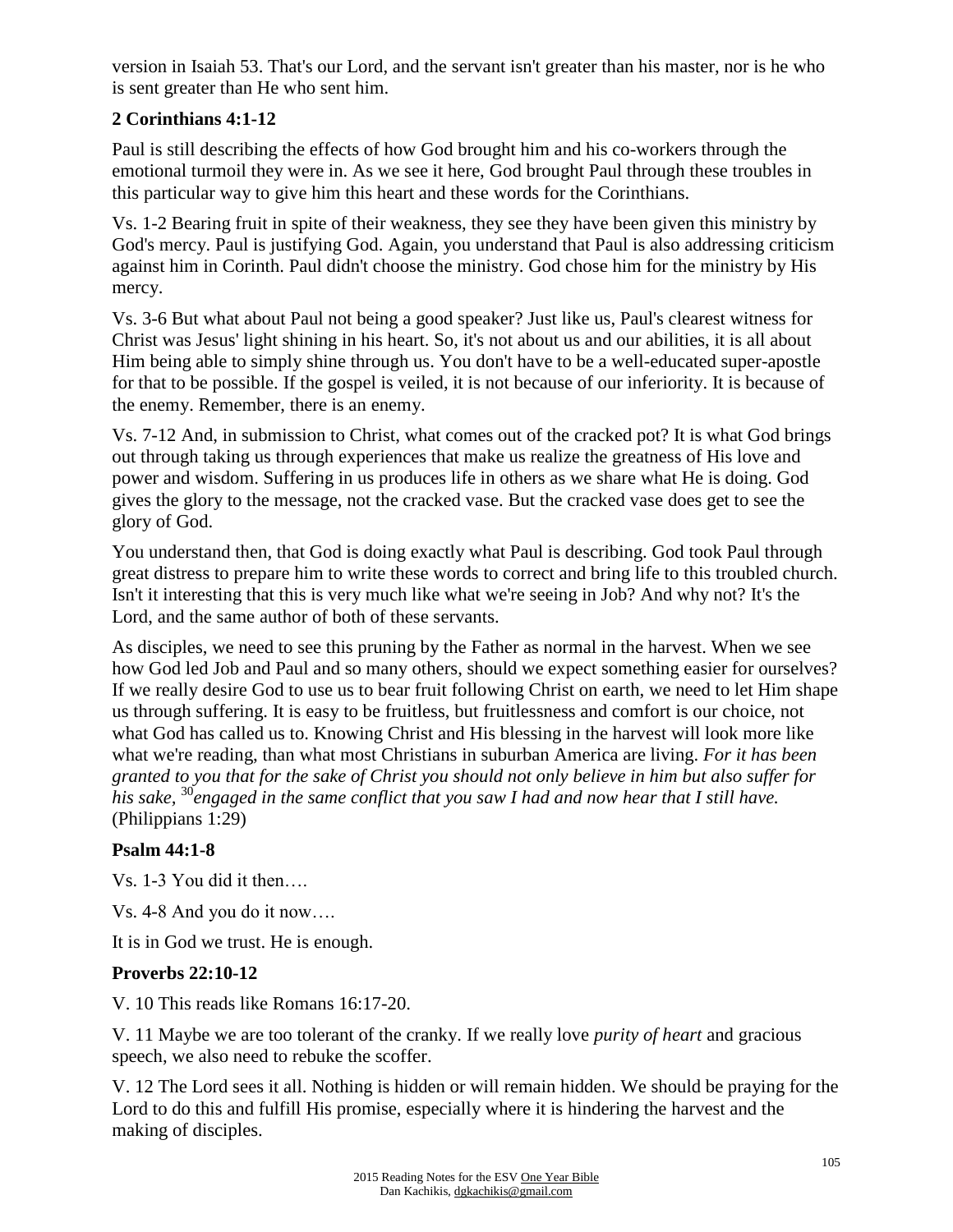version in Isaiah 53. That's our Lord, and the servant isn't greater than his master, nor is he who is sent greater than He who sent him.

**2 Corinthians 4:1-12**

Paul is still describing the effects of how God brought him and his co-workers through the emotional turmoil they were in. As we see it here, God brought Paul through these troubles in this particular way to give him this heart and these words for the Corinthians.

Vs. 1-2 Bearing fruit in spite of their weakness, they see they have been given this ministry by God's mercy. Paul is justifying God. Again, you understand that Paul is also addressing criticism against him in Corinth. Paul didn't choose the ministry. God chose him for the ministry by His mercy.

Vs. 3-6 But what about Paul not being a good speaker? Just like us, Paul's clearest witness for Christ was Jesus' light shining in his heart. So, it's not about us and our abilities, it is all about Him being able to simply shine through us. You don't have to be a well-educated super-apostle for that to be possible. If the gospel is veiled, it is not because of our inferiority. It is because of the enemy. Remember, there is an enemy.

Vs. 7-12 And, in submission to Christ, what comes out of the cracked pot? It is what God brings out through taking us through experiences that make us realize the greatness of His love and power and wisdom. Suffering in us produces life in others as we share what He is doing. God gives the glory to the message, not the cracked vase. But the cracked vase does get to see the glory of God.

You understand then, that God is doing exactly what Paul is describing. God took Paul through great distress to prepare him to write these words to correct and bring life to this troubled church. Isn't it interesting that this is very much like what we're seeing in Job? And why not? It's the Lord, and the same author of both of these servants.

As disciples, we need to see this pruning by the Father as normal in the harvest. When we see how God led Job and Paul and so many others, should we expect something easier for ourselves? If we really desire God to use us to bear fruit following Christ on earth, we need to let Him shape us through suffering. It is easy to be fruitless, but fruitlessness and comfort is our choice, not what God has called us to. Knowing Christ and His blessing in the harvest will look more like what we're reading, than what most Christians in suburban America are living. *For it has been granted to you that for the sake of Christ you should not only believe in him but also suffer for his sake,* [30]*engaged in the same conflict that you saw I had and now hear that I still have.* (Philippians 1:29)

**Psalm 44:1-8**

Vs. 1-3 You did it then….

Vs. 4-8 And you do it now….

It is in God we trust. He is enough.

**Proverbs 22:10-12**

V. 10 This reads like Romans 16:17-20.

V. 11 Maybe we are too tolerant of the cranky. If we really love *purity of heart* and gracious speech, we also need to rebuke the scoffer.

V. 12 The Lord sees it all. Nothing is hidden or will remain hidden. We should be praying for the Lord to do this and fulfill His promise, especially where it is hindering the harvest and the making of disciples.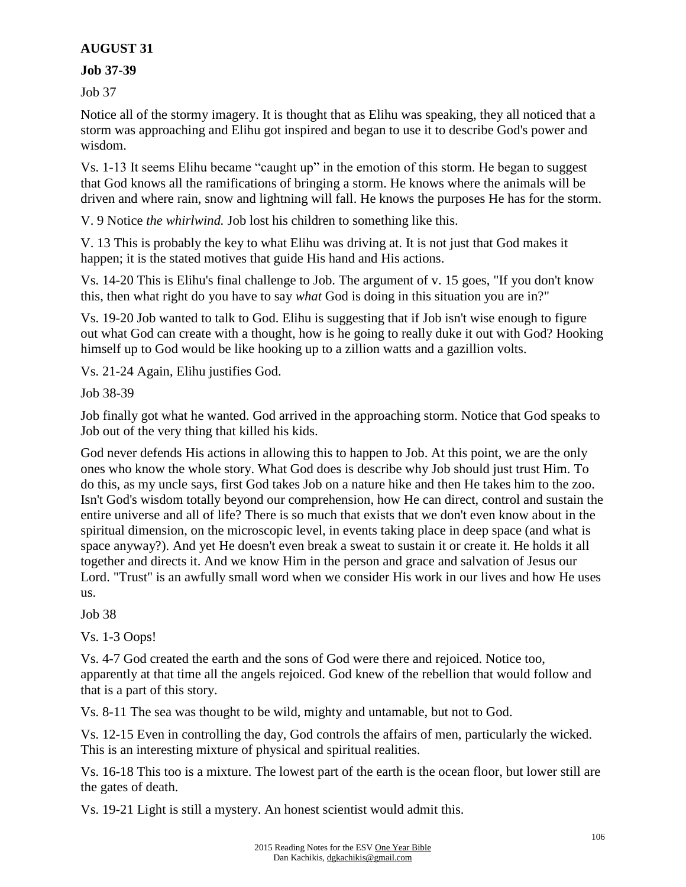**AUGUST 31**

**Job 37-39**

Job 37

Notice all of the stormy imagery. It is thought that as Elihu was speaking, they all noticed that a storm was approaching and Elihu got inspired and began to use it to describe God's power and wisdom.

Vs. 1-13 It seems Elihu became "caught up" in the emotion of this storm. He began to suggest that God knows all the ramifications of bringing a storm. He knows where the animals will be driven and where rain, snow and lightning will fall. He knows the purposes He has for the storm.

V. 9 Notice *the whirlwind.* Job lost his children to something like this.

V. 13 This is probably the key to what Elihu was driving at. It is not just that God makes it happen; it is the stated motives that guide His hand and His actions.

Vs. 14-20 This is Elihu's final challenge to Job. The argument of v. 15 goes, "If you don't know this, then what right do you have to say *what* God is doing in this situation you are in?"

Vs. 19-20 Job wanted to talk to God. Elihu is suggesting that if Job isn't wise enough to figure out what God can create with a thought, how is he going to really duke it out with God? Hooking himself up to God would be like hooking up to a zillion watts and a gazillion volts.

Vs. 21-24 Again, Elihu justifies God.

Job 38-39

Job finally got what he wanted. God arrived in the approaching storm. Notice that God speaks to Job out of the very thing that killed his kids.

God never defends His actions in allowing this to happen to Job. At this point, we are the only ones who know the whole story. What God does is describe why Job should just trust Him. To do this, as my uncle says, first God takes Job on a nature hike and then He takes him to the zoo. Isn't God's wisdom totally beyond our comprehension, how He can direct, control and sustain the entire universe and all of life? There is so much that exists that we don't even know about in the spiritual dimension, on the microscopic level, in events taking place in deep space (and what is space anyway?). And yet He doesn't even break a sweat to sustain it or create it. He holds it all together and directs it. And we know Him in the person and grace and salvation of Jesus our Lord. "Trust" is an awfully small word when we consider His work in our lives and how He uses us.

Job 38

Vs. 1-3 Oops!

Vs. 4-7 God created the earth and the sons of God were there and rejoiced. Notice too, apparently at that time all the angels rejoiced. God knew of the rebellion that would follow and that is a part of this story.

Vs. 8-11 The sea was thought to be wild, mighty and untamable, but not to God.

Vs. 12-15 Even in controlling the day, God controls the affairs of men, particularly the wicked. This is an interesting mixture of physical and spiritual realities.

Vs. 16-18 This too is a mixture. The lowest part of the earth is the ocean floor, but lower still are the gates of death.

Vs. 19-21 Light is still a mystery. An honest scientist would admit this.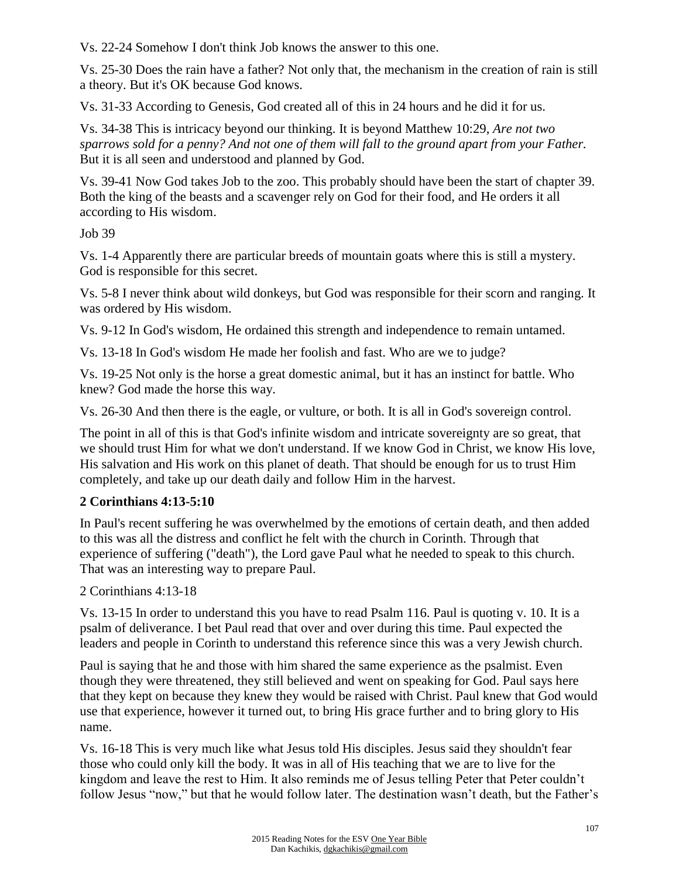Vs. 22-24 Somehow I don't think Job knows the answer to this one.

Vs. 25-30 Does the rain have a father? Not only that, the mechanism in the creation of rain is still a theory. But it's OK because God knows.

Vs. 31-33 According to Genesis, God created all of this in 24 hours and he did it for us.

Vs. 34-38 This is intricacy beyond our thinking. It is beyond Matthew 10:29, *Are not two sparrows sold for a penny? And not one of them will fall to the ground apart from your Father.* But it is all seen and understood and planned by God.

Vs. 39-41 Now God takes Job to the zoo. This probably should have been the start of chapter 39. Both the king of the beasts and a scavenger rely on God for their food, and He orders it all according to His wisdom.

Job 39

Vs. 1-4 Apparently there are particular breeds of mountain goats where this is still a mystery. God is responsible for this secret.

Vs. 5-8 I never think about wild donkeys, but God was responsible for their scorn and ranging. It was ordered by His wisdom.

Vs. 9-12 In God's wisdom, He ordained this strength and independence to remain untamed.

Vs. 13-18 In God's wisdom He made her foolish and fast. Who are we to judge?

Vs. 19-25 Not only is the horse a great domestic animal, but it has an instinct for battle. Who knew? God made the horse this way.

Vs. 26-30 And then there is the eagle, or vulture, or both. It is all in God's sovereign control.

The point in all of this is that God's infinite wisdom and intricate sovereignty are so great, that we should trust Him for what we don't understand. If we know God in Christ, we know His love, His salvation and His work on this planet of death. That should be enough for us to trust Him completely, and take up our death daily and follow Him in the harvest.

**2 Corinthians 4:13-5:10**

In Paul's recent suffering he was overwhelmed by the emotions of certain death, and then added to this was all the distress and conflict he felt with the church in Corinth. Through that experience of suffering ("death"), the Lord gave Paul what he needed to speak to this church. That was an interesting way to prepare Paul.

2 Corinthians 4:13-18

Vs. 13-15 In order to understand this you have to read Psalm 116. Paul is quoting v. 10. It is a psalm of deliverance. I bet Paul read that over and over during this time. Paul expected the leaders and people in Corinth to understand this reference since this was a very Jewish church.

Paul is saying that he and those with him shared the same experience as the psalmist. Even though they were threatened, they still believed and went on speaking for God. Paul says here that they kept on because they knew they would be raised with Christ. Paul knew that God would use that experience, however it turned out, to bring His grace further and to bring glory to His name.

Vs. 16-18 This is very much like what Jesus told His disciples. Jesus said they shouldn't fear those who could only kill the body. It was in all of His teaching that we are to live for the kingdom and leave the rest to Him. It also reminds me of Jesus telling Peter that Peter couldn't follow Jesus "now," but that he would follow later. The destination wasn't death, but the Father's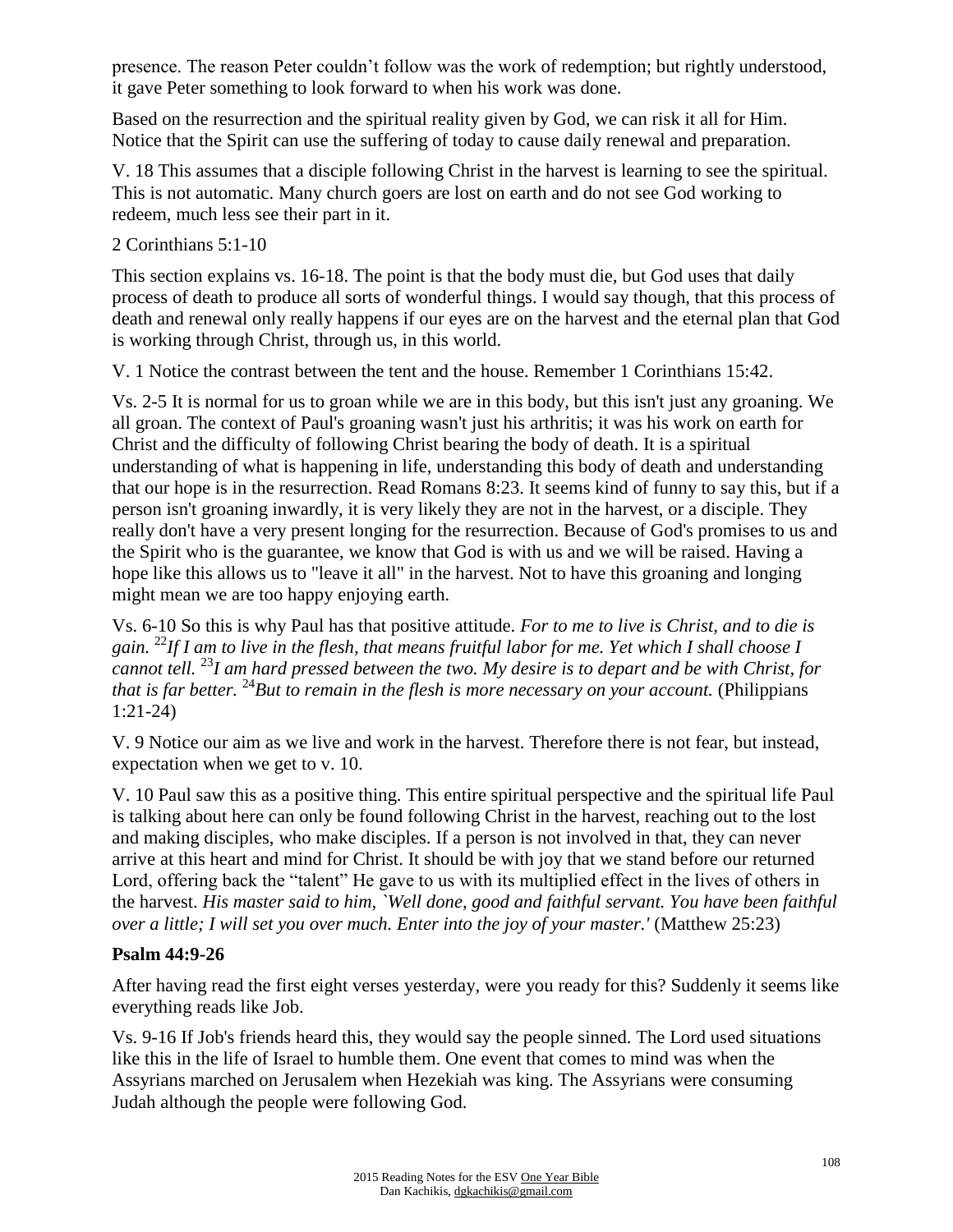presence. The reason Peter couldn't follow was the work of redemption; but rightly understood, it gave Peter something to look forward to when his work was done.

Based on the resurrection and the spiritual reality given by God, we can risk it all for Him. Notice that the Spirit can use the suffering of today to cause daily renewal and preparation.

V. 18 This assumes that a disciple following Christ in the harvest is learning to see the spiritual. This is not automatic. Many church goers are lost on earth and do not see God working to redeem, much less see their part in it.

2 Corinthians 5:1-10

This section explains vs. 16-18. The point is that the body must die, but God uses that daily process of death to produce all sorts of wonderful things. I would say though, that this process of death and renewal only really happens if our eyes are on the harvest and the eternal plan that God is working through Christ, through us, in this world.

V. 1 Notice the contrast between the tent and the house. Remember 1 Corinthians 15:42.

Vs. 2-5 It is normal for us to groan while we are in this body, but this isn't just any groaning. We all groan. The context of Paul's groaning wasn't just his arthritis; it was his work on earth for Christ and the difficulty of following Christ bearing the body of death. It is a spiritual understanding of what is happening in life, understanding this body of death and understanding that our hope is in the resurrection. Read Romans 8:23. It seems kind of funny to say this, but if a person isn't groaning inwardly, it is very likely they are not in the harvest, or a disciple. They really don't have a very present longing for the resurrection. Because of God's promises to us and the Spirit who is the guarantee, we know that God is with us and we will be raised. Having a hope like this allows us to "leave it all" in the harvest. Not to have this groaning and longing might mean we are too happy enjoying earth.

Vs. 6-10 So this is why Paul has that positive attitude. *For to me to live is Christ, and to die is gain.* [22]*If I am to live in the flesh, that means fruitful labor for me. Yet which I shall choose I cannot tell.* [23]*I am hard pressed between the two. My desire is to depart and be with Christ, for that is far better.* [24]*But to remain in the flesh is more necessary on your account.* (Philippians 1:21-24)

V. 9 Notice our aim as we live and work in the harvest. Therefore there is not fear, but instead, expectation when we get to v. 10.

V. 10 Paul saw this as a positive thing. This entire spiritual perspective and the spiritual life Paul is talking about here can only be found following Christ in the harvest, reaching out to the lost and making disciples, who make disciples. If a person is not involved in that, they can never arrive at this heart and mind for Christ. It should be with joy that we stand before our returned Lord, offering back the "talent" He gave to us with its multiplied effect in the lives of others in the harvest. *His master said to him, `Well done, good and faithful servant. You have been faithful over a little; I will set you over much. Enter into the joy of your master.'* (Matthew 25:23)

**Psalm 44:9-26**

After having read the first eight verses yesterday, were you ready for this? Suddenly it seems like everything reads like Job.

Vs. 9-16 If Job's friends heard this, they would say the people sinned. The Lord used situations like this in the life of Israel to humble them. One event that comes to mind was when the Assyrians marched on Jerusalem when Hezekiah was king. The Assyrians were consuming Judah although the people were following God.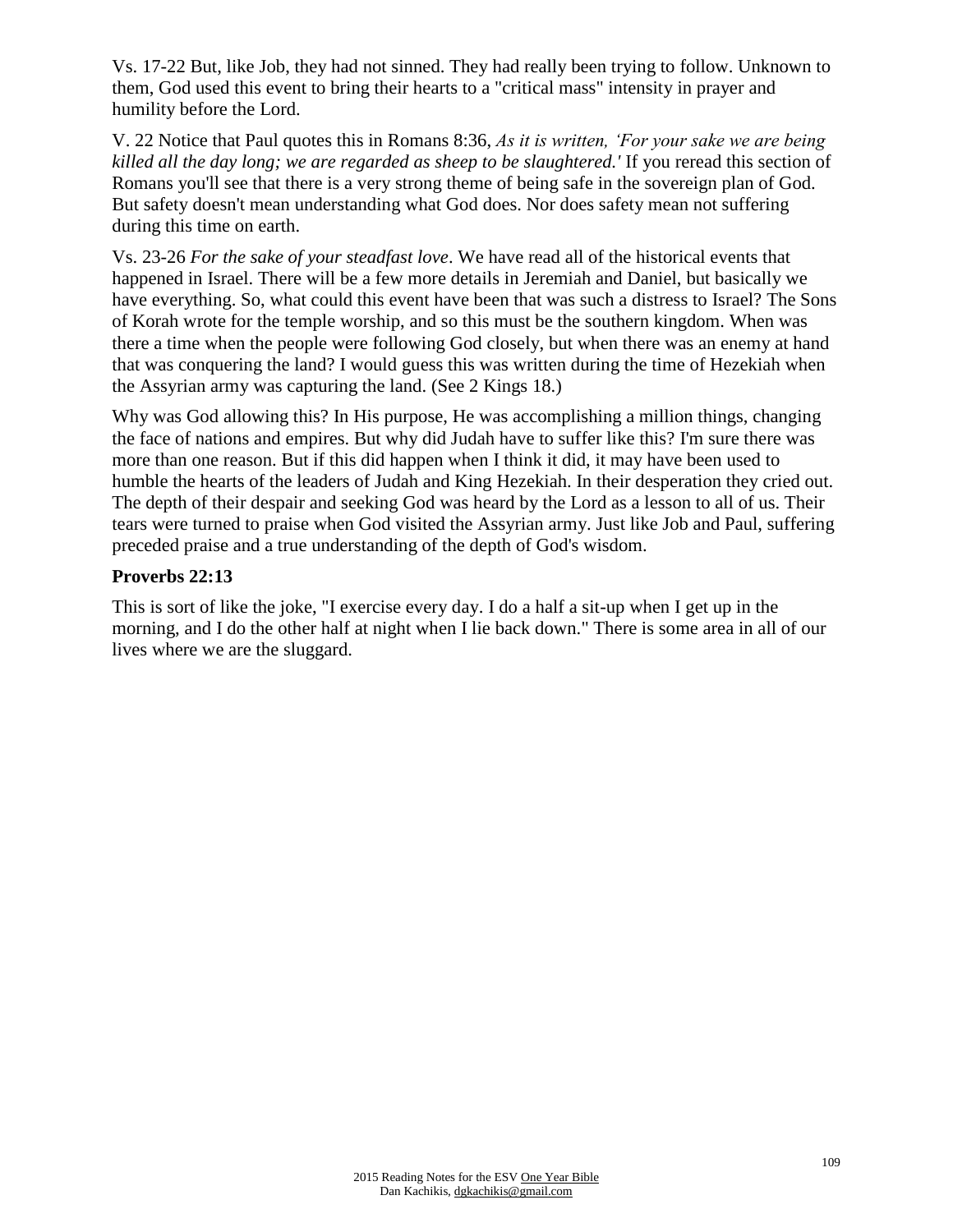Vs. 17-22 But, like Job, they had not sinned. They had really been trying to follow. Unknown to them, God used this event to bring their hearts to a "critical mass" intensity in prayer and humility before the Lord.

V. 22 Notice that Paul quotes this in Romans 8:36, *As it is written, 'For your sake we are being killed all the day long; we are regarded as sheep to be slaughtered.'* If you reread this section of Romans you'll see that there is a very strong theme of being safe in the sovereign plan of God. But safety doesn't mean understanding what God does. Nor does safety mean not suffering during this time on earth.

Vs. 23-26 *For the sake of your steadfast love*. We have read all of the historical events that happened in Israel. There will be a few more details in Jeremiah and Daniel, but basically we have everything. So, what could this event have been that was such a distress to Israel? The Sons of Korah wrote for the temple worship, and so this must be the southern kingdom. When was there a time when the people were following God closely, but when there was an enemy at hand that was conquering the land? I would guess this was written during the time of Hezekiah when the Assyrian army was capturing the land. (See 2 Kings 18.)

Why was God allowing this? In His purpose, He was accomplishing a million things, changing the face of nations and empires. But why did Judah have to suffer like this? I'm sure there was more than one reason. But if this did happen when I think it did, it may have been used to humble the hearts of the leaders of Judah and King Hezekiah. In their desperation they cried out. The depth of their despair and seeking God was heard by the Lord as a lesson to all of us. Their tears were turned to praise when God visited the Assyrian army. Just like Job and Paul, suffering preceded praise and a true understanding of the depth of God's wisdom.

**Proverbs 22:13**

This is sort of like the joke, "I exercise every day. I do a half a sit-up when I get up in the morning, and I do the other half at night when I lie back down." There is some area in all of our lives where we are the sluggard.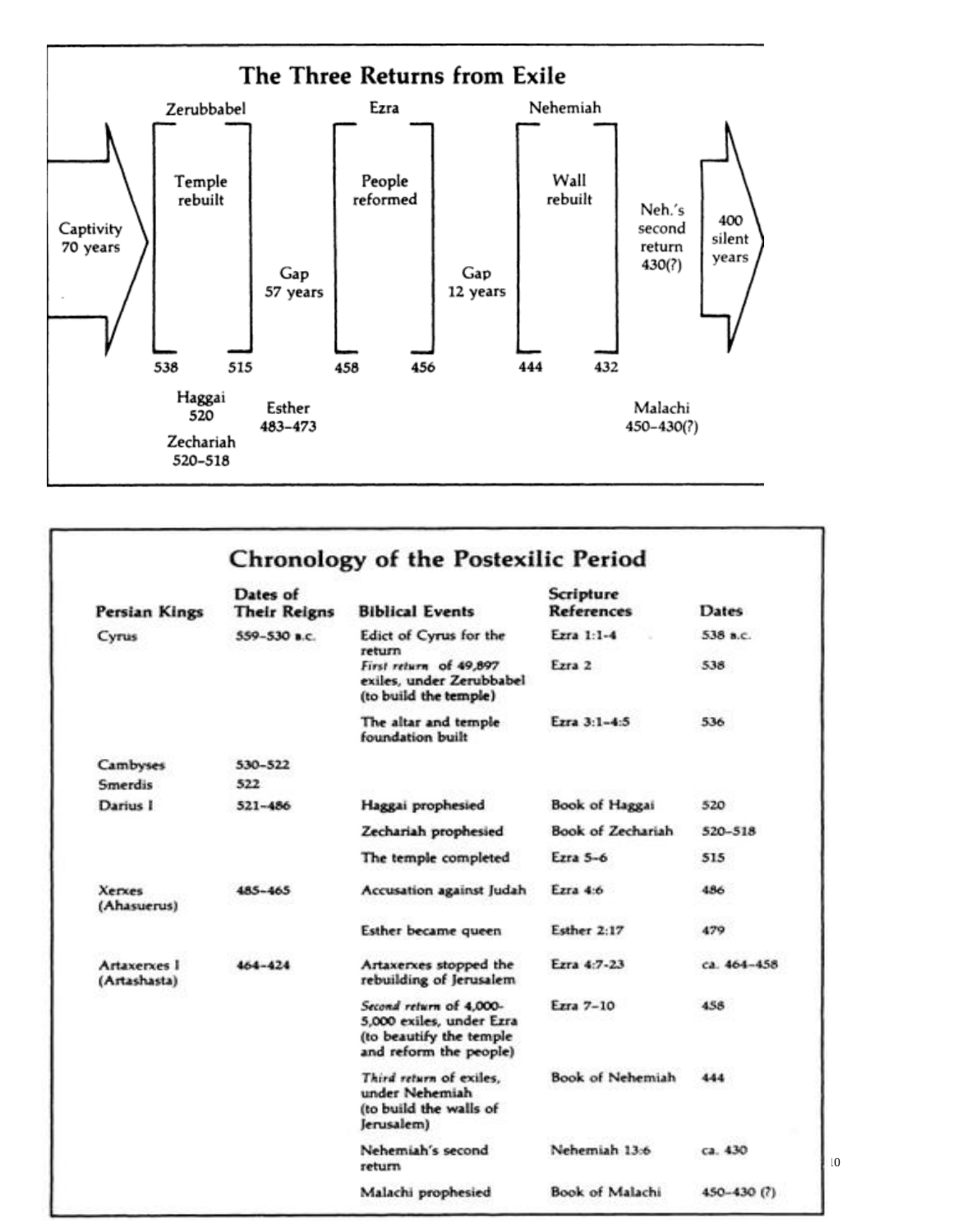## The Three Returns from Exile

| | Zerubbabel | | Ezra | | Nehemiah | | |
|---|---|---|---|---|---|---|---|
| Captivity 70 years | Temple rebuilt | Gap 57 years | People reformed | Gap 12 years | Wall rebuilt | Neh.'s second return 430(?) | 400 silent years |
| | 538–515 | | 458–456 | | 444–432 | | |

Haggai 520

Zechariah 520–518

Esther 483–473

Malachi 450–430(?)

## Chronology of the Postexilic Period

| Persian Kings | Dates of Their Reigns | Biblical Events | Scripture References | Dates |
|---|---|---|---|---|
| Cyrus | 559–530 B.C. | Edict of Cyrus for the return | Ezra 1:1-4 | 538 B.C. |
| | | *First return* of 49,897 exiles, under Zerubbabel (to build the temple) | Ezra 2 | 538 |
| | | The altar and temple foundation built | Ezra 3:1–4:5 | 536 |
| Cambyses | 530–522 | | | |
| Smerdis | 522 | | | |
| Darius I | 521–486 | Haggai prophesied | Book of Haggai | 520 |
| | | Zechariah prophesied | Book of Zechariah | 520–518 |
| | | The temple completed | Ezra 5–6 | 515 |
| Xerxes (Ahasuerus) | 485–465 | Accusation against Judah | Ezra 4:6 | 486 |
| | | Esther became queen | Esther 2:17 | 479 |
| Artaxerxes I (Artashasta) | 464–424 | Artaxerxes stopped the rebuilding of Jerusalem | Ezra 4:7-23 | ca. 464–458 |
| | | *Second return* of 4,000-5,000 exiles, under Ezra (to beautify the temple and reform the people) | Ezra 7–10 | 458 |
| | | *Third return* of exiles, under Nehemiah (to build the walls of Jerusalem) | Book of Nehemiah | 444 |
| | | Nehemiah's second return | Nehemiah 13:6 | ca. 430 |
| | | Malachi prophesied | Book of Malachi | 450–430 (?) |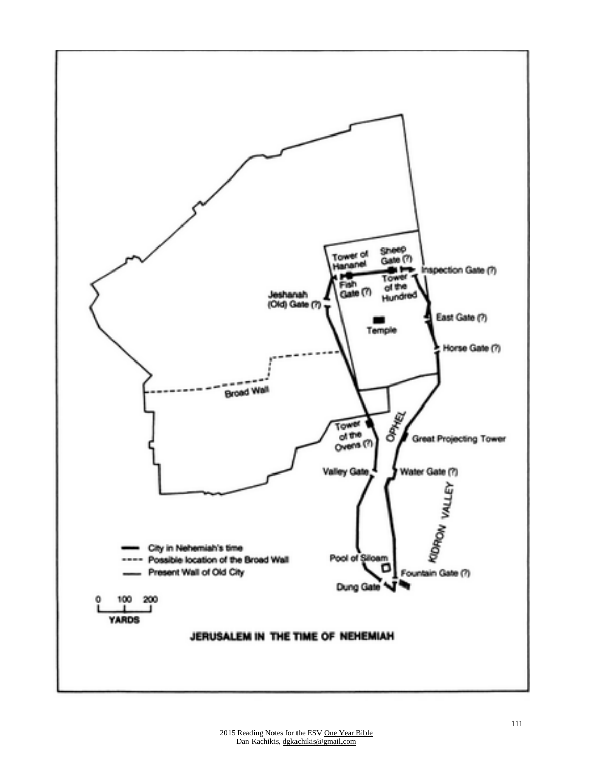Tower of Hananel

Sheep Gate (?)

Inspection Gate (?)

Fish Gate (?)

Tower of the Hundred

Jeshanah (Old) Gate (?)

Temple

East Gate (?)

Horse Gate (?)

Broad Wall

OPHEL

Tower of the Ovens (?)

Great Projecting Tower

Valley Gate

Water Gate (?)

KIDRON VALLEY

City in Nehemiah's time

Possible location of the Broad Wall

Present Wall of Old City

Pool of Siloam

Fountain Gate (?)

Dung Gate

0 100 200

YARDS

**JERUSALEM IN THE TIME OF NEHEMIAH**

2015 Reading Notes for the ESV One Year Bible
Dan Kachikis, dgkachikis@gmail.com